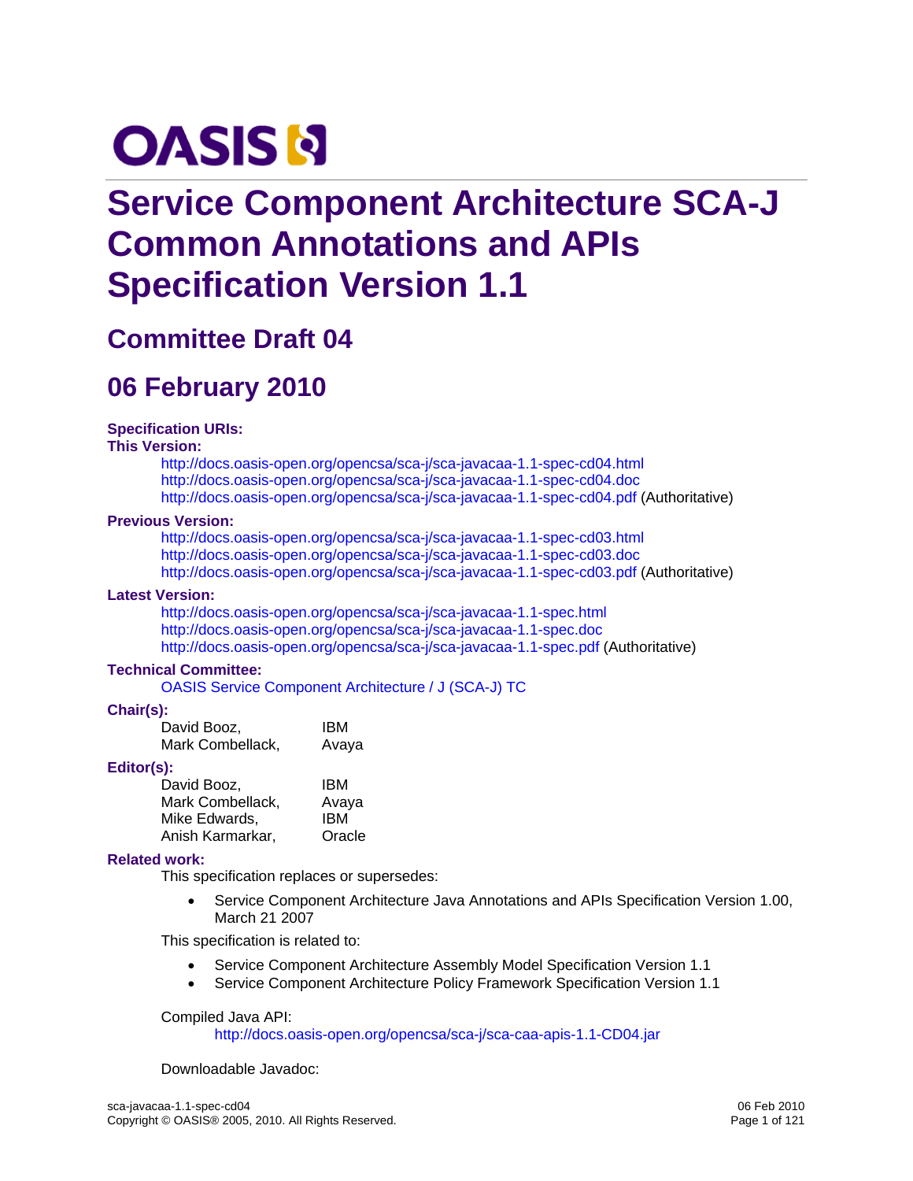OASIS

# Service Component Architecture SCA-J Common Annotations and APIs Specification Version 1.1

## Committee Draft 04

## 06 February 2010

**Specification URIs:**

**This Version:**

http://docs.oasis-open.org/opencsa/sca-j/sca-javacaa-1.1-spec-cd04.html
http://docs.oasis-open.org/opencsa/sca-j/sca-javacaa-1.1-spec-cd04.doc
http://docs.oasis-open.org/opencsa/sca-j/sca-javacaa-1.1-spec-cd04.pdf (Authoritative)

**Previous Version:**

http://docs.oasis-open.org/opencsa/sca-j/sca-javacaa-1.1-spec-cd03.html
http://docs.oasis-open.org/opencsa/sca-j/sca-javacaa-1.1-spec-cd03.doc
http://docs.oasis-open.org/opencsa/sca-j/sca-javacaa-1.1-spec-cd03.pdf (Authoritative)

**Latest Version:**

http://docs.oasis-open.org/opencsa/sca-j/sca-javacaa-1.1-spec.html
http://docs.oasis-open.org/opencsa/sca-j/sca-javacaa-1.1-spec.doc
http://docs.oasis-open.org/opencsa/sca-j/sca-javacaa-1.1-spec.pdf (Authoritative)

**Technical Committee:**

OASIS Service Component Architecture / J (SCA-J) TC

**Chair(s):**

David Booz, IBM
Mark Combellack, Avaya

**Editor(s):**

David Booz, IBM
Mark Combellack, Avaya
Mike Edwards, IBM
Anish Karmarkar, Oracle

**Related work:**

This specification replaces or supersedes:

- Service Component Architecture Java Annotations and APIs Specification Version 1.00, March 21 2007

This specification is related to:

- Service Component Architecture Assembly Model Specification Version 1.1
- Service Component Architecture Policy Framework Specification Version 1.1

Compiled Java API:

http://docs.oasis-open.org/opencsa/sca-j/sca-caa-apis-1.1-CD04.jar

Downloadable Javadoc: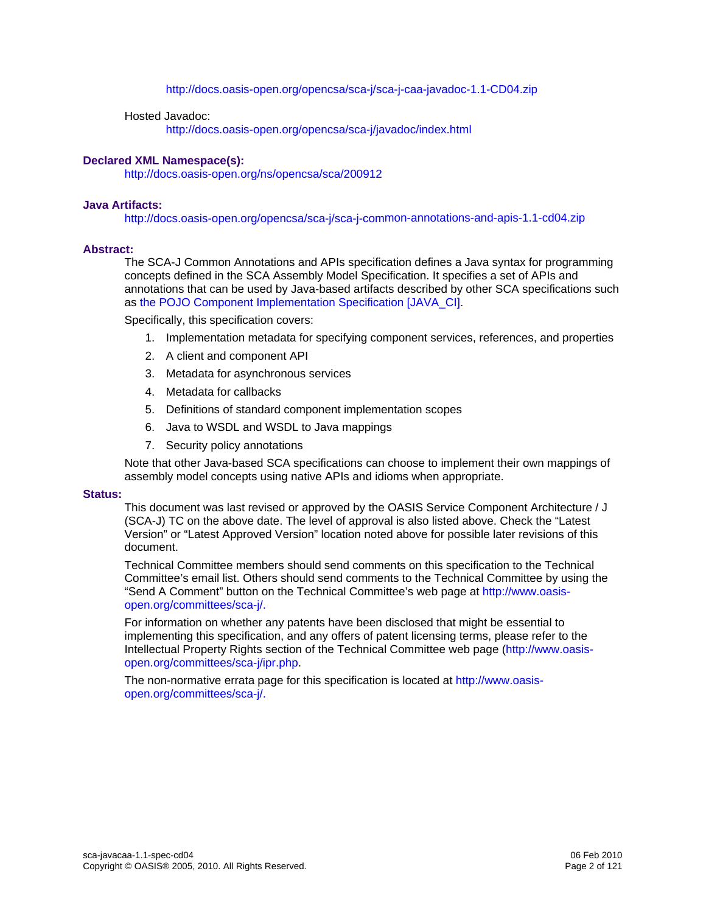http://docs.oasis-open.org/opencsa/sca-j/sca-j-caa-javadoc-1.1-CD04.zip

Hosted Javadoc:

http://docs.oasis-open.org/opencsa/sca-j/javadoc/index.html

**Declared XML Namespace(s):**

http://docs.oasis-open.org/ns/opencsa/sca/200912

**Java Artifacts:**

http://docs.oasis-open.org/opencsa/sca-j/sca-j-common-annotations-and-apis-1.1-cd04.zip

**Abstract:**

The SCA-J Common Annotations and APIs specification defines a Java syntax for programming concepts defined in the SCA Assembly Model Specification. It specifies a set of APIs and annotations that can be used by Java-based artifacts described by other SCA specifications such as the POJO Component Implementation Specification [JAVA_CI].

Specifically, this specification covers:

1. Implementation metadata for specifying component services, references, and properties
2. A client and component API
3. Metadata for asynchronous services
4. Metadata for callbacks
5. Definitions of standard component implementation scopes
6. Java to WSDL and WSDL to Java mappings
7. Security policy annotations

Note that other Java-based SCA specifications can choose to implement their own mappings of assembly model concepts using native APIs and idioms when appropriate.

**Status:**

This document was last revised or approved by the OASIS Service Component Architecture / J (SCA-J) TC on the above date. The level of approval is also listed above. Check the "Latest Version" or "Latest Approved Version" location noted above for possible later revisions of this document.

Technical Committee members should send comments on this specification to the Technical Committee's email list. Others should send comments to the Technical Committee by using the "Send A Comment" button on the Technical Committee's web page at http://www.oasis-open.org/committees/sca-j/.

For information on whether any patents have been disclosed that might be essential to implementing this specification, and any offers of patent licensing terms, please refer to the Intellectual Property Rights section of the Technical Committee web page (http://www.oasis-open.org/committees/sca-j/ipr.php.

The non-normative errata page for this specification is located at http://www.oasis-open.org/committees/sca-j/.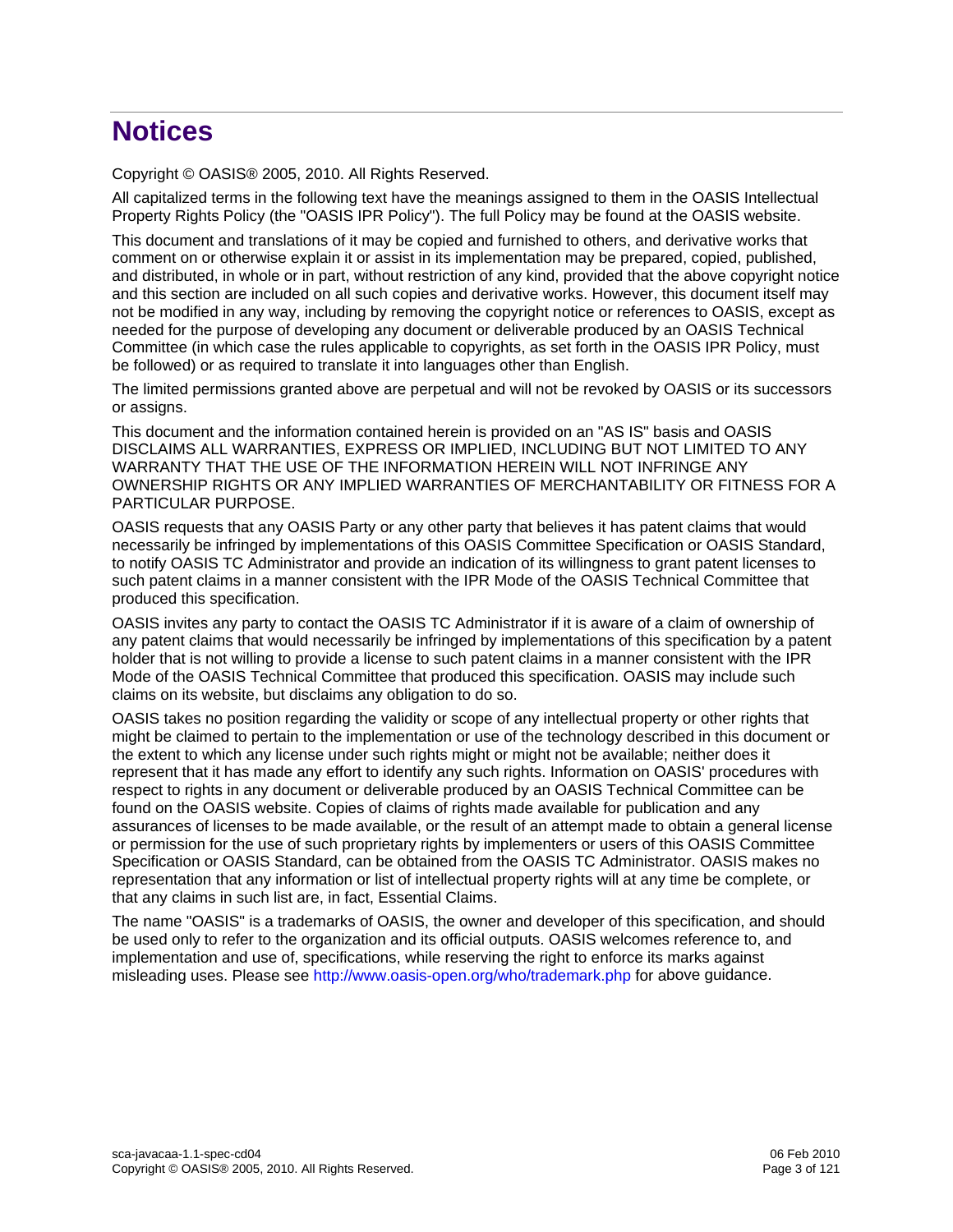# Notices

Copyright © OASIS® 2005, 2010. All Rights Reserved.

All capitalized terms in the following text have the meanings assigned to them in the OASIS Intellectual Property Rights Policy (the "OASIS IPR Policy"). The full Policy may be found at the OASIS website.

This document and translations of it may be copied and furnished to others, and derivative works that comment on or otherwise explain it or assist in its implementation may be prepared, copied, published, and distributed, in whole or in part, without restriction of any kind, provided that the above copyright notice and this section are included on all such copies and derivative works. However, this document itself may not be modified in any way, including by removing the copyright notice or references to OASIS, except as needed for the purpose of developing any document or deliverable produced by an OASIS Technical Committee (in which case the rules applicable to copyrights, as set forth in the OASIS IPR Policy, must be followed) or as required to translate it into languages other than English.

The limited permissions granted above are perpetual and will not be revoked by OASIS or its successors or assigns.

This document and the information contained herein is provided on an "AS IS" basis and OASIS DISCLAIMS ALL WARRANTIES, EXPRESS OR IMPLIED, INCLUDING BUT NOT LIMITED TO ANY WARRANTY THAT THE USE OF THE INFORMATION HEREIN WILL NOT INFRINGE ANY OWNERSHIP RIGHTS OR ANY IMPLIED WARRANTIES OF MERCHANTABILITY OR FITNESS FOR A PARTICULAR PURPOSE.

OASIS requests that any OASIS Party or any other party that believes it has patent claims that would necessarily be infringed by implementations of this OASIS Committee Specification or OASIS Standard, to notify OASIS TC Administrator and provide an indication of its willingness to grant patent licenses to such patent claims in a manner consistent with the IPR Mode of the OASIS Technical Committee that produced this specification.

OASIS invites any party to contact the OASIS TC Administrator if it is aware of a claim of ownership of any patent claims that would necessarily be infringed by implementations of this specification by a patent holder that is not willing to provide a license to such patent claims in a manner consistent with the IPR Mode of the OASIS Technical Committee that produced this specification. OASIS may include such claims on its website, but disclaims any obligation to do so.

OASIS takes no position regarding the validity or scope of any intellectual property or other rights that might be claimed to pertain to the implementation or use of the technology described in this document or the extent to which any license under such rights might or might not be available; neither does it represent that it has made any effort to identify any such rights. Information on OASIS' procedures with respect to rights in any document or deliverable produced by an OASIS Technical Committee can be found on the OASIS website. Copies of claims of rights made available for publication and any assurances of licenses to be made available, or the result of an attempt made to obtain a general license or permission for the use of such proprietary rights by implementers or users of this OASIS Committee Specification or OASIS Standard, can be obtained from the OASIS TC Administrator. OASIS makes no representation that any information or list of intellectual property rights will at any time be complete, or that any claims in such list are, in fact, Essential Claims.

The name "OASIS" is a trademarks of OASIS, the owner and developer of this specification, and should be used only to refer to the organization and its official outputs. OASIS welcomes reference to, and implementation and use of, specifications, while reserving the right to enforce its marks against misleading uses. Please see http://www.oasis-open.org/who/trademark.php for above guidance.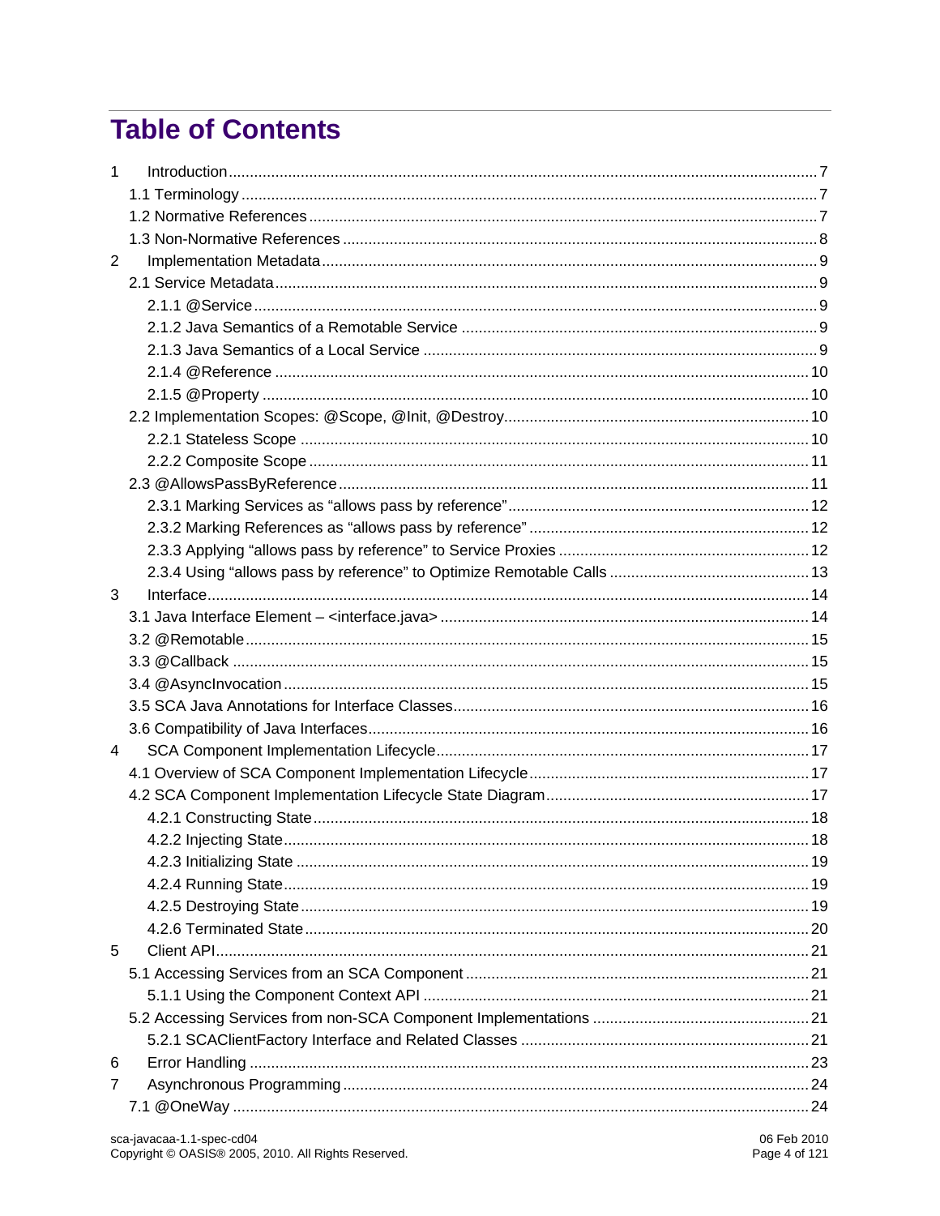# Table of Contents

1 Introduction ........................................................................................................ 7
  1.1 Terminology ..................................................................................................... 7
  1.2 Normative References ..................................................................................... 7
  1.3 Non-Normative References ............................................................................. 8
2 Implementation Metadata .................................................................................. 9
  2.1 Service Metadata ............................................................................................. 9
    2.1.1 @Service ................................................................................................... 9
    2.1.2 Java Semantics of a Remotable Service .................................................. 9
    2.1.3 Java Semantics of a Local Service ........................................................... 9
    2.1.4 @Reference ............................................................................................ 10
    2.1.5 @Property ............................................................................................... 10
  2.2 Implementation Scopes: @Scope, @Init, @Destroy ....................................... 10
    2.2.1 Stateless Scope ...................................................................................... 10
    2.2.2 Composite Scope .................................................................................... 11
  2.3 @AllowsPassByReference ............................................................................. 11
    2.3.1 Marking Services as “allows pass by reference” ...................................... 12
    2.3.2 Marking References as “allows pass by reference” .................................. 12
    2.3.3 Applying “allows pass by reference” to Service Proxies ........................... 12
    2.3.4 Using “allows pass by reference” to Optimize Remotable Calls ............... 13
3 Interface ............................................................................................................. 14
  3.1 Java Interface Element – <interface.java> ..................................................... 14
  3.2 @Remotable ................................................................................................... 15
  3.3 @Callback ...................................................................................................... 15
  3.4 @AsyncInvocation .......................................................................................... 15
  3.5 SCA Java Annotations for Interface Classes .................................................. 16
  3.6 Compatibility of Java Interfaces ..................................................................... 16
4 SCA Component Implementation Lifecycle ....................................................... 17
  4.1 Overview of SCA Component Implementation Lifecycle ................................. 17
  4.2 SCA Component Implementation Lifecycle State Diagram ............................. 17
    4.2.1 Constructing State ................................................................................... 18
    4.2.2 Injecting State .......................................................................................... 18
    4.2.3 Initializing State ....................................................................................... 19
    4.2.4 Running State .......................................................................................... 19
    4.2.5 Destroying State ...................................................................................... 19
    4.2.6 Terminated State ..................................................................................... 20
5 Client API ........................................................................................................... 21
  5.1 Accessing Services from an SCA Component ............................................... 21
    5.1.1 Using the Component Context API .......................................................... 21
  5.2 Accessing Services from non-SCA Component Implementations .................. 21
    5.2.1 SCAClientFactory Interface and Related Classes .................................... 21
6 Error Handling .................................................................................................... 23
7 Asynchronous Programming ............................................................................. 24
  7.1 @OneWay ...................................................................................................... 24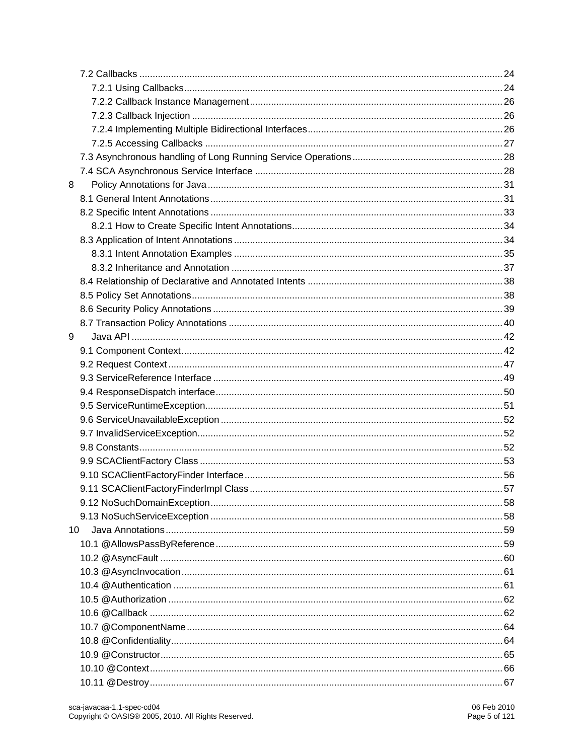7.2 Callbacks ..... 24

7.2.1 Using Callbacks ..... 24

7.2.2 Callback Instance Management ..... 26

7.2.3 Callback Injection ..... 26

7.2.4 Implementing Multiple Bidirectional Interfaces ..... 26

7.2.5 Accessing Callbacks ..... 27

7.3 Asynchronous handling of Long Running Service Operations ..... 28

7.4 SCA Asynchronous Service Interface ..... 28

8 Policy Annotations for Java ..... 31

8.1 General Intent Annotations ..... 31

8.2 Specific Intent Annotations ..... 33

8.2.1 How to Create Specific Intent Annotations ..... 34

8.3 Application of Intent Annotations ..... 34

8.3.1 Intent Annotation Examples ..... 35

8.3.2 Inheritance and Annotation ..... 37

8.4 Relationship of Declarative and Annotated Intents ..... 38

8.5 Policy Set Annotations ..... 38

8.6 Security Policy Annotations ..... 39

8.7 Transaction Policy Annotations ..... 40

9 Java API ..... 42

9.1 Component Context ..... 42

9.2 Request Context ..... 47

9.3 ServiceReference Interface ..... 49

9.4 ResponseDispatch interface ..... 50

9.5 ServiceRuntimeException ..... 51

9.6 ServiceUnavailableException ..... 52

9.7 InvalidServiceException ..... 52

9.8 Constants ..... 52

9.9 SCAClientFactory Class ..... 53

9.10 SCAClientFactoryFinder Interface ..... 56

9.11 SCAClientFactoryFinderImpl Class ..... 57

9.12 NoSuchDomainException ..... 58

9.13 NoSuchServiceException ..... 58

10 Java Annotations ..... 59

10.1 @AllowsPassByReference ..... 59

10.2 @AsyncFault ..... 60

10.3 @AsyncInvocation ..... 61

10.4 @Authentication ..... 61

10.5 @Authorization ..... 62

10.6 @Callback ..... 62

10.7 @ComponentName ..... 64

10.8 @Confidentiality ..... 64

10.9 @Constructor ..... 65

10.10 @Context ..... 66

10.11 @Destroy ..... 67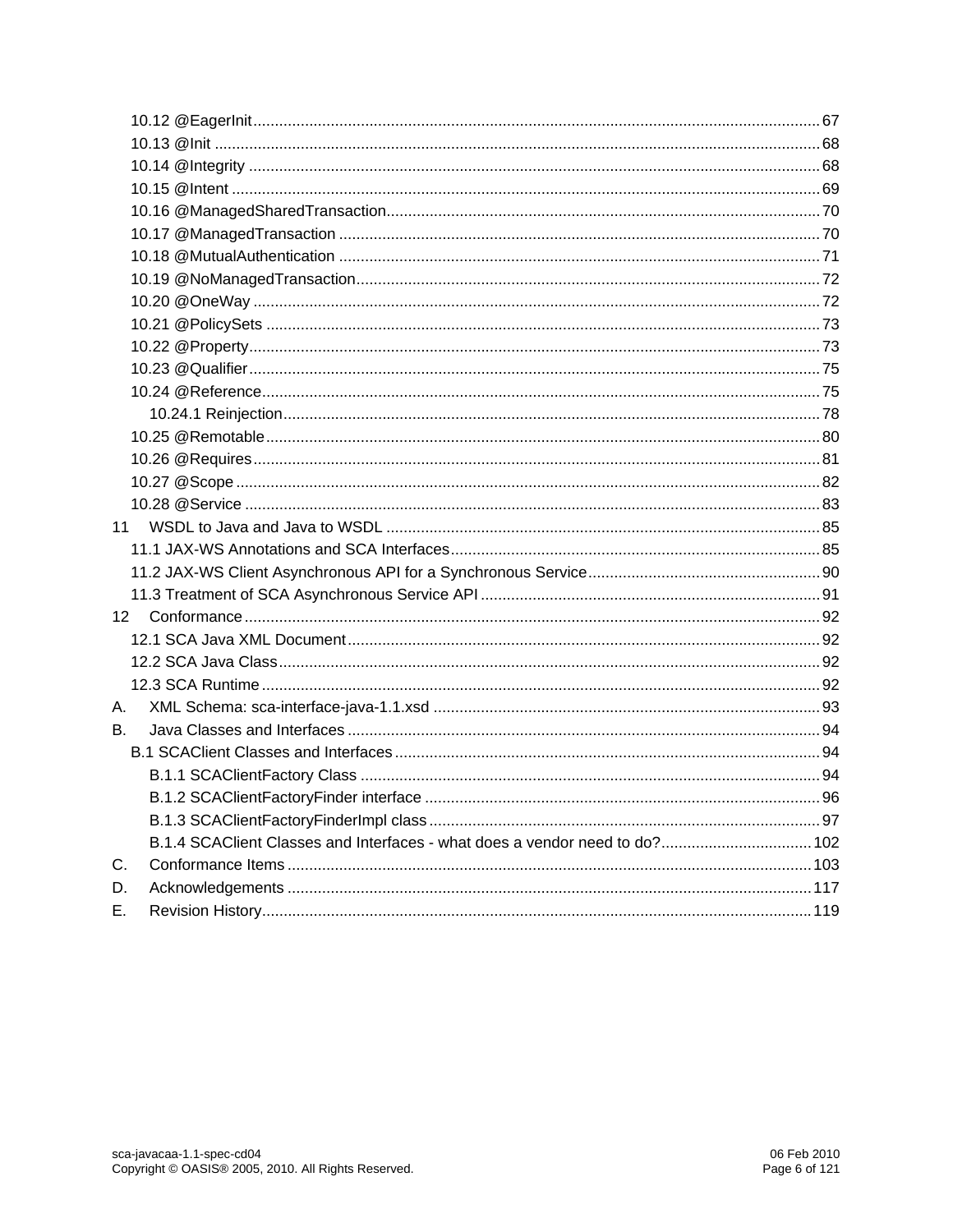10.12 @EagerInit ..... 67
10.13 @Init ..... 68
10.14 @Integrity ..... 68
10.15 @Intent ..... 69
10.16 @ManagedSharedTransaction ..... 70
10.17 @ManagedTransaction ..... 70
10.18 @MutualAuthentication ..... 71
10.19 @NoManagedTransaction ..... 72
10.20 @OneWay ..... 72
10.21 @PolicySets ..... 73
10.22 @Property ..... 73
10.23 @Qualifier ..... 75
10.24 @Reference ..... 75
10.24.1 Reinjection ..... 78
10.25 @Remotable ..... 80
10.26 @Requires ..... 81
10.27 @Scope ..... 82
10.28 @Service ..... 83
11 WSDL to Java and Java to WSDL ..... 85
11.1 JAX-WS Annotations and SCA Interfaces ..... 85
11.2 JAX-WS Client Asynchronous API for a Synchronous Service ..... 90
11.3 Treatment of SCA Asynchronous Service API ..... 91
12 Conformance ..... 92
12.1 SCA Java XML Document ..... 92
12.2 SCA Java Class ..... 92
12.3 SCA Runtime ..... 92
A. XML Schema: sca-interface-java-1.1.xsd ..... 93
B. Java Classes and Interfaces ..... 94
B.1 SCAClient Classes and Interfaces ..... 94
B.1.1 SCAClientFactory Class ..... 94
B.1.2 SCAClientFactoryFinder interface ..... 96
B.1.3 SCAClientFactoryFinderImpl class ..... 97
B.1.4 SCAClient Classes and Interfaces - what does a vendor need to do? ..... 102
C. Conformance Items ..... 103
D. Acknowledgements ..... 117
E. Revision History ..... 119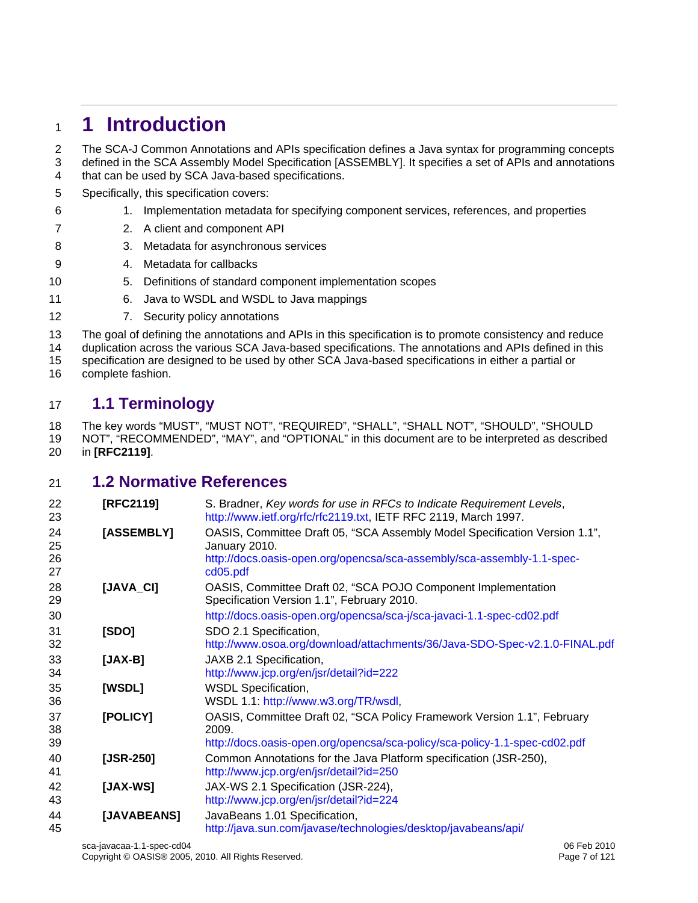# 1 Introduction

The SCA-J Common Annotations and APIs specification defines a Java syntax for programming concepts defined in the SCA Assembly Model Specification [ASSEMBLY]. It specifies a set of APIs and annotations that can be used by SCA Java-based specifications.

Specifically, this specification covers:

1. Implementation metadata for specifying component services, references, and properties
2. A client and component API
3. Metadata for asynchronous services
4. Metadata for callbacks
5. Definitions of standard component implementation scopes
6. Java to WSDL and WSDL to Java mappings
7. Security policy annotations

The goal of defining the annotations and APIs in this specification is to promote consistency and reduce duplication across the various SCA Java-based specifications. The annotations and APIs defined in this specification are designed to be used by other SCA Java-based specifications in either a partial or complete fashion.

## 1.1 Terminology

The key words "MUST", "MUST NOT", "REQUIRED", "SHALL", "SHALL NOT", "SHOULD", "SHOULD NOT", "RECOMMENDED", "MAY", and "OPTIONAL" in this document are to be interpreted as described in **[RFC2119]**.

## 1.2 Normative References

| | |
|---|---|
| **[RFC2119]** | S. Bradner, *Key words for use in RFCs to Indicate Requirement Levels*, http://www.ietf.org/rfc/rfc2119.txt, IETF RFC 2119, March 1997. |
| **[ASSEMBLY]** | OASIS, Committee Draft 05, "SCA Assembly Model Specification Version 1.1", January 2010. http://docs.oasis-open.org/opencsa/sca-assembly/sca-assembly-1.1-spec-cd05.pdf |
| **[JAVA_CI]** | OASIS, Committee Draft 02, "SCA POJO Component Implementation Specification Version 1.1", February 2010. http://docs.oasis-open.org/opencsa/sca-j/sca-javaci-1.1-spec-cd02.pdf |
| **[SDO]** | SDO 2.1 Specification, http://www.osoa.org/download/attachments/36/Java-SDO-Spec-v2.1.0-FINAL.pdf |
| **[JAX-B]** | JAXB 2.1 Specification, http://www.jcp.org/en/jsr/detail?id=222 |
| **[WSDL]** | WSDL Specification, WSDL 1.1: http://www.w3.org/TR/wsdl, |
| **[POLICY]** | OASIS, Committee Draft 02, "SCA Policy Framework Version 1.1", February 2009. http://docs.oasis-open.org/opencsa/sca-policy/sca-policy-1.1-spec-cd02.pdf |
| **[JSR-250]** | Common Annotations for the Java Platform specification (JSR-250), http://www.jcp.org/en/jsr/detail?id=250 |
| **[JAX-WS]** | JAX-WS 2.1 Specification (JSR-224), http://www.jcp.org/en/jsr/detail?id=224 |
| **[JAVABEANS]** | JavaBeans 1.01 Specification, http://java.sun.com/javase/technologies/desktop/javabeans/api/ |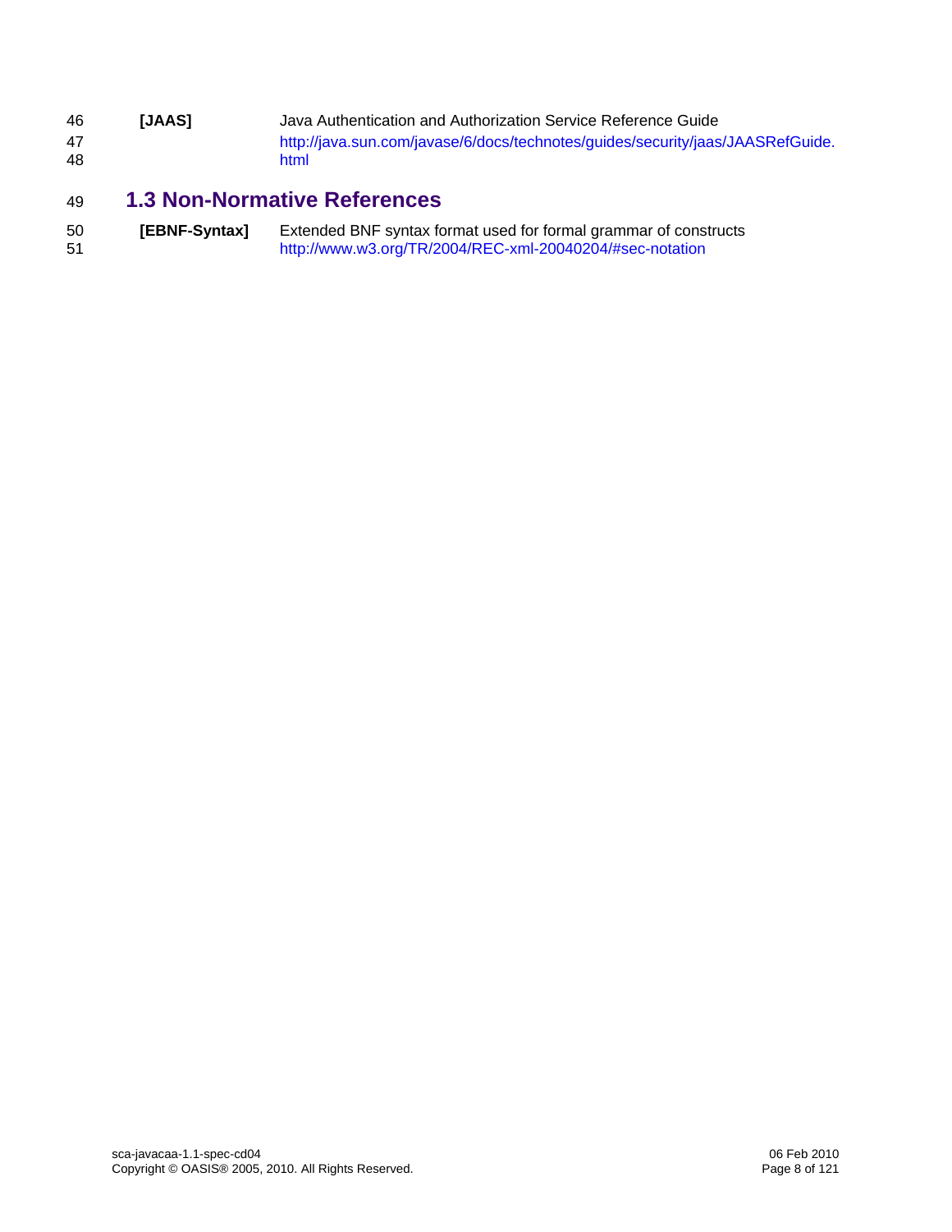**[JAAS]** Java Authentication and Authorization Service Reference Guide
http://java.sun.com/javase/6/docs/technotes/guides/security/jaas/JAASRefGuide.html

## 1.3 Non-Normative References

**[EBNF-Syntax]** Extended BNF syntax format used for formal grammar of constructs
http://www.w3.org/TR/2004/REC-xml-20040204/#sec-notation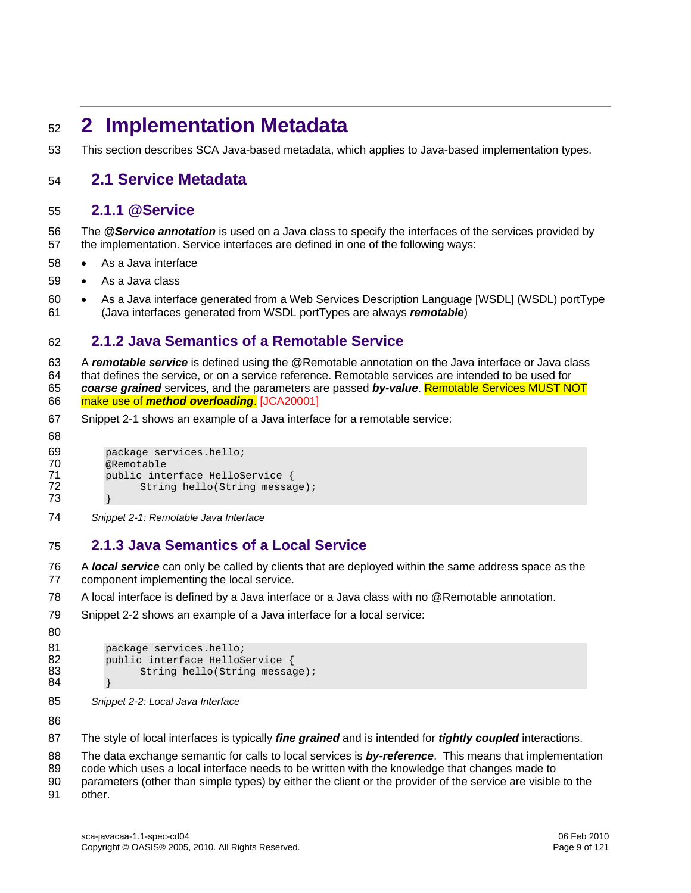# 2 Implementation Metadata

This section describes SCA Java-based metadata, which applies to Java-based implementation types.

## 2.1 Service Metadata

### 2.1.1 @Service

The ***@Service annotation*** is used on a Java class to specify the interfaces of the services provided by the implementation. Service interfaces are defined in one of the following ways:

- As a Java interface
- As a Java class
- As a Java interface generated from a Web Services Description Language [WSDL] (WSDL) portType (Java interfaces generated from WSDL portTypes are always ***remotable***)

### 2.1.2 Java Semantics of a Remotable Service

A ***remotable service*** is defined using the @Remotable annotation on the Java interface or Java class that defines the service, or on a service reference. Remotable services are intended to be used for ***coarse grained*** services, and the parameters are passed ***by-value***. Remotable Services MUST NOT make use of ***method overloading***. [JCA20001]

Snippet 2-1 shows an example of a Java interface for a remotable service:

```
package services.hello;
@Remotable
public interface HelloService {
     String hello(String message);
}
```

*Snippet 2-1: Remotable Java Interface*

### 2.1.3 Java Semantics of a Local Service

A ***local service*** can only be called by clients that are deployed within the same address space as the component implementing the local service.

A local interface is defined by a Java interface or a Java class with no @Remotable annotation.

Snippet 2-2 shows an example of a Java interface for a local service:

```
package services.hello;
public interface HelloService {
     String hello(String message);
}
```

*Snippet 2-2: Local Java Interface*

The style of local interfaces is typically ***fine grained*** and is intended for ***tightly coupled*** interactions.

The data exchange semantic for calls to local services is ***by-reference***. This means that implementation code which uses a local interface needs to be written with the knowledge that changes made to parameters (other than simple types) by either the client or the provider of the service are visible to the other.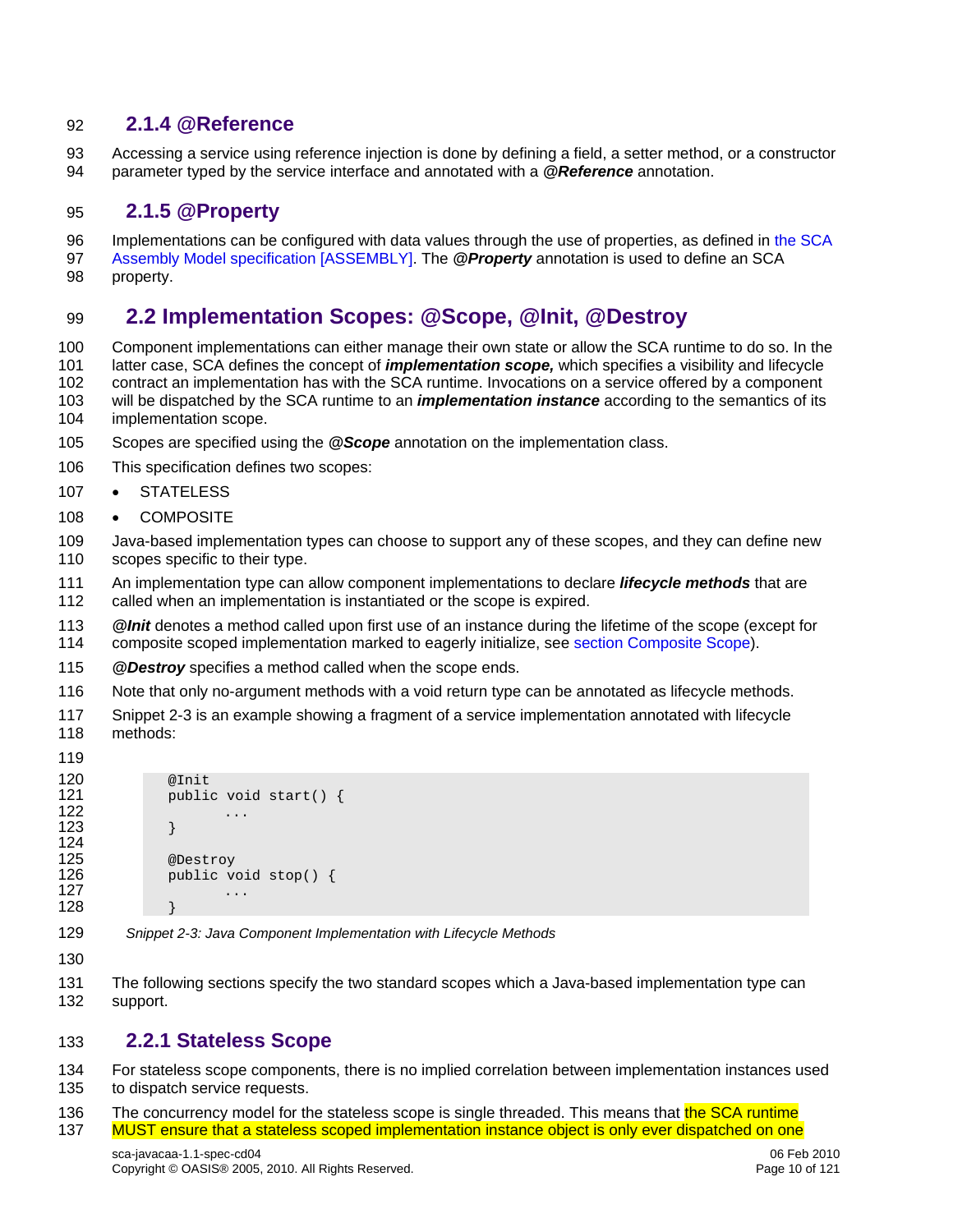### 2.1.4 @Reference

Accessing a service using reference injection is done by defining a field, a setter method, or a constructor parameter typed by the service interface and annotated with a ***@Reference*** annotation.

### 2.1.5 @Property

Implementations can be configured with data values through the use of properties, as defined in the SCA Assembly Model specification [ASSEMBLY]. The ***@Property*** annotation is used to define an SCA property.

## 2.2 Implementation Scopes: @Scope, @Init, @Destroy

Component implementations can either manage their own state or allow the SCA runtime to do so. In the latter case, SCA defines the concept of ***implementation scope,*** which specifies a visibility and lifecycle contract an implementation has with the SCA runtime. Invocations on a service offered by a component will be dispatched by the SCA runtime to an ***implementation instance*** according to the semantics of its implementation scope.

Scopes are specified using the ***@Scope*** annotation on the implementation class.

This specification defines two scopes:

- STATELESS
- COMPOSITE

Java-based implementation types can choose to support any of these scopes, and they can define new scopes specific to their type.

An implementation type can allow component implementations to declare ***lifecycle methods*** that are called when an implementation is instantiated or the scope is expired.

***@Init*** denotes a method called upon first use of an instance during the lifetime of the scope (except for composite scoped implementation marked to eagerly initialize, see section Composite Scope).

***@Destroy*** specifies a method called when the scope ends.

Note that only no-argument methods with a void return type can be annotated as lifecycle methods.

Snippet 2-3 is an example showing a fragment of a service implementation annotated with lifecycle methods:

```
@Init
public void start() {
       ...
}

@Destroy
public void stop() {
       ...
}
```

*Snippet 2-3: Java Component Implementation with Lifecycle Methods*

The following sections specify the two standard scopes which a Java-based implementation type can support.

### 2.2.1 Stateless Scope

For stateless scope components, there is no implied correlation between implementation instances used to dispatch service requests.

The concurrency model for the stateless scope is single threaded. This means that the SCA runtime MUST ensure that a stateless scoped implementation instance object is only ever dispatched on one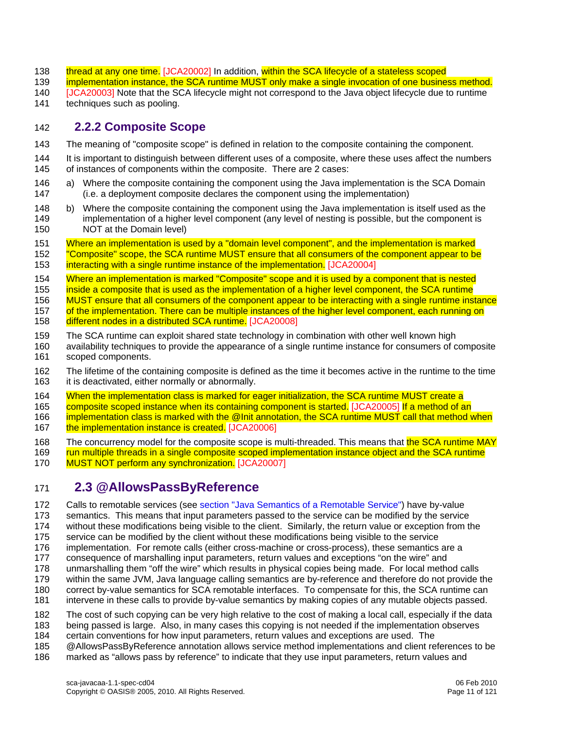thread at any one time. [JCA20002] In addition, within the SCA lifecycle of a stateless scoped implementation instance, the SCA runtime MUST only make a single invocation of one business method. [JCA20003] Note that the SCA lifecycle might not correspond to the Java object lifecycle due to runtime techniques such as pooling.

### 2.2.2 Composite Scope

The meaning of "composite scope" is defined in relation to the composite containing the component.

It is important to distinguish between different uses of a composite, where these uses affect the numbers of instances of components within the composite. There are 2 cases:

a) Where the composite containing the component using the Java implementation is the SCA Domain (i.e. a deployment composite declares the component using the implementation)

b) Where the composite containing the component using the Java implementation is itself used as the implementation of a higher level component (any level of nesting is possible, but the component is NOT at the Domain level)

Where an implementation is used by a "domain level component", and the implementation is marked "Composite" scope, the SCA runtime MUST ensure that all consumers of the component appear to be interacting with a single runtime instance of the implementation. [JCA20004]

Where an implementation is marked "Composite" scope and it is used by a component that is nested inside a composite that is used as the implementation of a higher level component, the SCA runtime MUST ensure that all consumers of the component appear to be interacting with a single runtime instance of the implementation. There can be multiple instances of the higher level component, each running on different nodes in a distributed SCA runtime. [JCA20008]

The SCA runtime can exploit shared state technology in combination with other well known high availability techniques to provide the appearance of a single runtime instance for consumers of composite scoped components.

The lifetime of the containing composite is defined as the time it becomes active in the runtime to the time it is deactivated, either normally or abnormally.

When the implementation class is marked for eager initialization, the SCA runtime MUST create a composite scoped instance when its containing component is started. [JCA20005] If a method of an implementation class is marked with the @Init annotation, the SCA runtime MUST call that method when the implementation instance is created. [JCA20006]

The concurrency model for the composite scope is multi-threaded. This means that the SCA runtime MAY run multiple threads in a single composite scoped implementation instance object and the SCA runtime MUST NOT perform any synchronization. [JCA20007]

## 2.3 @AllowsPassByReference

Calls to remotable services (see section "Java Semantics of a Remotable Service") have by-value semantics. This means that input parameters passed to the service can be modified by the service without these modifications being visible to the client. Similarly, the return value or exception from the service can be modified by the client without these modifications being visible to the service implementation. For remote calls (either cross-machine or cross-process), these semantics are a consequence of marshalling input parameters, return values and exceptions "on the wire" and unmarshalling them "off the wire" which results in physical copies being made. For local method calls within the same JVM, Java language calling semantics are by-reference and therefore do not provide the correct by-value semantics for SCA remotable interfaces. To compensate for this, the SCA runtime can intervene in these calls to provide by-value semantics by making copies of any mutable objects passed.

The cost of such copying can be very high relative to the cost of making a local call, especially if the data being passed is large. Also, in many cases this copying is not needed if the implementation observes certain conventions for how input parameters, return values and exceptions are used. The @AllowsPassByReference annotation allows service method implementations and client references to be marked as "allows pass by reference" to indicate that they use input parameters, return values and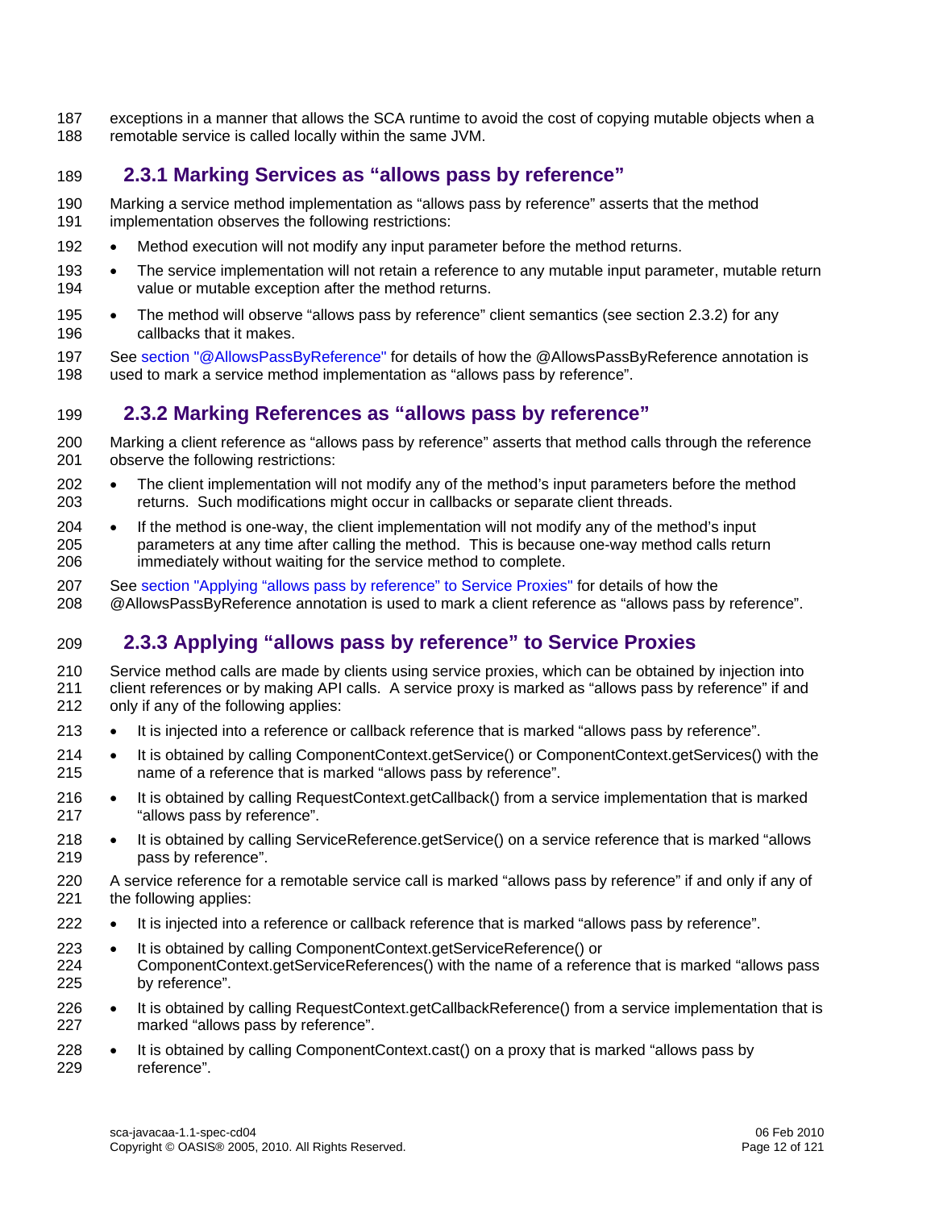exceptions in a manner that allows the SCA runtime to avoid the cost of copying mutable objects when a remotable service is called locally within the same JVM.

### 2.3.1 Marking Services as "allows pass by reference"

Marking a service method implementation as "allows pass by reference" asserts that the method implementation observes the following restrictions:

- Method execution will not modify any input parameter before the method returns.
- The service implementation will not retain a reference to any mutable input parameter, mutable return value or mutable exception after the method returns.
- The method will observe "allows pass by reference" client semantics (see section 2.3.2) for any callbacks that it makes.

See section "@AllowsPassByReference" for details of how the @AllowsPassByReference annotation is used to mark a service method implementation as "allows pass by reference".

### 2.3.2 Marking References as "allows pass by reference"

Marking a client reference as "allows pass by reference" asserts that method calls through the reference observe the following restrictions:

- The client implementation will not modify any of the method's input parameters before the method returns. Such modifications might occur in callbacks or separate client threads.
- If the method is one-way, the client implementation will not modify any of the method's input parameters at any time after calling the method. This is because one-way method calls return immediately without waiting for the service method to complete.

See section "Applying "allows pass by reference" to Service Proxies" for details of how the @AllowsPassByReference annotation is used to mark a client reference as "allows pass by reference".

### 2.3.3 Applying "allows pass by reference" to Service Proxies

Service method calls are made by clients using service proxies, which can be obtained by injection into client references or by making API calls. A service proxy is marked as "allows pass by reference" if and only if any of the following applies:

- It is injected into a reference or callback reference that is marked "allows pass by reference".
- It is obtained by calling ComponentContext.getService() or ComponentContext.getServices() with the name of a reference that is marked "allows pass by reference".
- It is obtained by calling RequestContext.getCallback() from a service implementation that is marked "allows pass by reference".
- It is obtained by calling ServiceReference.getService() on a service reference that is marked "allows pass by reference".

A service reference for a remotable service call is marked "allows pass by reference" if and only if any of the following applies:

- It is injected into a reference or callback reference that is marked "allows pass by reference".
- It is obtained by calling ComponentContext.getServiceReference() or ComponentContext.getServiceReferences() with the name of a reference that is marked "allows pass by reference".
- It is obtained by calling RequestContext.getCallbackReference() from a service implementation that is marked "allows pass by reference".
- It is obtained by calling ComponentContext.cast() on a proxy that is marked "allows pass by reference".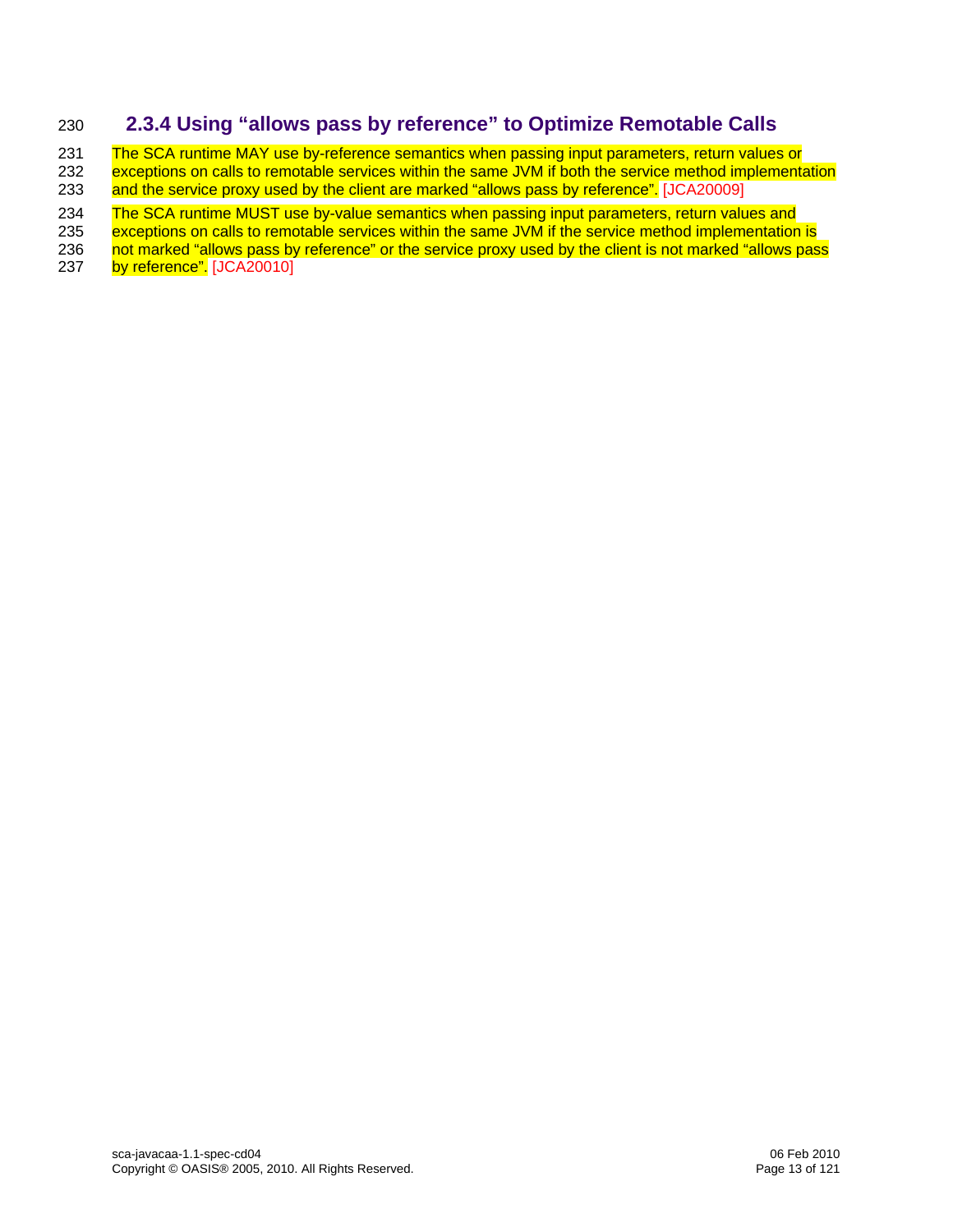### 2.3.4 Using “allows pass by reference” to Optimize Remotable Calls

The SCA runtime MAY use by-reference semantics when passing input parameters, return values or exceptions on calls to remotable services within the same JVM if both the service method implementation and the service proxy used by the client are marked “allows pass by reference”. [JCA20009]

The SCA runtime MUST use by-value semantics when passing input parameters, return values and exceptions on calls to remotable services within the same JVM if the service method implementation is not marked “allows pass by reference” or the service proxy used by the client is not marked “allows pass by reference”. [JCA20010]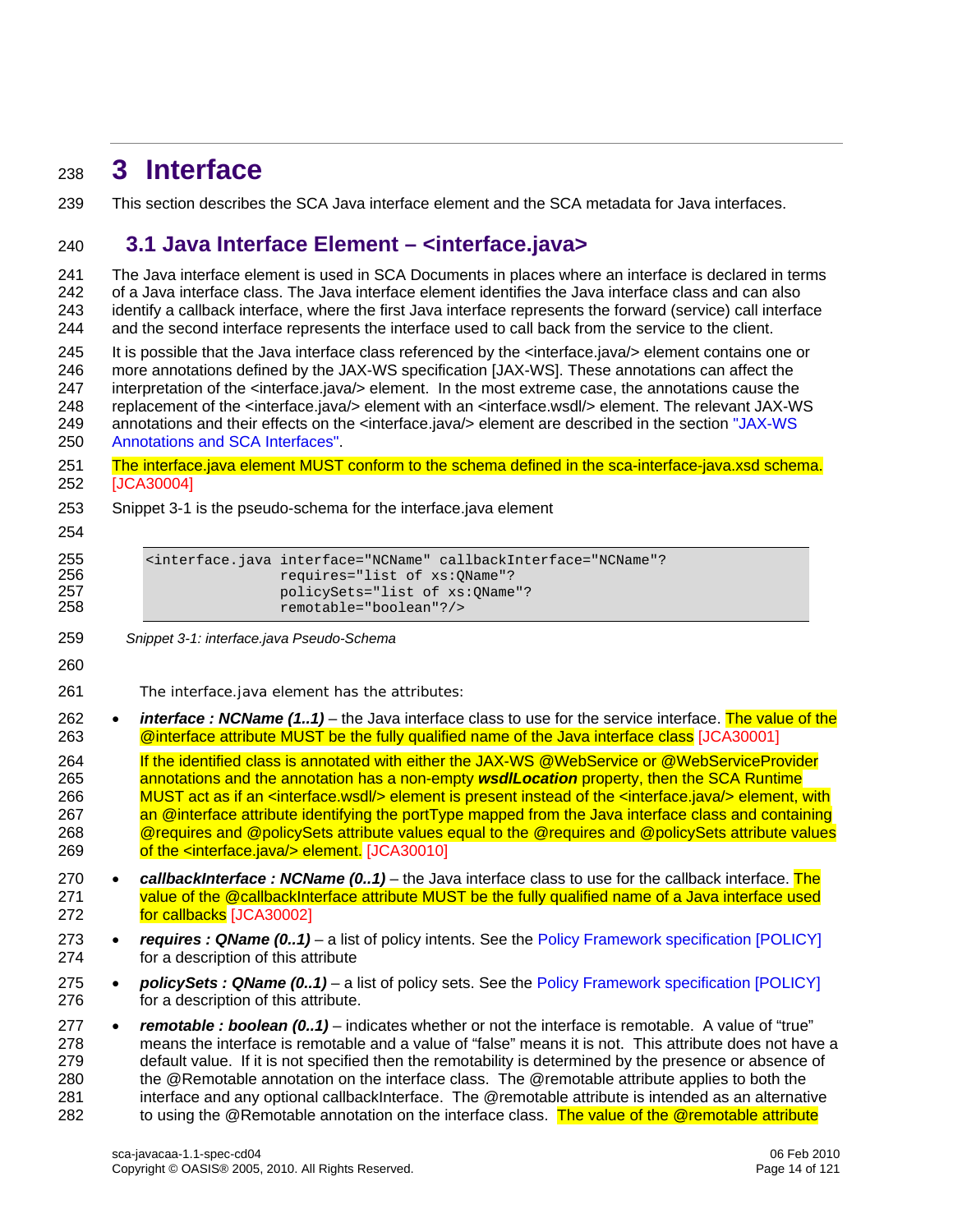# 3 Interface

This section describes the SCA Java interface element and the SCA metadata for Java interfaces.

## 3.1 Java Interface Element – <interface.java>

The Java interface element is used in SCA Documents in places where an interface is declared in terms of a Java interface class. The Java interface element identifies the Java interface class and can also identify a callback interface, where the first Java interface represents the forward (service) call interface and the second interface represents the interface used to call back from the service to the client.

It is possible that the Java interface class referenced by the <interface.java/> element contains one or more annotations defined by the JAX-WS specification [JAX-WS]. These annotations can affect the interpretation of the <interface.java/> element. In the most extreme case, the annotations cause the replacement of the <interface.java/> element with an <interface.wsdl/> element. The relevant JAX-WS annotations and their effects on the <interface.java/> element are described in the section "JAX-WS Annotations and SCA Interfaces".

The interface.java element MUST conform to the schema defined in the sca-interface-java.xsd schema. [JCA30004]

Snippet 3-1 is the pseudo-schema for the interface.java element

```
<interface.java interface="NCName" callbackInterface="NCName"?
                requires="list of xs:QName"?
                policySets="list of xs:QName"?
                remotable="boolean"?/>
```

*Snippet 3-1: interface.java Pseudo-Schema*

The interface.java element has the attributes:

- ***interface : NCName (1..1)*** – the Java interface class to use for the service interface. The value of the @interface attribute MUST be the fully qualified name of the Java interface class [JCA30001]

  If the identified class is annotated with either the JAX-WS @WebService or @WebServiceProvider annotations and the annotation has a non-empty ***wsdlLocation*** property, then the SCA Runtime MUST act as if an <interface.wsdl/> element is present instead of the <interface.java/> element, with an @interface attribute identifying the portType mapped from the Java interface class and containing @requires and @policySets attribute values equal to the @requires and @policySets attribute values of the <interface.java/> element. [JCA30010]

- ***callbackInterface : NCName (0..1)*** – the Java interface class to use for the callback interface. The value of the @callbackInterface attribute MUST be the fully qualified name of a Java interface used for callbacks [JCA30002]
- ***requires : QName (0..1)*** – a list of policy intents. See the Policy Framework specification [POLICY] for a description of this attribute
- ***policySets : QName (0..1)*** – a list of policy sets. See the Policy Framework specification [POLICY] for a description of this attribute.
- ***remotable : boolean (0..1)*** – indicates whether or not the interface is remotable. A value of "true" means the interface is remotable and a value of "false" means it is not. This attribute does not have a default value. If it is not specified then the remotability is determined by the presence or absence of the @Remotable annotation on the interface class. The @remotable attribute applies to both the interface and any optional callbackInterface. The @remotable attribute is intended as an alternative to using the @Remotable annotation on the interface class. The value of the @remotable attribute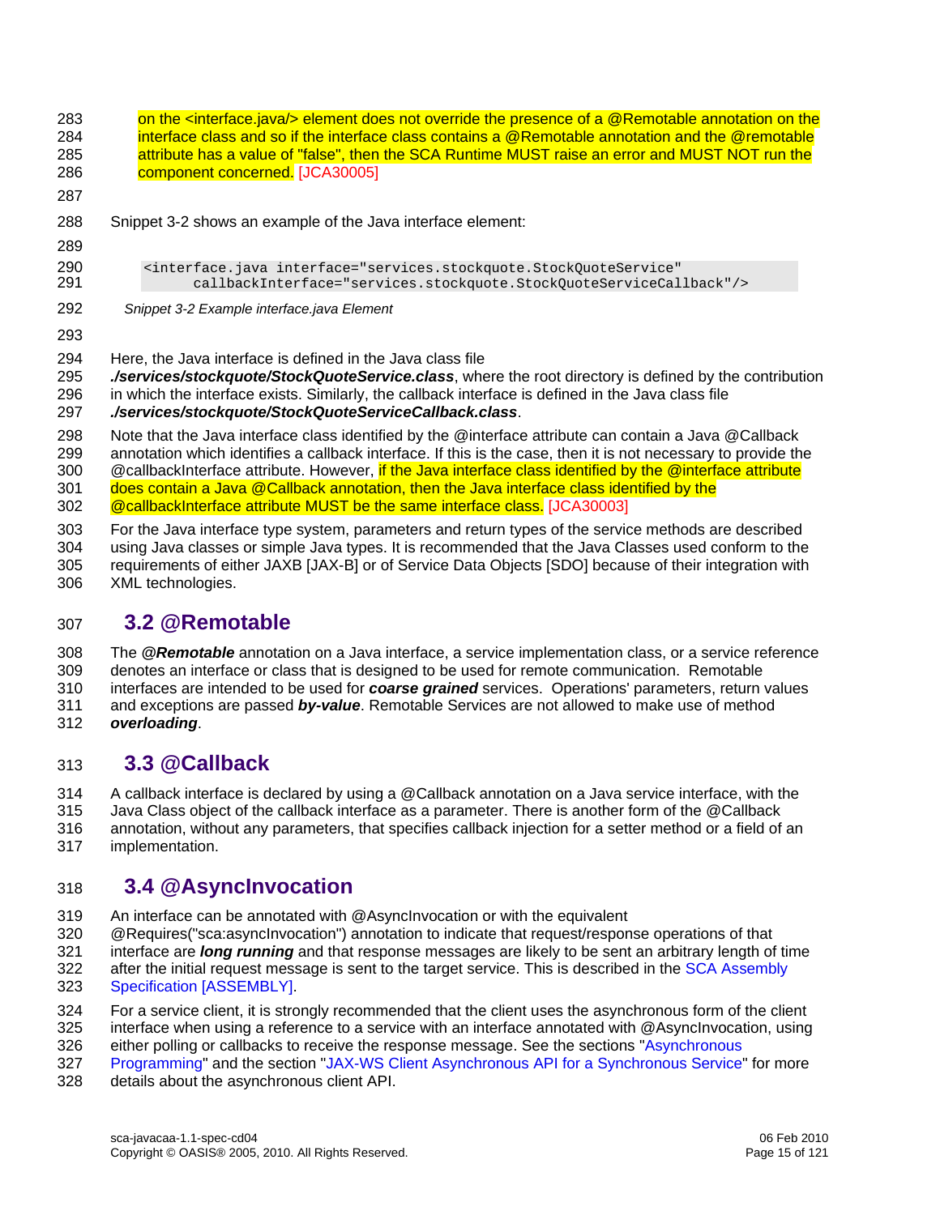on the <interface.java/> element does not override the presence of a @Remotable annotation on the interface class and so if the interface class contains a @Remotable annotation and the @remotable attribute has a value of "false", then the SCA Runtime MUST raise an error and MUST NOT run the component concerned. [JCA30005]

Snippet 3-2 shows an example of the Java interface element:

```
<interface.java interface="services.stockquote.StockQuoteService"
      callbackInterface="services.stockquote.StockQuoteServiceCallback"/>
```

*Snippet 3-2 Example interface.java Element*

Here, the Java interface is defined in the Java class file ***./services/stockquote/StockQuoteService.class***, where the root directory is defined by the contribution in which the interface exists. Similarly, the callback interface is defined in the Java class file ***./services/stockquote/StockQuoteServiceCallback.class***.

Note that the Java interface class identified by the @interface attribute can contain a Java @Callback annotation which identifies a callback interface. If this is the case, then it is not necessary to provide the @callbackInterface attribute. However, if the Java interface class identified by the @interface attribute does contain a Java @Callback annotation, then the Java interface class identified by the @callbackInterface attribute MUST be the same interface class. [JCA30003]

For the Java interface type system, parameters and return types of the service methods are described using Java classes or simple Java types. It is recommended that the Java Classes used conform to the requirements of either JAXB [JAX-B] or of Service Data Objects [SDO] because of their integration with XML technologies.

## 3.2 @Remotable

The ***@Remotable*** annotation on a Java interface, a service implementation class, or a service reference denotes an interface or class that is designed to be used for remote communication. Remotable interfaces are intended to be used for ***coarse grained*** services. Operations' parameters, return values and exceptions are passed ***by-value***. Remotable Services are not allowed to make use of method ***overloading***.

## 3.3 @Callback

A callback interface is declared by using a @Callback annotation on a Java service interface, with the Java Class object of the callback interface as a parameter. There is another form of the @Callback annotation, without any parameters, that specifies callback injection for a setter method or a field of an implementation.

## 3.4 @AsyncInvocation

An interface can be annotated with @AsyncInvocation or with the equivalent @Requires("sca:asyncInvocation") annotation to indicate that request/response operations of that interface are ***long running*** and that response messages are likely to be sent an arbitrary length of time after the initial request message is sent to the target service. This is described in the SCA Assembly Specification [ASSEMBLY].

For a service client, it is strongly recommended that the client uses the asynchronous form of the client interface when using a reference to a service with an interface annotated with @AsyncInvocation, using either polling or callbacks to receive the response message. See the sections "Asynchronous Programming" and the section "JAX-WS Client Asynchronous API for a Synchronous Service" for more details about the asynchronous client API.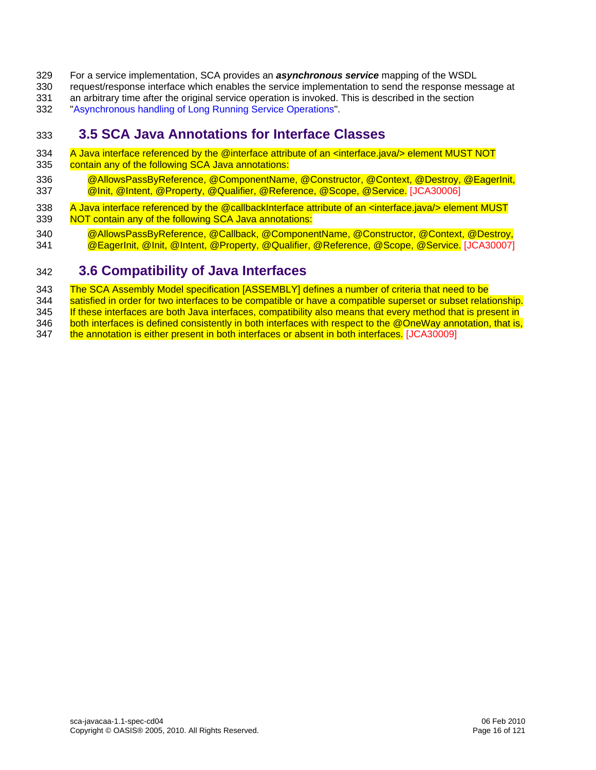For a service implementation, SCA provides an ***asynchronous service*** mapping of the WSDL request/response interface which enables the service implementation to send the response message at an arbitrary time after the original service operation is invoked. This is described in the section "Asynchronous handling of Long Running Service Operations".

## 3.5 SCA Java Annotations for Interface Classes

A Java interface referenced by the @interface attribute of an <interface.java/> element MUST NOT contain any of the following SCA Java annotations:

@AllowsPassByReference, @ComponentName, @Constructor, @Context, @Destroy, @EagerInit, @Init, @Intent, @Property, @Qualifier, @Reference, @Scope, @Service. [JCA30006]

A Java interface referenced by the @callbackInterface attribute of an <interface.java/> element MUST NOT contain any of the following SCA Java annotations:

@AllowsPassByReference, @Callback, @ComponentName, @Constructor, @Context, @Destroy, @EagerInit, @Init, @Intent, @Property, @Qualifier, @Reference, @Scope, @Service. [JCA30007]

## 3.6 Compatibility of Java Interfaces

The SCA Assembly Model specification [ASSEMBLY] defines a number of criteria that need to be satisfied in order for two interfaces to be compatible or have a compatible superset or subset relationship. If these interfaces are both Java interfaces, compatibility also means that every method that is present in both interfaces is defined consistently in both interfaces with respect to the @OneWay annotation, that is, the annotation is either present in both interfaces or absent in both interfaces. [JCA30009]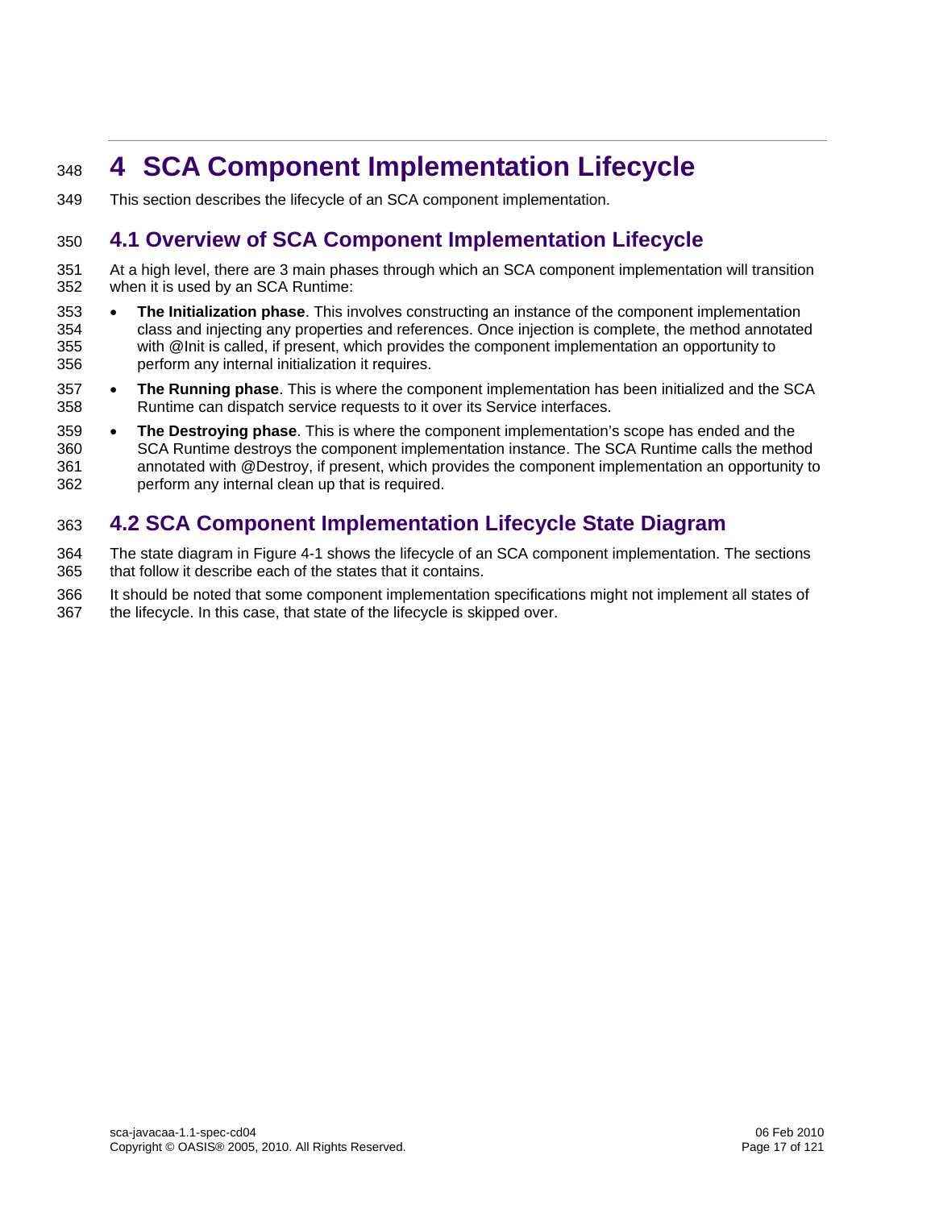# 4 SCA Component Implementation Lifecycle

This section describes the lifecycle of an SCA component implementation.

## 4.1 Overview of SCA Component Implementation Lifecycle

At a high level, there are 3 main phases through which an SCA component implementation will transition when it is used by an SCA Runtime:

- **The Initialization phase**. This involves constructing an instance of the component implementation class and injecting any properties and references. Once injection is complete, the method annotated with @Init is called, if present, which provides the component implementation an opportunity to perform any internal initialization it requires.
- **The Running phase**. This is where the component implementation has been initialized and the SCA Runtime can dispatch service requests to it over its Service interfaces.
- **The Destroying phase**. This is where the component implementation's scope has ended and the SCA Runtime destroys the component implementation instance. The SCA Runtime calls the method annotated with @Destroy, if present, which provides the component implementation an opportunity to perform any internal clean up that is required.

## 4.2 SCA Component Implementation Lifecycle State Diagram

The state diagram in Figure 4-1 shows the lifecycle of an SCA component implementation. The sections that follow it describe each of the states that it contains.

It should be noted that some component implementation specifications might not implement all states of the lifecycle. In this case, that state of the lifecycle is skipped over.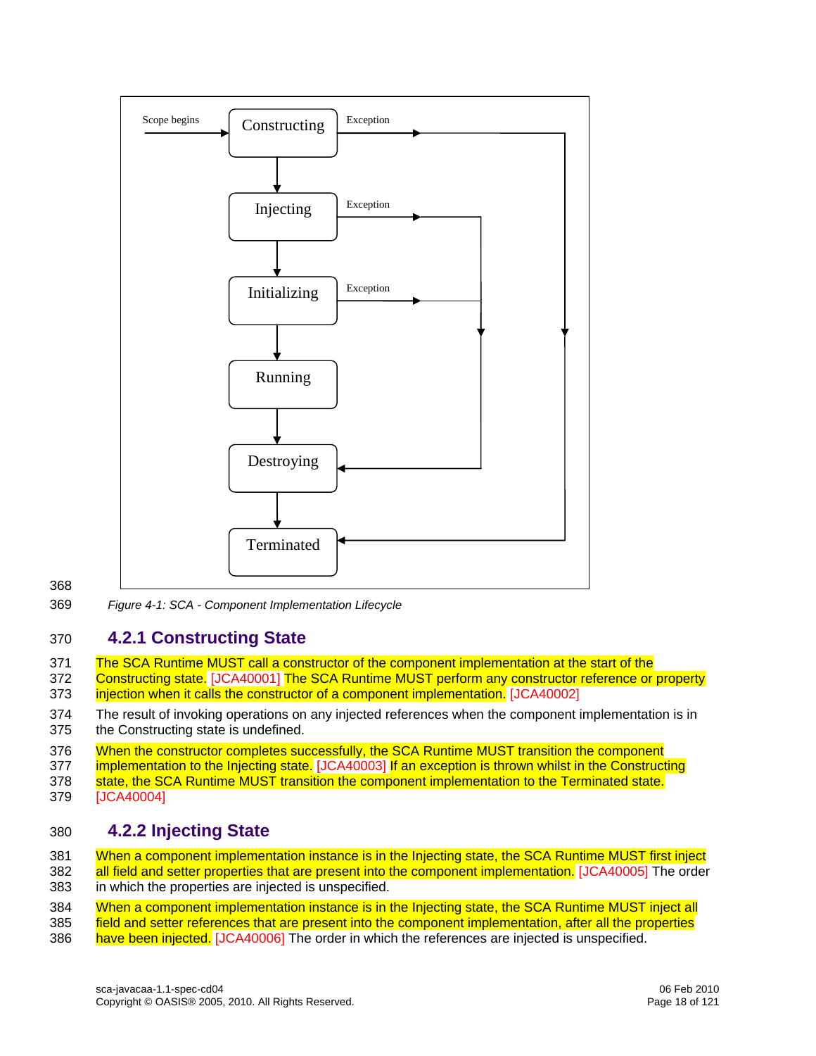Scope begins → Constructing → Injecting → Initializing → Running → Destroying → Terminated

Constructing --Exception--> Terminated

Injecting --Exception--> Destroying

Initializing --Exception--> Destroying

*Figure 4-1: SCA - Component Implementation Lifecycle*

### 4.2.1 Constructing State

The SCA Runtime MUST call a constructor of the component implementation at the start of the Constructing state. [JCA40001] The SCA Runtime MUST perform any constructor reference or property injection when it calls the constructor of a component implementation. [JCA40002]

The result of invoking operations on any injected references when the component implementation is in the Constructing state is undefined.

When the constructor completes successfully, the SCA Runtime MUST transition the component implementation to the Injecting state. [JCA40003] If an exception is thrown whilst in the Constructing state, the SCA Runtime MUST transition the component implementation to the Terminated state. [JCA40004]

### 4.2.2 Injecting State

When a component implementation instance is in the Injecting state, the SCA Runtime MUST first inject all field and setter properties that are present into the component implementation. [JCA40005] The order in which the properties are injected is unspecified.

When a component implementation instance is in the Injecting state, the SCA Runtime MUST inject all field and setter references that are present into the component implementation, after all the properties have been injected. [JCA40006] The order in which the references are injected is unspecified.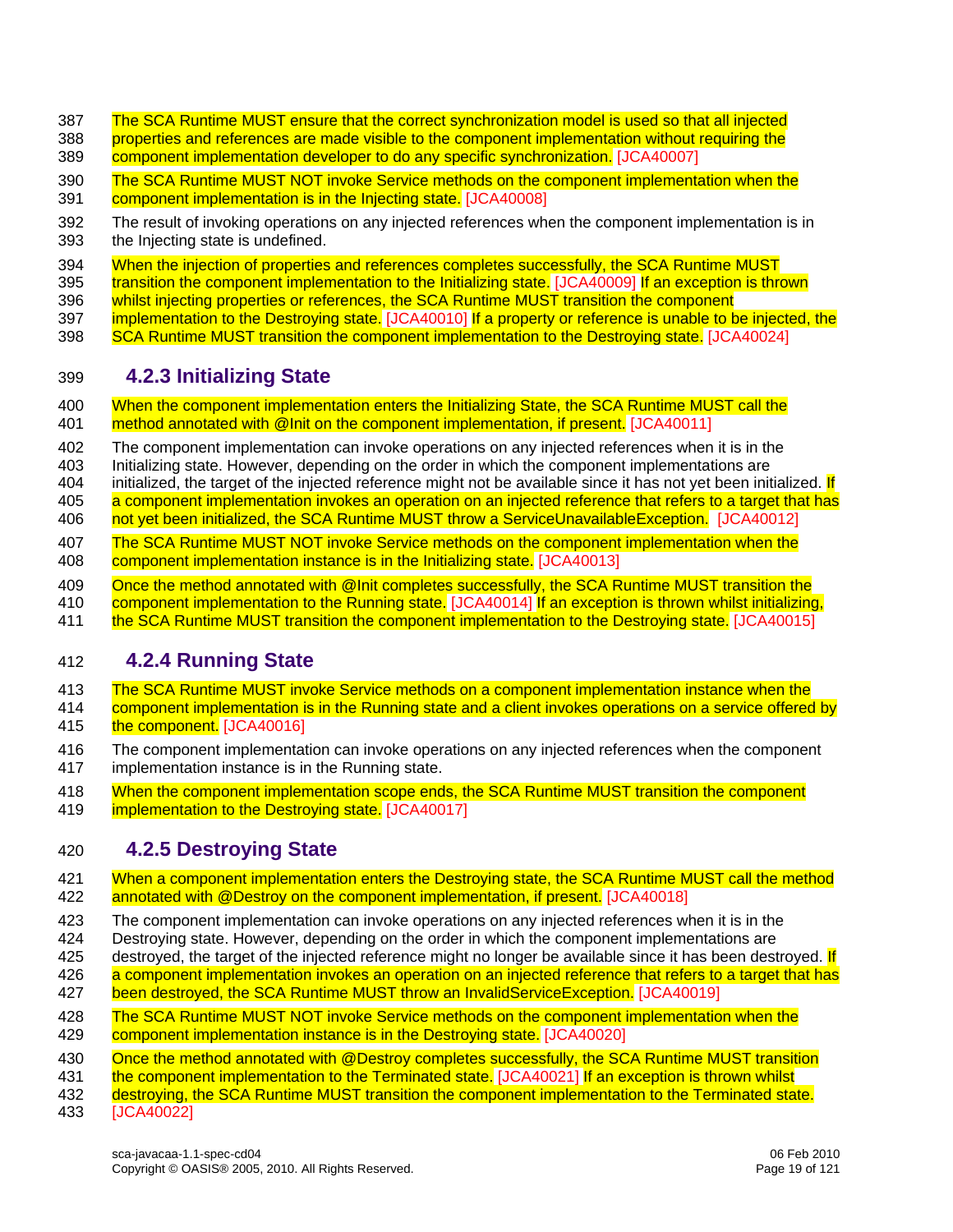The SCA Runtime MUST ensure that the correct synchronization model is used so that all injected properties and references are made visible to the component implementation without requiring the component implementation developer to do any specific synchronization. [JCA40007]

The SCA Runtime MUST NOT invoke Service methods on the component implementation when the component implementation is in the Injecting state. [JCA40008]

The result of invoking operations on any injected references when the component implementation is in the Injecting state is undefined.

When the injection of properties and references completes successfully, the SCA Runtime MUST transition the component implementation to the Initializing state. [JCA40009] If an exception is thrown whilst injecting properties or references, the SCA Runtime MUST transition the component implementation to the Destroying state. [JCA40010] If a property or reference is unable to be injected, the SCA Runtime MUST transition the component implementation to the Destroying state. [JCA40024]

### 4.2.3 Initializing State

When the component implementation enters the Initializing State, the SCA Runtime MUST call the method annotated with @Init on the component implementation, if present. [JCA40011]

The component implementation can invoke operations on any injected references when it is in the Initializing state. However, depending on the order in which the component implementations are initialized, the target of the injected reference might not be available since it has not yet been initialized. If a component implementation invokes an operation on an injected reference that refers to a target that has not yet been initialized, the SCA Runtime MUST throw a ServiceUnavailableException. [JCA40012]

The SCA Runtime MUST NOT invoke Service methods on the component implementation when the component implementation instance is in the Initializing state. [JCA40013]

Once the method annotated with @Init completes successfully, the SCA Runtime MUST transition the component implementation to the Running state. [JCA40014] If an exception is thrown whilst initializing, the SCA Runtime MUST transition the component implementation to the Destroying state. [JCA40015]

### 4.2.4 Running State

The SCA Runtime MUST invoke Service methods on a component implementation instance when the component implementation is in the Running state and a client invokes operations on a service offered by the component. [JCA40016]

The component implementation can invoke operations on any injected references when the component implementation instance is in the Running state.

When the component implementation scope ends, the SCA Runtime MUST transition the component implementation to the Destroying state. [JCA40017]

### 4.2.5 Destroying State

When a component implementation enters the Destroying state, the SCA Runtime MUST call the method annotated with @Destroy on the component implementation, if present. [JCA40018]

The component implementation can invoke operations on any injected references when it is in the Destroying state. However, depending on the order in which the component implementations are destroyed, the target of the injected reference might no longer be available since it has been destroyed. If a component implementation invokes an operation on an injected reference that refers to a target that has been destroyed, the SCA Runtime MUST throw an InvalidServiceException. [JCA40019]

The SCA Runtime MUST NOT invoke Service methods on the component implementation when the component implementation instance is in the Destroying state. [JCA40020]

Once the method annotated with @Destroy completes successfully, the SCA Runtime MUST transition the component implementation to the Terminated state. [JCA40021] If an exception is thrown whilst destroying, the SCA Runtime MUST transition the component implementation to the Terminated state. [JCA40022]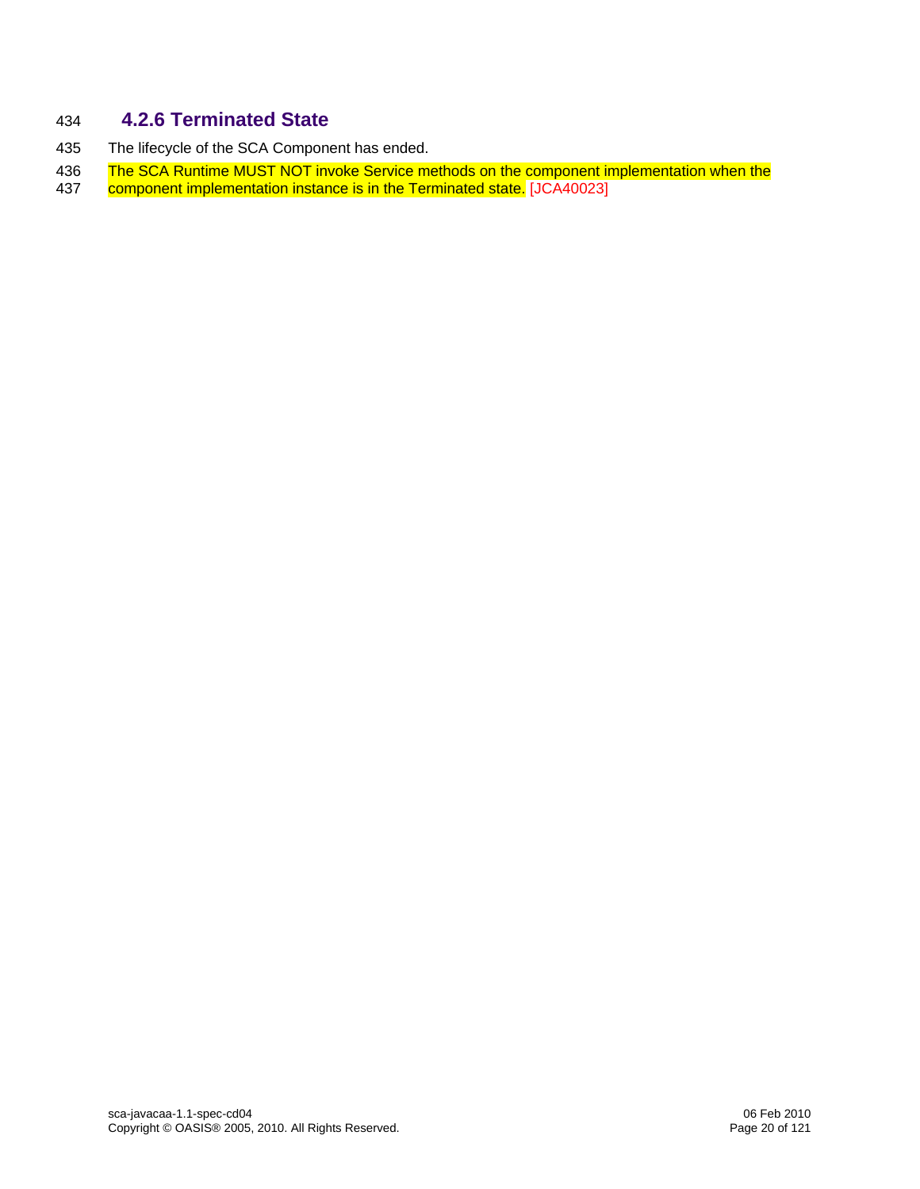### 4.2.6 Terminated State

The lifecycle of the SCA Component has ended.

The SCA Runtime MUST NOT invoke Service methods on the component implementation when the component implementation instance is in the Terminated state. [JCA40023]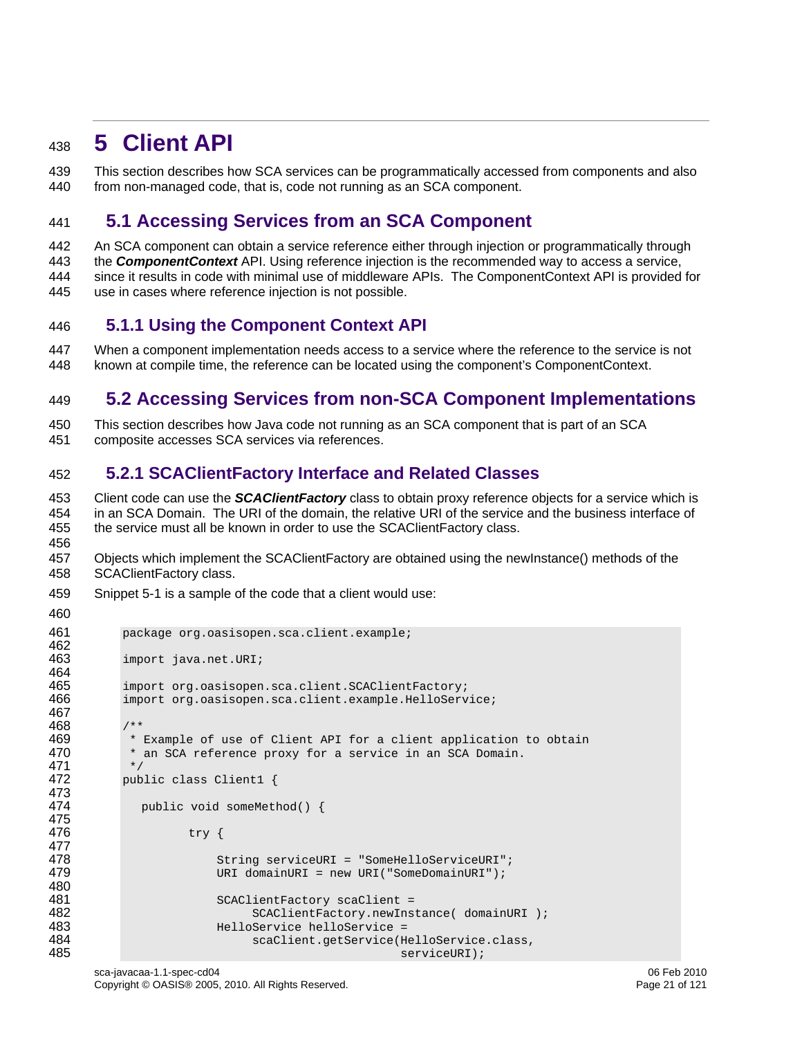# 5 Client API

This section describes how SCA services can be programmatically accessed from components and also from non-managed code, that is, code not running as an SCA component.

## 5.1 Accessing Services from an SCA Component

An SCA component can obtain a service reference either through injection or programmatically through the ***ComponentContext*** API. Using reference injection is the recommended way to access a service, since it results in code with minimal use of middleware APIs. The ComponentContext API is provided for use in cases where reference injection is not possible.

### 5.1.1 Using the Component Context API

When a component implementation needs access to a service where the reference to the service is not known at compile time, the reference can be located using the component's ComponentContext.

## 5.2 Accessing Services from non-SCA Component Implementations

This section describes how Java code not running as an SCA component that is part of an SCA composite accesses SCA services via references.

### 5.2.1 SCAClientFactory Interface and Related Classes

Client code can use the ***SCAClientFactory*** class to obtain proxy reference objects for a service which is in an SCA Domain. The URI of the domain, the relative URI of the service and the business interface of the service must all be known in order to use the SCAClientFactory class.

Objects which implement the SCAClientFactory are obtained using the newInstance() methods of the SCAClientFactory class.

Snippet 5-1 is a sample of the code that a client would use:

```
package org.oasisopen.sca.client.example;

import java.net.URI;

import org.oasisopen.sca.client.SCAClientFactory;
import org.oasisopen.sca.client.example.HelloService;

/**
 * Example of use of Client API for a client application to obtain
 * an SCA reference proxy for a service in an SCA Domain.
 */
public class Client1 {

   public void someMethod() {

         try {

              String serviceURI = "SomeHelloServiceURI";
              URI domainURI = new URI("SomeDomainURI");

              SCAClientFactory scaClient =
                   SCAClientFactory.newInstance( domainURI );
              HelloService helloService =
                   scaClient.getService(HelloService.class,
                                        serviceURI);
```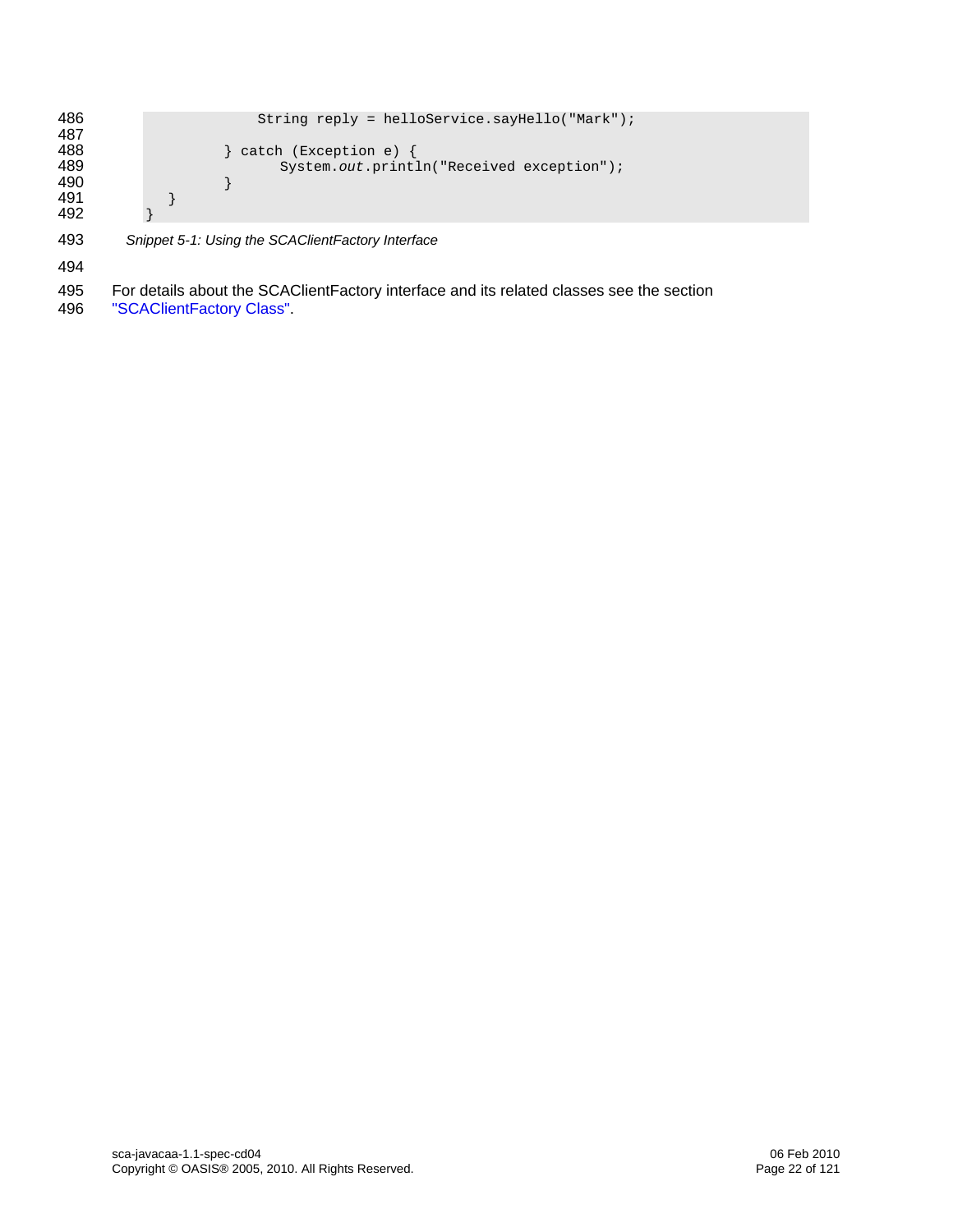```
                String reply = helloService.sayHello("Mark");

            } catch (Exception e) {
                System.out.println("Received exception");
            }
        }
    }
```

*Snippet 5-1: Using the SCAClientFactory Interface*

For details about the SCAClientFactory interface and its related classes see the section "SCAClientFactory Class".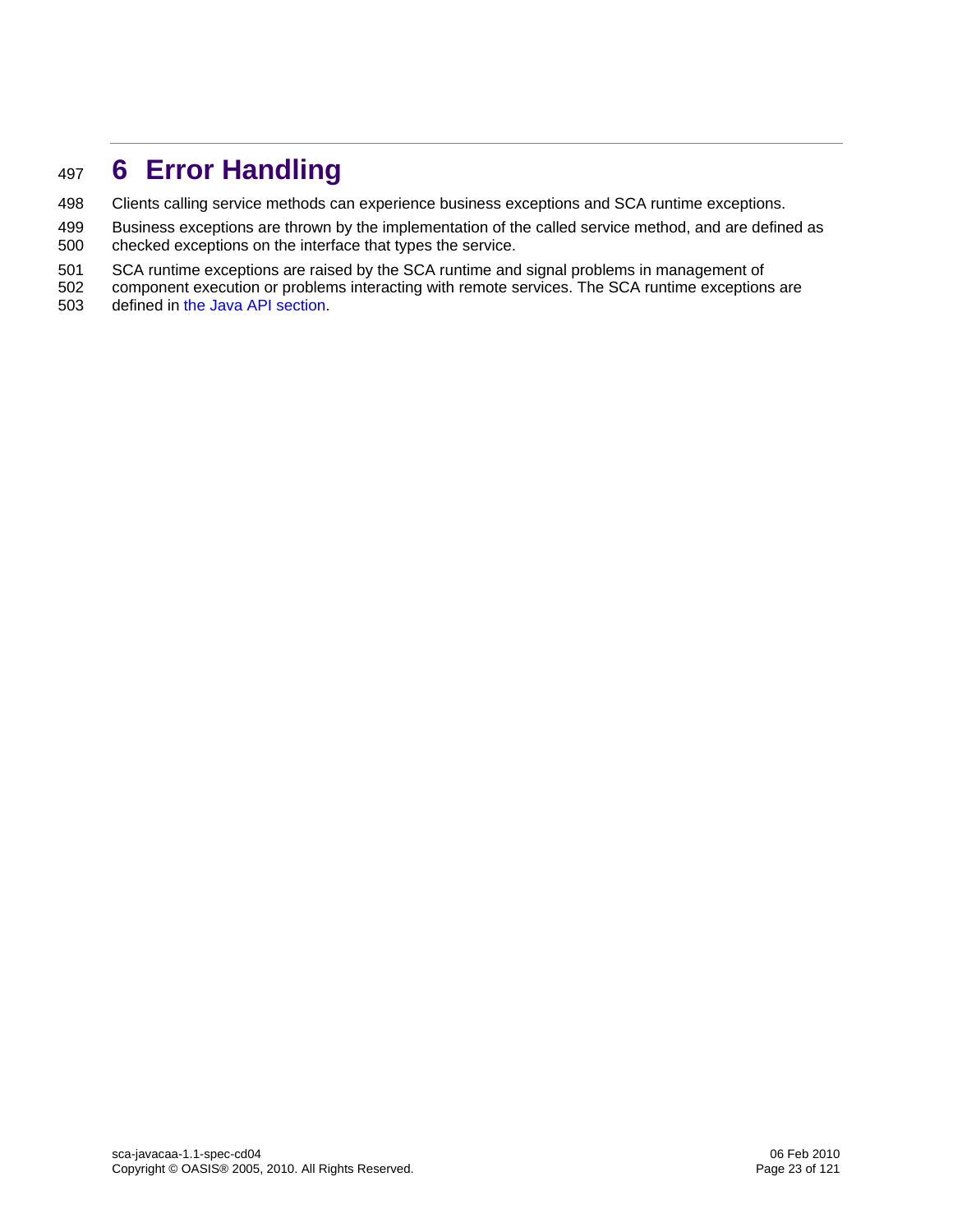# 6 Error Handling

Clients calling service methods can experience business exceptions and SCA runtime exceptions.

Business exceptions are thrown by the implementation of the called service method, and are defined as checked exceptions on the interface that types the service.

SCA runtime exceptions are raised by the SCA runtime and signal problems in management of component execution or problems interacting with remote services. The SCA runtime exceptions are defined in the Java API section.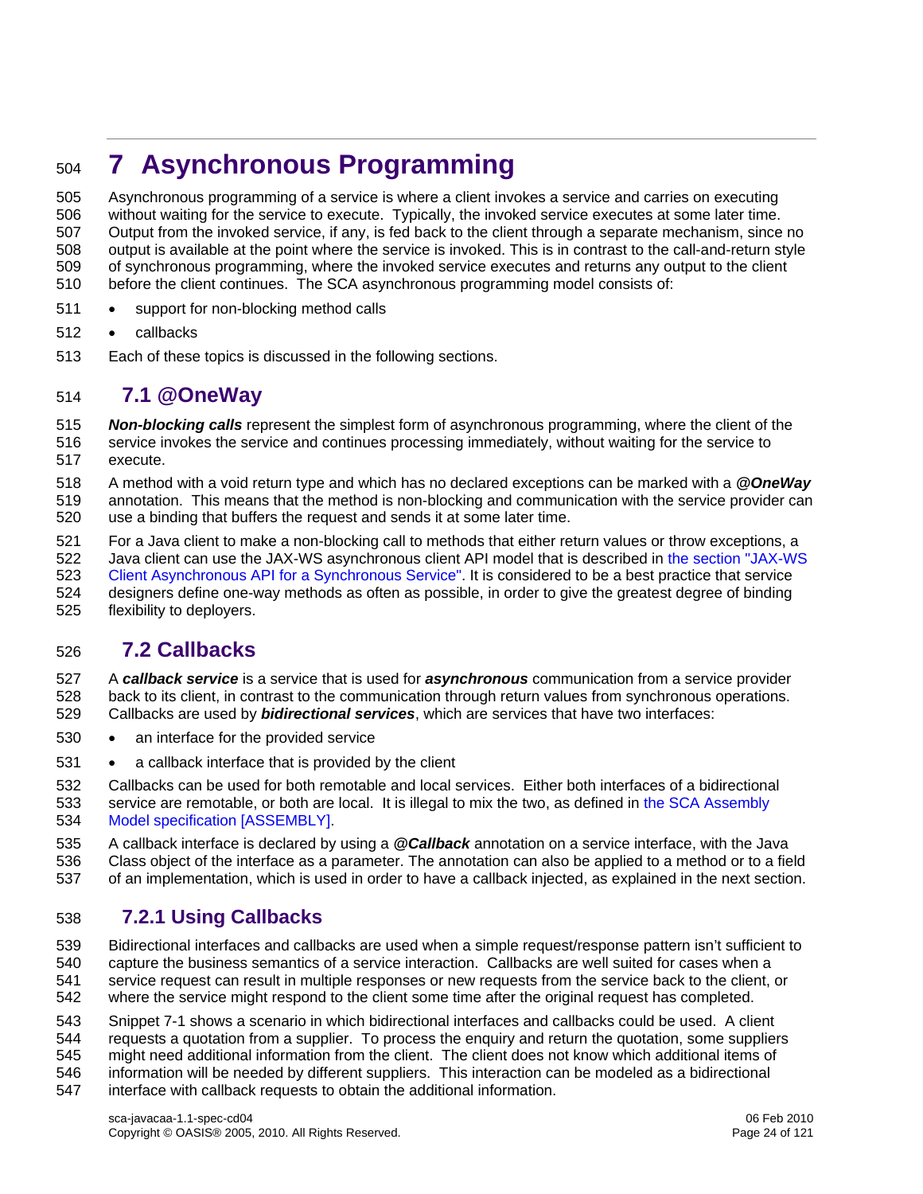# 7 Asynchronous Programming

Asynchronous programming of a service is where a client invokes a service and carries on executing without waiting for the service to execute. Typically, the invoked service executes at some later time. Output from the invoked service, if any, is fed back to the client through a separate mechanism, since no output is available at the point where the service is invoked. This is in contrast to the call-and-return style of synchronous programming, where the invoked service executes and returns any output to the client before the client continues. The SCA asynchronous programming model consists of:

- support for non-blocking method calls
- callbacks

Each of these topics is discussed in the following sections.

## 7.1 @OneWay

***Non-blocking calls*** represent the simplest form of asynchronous programming, where the client of the service invokes the service and continues processing immediately, without waiting for the service to execute.

A method with a void return type and which has no declared exceptions can be marked with a ***@OneWay*** annotation. This means that the method is non-blocking and communication with the service provider can use a binding that buffers the request and sends it at some later time.

For a Java client to make a non-blocking call to methods that either return values or throw exceptions, a Java client can use the JAX-WS asynchronous client API model that is described in the section "JAX-WS Client Asynchronous API for a Synchronous Service". It is considered to be a best practice that service designers define one-way methods as often as possible, in order to give the greatest degree of binding flexibility to deployers.

## 7.2 Callbacks

A ***callback service*** is a service that is used for ***asynchronous*** communication from a service provider back to its client, in contrast to the communication through return values from synchronous operations. Callbacks are used by ***bidirectional services***, which are services that have two interfaces:

- an interface for the provided service
- a callback interface that is provided by the client

Callbacks can be used for both remotable and local services. Either both interfaces of a bidirectional service are remotable, or both are local. It is illegal to mix the two, as defined in the SCA Assembly Model specification [ASSEMBLY].

A callback interface is declared by using a ***@Callback*** annotation on a service interface, with the Java Class object of the interface as a parameter. The annotation can also be applied to a method or to a field of an implementation, which is used in order to have a callback injected, as explained in the next section.

### 7.2.1 Using Callbacks

Bidirectional interfaces and callbacks are used when a simple request/response pattern isn't sufficient to capture the business semantics of a service interaction. Callbacks are well suited for cases when a service request can result in multiple responses or new requests from the service back to the client, or where the service might respond to the client some time after the original request has completed.

Snippet 7-1 shows a scenario in which bidirectional interfaces and callbacks could be used. A client requests a quotation from a supplier. To process the enquiry and return the quotation, some suppliers might need additional information from the client. The client does not know which additional items of information will be needed by different suppliers. This interaction can be modeled as a bidirectional interface with callback requests to obtain the additional information.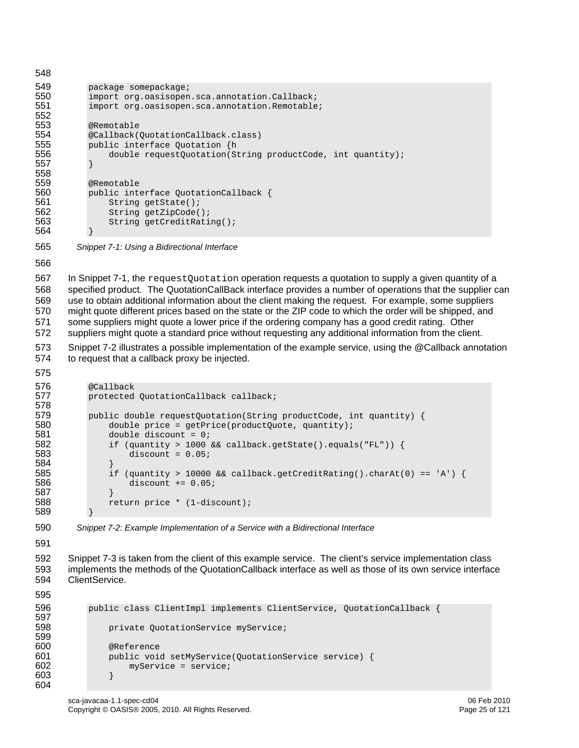```
package somepackage;
import org.oasisopen.sca.annotation.Callback;
import org.oasisopen.sca.annotation.Remotable;

@Remotable
@Callback(QuotationCallback.class)
public interface Quotation {h
    double requestQuotation(String productCode, int quantity);
}

@Remotable
public interface QuotationCallback {
    String getState();
    String getZipCode();
    String getCreditRating();
}
```

*Snippet 7-1: Using a Bidirectional Interface*

In Snippet 7-1, the `requestQuotation` operation requests a quotation to supply a given quantity of a specified product. The QuotationCallBack interface provides a number of operations that the supplier can use to obtain additional information about the client making the request. For example, some suppliers might quote different prices based on the state or the ZIP code to which the order will be shipped, and some suppliers might quote a lower price if the ordering company has a good credit rating. Other suppliers might quote a standard price without requesting any additional information from the client.

Snippet 7-2 illustrates a possible implementation of the example service, using the @Callback annotation to request that a callback proxy be injected.

```
@Callback
protected QuotationCallback callback;

public double requestQuotation(String productCode, int quantity) {
    double price = getPrice(productQuote, quantity);
    double discount = 0;
    if (quantity > 1000 && callback.getState().equals("FL")) {
        discount = 0.05;
    }
    if (quantity > 10000 && callback.getCreditRating().charAt(0) == 'A') {
        discount += 0.05;
    }
    return price * (1-discount);
}
```

*Snippet 7-2: Example Implementation of a Service with a Bidirectional Interface*

Snippet 7-3 is taken from the client of this example service. The client's service implementation class implements the methods of the QuotationCallback interface as well as those of its own service interface ClientService.

```
public class ClientImpl implements ClientService, QuotationCallback {

    private QuotationService myService;

    @Reference
    public void setMyService(QuotationService service) {
        myService = service;
    }

```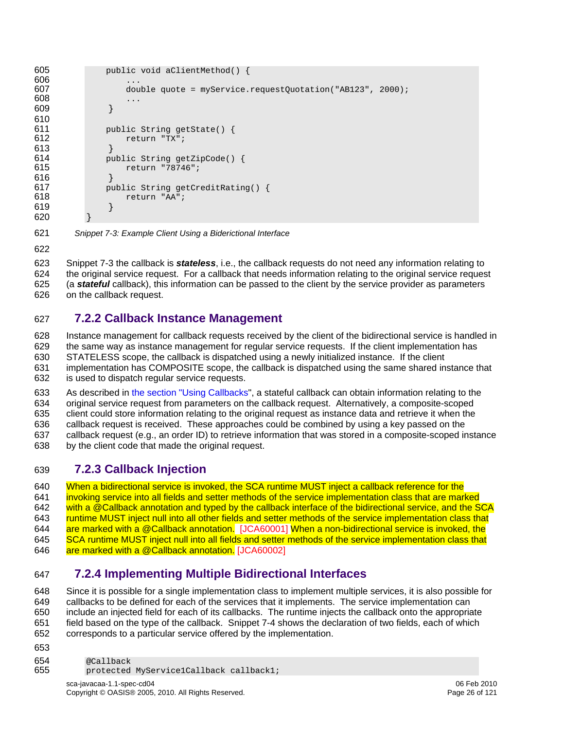```
    public void aClientMethod() {
        ...
        double quote = myService.requestQuotation("AB123", 2000);
        ...
    }

    public String getState() {
        return "TX";
    }
    public String getZipCode() {
        return "78746";
    }
    public String getCreditRating() {
        return "AA";
    }
}
```

*Snippet 7-3: Example Client Using a Biderictional Interface*

Snippet 7-3 the callback is ***stateless***, i.e., the callback requests do not need any information relating to the original service request. For a callback that needs information relating to the original service request (a ***stateful*** callback), this information can be passed to the client by the service provider as parameters on the callback request.

### 7.2.2 Callback Instance Management

Instance management for callback requests received by the client of the bidirectional service is handled in the same way as instance management for regular service requests. If the client implementation has STATELESS scope, the callback is dispatched using a newly initialized instance. If the client implementation has COMPOSITE scope, the callback is dispatched using the same shared instance that is used to dispatch regular service requests.

As described in the section "Using Callbacks", a stateful callback can obtain information relating to the original service request from parameters on the callback request. Alternatively, a composite-scoped client could store information relating to the original request as instance data and retrieve it when the callback request is received. These approaches could be combined by using a key passed on the callback request (e.g., an order ID) to retrieve information that was stored in a composite-scoped instance by the client code that made the original request.

### 7.2.3 Callback Injection

When a bidirectional service is invoked, the SCA runtime MUST inject a callback reference for the invoking service into all fields and setter methods of the service implementation class that are marked with a @Callback annotation and typed by the callback interface of the bidirectional service, and the SCA runtime MUST inject null into all other fields and setter methods of the service implementation class that are marked with a @Callback annotation. [JCA60001] When a non-bidirectional service is invoked, the SCA runtime MUST inject null into all fields and setter methods of the service implementation class that are marked with a @Callback annotation. [JCA60002]

### 7.2.4 Implementing Multiple Bidirectional Interfaces

Since it is possible for a single implementation class to implement multiple services, it is also possible for callbacks to be defined for each of the services that it implements. The service implementation can include an injected field for each of its callbacks. The runtime injects the callback onto the appropriate field based on the type of the callback. Snippet 7-4 shows the declaration of two fields, each of which corresponds to a particular service offered by the implementation.

```
@Callback
protected MyService1Callback callback1;
```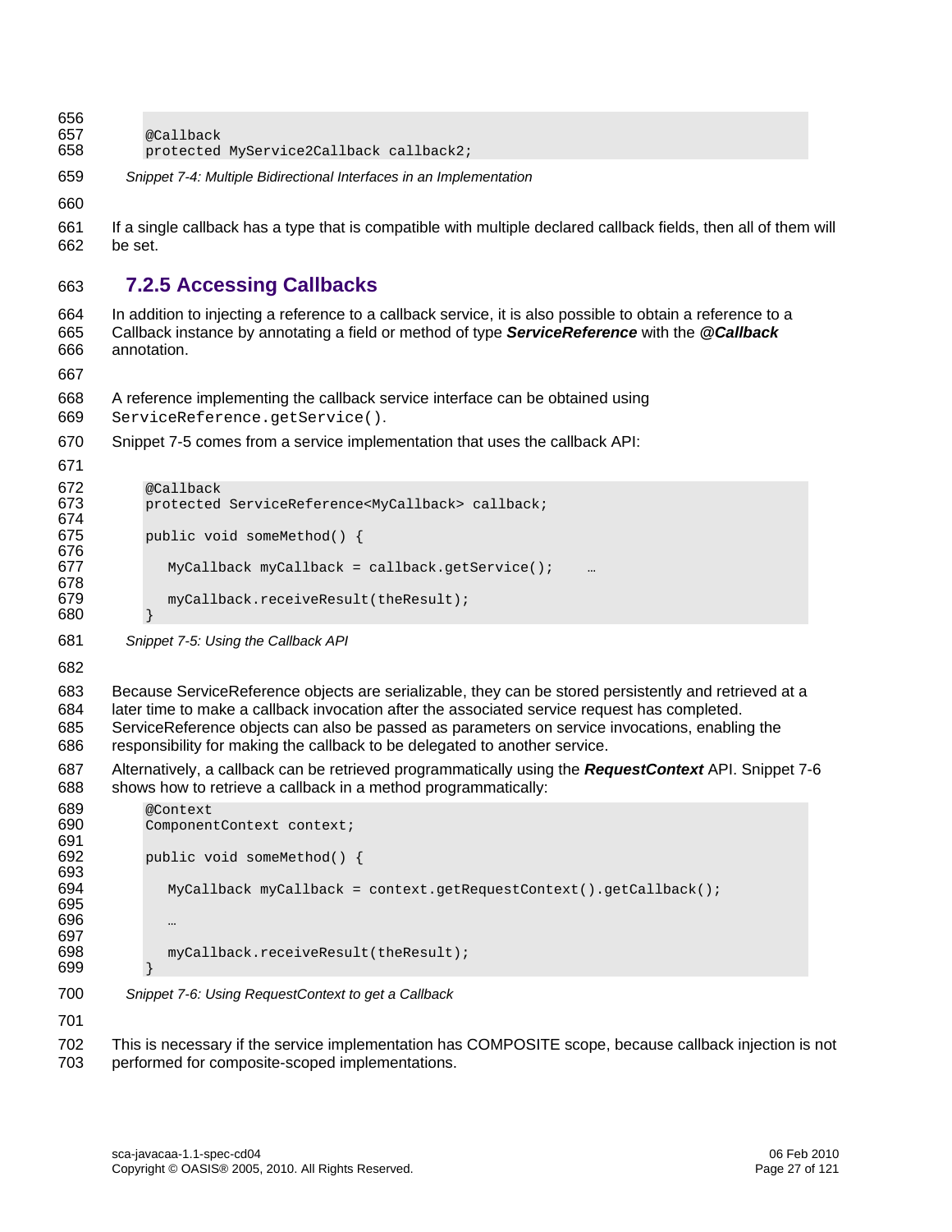```
@Callback
protected MyService2Callback callback2;
```

*Snippet 7-4: Multiple Bidirectional Interfaces in an Implementation*

If a single callback has a type that is compatible with multiple declared callback fields, then all of them will be set.

### 7.2.5 Accessing Callbacks

In addition to injecting a reference to a callback service, it is also possible to obtain a reference to a Callback instance by annotating a field or method of type ***ServiceReference*** with the ***@Callback*** annotation.

A reference implementing the callback service interface can be obtained using `ServiceReference.getService()`.

Snippet 7-5 comes from a service implementation that uses the callback API:

```
@Callback
protected ServiceReference<MyCallback> callback;

public void someMethod() {

   MyCallback myCallback = callback.getService();    …

   myCallback.receiveResult(theResult);
}
```

*Snippet 7-5: Using the Callback API*

Because ServiceReference objects are serializable, they can be stored persistently and retrieved at a later time to make a callback invocation after the associated service request has completed. ServiceReference objects can also be passed as parameters on service invocations, enabling the responsibility for making the callback to be delegated to another service.

Alternatively, a callback can be retrieved programmatically using the ***RequestContext*** API. Snippet 7-6 shows how to retrieve a callback in a method programmatically:

```
@Context
ComponentContext context;

public void someMethod() {

   MyCallback myCallback = context.getRequestContext().getCallback();

   …

   myCallback.receiveResult(theResult);
}
```

*Snippet 7-6: Using RequestContext to get a Callback*

This is necessary if the service implementation has COMPOSITE scope, because callback injection is not performed for composite-scoped implementations.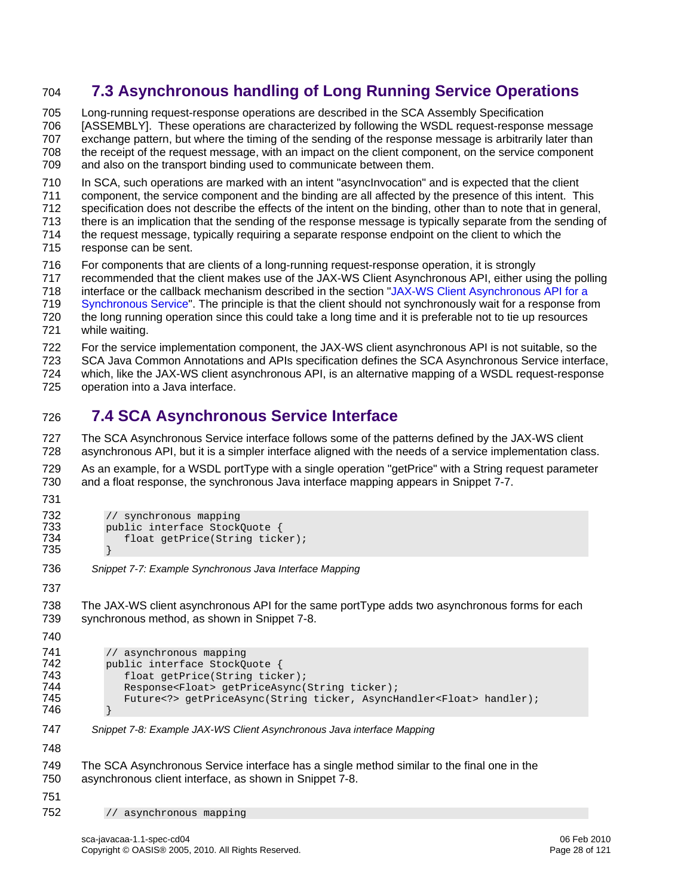## 7.3 Asynchronous handling of Long Running Service Operations

Long-running request-response operations are described in the SCA Assembly Specification [ASSEMBLY]. These operations are characterized by following the WSDL request-response message exchange pattern, but where the timing of the sending of the response message is arbitrarily later than the receipt of the request message, with an impact on the client component, on the service component and also on the transport binding used to communicate between them.

In SCA, such operations are marked with an intent "asyncInvocation" and is expected that the client component, the service component and the binding are all affected by the presence of this intent. This specification does not describe the effects of the intent on the binding, other than to note that in general, there is an implication that the sending of the response message is typically separate from the sending of the request message, typically requiring a separate response endpoint on the client to which the response can be sent.

For components that are clients of a long-running request-response operation, it is strongly recommended that the client makes use of the JAX-WS Client Asynchronous API, either using the polling interface or the callback mechanism described in the section "JAX-WS Client Asynchronous API for a Synchronous Service". The principle is that the client should not synchronously wait for a response from the long running operation since this could take a long time and it is preferable not to tie up resources while waiting.

For the service implementation component, the JAX-WS client asynchronous API is not suitable, so the SCA Java Common Annotations and APIs specification defines the SCA Asynchronous Service interface, which, like the JAX-WS client asynchronous API, is an alternative mapping of a WSDL request-response operation into a Java interface.

## 7.4 SCA Asynchronous Service Interface

The SCA Asynchronous Service interface follows some of the patterns defined by the JAX-WS client asynchronous API, but it is a simpler interface aligned with the needs of a service implementation class.

As an example, for a WSDL portType with a single operation "getPrice" with a String request parameter and a float response, the synchronous Java interface mapping appears in Snippet 7-7.

```
// synchronous mapping
public interface StockQuote {
   float getPrice(String ticker);
}
```

*Snippet 7-7: Example Synchronous Java Interface Mapping*

The JAX-WS client asynchronous API for the same portType adds two asynchronous forms for each synchronous method, as shown in Snippet 7-8.

```
// asynchronous mapping
public interface StockQuote {
   float getPrice(String ticker);
   Response<Float> getPriceAsync(String ticker);
   Future<?> getPriceAsync(String ticker, AsyncHandler<Float> handler);
}
```

*Snippet 7-8: Example JAX-WS Client Asynchronous Java interface Mapping*

The SCA Asynchronous Service interface has a single method similar to the final one in the asynchronous client interface, as shown in Snippet 7-8.

```
// asynchronous mapping
```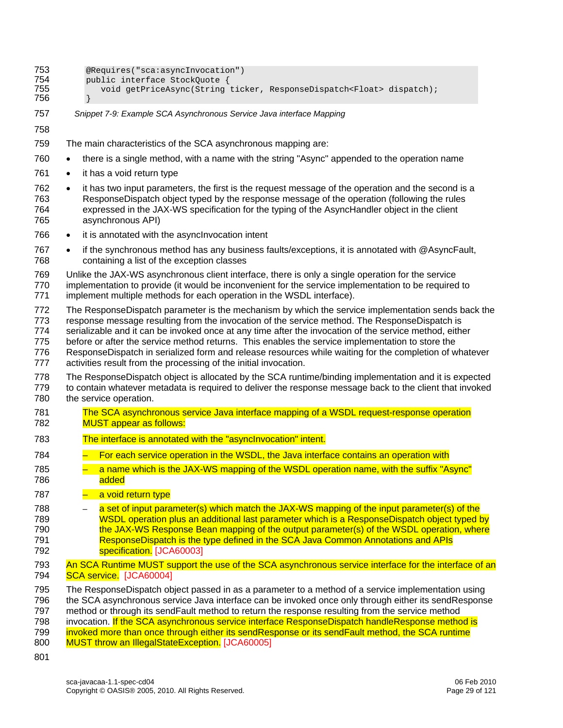```
@Requires("sca:asyncInvocation")
public interface StockQuote {
   void getPriceAsync(String ticker, ResponseDispatch<Float> dispatch);
}
```

*Snippet 7-9: Example SCA Asynchronous Service Java interface Mapping*

The main characteristics of the SCA asynchronous mapping are:

- there is a single method, with a name with the string "Async" appended to the operation name
- it has a void return type
- it has two input parameters, the first is the request message of the operation and the second is a ResponseDispatch object typed by the response message of the operation (following the rules expressed in the JAX-WS specification for the typing of the AsyncHandler object in the client asynchronous API)
- it is annotated with the asyncInvocation intent
- if the synchronous method has any business faults/exceptions, it is annotated with @AsyncFault, containing a list of the exception classes

Unlike the JAX-WS asynchronous client interface, there is only a single operation for the service implementation to provide (it would be inconvenient for the service implementation to be required to implement multiple methods for each operation in the WSDL interface).

The ResponseDispatch parameter is the mechanism by which the service implementation sends back the response message resulting from the invocation of the service method. The ResponseDispatch is serializable and it can be invoked once at any time after the invocation of the service method, either before or after the service method returns. This enables the service implementation to store the ResponseDispatch in serialized form and release resources while waiting for the completion of whatever activities result from the processing of the initial invocation.

The ResponseDispatch object is allocated by the SCA runtime/binding implementation and it is expected to contain whatever metadata is required to deliver the response message back to the client that invoked the service operation.

The SCA asynchronous service Java interface mapping of a WSDL request-response operation MUST appear as follows:

The interface is annotated with the "asyncInvocation" intent.

- For each service operation in the WSDL, the Java interface contains an operation with
- a name which is the JAX-WS mapping of the WSDL operation name, with the suffix "Async" added
- a void return type
- a set of input parameter(s) which match the JAX-WS mapping of the input parameter(s) of the WSDL operation plus an additional last parameter which is a ResponseDispatch object typed by the JAX-WS Response Bean mapping of the output parameter(s) of the WSDL operation, where ResponseDispatch is the type defined in the SCA Java Common Annotations and APIs specification. [JCA60003]

An SCA Runtime MUST support the use of the SCA asynchronous service interface for the interface of an SCA service. [JCA60004]

The ResponseDispatch object passed in as a parameter to a method of a service implementation using the SCA asynchronous service Java interface can be invoked once only through either its sendResponse method or through its sendFault method to return the response resulting from the service method invocation. If the SCA asynchronous service interface ResponseDispatch handleResponse method is invoked more than once through either its sendResponse or its sendFault method, the SCA runtime MUST throw an IllegalStateException. [JCA60005]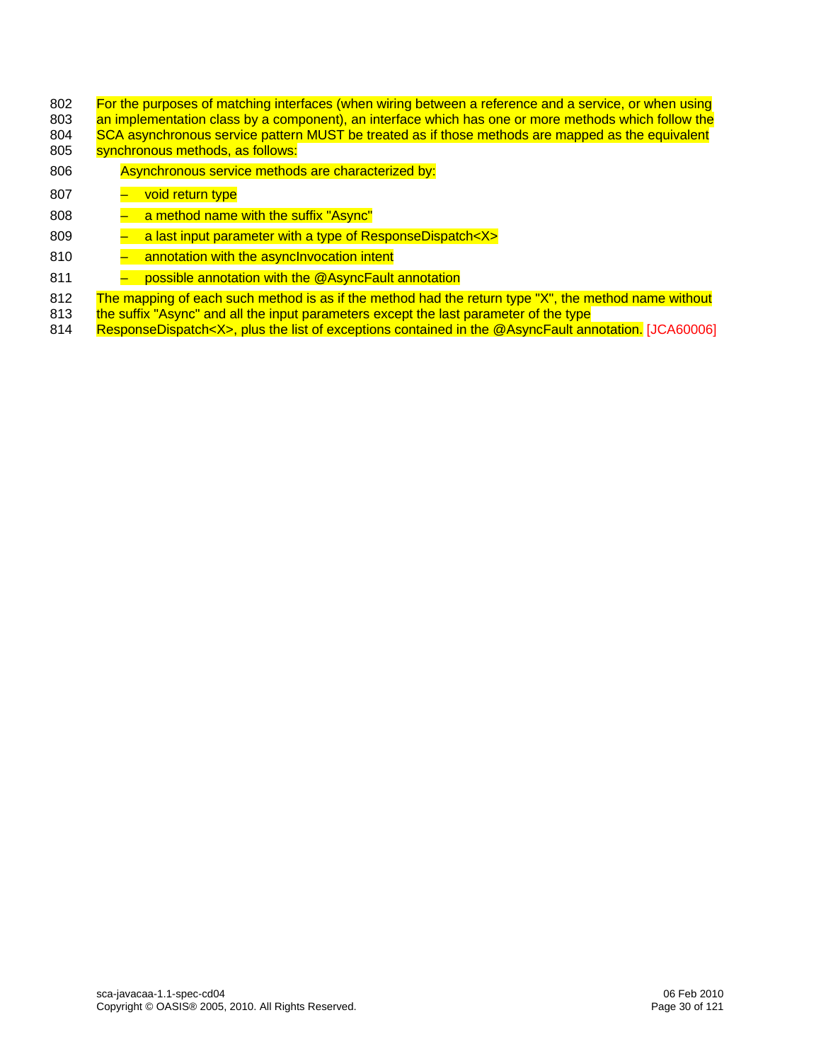For the purposes of matching interfaces (when wiring between a reference and a service, or when using an implementation class by a component), an interface which has one or more methods which follow the SCA asynchronous service pattern MUST be treated as if those methods are mapped as the equivalent synchronous methods, as follows:

Asynchronous service methods are characterized by:

- void return type
- a method name with the suffix "Async"
- a last input parameter with a type of ResponseDispatch<X>
- annotation with the asyncInvocation intent
- possible annotation with the @AsyncFault annotation

The mapping of each such method is as if the method had the return type "X", the method name without the suffix "Async" and all the input parameters except the last parameter of the type ResponseDispatch<X>, plus the list of exceptions contained in the @AsyncFault annotation. [JCA60006]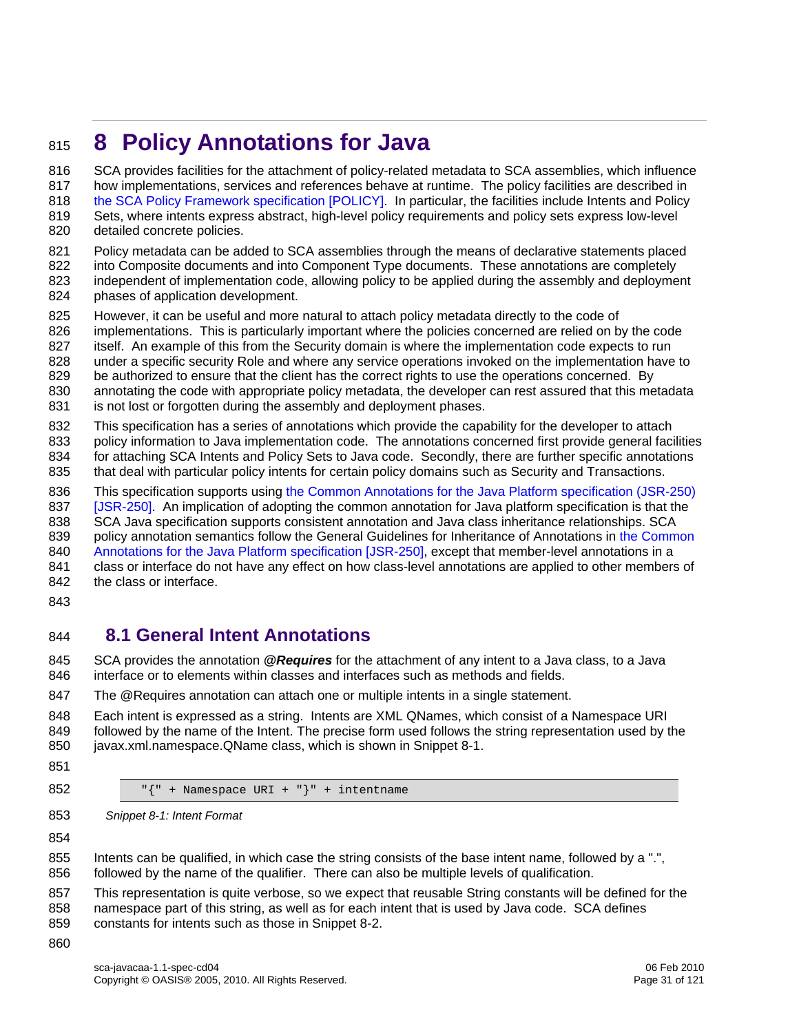# 8 Policy Annotations for Java

SCA provides facilities for the attachment of policy-related metadata to SCA assemblies, which influence how implementations, services and references behave at runtime. The policy facilities are described in the SCA Policy Framework specification [POLICY]. In particular, the facilities include Intents and Policy Sets, where intents express abstract, high-level policy requirements and policy sets express low-level detailed concrete policies.

Policy metadata can be added to SCA assemblies through the means of declarative statements placed into Composite documents and into Component Type documents. These annotations are completely independent of implementation code, allowing policy to be applied during the assembly and deployment phases of application development.

However, it can be useful and more natural to attach policy metadata directly to the code of implementations. This is particularly important where the policies concerned are relied on by the code itself. An example of this from the Security domain is where the implementation code expects to run under a specific security Role and where any service operations invoked on the implementation have to be authorized to ensure that the client has the correct rights to use the operations concerned. By annotating the code with appropriate policy metadata, the developer can rest assured that this metadata is not lost or forgotten during the assembly and deployment phases.

This specification has a series of annotations which provide the capability for the developer to attach policy information to Java implementation code. The annotations concerned first provide general facilities for attaching SCA Intents and Policy Sets to Java code. Secondly, there are further specific annotations that deal with particular policy intents for certain policy domains such as Security and Transactions.

This specification supports using the Common Annotations for the Java Platform specification (JSR-250) [JSR-250]. An implication of adopting the common annotation for Java platform specification is that the SCA Java specification supports consistent annotation and Java class inheritance relationships. SCA policy annotation semantics follow the General Guidelines for Inheritance of Annotations in the Common Annotations for the Java Platform specification [JSR-250], except that member-level annotations in a class or interface do not have any effect on how class-level annotations are applied to other members of the class or interface.

## 8.1 General Intent Annotations

SCA provides the annotation ***@Requires*** for the attachment of any intent to a Java class, to a Java interface or to elements within classes and interfaces such as methods and fields.

The @Requires annotation can attach one or multiple intents in a single statement.

Each intent is expressed as a string. Intents are XML QNames, which consist of a Namespace URI followed by the name of the Intent. The precise form used follows the string representation used by the javax.xml.namespace.QName class, which is shown in Snippet 8-1.

```
"{" + Namespace URI + "}" + intentname
```

*Snippet 8-1: Intent Format*

Intents can be qualified, in which case the string consists of the base intent name, followed by a ".", followed by the name of the qualifier. There can also be multiple levels of qualification.

This representation is quite verbose, so we expect that reusable String constants will be defined for the namespace part of this string, as well as for each intent that is used by Java code. SCA defines constants for intents such as those in Snippet 8-2.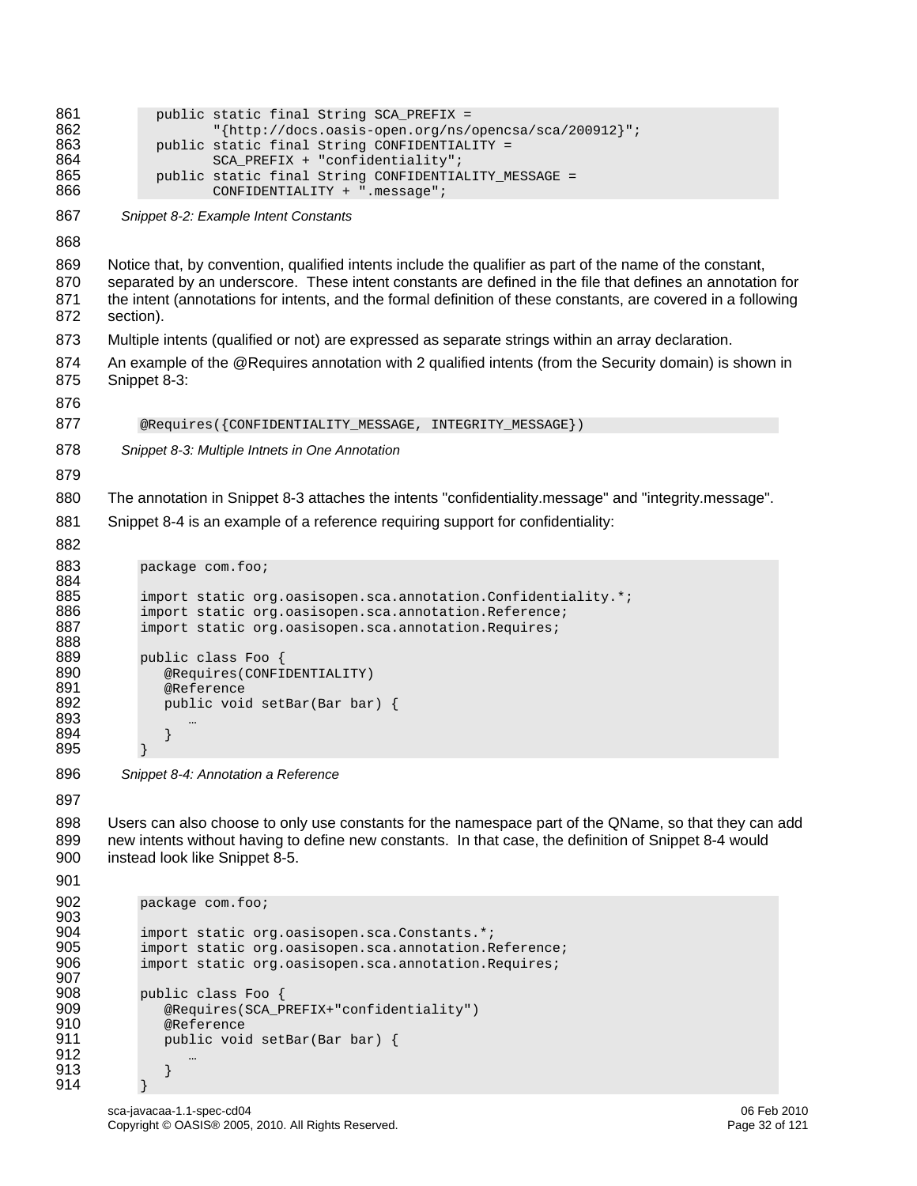```
   public static final String SCA_PREFIX =
          "{http://docs.oasis-open.org/ns/opencsa/sca/200912}";
   public static final String CONFIDENTIALITY =
          SCA_PREFIX + "confidentiality";
   public static final String CONFIDENTIALITY_MESSAGE =
          CONFIDENTIALITY + ".message";
```

*Snippet 8-2: Example Intent Constants*

Notice that, by convention, qualified intents include the qualifier as part of the name of the constant, separated by an underscore. These intent constants are defined in the file that defines an annotation for the intent (annotations for intents, and the formal definition of these constants, are covered in a following section).

Multiple intents (qualified or not) are expressed as separate strings within an array declaration.

An example of the @Requires annotation with 2 qualified intents (from the Security domain) is shown in Snippet 8-3:

```
@Requires({CONFIDENTIALITY_MESSAGE, INTEGRITY_MESSAGE})
```

*Snippet 8-3: Multiple Intnets in One Annotation*

The annotation in Snippet 8-3 attaches the intents "confidentiality.message" and "integrity.message".

Snippet 8-4 is an example of a reference requiring support for confidentiality:

```
package com.foo;

import static org.oasisopen.sca.annotation.Confidentiality.*;
import static org.oasisopen.sca.annotation.Reference;
import static org.oasisopen.sca.annotation.Requires;

public class Foo {
   @Requires(CONFIDENTIALITY)
   @Reference
   public void setBar(Bar bar) {
      …
   }
}
```

*Snippet 8-4: Annotation a Reference*

Users can also choose to only use constants for the namespace part of the QName, so that they can add new intents without having to define new constants. In that case, the definition of Snippet 8-4 would instead look like Snippet 8-5.

```
package com.foo;

import static org.oasisopen.sca.Constants.*;
import static org.oasisopen.sca.annotation.Reference;
import static org.oasisopen.sca.annotation.Requires;

public class Foo {
   @Requires(SCA_PREFIX+"confidentiality")
   @Reference
   public void setBar(Bar bar) {
      …
   }
}
```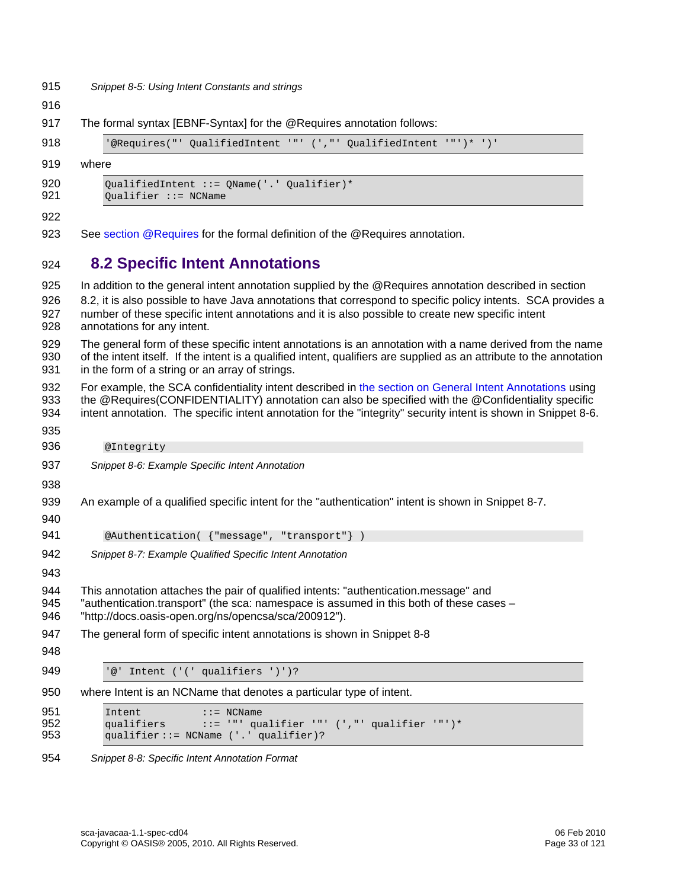*Snippet 8-5: Using Intent Constants and strings*

The formal syntax [EBNF-Syntax] for the @Requires annotation follows:

```
'@Requires("' QualifiedIntent '"' (',"' QualifiedIntent '"')* ')'
```

where

```
QualifiedIntent ::= QName('.' Qualifier)*
Qualifier ::= NCName
```

See section @Requires for the formal definition of the @Requires annotation.

## 8.2 Specific Intent Annotations

In addition to the general intent annotation supplied by the @Requires annotation described in section 8.2, it is also possible to have Java annotations that correspond to specific policy intents. SCA provides a number of these specific intent annotations and it is also possible to create new specific intent annotations for any intent.

The general form of these specific intent annotations is an annotation with a name derived from the name of the intent itself. If the intent is a qualified intent, qualifiers are supplied as an attribute to the annotation in the form of a string or an array of strings.

For example, the SCA confidentiality intent described in the section on General Intent Annotations using the @Requires(CONFIDENTIALITY) annotation can also be specified with the @Confidentiality specific intent annotation. The specific intent annotation for the "integrity" security intent is shown in Snippet 8-6.

```
@Integrity
```

*Snippet 8-6: Example Specific Intent Annotation*

An example of a qualified specific intent for the "authentication" intent is shown in Snippet 8-7.

```
@Authentication( {"message", "transport"} )
```

*Snippet 8-7: Example Qualified Specific Intent Annotation*

This annotation attaches the pair of qualified intents: "authentication.message" and "authentication.transport" (the sca: namespace is assumed in this both of these cases – "http://docs.oasis-open.org/ns/opencsa/sca/200912").

The general form of specific intent annotations is shown in Snippet 8-8

```
'@' Intent ('(' qualifiers ')')?
```

where Intent is an NCName that denotes a particular type of intent.

```
Intent          ::= NCName
qualifiers      ::= '"' qualifier '"' (',"' qualifier '"')*
qualifier ::= NCName ('.' qualifier)?
```

*Snippet 8-8: Specific Intent Annotation Format*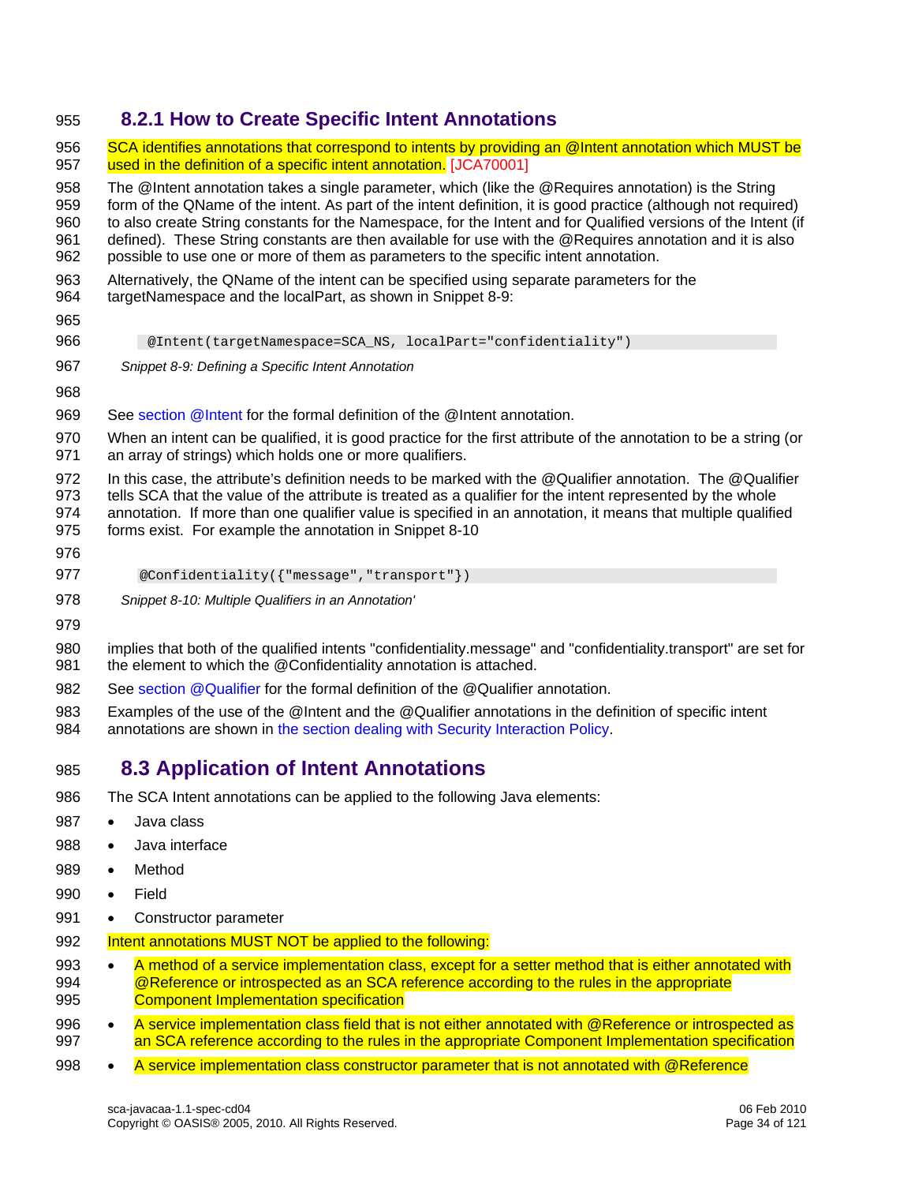### 8.2.1 How to Create Specific Intent Annotations

SCA identifies annotations that correspond to intents by providing an @Intent annotation which MUST be used in the definition of a specific intent annotation. [JCA70001]

The @Intent annotation takes a single parameter, which (like the @Requires annotation) is the String form of the QName of the intent. As part of the intent definition, it is good practice (although not required) to also create String constants for the Namespace, for the Intent and for Qualified versions of the Intent (if defined). These String constants are then available for use with the @Requires annotation and it is also possible to use one or more of them as parameters to the specific intent annotation.

Alternatively, the QName of the intent can be specified using separate parameters for the targetNamespace and the localPart, as shown in Snippet 8-9:

```
@Intent(targetNamespace=SCA_NS, localPart="confidentiality")
```

*Snippet 8-9: Defining a Specific Intent Annotation*

See section @Intent for the formal definition of the @Intent annotation.

When an intent can be qualified, it is good practice for the first attribute of the annotation to be a string (or an array of strings) which holds one or more qualifiers.

In this case, the attribute's definition needs to be marked with the @Qualifier annotation. The @Qualifier tells SCA that the value of the attribute is treated as a qualifier for the intent represented by the whole annotation. If more than one qualifier value is specified in an annotation, it means that multiple qualified forms exist. For example the annotation in Snippet 8-10

```
@Confidentiality({"message","transport"})
```

*Snippet 8-10: Multiple Qualifiers in an Annotation'*

implies that both of the qualified intents "confidentiality.message" and "confidentiality.transport" are set for the element to which the @Confidentiality annotation is attached.

See section @Qualifier for the formal definition of the @Qualifier annotation.

Examples of the use of the @Intent and the @Qualifier annotations in the definition of specific intent annotations are shown in the section dealing with Security Interaction Policy.

## 8.3 Application of Intent Annotations

The SCA Intent annotations can be applied to the following Java elements:

- Java class
- Java interface
- Method
- Field
- Constructor parameter

Intent annotations MUST NOT be applied to the following:

- A method of a service implementation class, except for a setter method that is either annotated with @Reference or introspected as an SCA reference according to the rules in the appropriate Component Implementation specification
- A service implementation class field that is not either annotated with @Reference or introspected as an SCA reference according to the rules in the appropriate Component Implementation specification
- A service implementation class constructor parameter that is not annotated with @Reference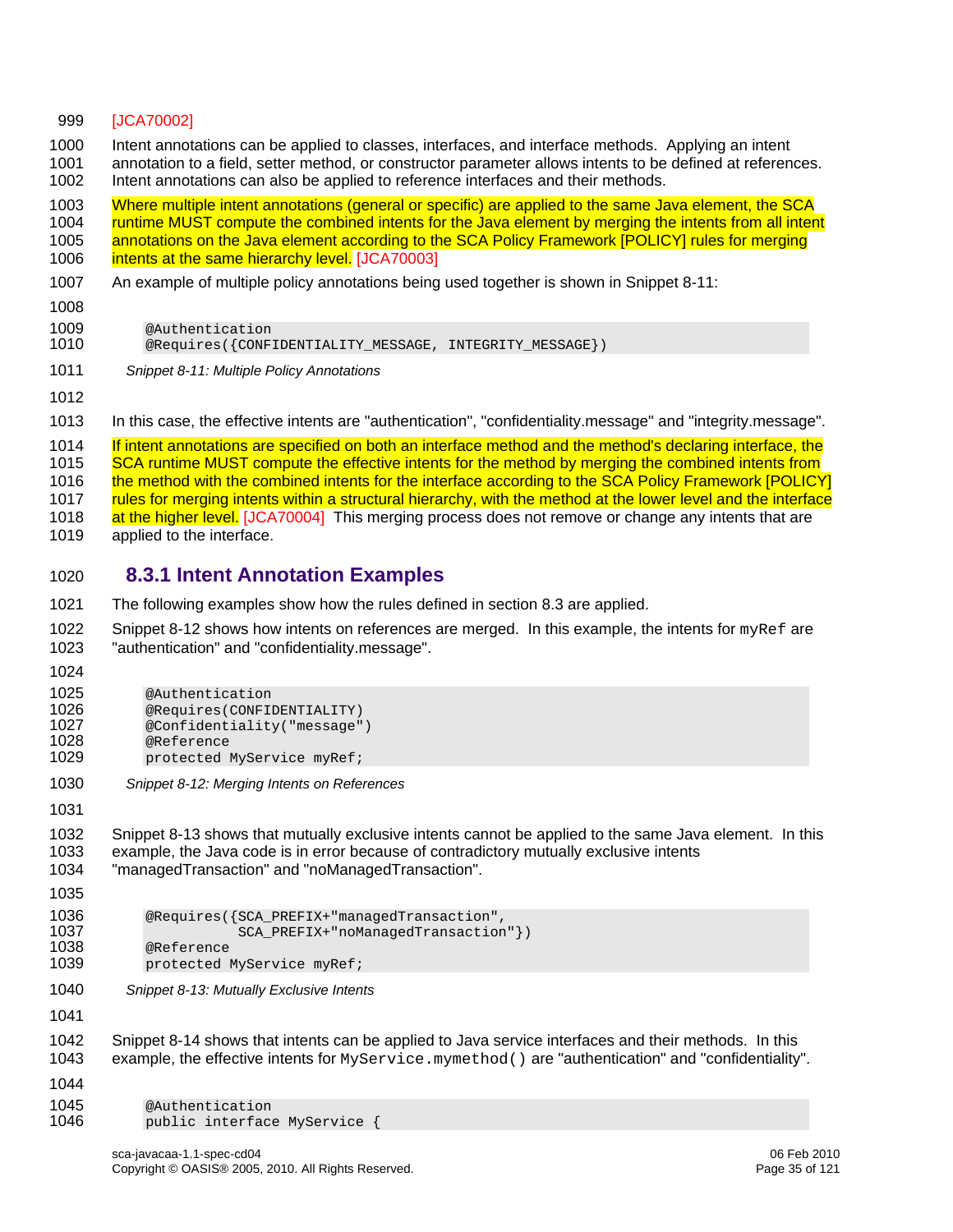[JCA70002]

Intent annotations can be applied to classes, interfaces, and interface methods. Applying an intent annotation to a field, setter method, or constructor parameter allows intents to be defined at references. Intent annotations can also be applied to reference interfaces and their methods.

Where multiple intent annotations (general or specific) are applied to the same Java element, the SCA runtime MUST compute the combined intents for the Java element by merging the intents from all intent annotations on the Java element according to the SCA Policy Framework [POLICY] rules for merging intents at the same hierarchy level. [JCA70003]

An example of multiple policy annotations being used together is shown in Snippet 8-11:

```
@Authentication
@Requires({CONFIDENTIALITY_MESSAGE, INTEGRITY_MESSAGE})
```

*Snippet 8-11: Multiple Policy Annotations*

In this case, the effective intents are "authentication", "confidentiality.message" and "integrity.message".

If intent annotations are specified on both an interface method and the method's declaring interface, the SCA runtime MUST compute the effective intents for the method by merging the combined intents from the method with the combined intents for the interface according to the SCA Policy Framework [POLICY] rules for merging intents within a structural hierarchy, with the method at the lower level and the interface at the higher level. [JCA70004] This merging process does not remove or change any intents that are applied to the interface.

### 8.3.1 Intent Annotation Examples

The following examples show how the rules defined in section 8.3 are applied.

Snippet 8-12 shows how intents on references are merged. In this example, the intents for `myRef` are "authentication" and "confidentiality.message".

```
@Authentication
@Requires(CONFIDENTIALITY)
@Confidentiality("message")
@Reference
protected MyService myRef;
```

*Snippet 8-12: Merging Intents on References*

Snippet 8-13 shows that mutually exclusive intents cannot be applied to the same Java element. In this example, the Java code is in error because of contradictory mutually exclusive intents "managedTransaction" and "noManagedTransaction".

```
@Requires({SCA_PREFIX+"managedTransaction",
           SCA_PREFIX+"noManagedTransaction"})
@Reference
protected MyService myRef;
```

*Snippet 8-13: Mutually Exclusive Intents*

Snippet 8-14 shows that intents can be applied to Java service interfaces and their methods. In this example, the effective intents for `MyService.mymethod()` are "authentication" and "confidentiality".

```
@Authentication
public interface MyService {
```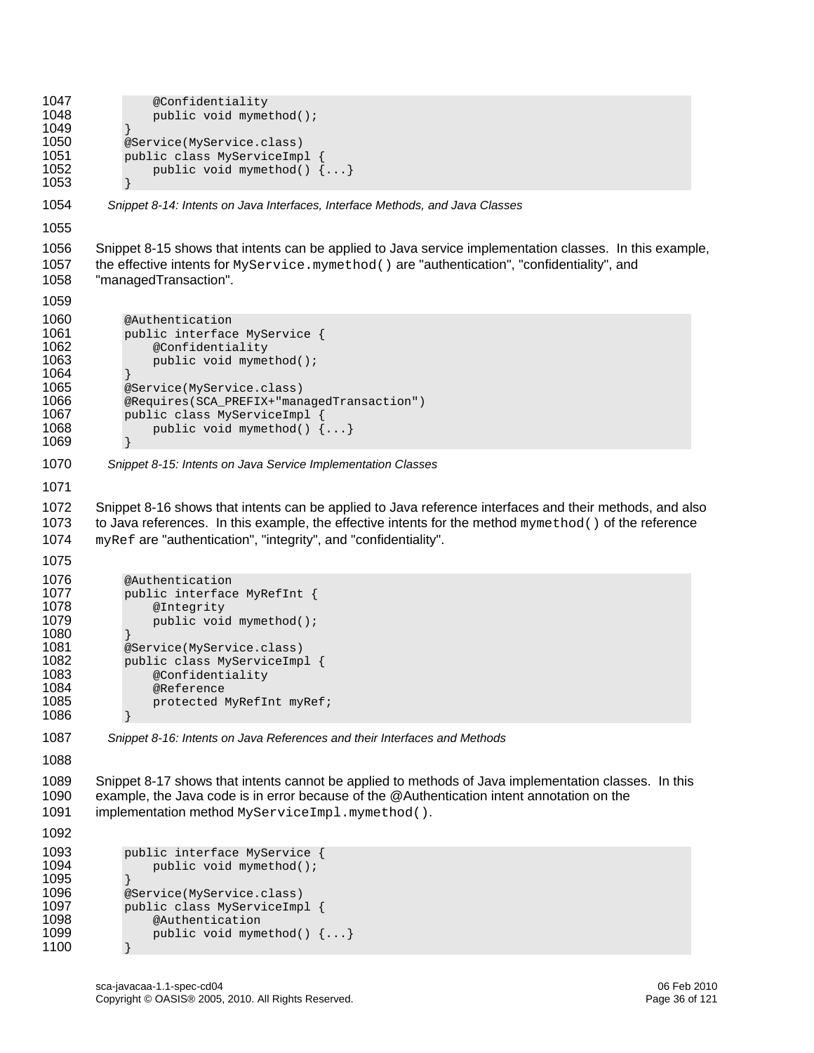```
    @Confidentiality
    public void mymethod();
}
@Service(MyService.class)
public class MyServiceImpl {
    public void mymethod() {...}
}
```

*Snippet 8-14: Intents on Java Interfaces, Interface Methods, and Java Classes*

Snippet 8-15 shows that intents can be applied to Java service implementation classes. In this example, the effective intents for `MyService.mymethod()` are "authentication", "confidentiality", and "managedTransaction".

```
@Authentication
public interface MyService {
    @Confidentiality
    public void mymethod();
}
@Service(MyService.class)
@Requires(SCA_PREFIX+"managedTransaction")
public class MyServiceImpl {
    public void mymethod() {...}
}
```

*Snippet 8-15: Intents on Java Service Implementation Classes*

Snippet 8-16 shows that intents can be applied to Java reference interfaces and their methods, and also to Java references. In this example, the effective intents for the method `mymethod()` of the reference `myRef` are "authentication", "integrity", and "confidentiality".

```
@Authentication
public interface MyRefInt {
    @Integrity
    public void mymethod();
}
@Service(MyService.class)
public class MyServiceImpl {
    @Confidentiality
    @Reference
    protected MyRefInt myRef;
}
```

*Snippet 8-16: Intents on Java References and their Interfaces and Methods*

Snippet 8-17 shows that intents cannot be applied to methods of Java implementation classes. In this example, the Java code is in error because of the @Authentication intent annotation on the implementation method `MyServiceImpl.mymethod()`.

```
public interface MyService {
    public void mymethod();
}
@Service(MyService.class)
public class MyServiceImpl {
    @Authentication
    public void mymethod() {...}
}
```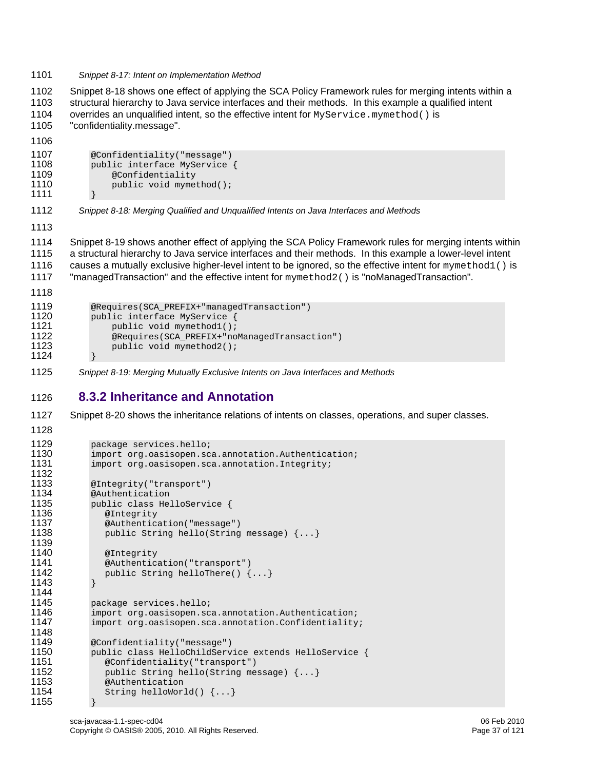*Snippet 8-17: Intent on Implementation Method*

Snippet 8-18 shows one effect of applying the SCA Policy Framework rules for merging intents within a structural hierarchy to Java service interfaces and their methods. In this example a qualified intent overrides an unqualified intent, so the effective intent for `MyService.mymethod()` is "confidentiality.message".

```
@Confidentiality("message")
public interface MyService {
    @Confidentiality
    public void mymethod();
}
```

*Snippet 8-18: Merging Qualified and Unqualified Intents on Java Interfaces and Methods*

Snippet 8-19 shows another effect of applying the SCA Policy Framework rules for merging intents within a structural hierarchy to Java service interfaces and their methods. In this example a lower-level intent causes a mutually exclusive higher-level intent to be ignored, so the effective intent for `mymethod1()` is "managedTransaction" and the effective intent for `mymethod2()` is "noManagedTransaction".

```
@Requires(SCA_PREFIX+"managedTransaction")
public interface MyService {
    public void mymethod1();
    @Requires(SCA_PREFIX+"noManagedTransaction")
    public void mymethod2();
}
```

*Snippet 8-19: Merging Mutually Exclusive Intents on Java Interfaces and Methods*

## 8.3.2 Inheritance and Annotation

Snippet 8-20 shows the inheritance relations of intents on classes, operations, and super classes.

```
package services.hello;
import org.oasisopen.sca.annotation.Authentication;
import org.oasisopen.sca.annotation.Integrity;

@Integrity("transport")
@Authentication
public class HelloService {
   @Integrity
   @Authentication("message")
   public String hello(String message) {...}

   @Integrity
   @Authentication("transport")
   public String helloThere() {...}
}

package services.hello;
import org.oasisopen.sca.annotation.Authentication;
import org.oasisopen.sca.annotation.Confidentiality;

@Confidentiality("message")
public class HelloChildService extends HelloService {
   @Confidentiality("transport")
   public String hello(String message) {...}
   @Authentication
   String helloWorld() {...}
}
```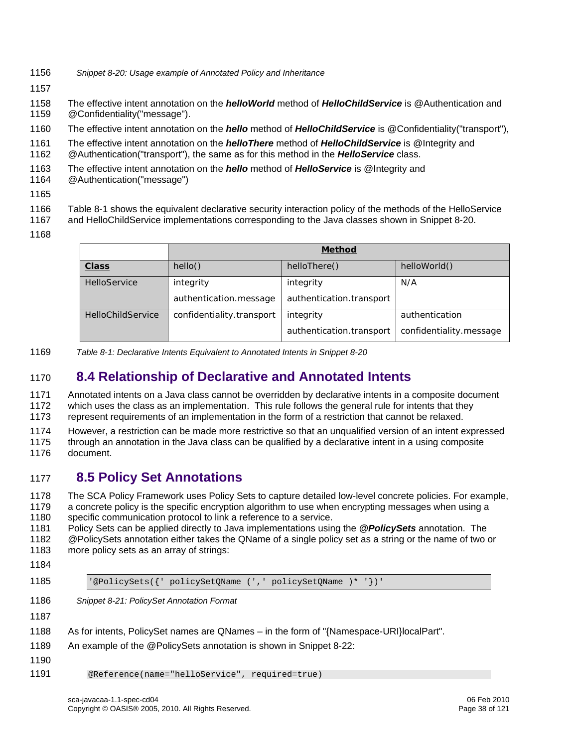*Snippet 8-20: Usage example of Annotated Policy and Inheritance*

The effective intent annotation on the ***helloWorld*** method of ***HelloChildService*** is @Authentication and @Confidentiality("message").

The effective intent annotation on the ***hello*** method of ***HelloChildService*** is @Confidentiality("transport"),

The effective intent annotation on the ***helloThere*** method of ***HelloChildService*** is @Integrity and @Authentication("transport"), the same as for this method in the ***HelloService*** class.

The effective intent annotation on the ***hello*** method of ***HelloService*** is @Integrity and @Authentication("message")

Table 8-1 shows the equivalent declarative security interaction policy of the methods of the HelloService and HelloChildService implementations corresponding to the Java classes shown in Snippet 8-20.

| | **Method** | | |
|---|---|---|---|
| **Class** | hello() | helloThere() | helloWorld() |
| HelloService | integrity<br>authentication.message | integrity<br>authentication.transport | N/A |
| HelloChildService | confidentiality.transport | integrity<br>authentication.transport | authentication<br>confidentiality.message |

*Table 8-1: Declarative Intents Equivalent to Annotated Intents in Snippet 8-20*

## 8.4 Relationship of Declarative and Annotated Intents

Annotated intents on a Java class cannot be overridden by declarative intents in a composite document which uses the class as an implementation. This rule follows the general rule for intents that they represent requirements of an implementation in the form of a restriction that cannot be relaxed.

However, a restriction can be made more restrictive so that an unqualified version of an intent expressed through an annotation in the Java class can be qualified by a declarative intent in a using composite document.

## 8.5 Policy Set Annotations

The SCA Policy Framework uses Policy Sets to capture detailed low-level concrete policies. For example, a concrete policy is the specific encryption algorithm to use when encrypting messages when using a specific communication protocol to link a reference to a service.

Policy Sets can be applied directly to Java implementations using the ***@PolicySets*** annotation. The @PolicySets annotation either takes the QName of a single policy set as a string or the name of two or more policy sets as an array of strings:

```
'@PolicySets({' policySetQName (',' policySetQName )* '})'
```

*Snippet 8-21: PolicySet Annotation Format*

As for intents, PolicySet names are QNames – in the form of "{Namespace-URI}localPart".

An example of the @PolicySets annotation is shown in Snippet 8-22:

```
@Reference(name="helloService", required=true)
```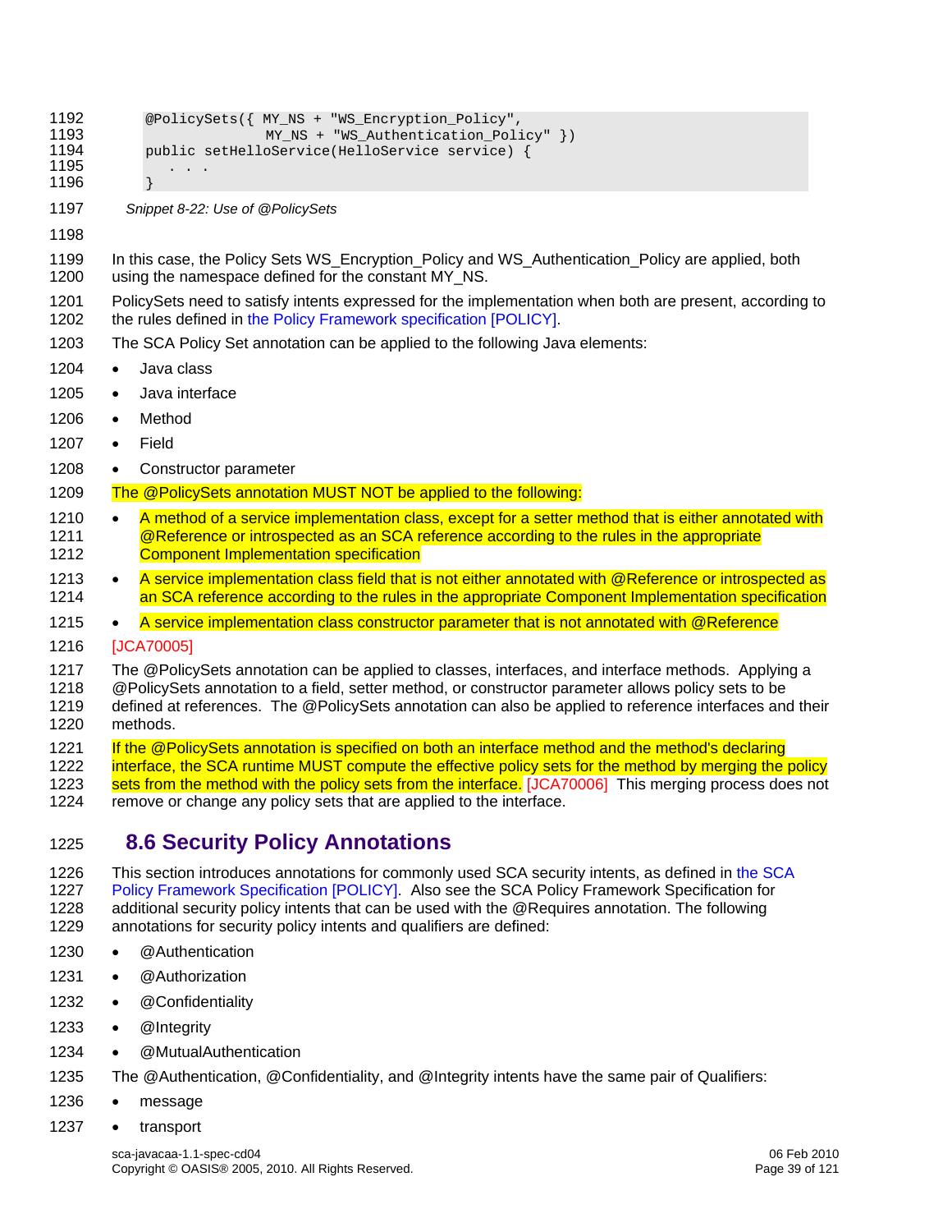```
@PolicySets({ MY_NS + "WS_Encryption_Policy",
              MY_NS + "WS_Authentication_Policy" })
public setHelloService(HelloService service) {
   . . .
}
```

*Snippet 8-22: Use of @PolicySets*

In this case, the Policy Sets WS_Encryption_Policy and WS_Authentication_Policy are applied, both using the namespace defined for the constant MY_NS.

PolicySets need to satisfy intents expressed for the implementation when both are present, according to the rules defined in the Policy Framework specification [POLICY].

The SCA Policy Set annotation can be applied to the following Java elements:

- Java class
- Java interface
- Method
- Field
- Constructor parameter

The @PolicySets annotation MUST NOT be applied to the following:

- A method of a service implementation class, except for a setter method that is either annotated with @Reference or introspected as an SCA reference according to the rules in the appropriate Component Implementation specification
- A service implementation class field that is not either annotated with @Reference or introspected as an SCA reference according to the rules in the appropriate Component Implementation specification
- A service implementation class constructor parameter that is not annotated with @Reference

[JCA70005]

The @PolicySets annotation can be applied to classes, interfaces, and interface methods. Applying a @PolicySets annotation to a field, setter method, or constructor parameter allows policy sets to be defined at references. The @PolicySets annotation can also be applied to reference interfaces and their methods.

If the @PolicySets annotation is specified on both an interface method and the method's declaring interface, the SCA runtime MUST compute the effective policy sets for the method by merging the policy sets from the method with the policy sets from the interface. [JCA70006] This merging process does not remove or change any policy sets that are applied to the interface.

## 8.6 Security Policy Annotations

This section introduces annotations for commonly used SCA security intents, as defined in the SCA Policy Framework Specification [POLICY]. Also see the SCA Policy Framework Specification for additional security policy intents that can be used with the @Requires annotation. The following annotations for security policy intents and qualifiers are defined:

- @Authentication
- @Authorization
- @Confidentiality
- @Integrity
- @MutualAuthentication

The @Authentication, @Confidentiality, and @Integrity intents have the same pair of Qualifiers:

- message
- transport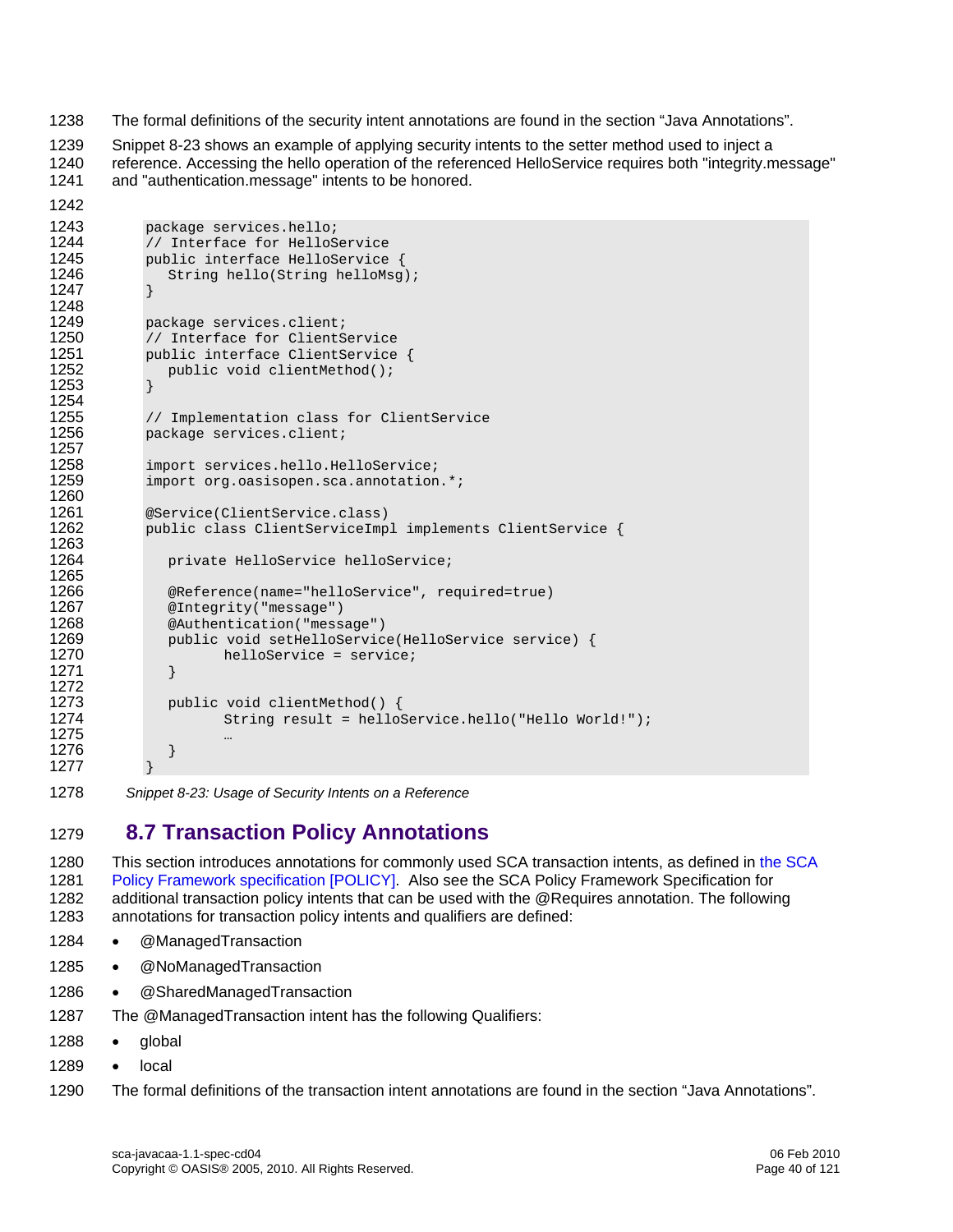The formal definitions of the security intent annotations are found in the section "Java Annotations".

Snippet 8-23 shows an example of applying security intents to the setter method used to inject a reference. Accessing the hello operation of the referenced HelloService requires both "integrity.message" and "authentication.message" intents to be honored.

```
package services.hello;
// Interface for HelloService
public interface HelloService {
   String hello(String helloMsg);
}

package services.client;
// Interface for ClientService
public interface ClientService {
   public void clientMethod();
}

// Implementation class for ClientService
package services.client;

import services.hello.HelloService;
import org.oasisopen.sca.annotation.*;

@Service(ClientService.class)
public class ClientServiceImpl implements ClientService {

   private HelloService helloService;

   @Reference(name="helloService", required=true)
   @Integrity("message")
   @Authentication("message")
   public void setHelloService(HelloService service) {
         helloService = service;
   }

   public void clientMethod() {
         String result = helloService.hello("Hello World!");
         …
   }
}
```

*Snippet 8-23: Usage of Security Intents on a Reference*

## 8.7 Transaction Policy Annotations

This section introduces annotations for commonly used SCA transaction intents, as defined in the SCA Policy Framework specification [POLICY]. Also see the SCA Policy Framework Specification for additional transaction policy intents that can be used with the @Requires annotation. The following annotations for transaction policy intents and qualifiers are defined:

- @ManagedTransaction
- @NoManagedTransaction
- @SharedManagedTransaction

The @ManagedTransaction intent has the following Qualifiers:

- global
- local

The formal definitions of the transaction intent annotations are found in the section "Java Annotations".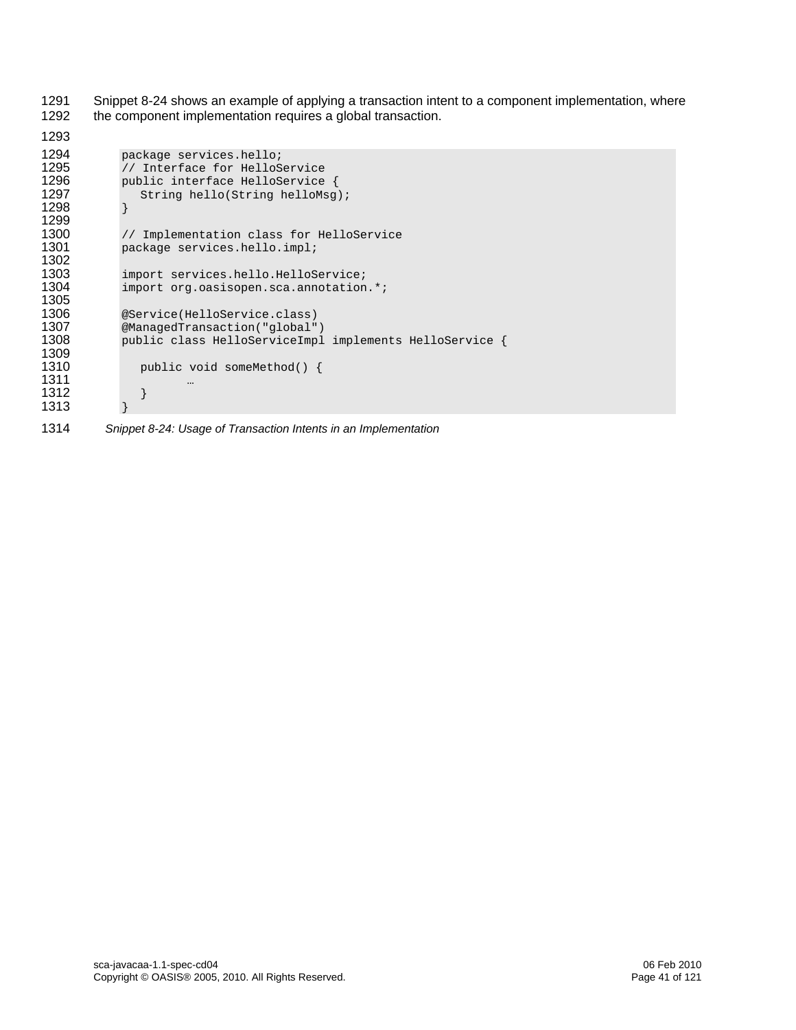Snippet 8-24 shows an example of applying a transaction intent to a component implementation, where the component implementation requires a global transaction.

```
package services.hello;
// Interface for HelloService
public interface HelloService {
   String hello(String helloMsg);
}

// Implementation class for HelloService
package services.hello.impl;

import services.hello.HelloService;
import org.oasisopen.sca.annotation.*;

@Service(HelloService.class)
@ManagedTransaction("global")
public class HelloServiceImpl implements HelloService {

   public void someMethod() {
         …
   }
}
```

*Snippet 8-24: Usage of Transaction Intents in an Implementation*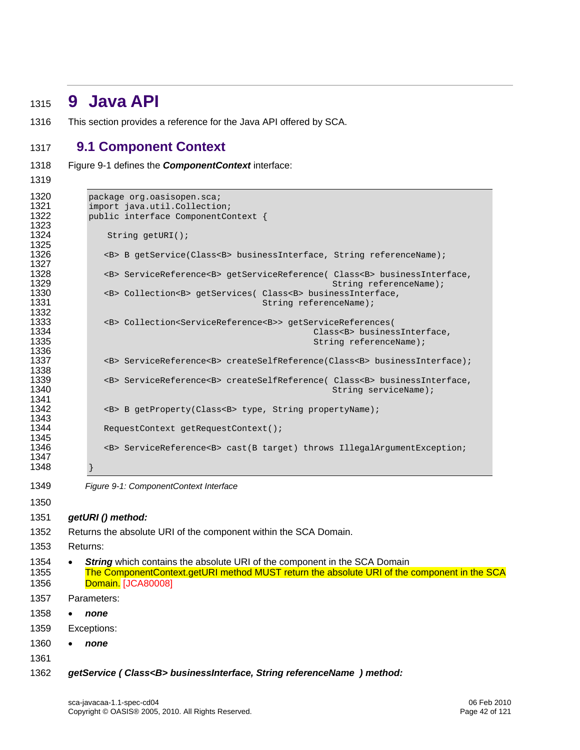# 9 Java API

This section provides a reference for the Java API offered by SCA.

## 9.1 Component Context

Figure 9-1 defines the ***ComponentContext*** interface:

```
package org.oasisopen.sca;
import java.util.Collection;
public interface ComponentContext {

     String getURI();

    <B> B getService(Class<B> businessInterface, String referenceName);

    <B> ServiceReference<B> getServiceReference( Class<B> businessInterface,
                                                  String referenceName);
    <B> Collection<B> getServices( Class<B> businessInterface,
                                   String referenceName);

    <B> Collection<ServiceReference<B>> getServiceReferences(
                                             Class<B> businessInterface,
                                             String referenceName);

    <B> ServiceReference<B> createSelfReference(Class<B> businessInterface);

    <B> ServiceReference<B> createSelfReference( Class<B> businessInterface,
                                                 String serviceName);

    <B> B getProperty(Class<B> type, String propertyName);

    RequestContext getRequestContext();

    <B> ServiceReference<B> cast(B target) throws IllegalArgumentException;

}
```

*Figure 9-1: ComponentContext Interface*

***getURI () method:***

Returns the absolute URI of the component within the SCA Domain.

Returns:

- ***String*** which contains the absolute URI of the component in the SCA Domain
  The ComponentContext.getURI method MUST return the absolute URI of the component in the SCA Domain. [JCA80008]

Parameters:

- ***none***

Exceptions:

- ***none***

***getService ( Class<B> businessInterface, String referenceName ) method:***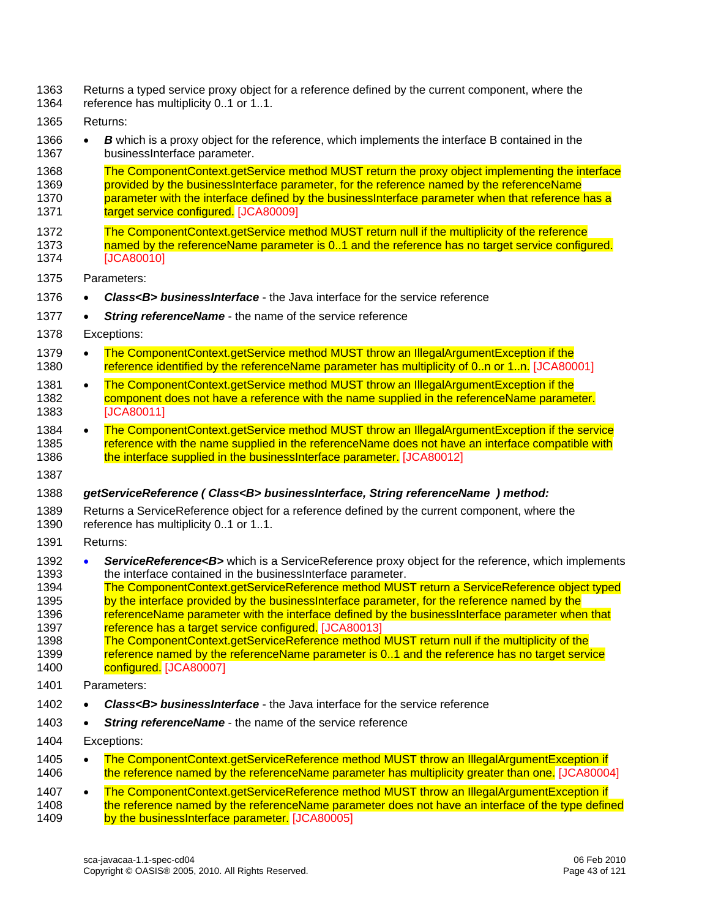Returns a typed service proxy object for a reference defined by the current component, where the reference has multiplicity 0..1 or 1..1.

Returns:

- ***B*** which is a proxy object for the reference, which implements the interface B contained in the businessInterface parameter.

  The ComponentContext.getService method MUST return the proxy object implementing the interface provided by the businessInterface parameter, for the reference named by the referenceName parameter with the interface defined by the businessInterface parameter when that reference has a target service configured. [JCA80009]

  The ComponentContext.getService method MUST return null if the multiplicity of the reference named by the referenceName parameter is 0..1 and the reference has no target service configured. [JCA80010]

Parameters:

- ***Class<B> businessInterface*** - the Java interface for the service reference
- ***String referenceName*** - the name of the service reference

Exceptions:

- The ComponentContext.getService method MUST throw an IllegalArgumentException if the reference identified by the referenceName parameter has multiplicity of 0..n or 1..n. [JCA80001]
- The ComponentContext.getService method MUST throw an IllegalArgumentException if the component does not have a reference with the name supplied in the referenceName parameter. [JCA80011]
- The ComponentContext.getService method MUST throw an IllegalArgumentException if the service reference with the name supplied in the referenceName does not have an interface compatible with the interface supplied in the businessInterface parameter. [JCA80012]

***getServiceReference ( Class<B> businessInterface, String referenceName ) method:***

Returns a ServiceReference object for a reference defined by the current component, where the reference has multiplicity 0..1 or 1..1.

Returns:

- ***ServiceReference<B>*** which is a ServiceReference proxy object for the reference, which implements the interface contained in the businessInterface parameter.
  The ComponentContext.getServiceReference method MUST return a ServiceReference object typed by the interface provided by the businessInterface parameter, for the reference named by the referenceName parameter with the interface defined by the businessInterface parameter when that reference has a target service configured. [JCA80013]
  The ComponentContext.getServiceReference method MUST return null if the multiplicity of the reference named by the referenceName parameter is 0..1 and the reference has no target service configured. [JCA80007]

Parameters:

- ***Class<B> businessInterface*** - the Java interface for the service reference
- ***String referenceName*** - the name of the service reference

Exceptions:

- The ComponentContext.getServiceReference method MUST throw an IllegalArgumentException if the reference named by the referenceName parameter has multiplicity greater than one. [JCA80004]
- The ComponentContext.getServiceReference method MUST throw an IllegalArgumentException if the reference named by the referenceName parameter does not have an interface of the type defined by the businessInterface parameter. [JCA80005]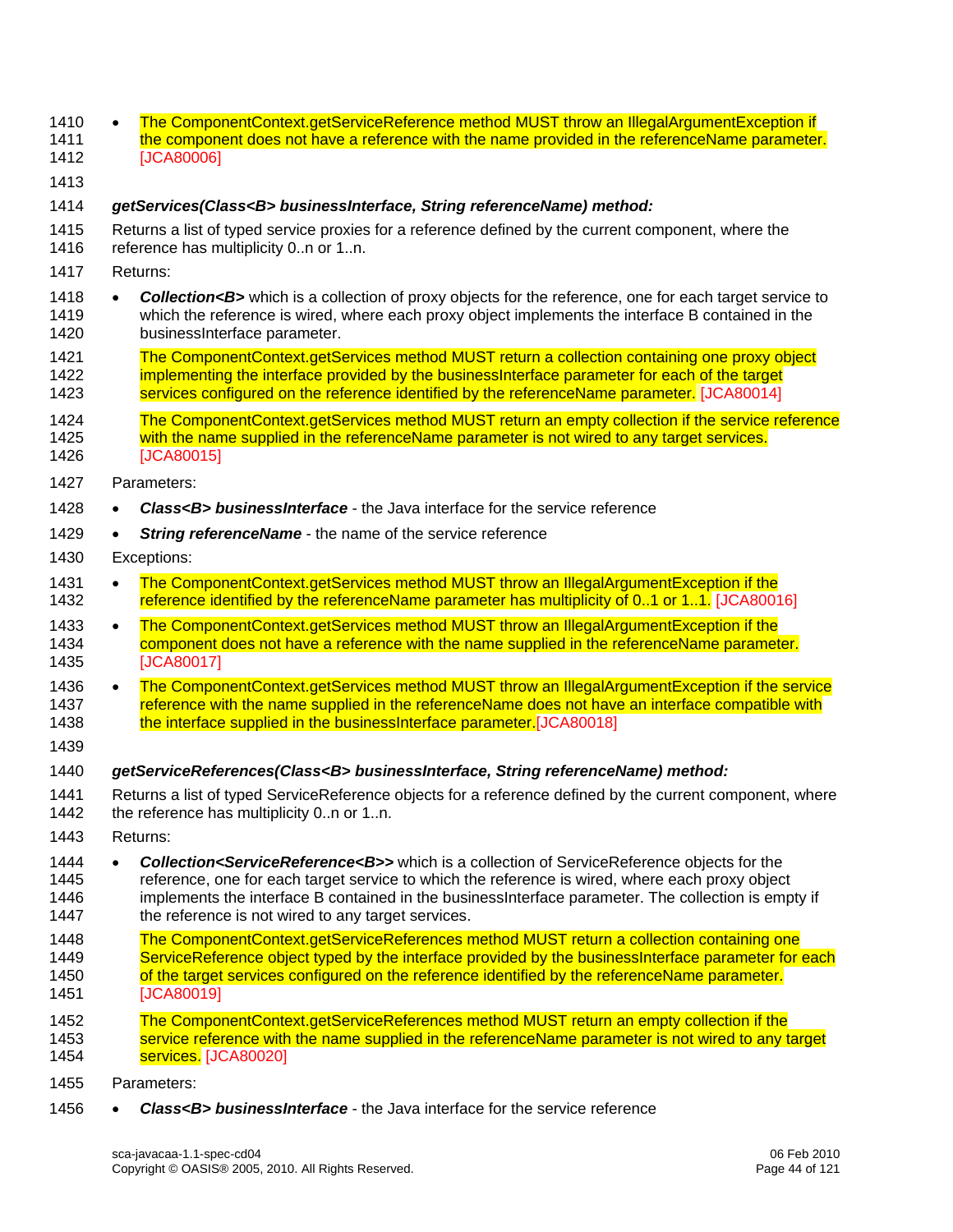- The ComponentContext.getServiceReference method MUST throw an IllegalArgumentException if the component does not have a reference with the name provided in the referenceName parameter. [JCA80006]

***getServices(Class<B> businessInterface, String referenceName) method:***

Returns a list of typed service proxies for a reference defined by the current component, where the reference has multiplicity 0..n or 1..n.

Returns:

- ***Collection<B>*** which is a collection of proxy objects for the reference, one for each target service to which the reference is wired, where each proxy object implements the interface B contained in the businessInterface parameter.

  The ComponentContext.getServices method MUST return a collection containing one proxy object implementing the interface provided by the businessInterface parameter for each of the target services configured on the reference identified by the referenceName parameter. [JCA80014]

  The ComponentContext.getServices method MUST return an empty collection if the service reference with the name supplied in the referenceName parameter is not wired to any target services. [JCA80015]

Parameters:

- ***Class<B> businessInterface*** - the Java interface for the service reference
- ***String referenceName*** - the name of the service reference

Exceptions:

- The ComponentContext.getServices method MUST throw an IllegalArgumentException if the reference identified by the referenceName parameter has multiplicity of 0..1 or 1..1. [JCA80016]
- The ComponentContext.getServices method MUST throw an IllegalArgumentException if the component does not have a reference with the name supplied in the referenceName parameter. [JCA80017]
- The ComponentContext.getServices method MUST throw an IllegalArgumentException if the service reference with the name supplied in the referenceName does not have an interface compatible with the interface supplied in the businessInterface parameter.[JCA80018]

***getServiceReferences(Class<B> businessInterface, String referenceName) method:***

Returns a list of typed ServiceReference objects for a reference defined by the current component, where the reference has multiplicity 0..n or 1..n.

Returns:

- ***Collection<ServiceReference<B>>*** which is a collection of ServiceReference objects for the reference, one for each target service to which the reference is wired, where each proxy object implements the interface B contained in the businessInterface parameter. The collection is empty if the reference is not wired to any target services.

  The ComponentContext.getServiceReferences method MUST return a collection containing one ServiceReference object typed by the interface provided by the businessInterface parameter for each of the target services configured on the reference identified by the referenceName parameter. [JCA80019]

  The ComponentContext.getServiceReferences method MUST return an empty collection if the service reference with the name supplied in the referenceName parameter is not wired to any target services. [JCA80020]

Parameters:

- ***Class<B> businessInterface*** - the Java interface for the service reference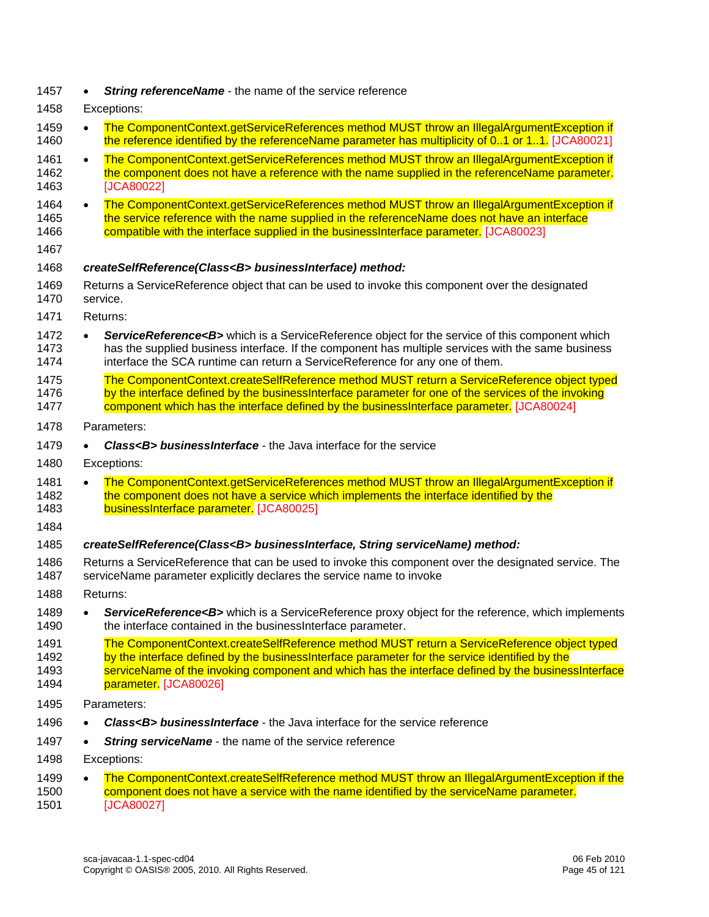- ***String referenceName*** - the name of the service reference

Exceptions:

- The ComponentContext.getServiceReferences method MUST throw an IllegalArgumentException if the reference identified by the referenceName parameter has multiplicity of 0..1 or 1..1. [JCA80021]
- The ComponentContext.getServiceReferences method MUST throw an IllegalArgumentException if the component does not have a reference with the name supplied in the referenceName parameter. [JCA80022]
- The ComponentContext.getServiceReferences method MUST throw an IllegalArgumentException if the service reference with the name supplied in the referenceName does not have an interface compatible with the interface supplied in the businessInterface parameter. [JCA80023]

***createSelfReference(Class<B> businessInterface) method:***

Returns a ServiceReference object that can be used to invoke this component over the designated service.

Returns:

- ***ServiceReference<B>*** which is a ServiceReference object for the service of this component which has the supplied business interface. If the component has multiple services with the same business interface the SCA runtime can return a ServiceReference for any one of them.

  The ComponentContext.createSelfReference method MUST return a ServiceReference object typed by the interface defined by the businessInterface parameter for one of the services of the invoking component which has the interface defined by the businessInterface parameter. [JCA80024]

Parameters:

- ***Class<B> businessInterface*** - the Java interface for the service

Exceptions:

- The ComponentContext.getServiceReferences method MUST throw an IllegalArgumentException if the component does not have a service which implements the interface identified by the businessInterface parameter. [JCA80025]

***createSelfReference(Class<B> businessInterface, String serviceName) method:***

Returns a ServiceReference that can be used to invoke this component over the designated service. The serviceName parameter explicitly declares the service name to invoke

Returns:

- ***ServiceReference<B>*** which is a ServiceReference proxy object for the reference, which implements the interface contained in the businessInterface parameter.

  The ComponentContext.createSelfReference method MUST return a ServiceReference object typed by the interface defined by the businessInterface parameter for the service identified by the serviceName of the invoking component and which has the interface defined by the businessInterface parameter. [JCA80026]

Parameters:

- ***Class<B> businessInterface*** - the Java interface for the service reference
- ***String serviceName*** - the name of the service reference

Exceptions:

- The ComponentContext.createSelfReference method MUST throw an IllegalArgumentException if the component does not have a service with the name identified by the serviceName parameter. [JCA80027]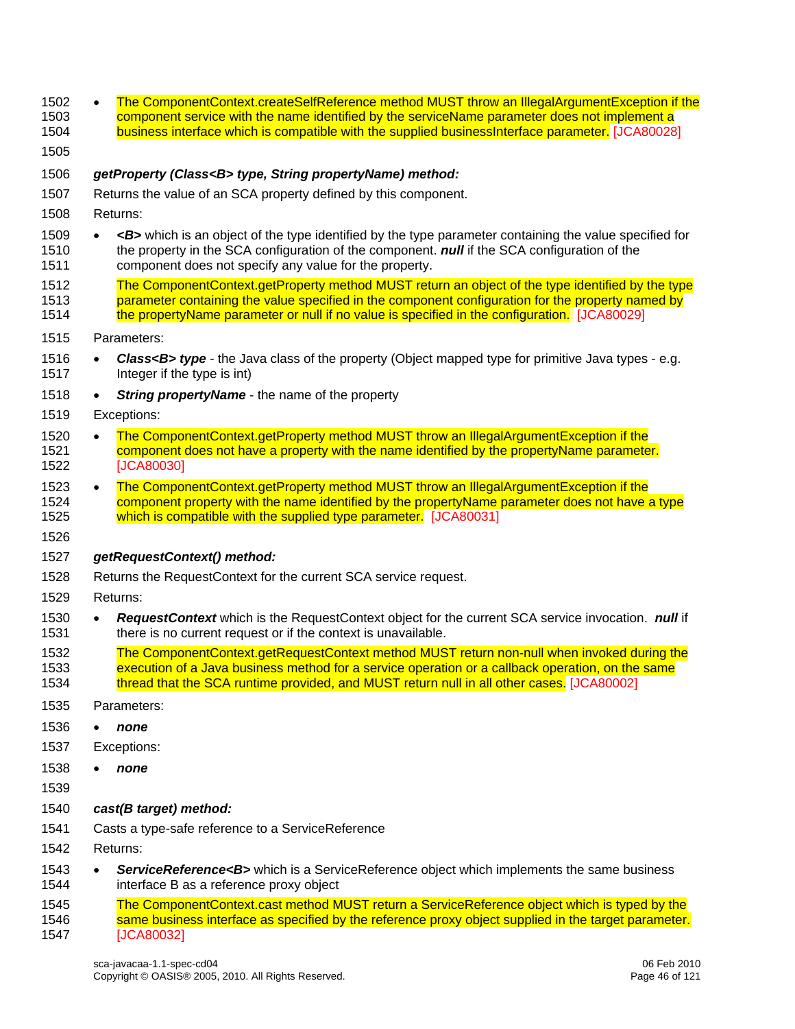- The ComponentContext.createSelfReference method MUST throw an IllegalArgumentException if the component service with the name identified by the serviceName parameter does not implement a business interface which is compatible with the supplied businessInterface parameter. [JCA80028]

***getProperty (Class<B> type, String propertyName) method:***

Returns the value of an SCA property defined by this component.

Returns:

- ***<B>*** which is an object of the type identified by the type parameter containing the value specified for the property in the SCA configuration of the component. ***null*** if the SCA configuration of the component does not specify any value for the property.

  The ComponentContext.getProperty method MUST return an object of the type identified by the type parameter containing the value specified in the component configuration for the property named by the propertyName parameter or null if no value is specified in the configuration. [JCA80029]

Parameters:

- ***Class<B> type*** - the Java class of the property (Object mapped type for primitive Java types - e.g. Integer if the type is int)
- ***String propertyName*** - the name of the property

Exceptions:

- The ComponentContext.getProperty method MUST throw an IllegalArgumentException if the component does not have a property with the name identified by the propertyName parameter. [JCA80030]
- The ComponentContext.getProperty method MUST throw an IllegalArgumentException if the component property with the name identified by the propertyName parameter does not have a type which is compatible with the supplied type parameter. [JCA80031]

***getRequestContext() method:***

Returns the RequestContext for the current SCA service request.

Returns:

- ***RequestContext*** which is the RequestContext object for the current SCA service invocation. ***null*** if there is no current request or if the context is unavailable.

  The ComponentContext.getRequestContext method MUST return non-null when invoked during the execution of a Java business method for a service operation or a callback operation, on the same thread that the SCA runtime provided, and MUST return null in all other cases. [JCA80002]

Parameters:

- ***none***

Exceptions:

- ***none***

***cast(B target) method:***

Casts a type-safe reference to a ServiceReference

Returns:

- ***ServiceReference<B>*** which is a ServiceReference object which implements the same business interface B as a reference proxy object

  The ComponentContext.cast method MUST return a ServiceReference object which is typed by the same business interface as specified by the reference proxy object supplied in the target parameter. [JCA80032]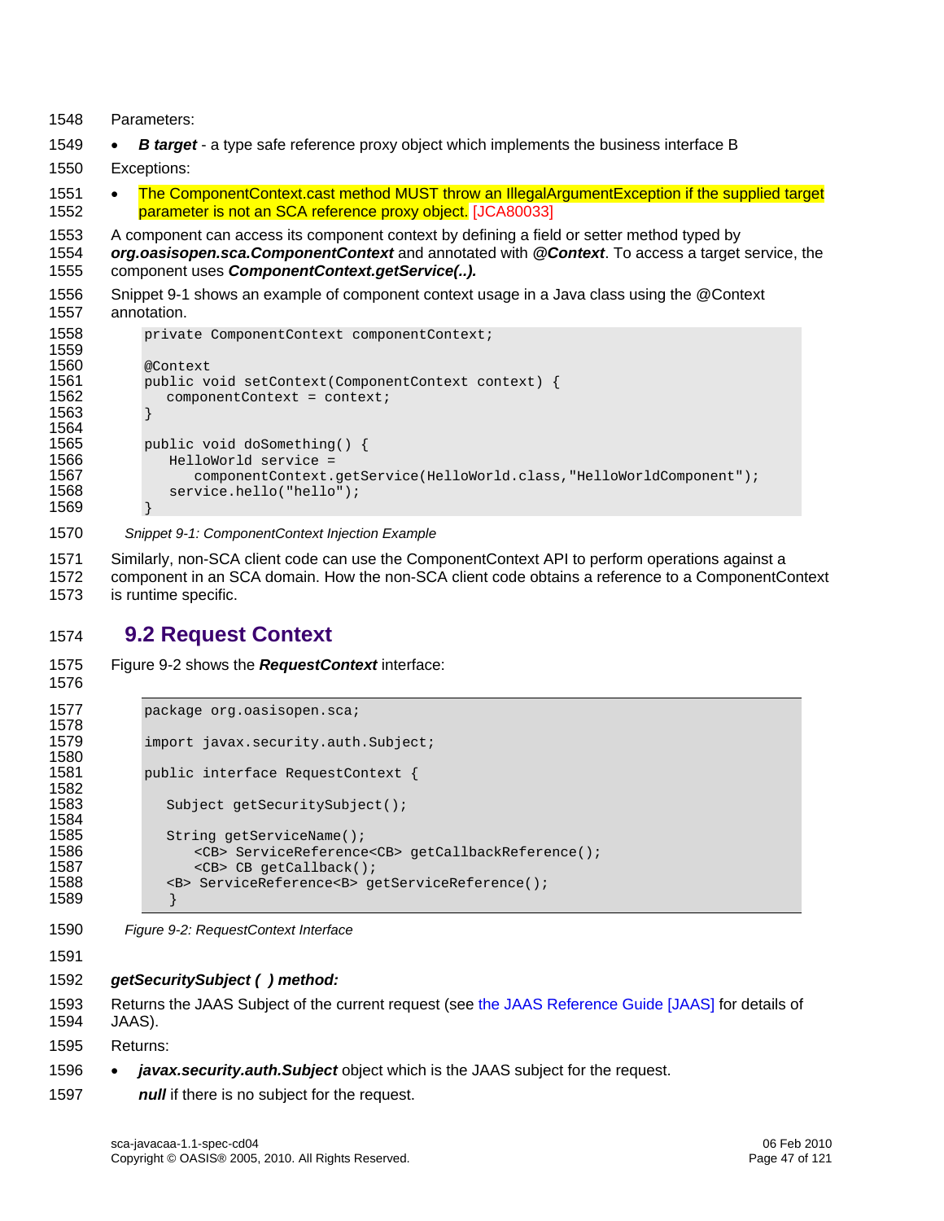Parameters:

- ***B target*** - a type safe reference proxy object which implements the business interface B

Exceptions:

- The ComponentContext.cast method MUST throw an IllegalArgumentException if the supplied target parameter is not an SCA reference proxy object. [JCA80033]

A component can access its component context by defining a field or setter method typed by ***org.oasisopen.sca.ComponentContext*** and annotated with ***@Context***. To access a target service, the component uses ***ComponentContext.getService(..).***

Snippet 9-1 shows an example of component context usage in a Java class using the @Context annotation.

```
private ComponentContext componentContext;

@Context
public void setContext(ComponentContext context) {
   componentContext = context;
}

public void doSomething() {
    HelloWorld service =
       componentContext.getService(HelloWorld.class,"HelloWorldComponent");
    service.hello("hello");
}
```

*Snippet 9-1: ComponentContext Injection Example*

Similarly, non-SCA client code can use the ComponentContext API to perform operations against a component in an SCA domain. How the non-SCA client code obtains a reference to a ComponentContext is runtime specific.

## 9.2 Request Context

Figure 9-2 shows the ***RequestContext*** interface:

```
package org.oasisopen.sca;

import javax.security.auth.Subject;

public interface RequestContext {

   Subject getSecuritySubject();

   String getServiceName();
       <CB> ServiceReference<CB> getCallbackReference();
       <CB> CB getCallback();
   <B> ServiceReference<B> getServiceReference();
    }
```

*Figure 9-2: RequestContext Interface*

***getSecuritySubject ( ) method:***

Returns the JAAS Subject of the current request (see the JAAS Reference Guide [JAAS] for details of JAAS).

Returns:

- ***javax.security.auth.Subject*** object which is the JAAS subject for the request.
  ***null*** if there is no subject for the request.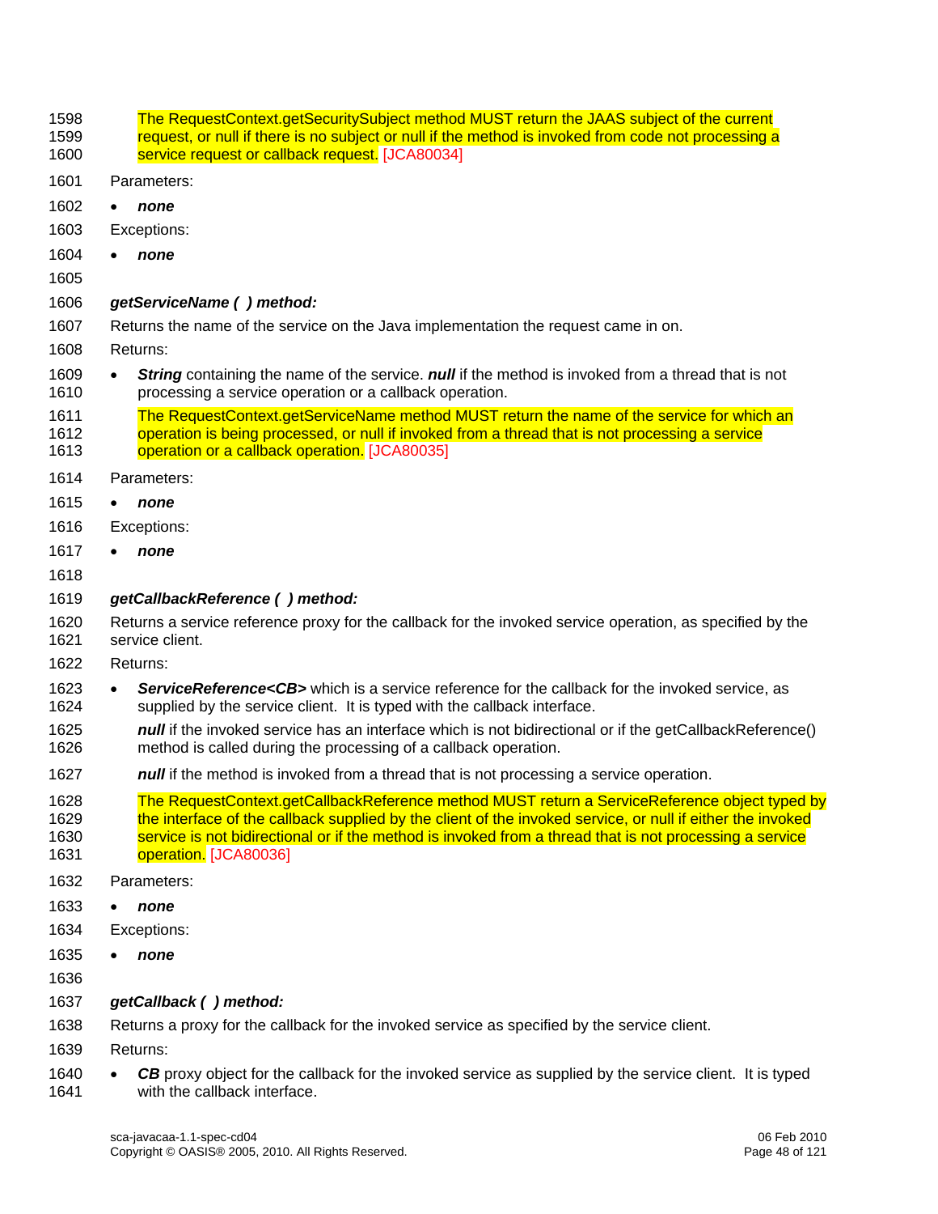The RequestContext.getSecuritySubject method MUST return the JAAS subject of the current request, or null if there is no subject or null if the method is invoked from code not processing a service request or callback request. [JCA80034]

Parameters:

- ***none***

Exceptions:

- ***none***

***getServiceName ( ) method:***

Returns the name of the service on the Java implementation the request came in on.

Returns:

- ***String*** containing the name of the service. ***null*** if the method is invoked from a thread that is not processing a service operation or a callback operation.

  The RequestContext.getServiceName method MUST return the name of the service for which an operation is being processed, or null if invoked from a thread that is not processing a service operation or a callback operation. [JCA80035]

Parameters:

- ***none***

Exceptions:

- ***none***

***getCallbackReference ( ) method:***

Returns a service reference proxy for the callback for the invoked service operation, as specified by the service client.

Returns:

- ***ServiceReference<CB>*** which is a service reference for the callback for the invoked service, as supplied by the service client. It is typed with the callback interface.

  ***null*** if the invoked service has an interface which is not bidirectional or if the getCallbackReference() method is called during the processing of a callback operation.

  ***null*** if the method is invoked from a thread that is not processing a service operation.

  The RequestContext.getCallbackReference method MUST return a ServiceReference object typed by the interface of the callback supplied by the client of the invoked service, or null if either the invoked service is not bidirectional or if the method is invoked from a thread that is not processing a service operation. [JCA80036]

Parameters:

- ***none***

Exceptions:

- ***none***

***getCallback ( ) method:***

Returns a proxy for the callback for the invoked service as specified by the service client.

Returns:

- ***CB*** proxy object for the callback for the invoked service as supplied by the service client. It is typed with the callback interface.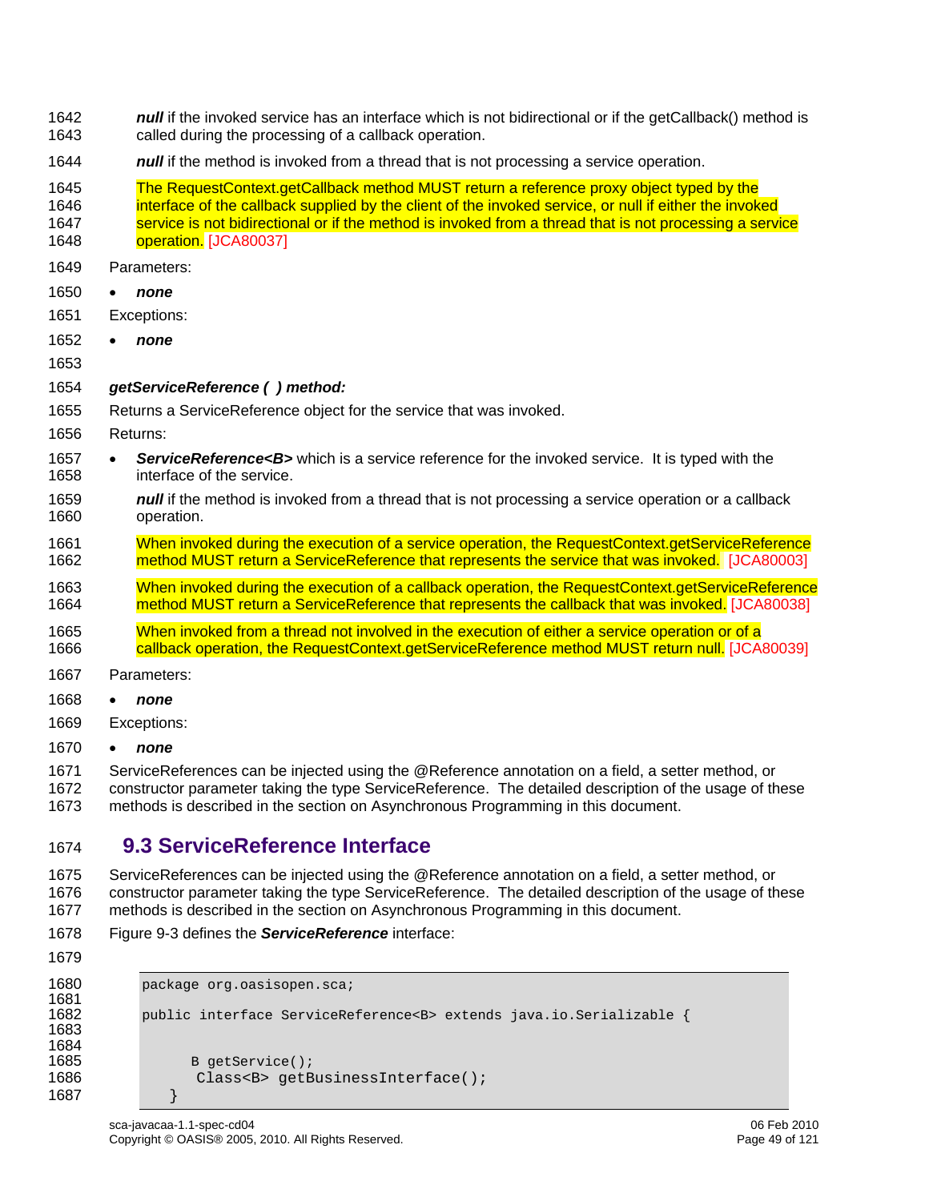***null*** if the invoked service has an interface which is not bidirectional or if the getCallback() method is called during the processing of a callback operation.

***null*** if the method is invoked from a thread that is not processing a service operation.

The RequestContext.getCallback method MUST return a reference proxy object typed by the interface of the callback supplied by the client of the invoked service, or null if either the invoked service is not bidirectional or if the method is invoked from a thread that is not processing a service operation. [JCA80037]

Parameters:

- ***none***

Exceptions:

- ***none***

***getServiceReference ( ) method:***

Returns a ServiceReference object for the service that was invoked.

Returns:

- ***ServiceReference<B>*** which is a service reference for the invoked service. It is typed with the interface of the service.

  ***null*** if the method is invoked from a thread that is not processing a service operation or a callback operation.

  When invoked during the execution of a service operation, the RequestContext.getServiceReference method MUST return a ServiceReference that represents the service that was invoked. [JCA80003]

  When invoked during the execution of a callback operation, the RequestContext.getServiceReference method MUST return a ServiceReference that represents the callback that was invoked. [JCA80038]

  When invoked from a thread not involved in the execution of either a service operation or of a callback operation, the RequestContext.getServiceReference method MUST return null. [JCA80039]

Parameters:

- ***none***

Exceptions:

- ***none***

ServiceReferences can be injected using the @Reference annotation on a field, a setter method, or constructor parameter taking the type ServiceReference. The detailed description of the usage of these methods is described in the section on Asynchronous Programming in this document.

## 9.3 ServiceReference Interface

ServiceReferences can be injected using the @Reference annotation on a field, a setter method, or constructor parameter taking the type ServiceReference. The detailed description of the usage of these methods is described in the section on Asynchronous Programming in this document.

Figure 9-3 defines the ***ServiceReference*** interface:

```
package org.oasisopen.sca;

public interface ServiceReference<B> extends java.io.Serializable {


     B getService();
     Class<B> getBusinessInterface();
}
```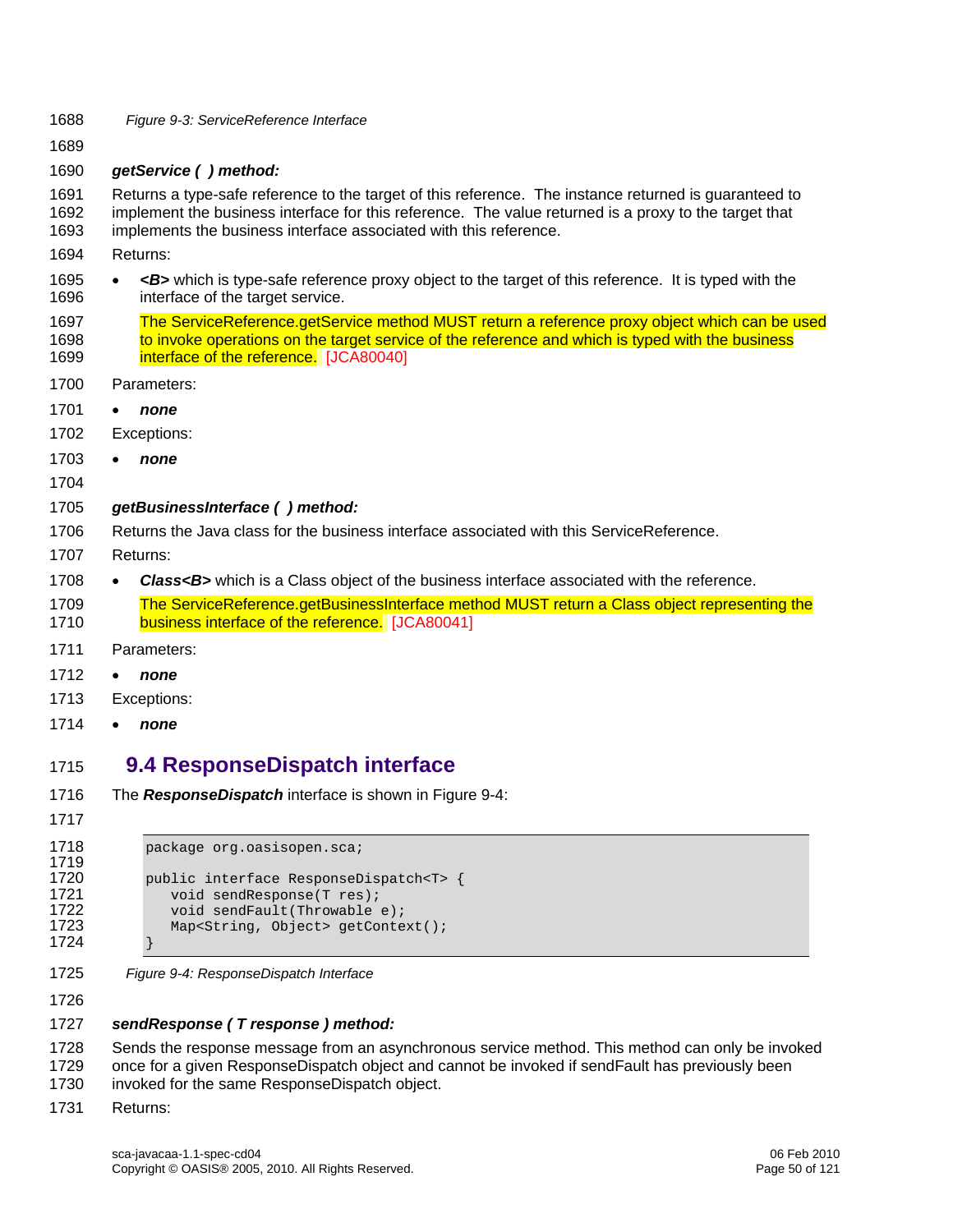*Figure 9-3: ServiceReference Interface*

***getService ( ) method:***

Returns a type-safe reference to the target of this reference. The instance returned is guaranteed to implement the business interface for this reference. The value returned is a proxy to the target that implements the business interface associated with this reference.

Returns:

- ***<B>*** which is type-safe reference proxy object to the target of this reference. It is typed with the interface of the target service.

  The ServiceReference.getService method MUST return a reference proxy object which can be used to invoke operations on the target service of the reference and which is typed with the business interface of the reference. [JCA80040]

Parameters:

- ***none***

Exceptions:

- ***none***

***getBusinessInterface ( ) method:***

Returns the Java class for the business interface associated with this ServiceReference.

Returns:

- ***Class<B>*** which is a Class object of the business interface associated with the reference.

  The ServiceReference.getBusinessInterface method MUST return a Class object representing the business interface of the reference. [JCA80041]

Parameters:

- ***none***

Exceptions:

- ***none***

## 9.4 ResponseDispatch interface

The ***ResponseDispatch*** interface is shown in Figure 9-4:

```
package org.oasisopen.sca;

public interface ResponseDispatch<T> {
   void sendResponse(T res);
   void sendFault(Throwable e);
   Map<String, Object> getContext();
}
```

*Figure 9-4: ResponseDispatch Interface*

***sendResponse ( T response ) method:***

Sends the response message from an asynchronous service method. This method can only be invoked once for a given ResponseDispatch object and cannot be invoked if sendFault has previously been invoked for the same ResponseDispatch object.

Returns: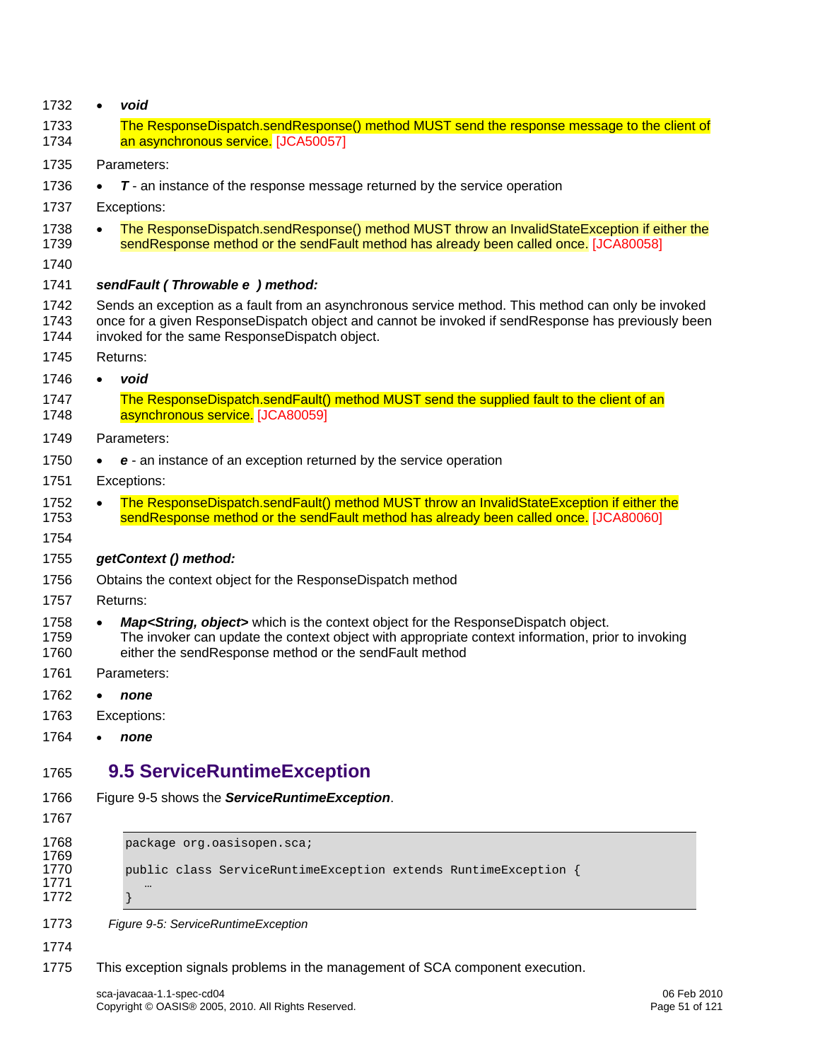- ***void***

  The ResponseDispatch.sendResponse() method MUST send the response message to the client of an asynchronous service. [JCA50057]

Parameters:

- ***T*** - an instance of the response message returned by the service operation

Exceptions:

- The ResponseDispatch.sendResponse() method MUST throw an InvalidStateException if either the sendResponse method or the sendFault method has already been called once. [JCA80058]

***sendFault ( Throwable e ) method:***

Sends an exception as a fault from an asynchronous service method. This method can only be invoked once for a given ResponseDispatch object and cannot be invoked if sendResponse has previously been invoked for the same ResponseDispatch object.

Returns:

- ***void***

  The ResponseDispatch.sendFault() method MUST send the supplied fault to the client of an asynchronous service. [JCA80059]

Parameters:

- ***e*** - an instance of an exception returned by the service operation

Exceptions:

- The ResponseDispatch.sendFault() method MUST throw an InvalidStateException if either the sendResponse method or the sendFault method has already been called once. [JCA80060]

***getContext () method:***

Obtains the context object for the ResponseDispatch method

Returns:

- ***Map<String, object>*** which is the context object for the ResponseDispatch object.
  The invoker can update the context object with appropriate context information, prior to invoking either the sendResponse method or the sendFault method

Parameters:

- ***none***

Exceptions:

- ***none***

## 9.5 ServiceRuntimeException

Figure 9-5 shows the ***ServiceRuntimeException***.

```
package org.oasisopen.sca;

public class ServiceRuntimeException extends RuntimeException {
   …
}
```

*Figure 9-5: ServiceRuntimeException*

This exception signals problems in the management of SCA component execution.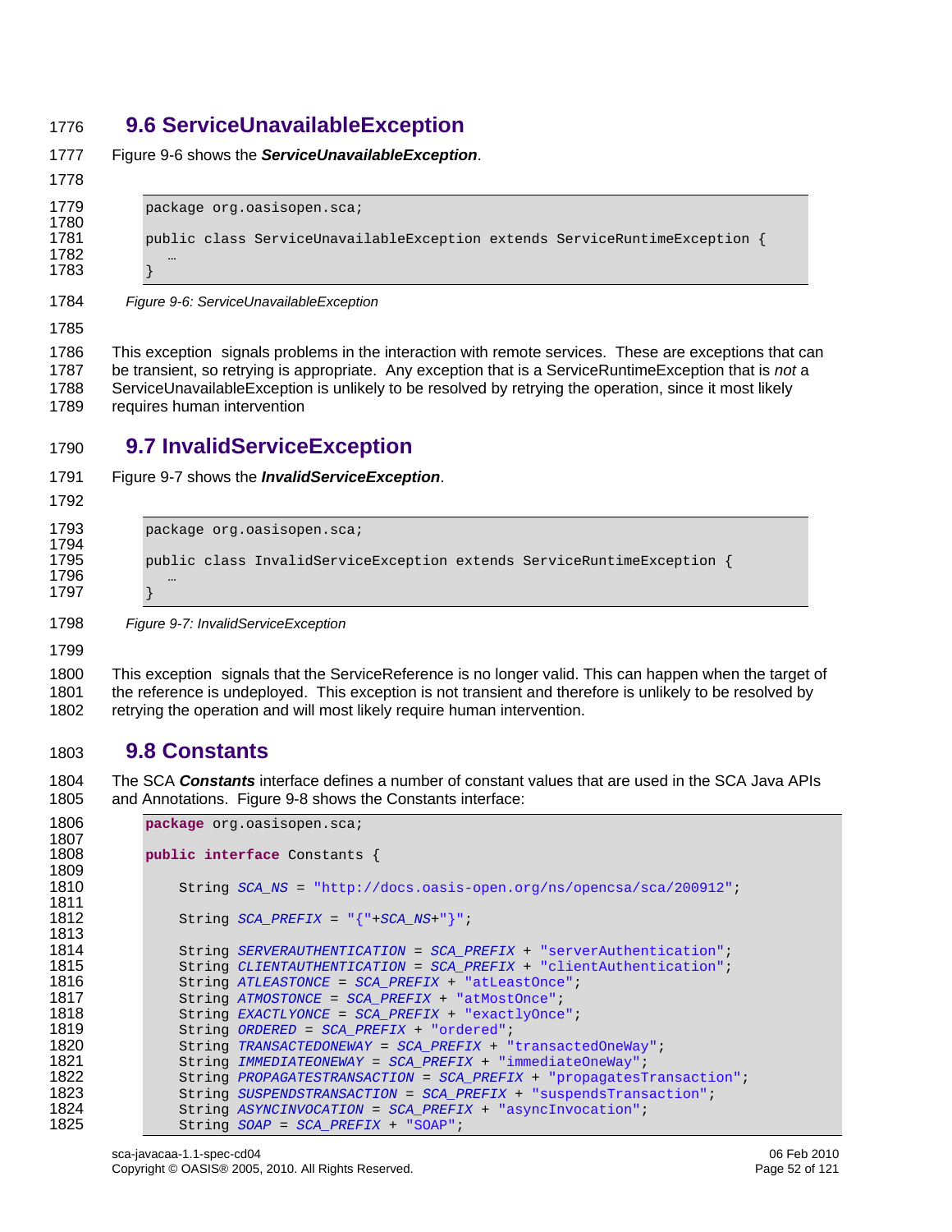## 9.6 ServiceUnavailableException

Figure 9-6 shows the ***ServiceUnavailableException***.

```
package org.oasisopen.sca;

public class ServiceUnavailableException extends ServiceRuntimeException {
   …
}
```

*Figure 9-6: ServiceUnavailableException*

This exception signals problems in the interaction with remote services. These are exceptions that can be transient, so retrying is appropriate. Any exception that is a ServiceRuntimeException that is *not* a ServiceUnavailableException is unlikely to be resolved by retrying the operation, since it most likely requires human intervention

## 9.7 InvalidServiceException

Figure 9-7 shows the ***InvalidServiceException***.

```
package org.oasisopen.sca;

public class InvalidServiceException extends ServiceRuntimeException {
   …
}
```

*Figure 9-7: InvalidServiceException*

This exception signals that the ServiceReference is no longer valid. This can happen when the target of the reference is undeployed. This exception is not transient and therefore is unlikely to be resolved by retrying the operation and will most likely require human intervention.

## 9.8 Constants

The SCA ***Constants*** interface defines a number of constant values that are used in the SCA Java APIs and Annotations. Figure 9-8 shows the Constants interface:

```
package org.oasisopen.sca;

public interface Constants {

    String SCA_NS = "http://docs.oasis-open.org/ns/opencsa/sca/200912";

    String SCA_PREFIX = "{"+SCA_NS+"}";

    String SERVERAUTHENTICATION = SCA_PREFIX + "serverAuthentication";
    String CLIENTAUTHENTICATION = SCA_PREFIX + "clientAuthentication";
    String ATLEASTONCE = SCA_PREFIX + "atLeastOnce";
    String ATMOSTONCE = SCA_PREFIX + "atMostOnce";
    String EXACTLYONCE = SCA_PREFIX + "exactlyOnce";
    String ORDERED = SCA_PREFIX + "ordered";
    String TRANSACTEDONEWAY = SCA_PREFIX + "transactedOneWay";
    String IMMEDIATEONEWAY = SCA_PREFIX + "immediateOneWay";
    String PROPAGATESTRANSACTION = SCA_PREFIX + "propagatesTransaction";
    String SUSPENDSTRANSACTION = SCA_PREFIX + "suspendsTransaction";
    String ASYNCINVOCATION = SCA_PREFIX + "asyncInvocation";
    String SOAP = SCA_PREFIX + "SOAP";
```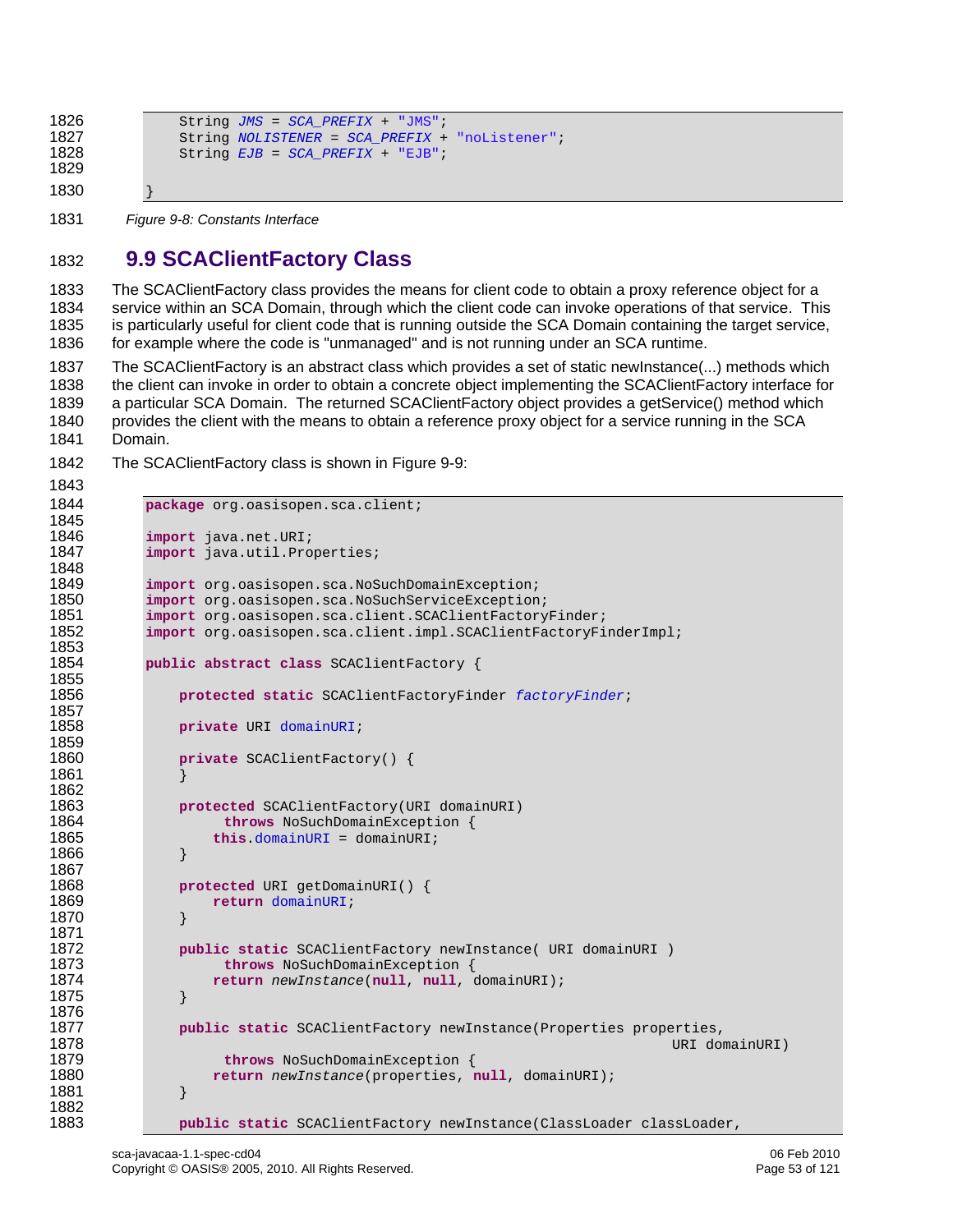```
        String JMS = SCA_PREFIX + "JMS";
        String NOLISTENER = SCA_PREFIX + "noListener";
        String EJB = SCA_PREFIX + "EJB";

}
```

*Figure 9-8: Constants Interface*

## 9.9 SCAClientFactory Class

The SCAClientFactory class provides the means for client code to obtain a proxy reference object for a service within an SCA Domain, through which the client code can invoke operations of that service. This is particularly useful for client code that is running outside the SCA Domain containing the target service, for example where the code is "unmanaged" and is not running under an SCA runtime.

The SCAClientFactory is an abstract class which provides a set of static newInstance(...) methods which the client can invoke in order to obtain a concrete object implementing the SCAClientFactory interface for a particular SCA Domain. The returned SCAClientFactory object provides a getService() method which provides the client with the means to obtain a reference proxy object for a service running in the SCA Domain.

The SCAClientFactory class is shown in Figure 9-9:

```
package org.oasisopen.sca.client;

import java.net.URI;
import java.util.Properties;

import org.oasisopen.sca.NoSuchDomainException;
import org.oasisopen.sca.NoSuchServiceException;
import org.oasisopen.sca.client.SCAClientFactoryFinder;
import org.oasisopen.sca.client.impl.SCAClientFactoryFinderImpl;

public abstract class SCAClientFactory {

    protected static SCAClientFactoryFinder factoryFinder;

    private URI domainURI;

    private SCAClientFactory() {
    }

    protected SCAClientFactory(URI domainURI)
         throws NoSuchDomainException {
        this.domainURI = domainURI;
    }

    protected URI getDomainURI() {
        return domainURI;
    }

    public static SCAClientFactory newInstance( URI domainURI )
         throws NoSuchDomainException {
        return newInstance(null, null, domainURI);
    }

    public static SCAClientFactory newInstance(Properties properties,
                                                       URI domainURI)
         throws NoSuchDomainException {
        return newInstance(properties, null, domainURI);
    }

    public static SCAClientFactory newInstance(ClassLoader classLoader,
```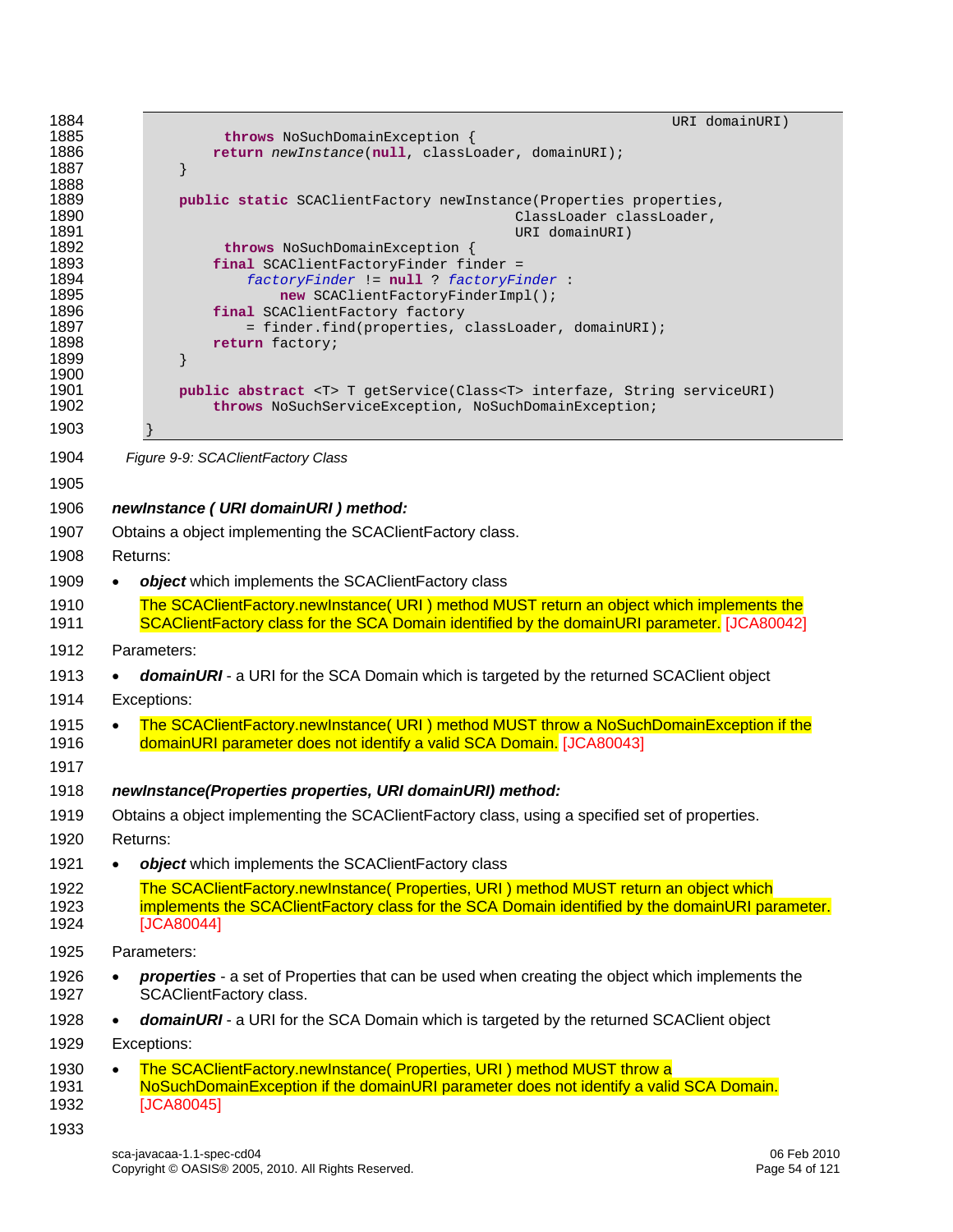```
                                                                      URI domainURI)
            throws NoSuchDomainException {
        return newInstance(null, classLoader, domainURI);
    }

    public static SCAClientFactory newInstance(Properties properties,
                                               ClassLoader classLoader,
                                               URI domainURI)
            throws NoSuchDomainException {
        final SCAClientFactoryFinder finder =
            factoryFinder != null ? factoryFinder :
                new SCAClientFactoryFinderImpl();
        final SCAClientFactory factory
            = finder.find(properties, classLoader, domainURI);
        return factory;
    }

    public abstract <T> T getService(Class<T> interfaze, String serviceURI)
        throws NoSuchServiceException, NoSuchDomainException;
}
```

*Figure 9-9: SCAClientFactory Class*

***newInstance ( URI domainURI ) method:***

Obtains a object implementing the SCAClientFactory class.

Returns:

- ***object*** which implements the SCAClientFactory class

  The SCAClientFactory.newInstance( URI ) method MUST return an object which implements the SCAClientFactory class for the SCA Domain identified by the domainURI parameter. [JCA80042]

Parameters:

- ***domainURI*** - a URI for the SCA Domain which is targeted by the returned SCAClient object

Exceptions:

- The SCAClientFactory.newInstance( URI ) method MUST throw a NoSuchDomainException if the domainURI parameter does not identify a valid SCA Domain. [JCA80043]

***newInstance(Properties properties, URI domainURI) method:***

Obtains a object implementing the SCAClientFactory class, using a specified set of properties.

Returns:

- ***object*** which implements the SCAClientFactory class

  The SCAClientFactory.newInstance( Properties, URI ) method MUST return an object which implements the SCAClientFactory class for the SCA Domain identified by the domainURI parameter. [JCA80044]

Parameters:

- ***properties*** - a set of Properties that can be used when creating the object which implements the SCAClientFactory class.
- ***domainURI*** - a URI for the SCA Domain which is targeted by the returned SCAClient object

Exceptions:

- The SCAClientFactory.newInstance( Properties, URI ) method MUST throw a NoSuchDomainException if the domainURI parameter does not identify a valid SCA Domain. [JCA80045]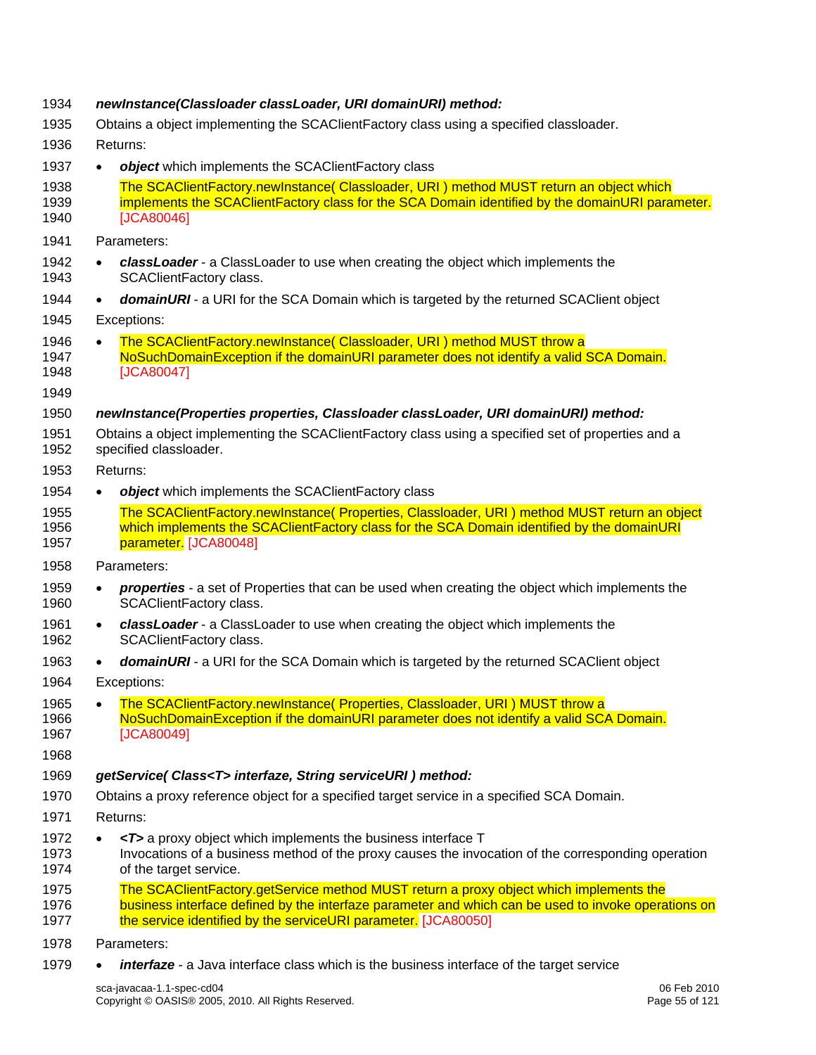***newInstance(Classloader classLoader, URI domainURI) method:***

Obtains a object implementing the SCAClientFactory class using a specified classloader.

Returns:

- ***object*** which implements the SCAClientFactory class

  The SCAClientFactory.newInstance( Classloader, URI ) method MUST return an object which implements the SCAClientFactory class for the SCA Domain identified by the domainURI parameter. [JCA80046]

Parameters:

- ***classLoader*** - a ClassLoader to use when creating the object which implements the SCAClientFactory class.
- ***domainURI*** - a URI for the SCA Domain which is targeted by the returned SCAClient object

Exceptions:

- The SCAClientFactory.newInstance( Classloader, URI ) method MUST throw a NoSuchDomainException if the domainURI parameter does not identify a valid SCA Domain. [JCA80047]

***newInstance(Properties properties, Classloader classLoader, URI domainURI) method:***

Obtains a object implementing the SCAClientFactory class using a specified set of properties and a specified classloader.

Returns:

- ***object*** which implements the SCAClientFactory class

  The SCAClientFactory.newInstance( Properties, Classloader, URI ) method MUST return an object which implements the SCAClientFactory class for the SCA Domain identified by the domainURI parameter. [JCA80048]

Parameters:

- ***properties*** - a set of Properties that can be used when creating the object which implements the SCAClientFactory class.
- ***classLoader*** - a ClassLoader to use when creating the object which implements the SCAClientFactory class.
- ***domainURI*** - a URI for the SCA Domain which is targeted by the returned SCAClient object

Exceptions:

- The SCAClientFactory.newInstance( Properties, Classloader, URI ) MUST throw a NoSuchDomainException if the domainURI parameter does not identify a valid SCA Domain. [JCA80049]

***getService( Class<T> interfaze, String serviceURI ) method:***

Obtains a proxy reference object for a specified target service in a specified SCA Domain.

Returns:

- ***<T>*** a proxy object which implements the business interface T
  Invocations of a business method of the proxy causes the invocation of the corresponding operation of the target service.

  The SCAClientFactory.getService method MUST return a proxy object which implements the business interface defined by the interfaze parameter and which can be used to invoke operations on the service identified by the serviceURI parameter. [JCA80050]

Parameters:

- ***interfaze*** - a Java interface class which is the business interface of the target service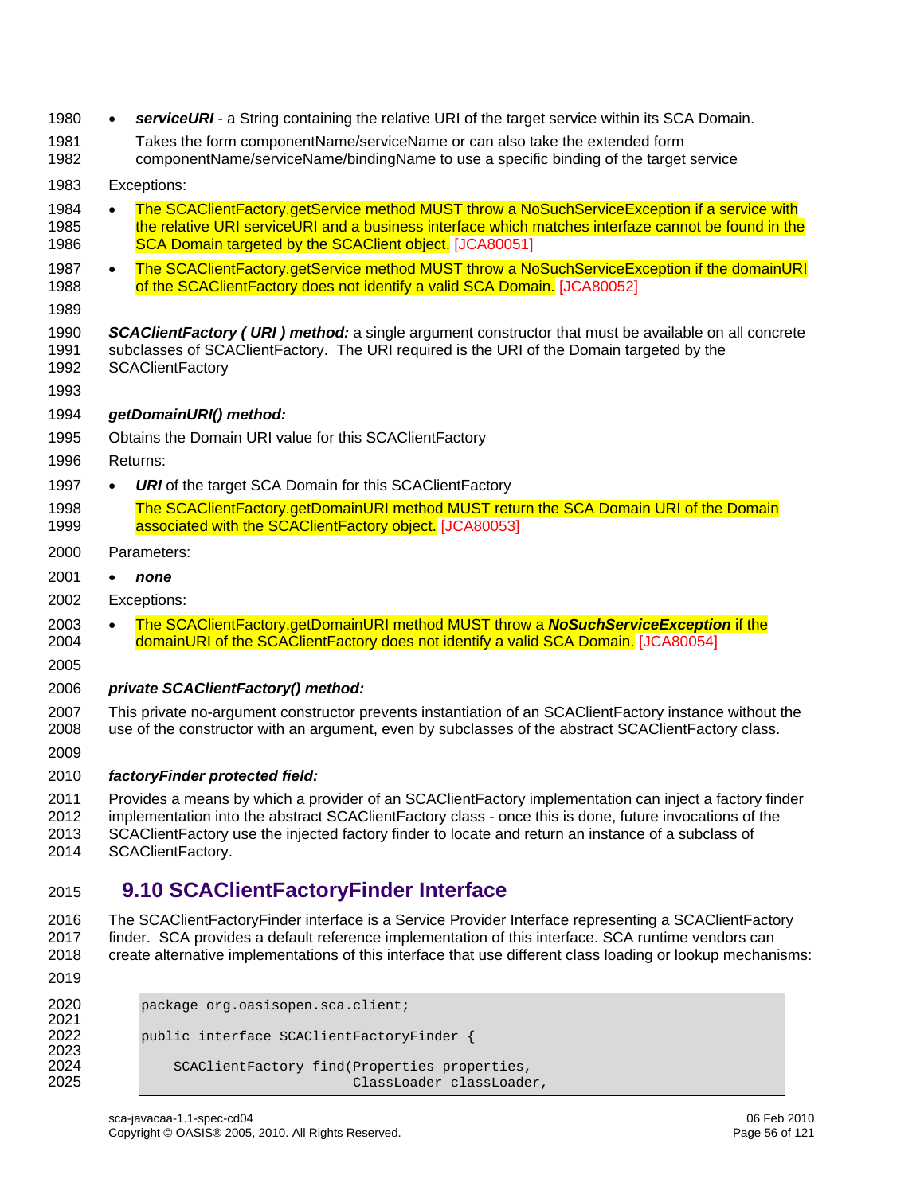- ***serviceURI*** - a String containing the relative URI of the target service within its SCA Domain.

  Takes the form componentName/serviceName or can also take the extended form componentName/serviceName/bindingName to use a specific binding of the target service

Exceptions:

- The SCAClientFactory.getService method MUST throw a NoSuchServiceException if a service with the relative URI serviceURI and a business interface which matches interfaze cannot be found in the SCA Domain targeted by the SCAClient object. [JCA80051]
- The SCAClientFactory.getService method MUST throw a NoSuchServiceException if the domainURI of the SCAClientFactory does not identify a valid SCA Domain. [JCA80052]

***SCAClientFactory ( URI ) method:*** a single argument constructor that must be available on all concrete subclasses of SCAClientFactory. The URI required is the URI of the Domain targeted by the SCAClientFactory

***getDomainURI() method:***

Obtains the Domain URI value for this SCAClientFactory

Returns:

- ***URI*** of the target SCA Domain for this SCAClientFactory

  The SCAClientFactory.getDomainURI method MUST return the SCA Domain URI of the Domain associated with the SCAClientFactory object. [JCA80053]

Parameters:

- ***none***

Exceptions:

- The SCAClientFactory.getDomainURI method MUST throw a ***NoSuchServiceException*** if the domainURI of the SCAClientFactory does not identify a valid SCA Domain. [JCA80054]

***private SCAClientFactory() method:***

This private no-argument constructor prevents instantiation of an SCAClientFactory instance without the use of the constructor with an argument, even by subclasses of the abstract SCAClientFactory class.

***factoryFinder protected field:***

Provides a means by which a provider of an SCAClientFactory implementation can inject a factory finder implementation into the abstract SCAClientFactory class - once this is done, future invocations of the SCAClientFactory use the injected factory finder to locate and return an instance of a subclass of SCAClientFactory.

## 9.10 SCAClientFactoryFinder Interface

The SCAClientFactoryFinder interface is a Service Provider Interface representing a SCAClientFactory finder. SCA provides a default reference implementation of this interface. SCA runtime vendors can create alternative implementations of this interface that use different class loading or lookup mechanisms:

```
package org.oasisopen.sca.client;

public interface SCAClientFactoryFinder {

    SCAClientFactory find(Properties properties,
                          ClassLoader classLoader,
```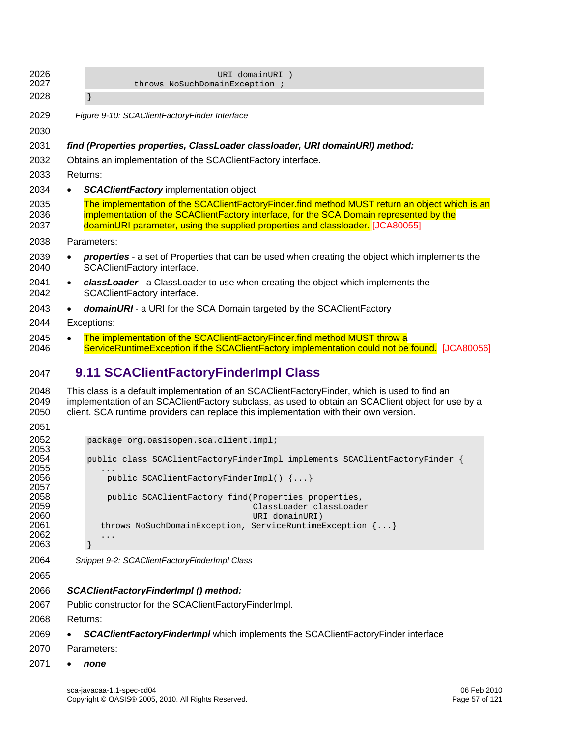```
                              URI domainURI )
          throws NoSuchDomainException ;
}
```

*Figure 9-10: SCAClientFactoryFinder Interface*

***find (Properties properties, ClassLoader classloader, URI domainURI) method:***

Obtains an implementation of the SCAClientFactory interface.

Returns:

- ***SCAClientFactory*** implementation object

  The implementation of the SCAClientFactoryFinder.find method MUST return an object which is an implementation of the SCAClientFactory interface, for the SCA Domain represented by the doaminURI parameter, using the supplied properties and classloader. [JCA80055]

Parameters:

- ***properties*** - a set of Properties that can be used when creating the object which implements the SCAClientFactory interface.
- ***classLoader*** - a ClassLoader to use when creating the object which implements the SCAClientFactory interface.
- ***domainURI*** - a URI for the SCA Domain targeted by the SCAClientFactory

Exceptions:

- The implementation of the SCAClientFactoryFinder.find method MUST throw a ServiceRuntimeException if the SCAClientFactory implementation could not be found. [JCA80056]

## 9.11 SCAClientFactoryFinderImpl Class

This class is a default implementation of an SCAClientFactoryFinder, which is used to find an implementation of an SCAClientFactory subclass, as used to obtain an SCAClient object for use by a client. SCA runtime providers can replace this implementation with their own version.

```
package org.oasisopen.sca.client.impl;

public class SCAClientFactoryFinderImpl implements SCAClientFactoryFinder {
   ...
    public SCAClientFactoryFinderImpl() {...}

    public SCAClientFactory find(Properties properties,
                                 ClassLoader classLoader
                                 URI domainURI)
   throws NoSuchDomainException, ServiceRuntimeException {...}
   ...
}
```

*Snippet 9-2: SCAClientFactoryFinderImpl Class*

***SCAClientFactoryFinderImpl () method:***

Public constructor for the SCAClientFactoryFinderImpl.

Returns:

- ***SCAClientFactoryFinderImpl*** which implements the SCAClientFactoryFinder interface

Parameters:

- ***none***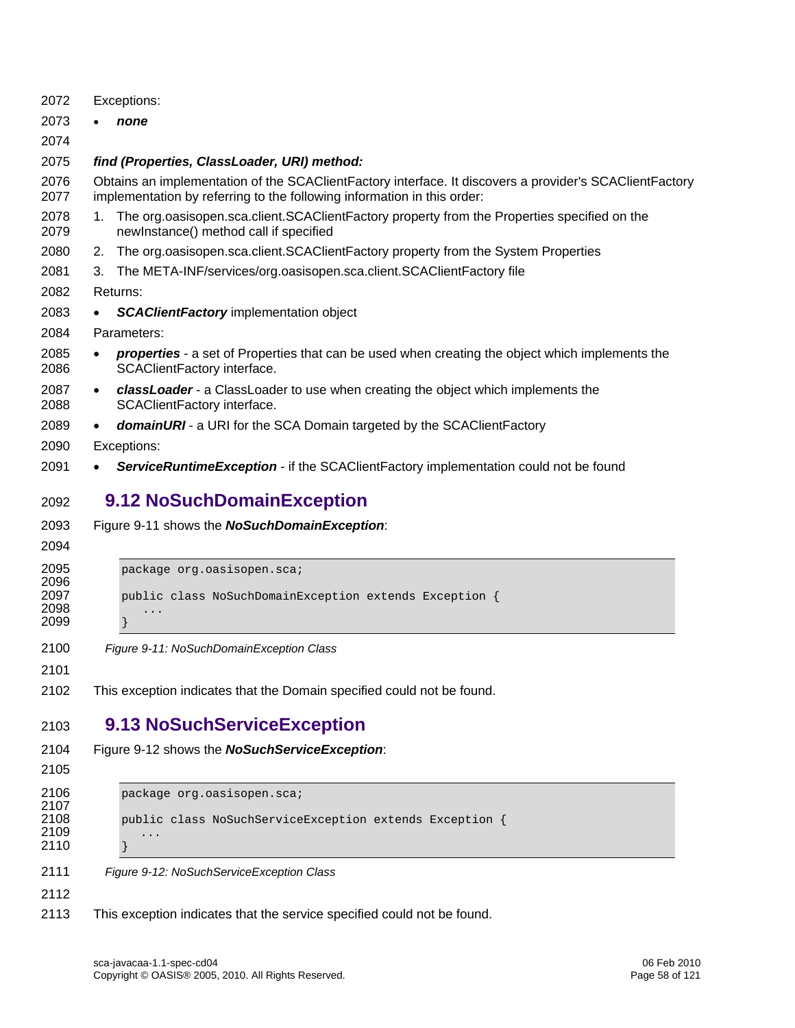Exceptions:

- ***none***

***find (Properties, ClassLoader, URI) method:***

Obtains an implementation of the SCAClientFactory interface. It discovers a provider's SCAClientFactory implementation by referring to the following information in this order:

1. The org.oasisopen.sca.client.SCAClientFactory property from the Properties specified on the newInstance() method call if specified
2. The org.oasisopen.sca.client.SCAClientFactory property from the System Properties
3. The META-INF/services/org.oasisopen.sca.client.SCAClientFactory file

Returns:

- ***SCAClientFactory*** implementation object

Parameters:

- ***properties*** - a set of Properties that can be used when creating the object which implements the SCAClientFactory interface.
- ***classLoader*** - a ClassLoader to use when creating the object which implements the SCAClientFactory interface.
- ***domainURI*** - a URI for the SCA Domain targeted by the SCAClientFactory

Exceptions:

- ***ServiceRuntimeException*** - if the SCAClientFactory implementation could not be found

## 9.12 NoSuchDomainException

Figure 9-11 shows the ***NoSuchDomainException***:

```
package org.oasisopen.sca;

public class NoSuchDomainException extends Exception {
   ...
}
```

*Figure 9-11: NoSuchDomainException Class*

This exception indicates that the Domain specified could not be found.

## 9.13 NoSuchServiceException

Figure 9-12 shows the ***NoSuchServiceException***:

```
package org.oasisopen.sca;

public class NoSuchServiceException extends Exception {
   ...
}
```

*Figure 9-12: NoSuchServiceException Class*

This exception indicates that the service specified could not be found.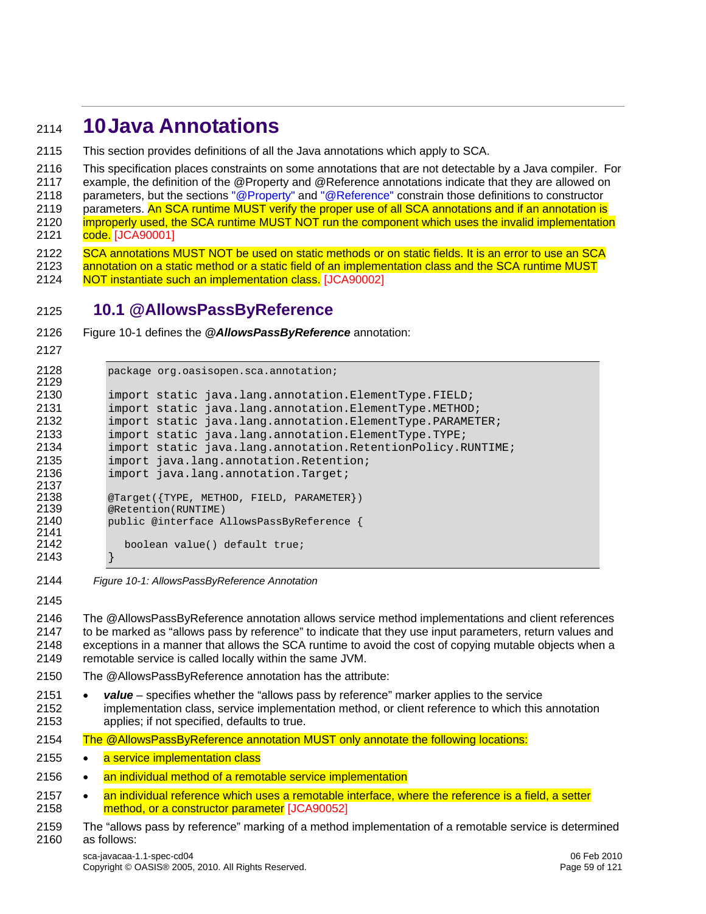# 10 Java Annotations

This section provides definitions of all the Java annotations which apply to SCA.

This specification places constraints on some annotations that are not detectable by a Java compiler. For example, the definition of the @Property and @Reference annotations indicate that they are allowed on parameters, but the sections "@Property" and "@Reference" constrain those definitions to constructor parameters. An SCA runtime MUST verify the proper use of all SCA annotations and if an annotation is improperly used, the SCA runtime MUST NOT run the component which uses the invalid implementation code. [JCA90001]

SCA annotations MUST NOT be used on static methods or on static fields. It is an error to use an SCA annotation on a static method or a static field of an implementation class and the SCA runtime MUST NOT instantiate such an implementation class. [JCA90002]

## 10.1 @AllowsPassByReference

Figure 10-1 defines the ***@AllowsPassByReference*** annotation:

```
package org.oasisopen.sca.annotation;

import static java.lang.annotation.ElementType.FIELD;
import static java.lang.annotation.ElementType.METHOD;
import static java.lang.annotation.ElementType.PARAMETER;
import static java.lang.annotation.ElementType.TYPE;
import static java.lang.annotation.RetentionPolicy.RUNTIME;
import java.lang.annotation.Retention;
import java.lang.annotation.Target;

@Target({TYPE, METHOD, FIELD, PARAMETER})
@Retention(RUNTIME)
public @interface AllowsPassByReference {

   boolean value() default true;
}
```

*Figure 10-1: AllowsPassByReference Annotation*

The @AllowsPassByReference annotation allows service method implementations and client references to be marked as "allows pass by reference" to indicate that they use input parameters, return values and exceptions in a manner that allows the SCA runtime to avoid the cost of copying mutable objects when a remotable service is called locally within the same JVM.

The @AllowsPassByReference annotation has the attribute:

- ***value*** – specifies whether the "allows pass by reference" marker applies to the service implementation class, service implementation method, or client reference to which this annotation applies; if not specified, defaults to true.

The @AllowsPassByReference annotation MUST only annotate the following locations:

- a service implementation class
- an individual method of a remotable service implementation
- an individual reference which uses a remotable interface, where the reference is a field, a setter method, or a constructor parameter [JCA90052]

The "allows pass by reference" marking of a method implementation of a remotable service is determined as follows: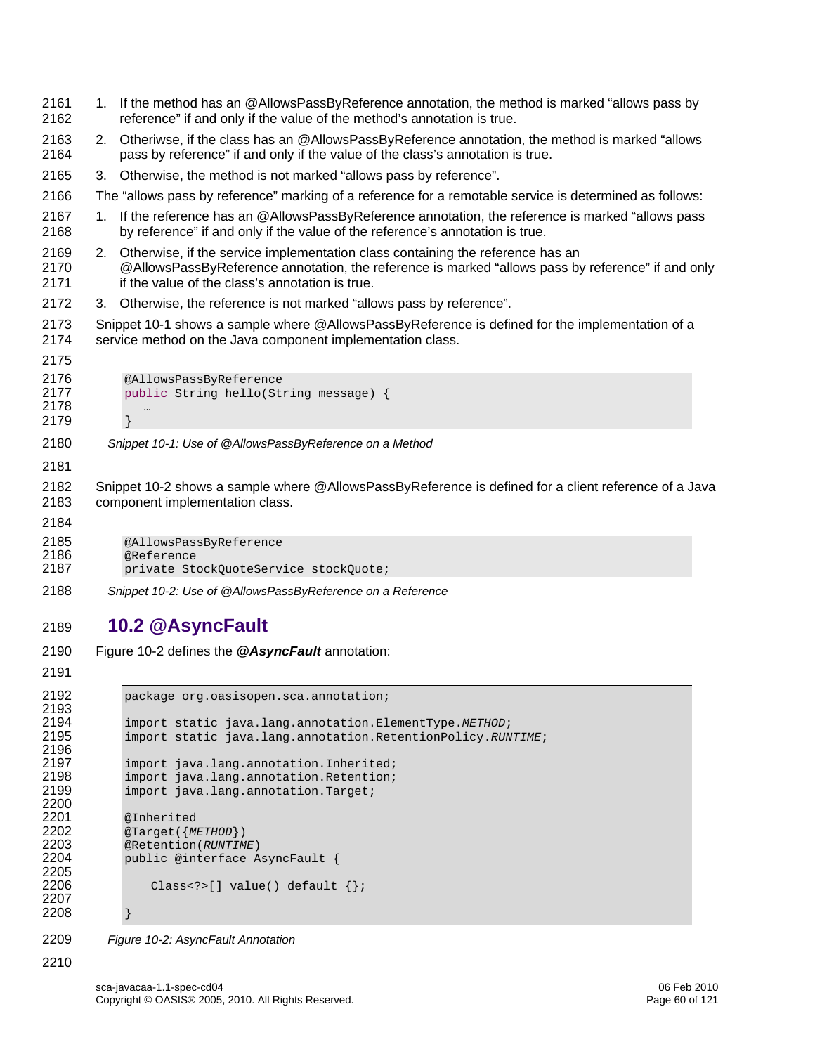1. If the method has an @AllowsPassByReference annotation, the method is marked “allows pass by reference” if and only if the value of the method’s annotation is true.
2. Otheriwse, if the class has an @AllowsPassByReference annotation, the method is marked “allows pass by reference” if and only if the value of the class’s annotation is true.
3. Otherwise, the method is not marked “allows pass by reference”.

The “allows pass by reference” marking of a reference for a remotable service is determined as follows:

1. If the reference has an @AllowsPassByReference annotation, the reference is marked “allows pass by reference” if and only if the value of the reference’s annotation is true.
2. Otherwise, if the service implementation class containing the reference has an @AllowsPassByReference annotation, the reference is marked “allows pass by reference” if and only if the value of the class’s annotation is true.
3. Otherwise, the reference is not marked “allows pass by reference”.

Snippet 10-1 shows a sample where @AllowsPassByReference is defined for the implementation of a service method on the Java component implementation class.

```
@AllowsPassByReference
public String hello(String message) {
   …
}
```

*Snippet 10-1: Use of @AllowsPassByReference on a Method*

Snippet 10-2 shows a sample where @AllowsPassByReference is defined for a client reference of a Java component implementation class.

```
@AllowsPassByReference
@Reference
private StockQuoteService stockQuote;
```

*Snippet 10-2: Use of @AllowsPassByReference on a Reference*

## 10.2 @AsyncFault

Figure 10-2 defines the ***@AsyncFault*** annotation:

```
package org.oasisopen.sca.annotation;

import static java.lang.annotation.ElementType.METHOD;
import static java.lang.annotation.RetentionPolicy.RUNTIME;

import java.lang.annotation.Inherited;
import java.lang.annotation.Retention;
import java.lang.annotation.Target;

@Inherited
@Target({METHOD})
@Retention(RUNTIME)
public @interface AsyncFault {

    Class<?>[] value() default {};

}
```

*Figure 10-2: AsyncFault Annotation*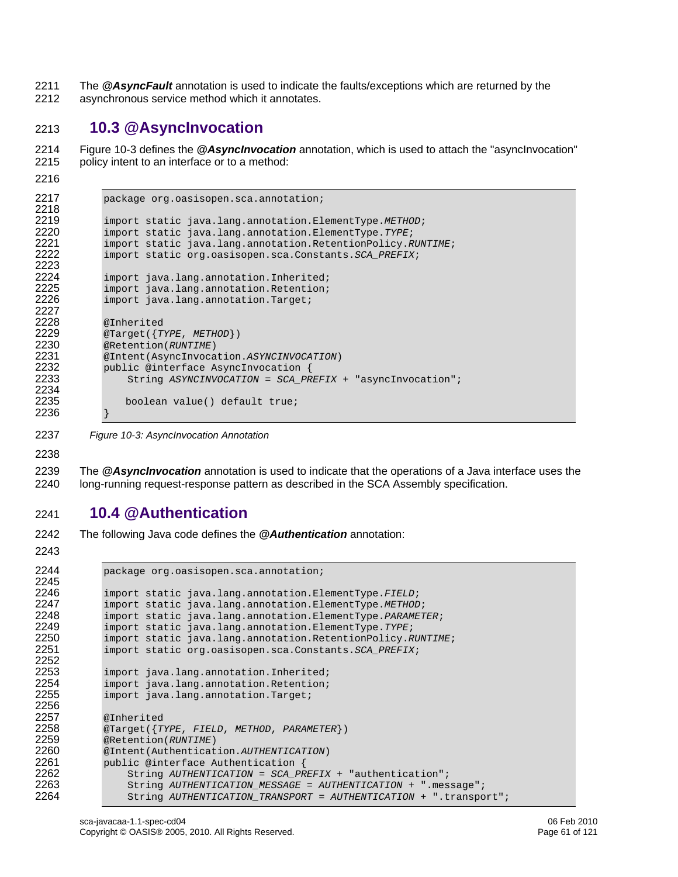The ***@AsyncFault*** annotation is used to indicate the faults/exceptions which are returned by the asynchronous service method which it annotates.

## 10.3 @AsyncInvocation

Figure 10-3 defines the ***@AsyncInvocation*** annotation, which is used to attach the "asyncInvocation" policy intent to an interface or to a method:

```
package org.oasisopen.sca.annotation;

import static java.lang.annotation.ElementType.METHOD;
import static java.lang.annotation.ElementType.TYPE;
import static java.lang.annotation.RetentionPolicy.RUNTIME;
import static org.oasisopen.sca.Constants.SCA_PREFIX;

import java.lang.annotation.Inherited;
import java.lang.annotation.Retention;
import java.lang.annotation.Target;

@Inherited
@Target({TYPE, METHOD})
@Retention(RUNTIME)
@Intent(AsyncInvocation.ASYNCINVOCATION)
public @interface AsyncInvocation {
    String ASYNCINVOCATION = SCA_PREFIX + "asyncInvocation";

   boolean value() default true;
}
```

*Figure 10-3: AsyncInvocation Annotation*

The ***@AsyncInvocation*** annotation is used to indicate that the operations of a Java interface uses the long-running request-response pattern as described in the SCA Assembly specification.

## 10.4 @Authentication

The following Java code defines the ***@Authentication*** annotation:

```
package org.oasisopen.sca.annotation;

import static java.lang.annotation.ElementType.FIELD;
import static java.lang.annotation.ElementType.METHOD;
import static java.lang.annotation.ElementType.PARAMETER;
import static java.lang.annotation.ElementType.TYPE;
import static java.lang.annotation.RetentionPolicy.RUNTIME;
import static org.oasisopen.sca.Constants.SCA_PREFIX;

import java.lang.annotation.Inherited;
import java.lang.annotation.Retention;
import java.lang.annotation.Target;

@Inherited
@Target({TYPE, FIELD, METHOD, PARAMETER})
@Retention(RUNTIME)
@Intent(Authentication.AUTHENTICATION)
public @interface Authentication {
    String AUTHENTICATION = SCA_PREFIX + "authentication";
    String AUTHENTICATION_MESSAGE = AUTHENTICATION + ".message";
    String AUTHENTICATION_TRANSPORT = AUTHENTICATION + ".transport";
```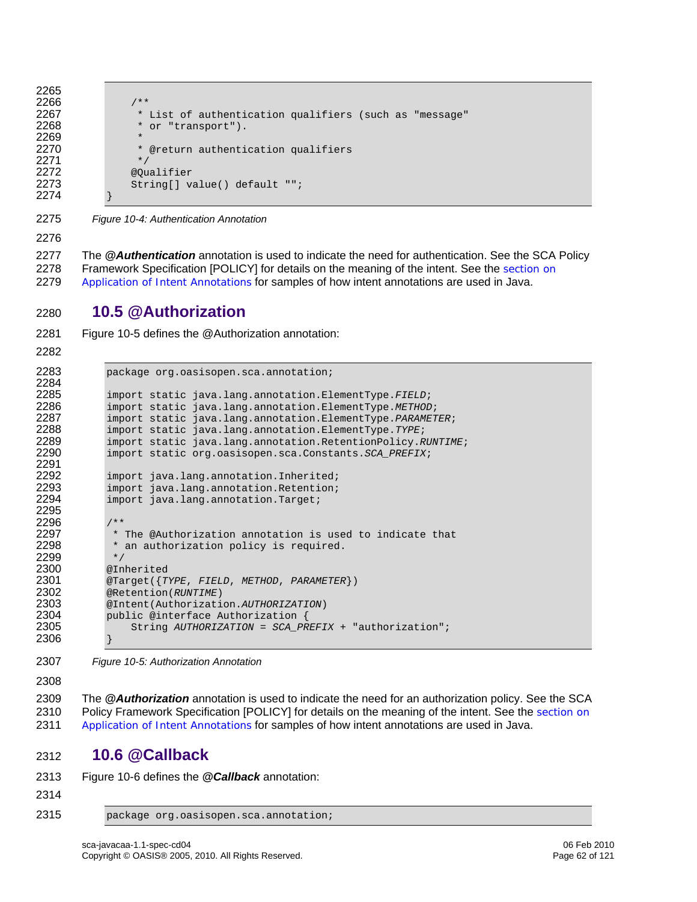```java
    /**
     * List of authentication qualifiers (such as "message"
     * or "transport").
     *
     * @return authentication qualifiers
     */
    @Qualifier
    String[] value() default "";
}
```

*Figure 10-4: Authentication Annotation*

The ***@Authentication*** annotation is used to indicate the need for authentication. See the SCA Policy Framework Specification [POLICY] for details on the meaning of the intent. See the section on Application of Intent Annotations for samples of how intent annotations are used in Java.

## 10.5 @Authorization

Figure 10-5 defines the @Authorization annotation:

```java
package org.oasisopen.sca.annotation;

import static java.lang.annotation.ElementType.FIELD;
import static java.lang.annotation.ElementType.METHOD;
import static java.lang.annotation.ElementType.PARAMETER;
import static java.lang.annotation.ElementType.TYPE;
import static java.lang.annotation.RetentionPolicy.RUNTIME;
import static org.oasisopen.sca.Constants.SCA_PREFIX;

import java.lang.annotation.Inherited;
import java.lang.annotation.Retention;
import java.lang.annotation.Target;

/**
 * The @Authorization annotation is used to indicate that
 * an authorization policy is required.
 */
@Inherited
@Target({TYPE, FIELD, METHOD, PARAMETER})
@Retention(RUNTIME)
@Intent(Authorization.AUTHORIZATION)
public @interface Authorization {
    String AUTHORIZATION = SCA_PREFIX + "authorization";
}
```

*Figure 10-5: Authorization Annotation*

The ***@Authorization*** annotation is used to indicate the need for an authorization policy. See the SCA Policy Framework Specification [POLICY] for details on the meaning of the intent. See the section on Application of Intent Annotations for samples of how intent annotations are used in Java.

## 10.6 @Callback

Figure 10-6 defines the ***@Callback*** annotation:

```java
package org.oasisopen.sca.annotation;
```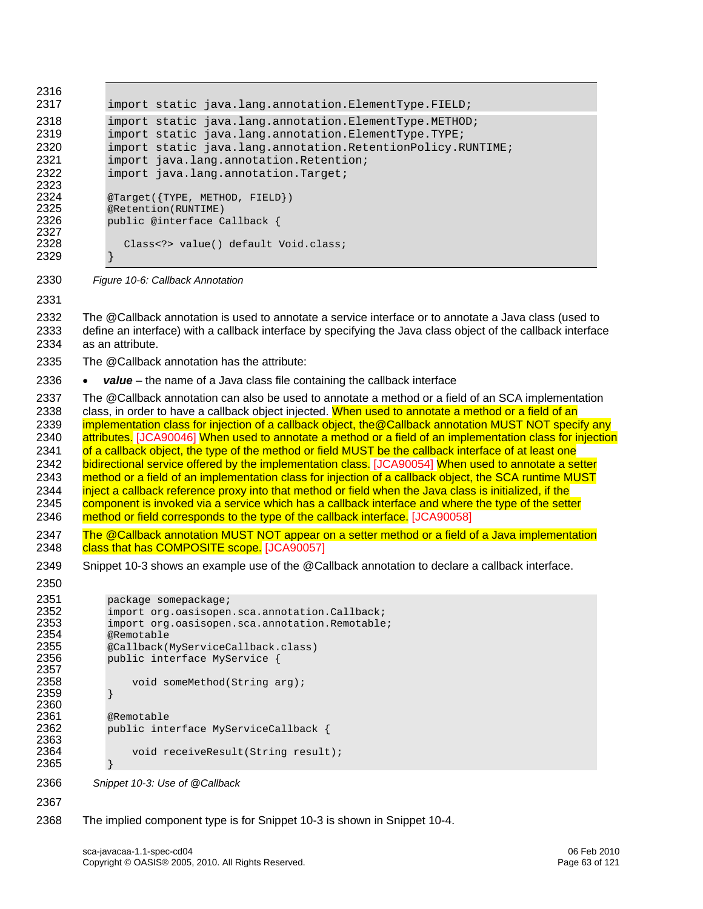```
import static java.lang.annotation.ElementType.FIELD;
import static java.lang.annotation.ElementType.METHOD;
import static java.lang.annotation.ElementType.TYPE;
import static java.lang.annotation.RetentionPolicy.RUNTIME;
import java.lang.annotation.Retention;
import java.lang.annotation.Target;

@Target({TYPE, METHOD, FIELD})
@Retention(RUNTIME)
public @interface Callback {

  Class<?> value() default Void.class;
}
```

*Figure 10-6: Callback Annotation*

The @Callback annotation is used to annotate a service interface or to annotate a Java class (used to define an interface) with a callback interface by specifying the Java class object of the callback interface as an attribute.

The @Callback annotation has the attribute:

- ***value*** – the name of a Java class file containing the callback interface

The @Callback annotation can also be used to annotate a method or a field of an SCA implementation class, in order to have a callback object injected. When used to annotate a method or a field of an implementation class for injection of a callback object, the@Callback annotation MUST NOT specify any attributes. [JCA90046] When used to annotate a method or a field of an implementation class for injection of a callback object, the type of the method or field MUST be the callback interface of at least one bidirectional service offered by the implementation class. [JCA90054] When used to annotate a setter method or a field of an implementation class for injection of a callback object, the SCA runtime MUST inject a callback reference proxy into that method or field when the Java class is initialized, if the component is invoked via a service which has a callback interface and where the type of the setter method or field corresponds to the type of the callback interface. [JCA90058]

The @Callback annotation MUST NOT appear on a setter method or a field of a Java implementation class that has COMPOSITE scope. [JCA90057]

Snippet 10-3 shows an example use of the @Callback annotation to declare a callback interface.

```
package somepackage;
import org.oasisopen.sca.annotation.Callback;
import org.oasisopen.sca.annotation.Remotable;
@Remotable
@Callback(MyServiceCallback.class)
public interface MyService {

    void someMethod(String arg);
}

@Remotable
public interface MyServiceCallback {

    void receiveResult(String result);
}
```

*Snippet 10-3: Use of @Callback*

The implied component type is for Snippet 10-3 is shown in Snippet 10-4.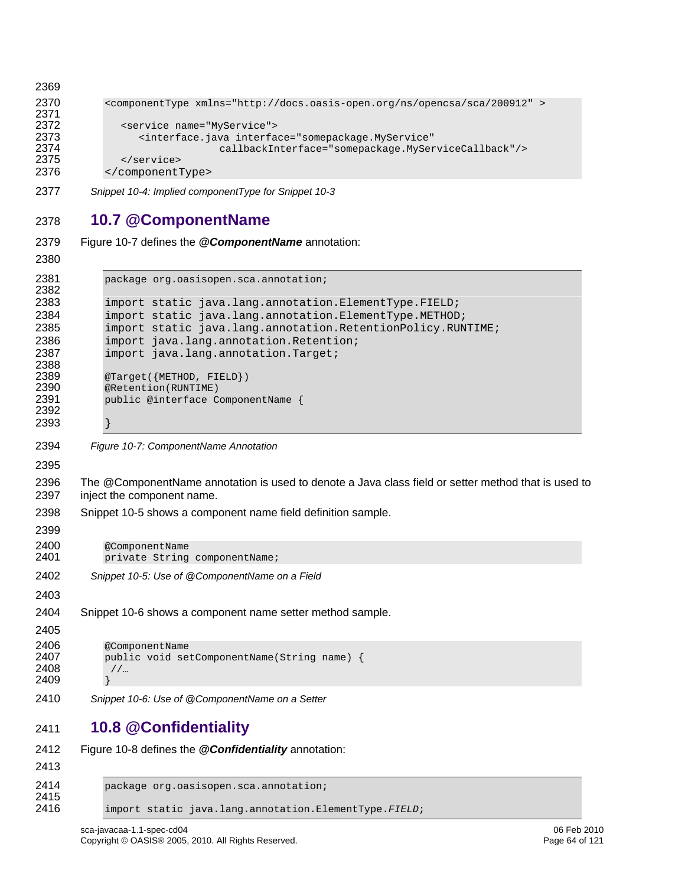```
<componentType xmlns="http://docs.oasis-open.org/ns/opencsa/sca/200912" >

   <service name="MyService">
      <interface.java interface="somepackage.MyService"
                 callbackInterface="somepackage.MyServiceCallback"/>
   </service>
</componentType>
```

*Snippet 10-4: Implied componentType for Snippet 10-3*

## 10.7 @ComponentName

Figure 10-7 defines the ***@ComponentName*** annotation:

```
package org.oasisopen.sca.annotation;

import static java.lang.annotation.ElementType.FIELD;
import static java.lang.annotation.ElementType.METHOD;
import static java.lang.annotation.RetentionPolicy.RUNTIME;
import java.lang.annotation.Retention;
import java.lang.annotation.Target;

@Target({METHOD, FIELD})
@Retention(RUNTIME)
public @interface ComponentName {

}
```

*Figure 10-7: ComponentName Annotation*

The @ComponentName annotation is used to denote a Java class field or setter method that is used to inject the component name.

Snippet 10-5 shows a component name field definition sample.

```
@ComponentName
private String componentName;
```

*Snippet 10-5: Use of @ComponentName on a Field*

Snippet 10-6 shows a component name setter method sample.

```
@ComponentName
public void setComponentName(String name) {
 //…
}
```

*Snippet 10-6: Use of @ComponentName on a Setter*

## 10.8 @Confidentiality

Figure 10-8 defines the ***@Confidentiality*** annotation:

```
package org.oasisopen.sca.annotation;

import static java.lang.annotation.ElementType.FIELD;
```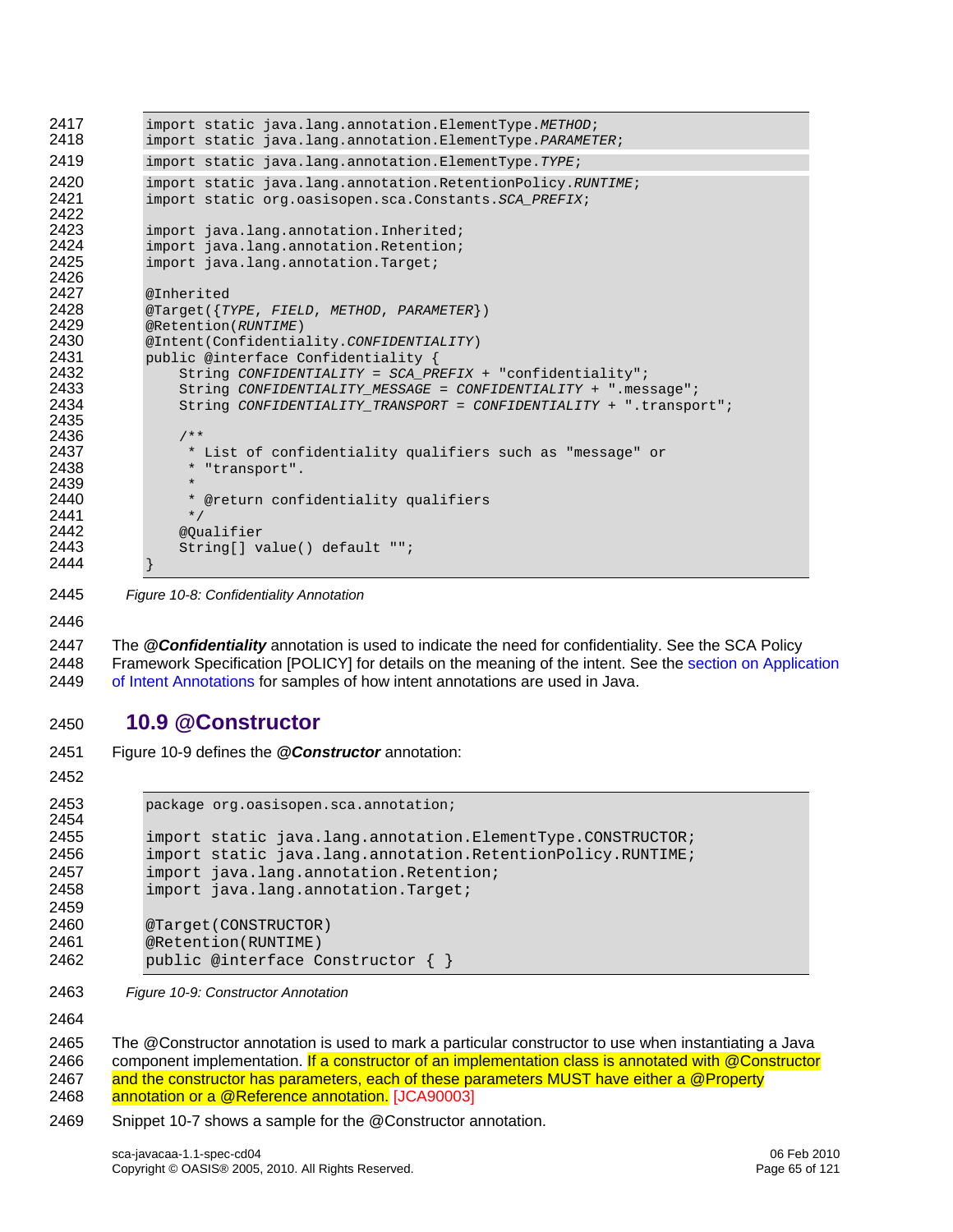```java
import static java.lang.annotation.ElementType.METHOD;
import static java.lang.annotation.ElementType.PARAMETER;
import static java.lang.annotation.ElementType.TYPE;
import static java.lang.annotation.RetentionPolicy.RUNTIME;
import static org.oasisopen.sca.Constants.SCA_PREFIX;

import java.lang.annotation.Inherited;
import java.lang.annotation.Retention;
import java.lang.annotation.Target;

@Inherited
@Target({TYPE, FIELD, METHOD, PARAMETER})
@Retention(RUNTIME)
@Intent(Confidentiality.CONFIDENTIALITY)
public @interface Confidentiality {
    String CONFIDENTIALITY = SCA_PREFIX + "confidentiality";
    String CONFIDENTIALITY_MESSAGE = CONFIDENTIALITY + ".message";
    String CONFIDENTIALITY_TRANSPORT = CONFIDENTIALITY + ".transport";

    /**
     * List of confidentiality qualifiers such as "message" or
     * "transport".
     *
     * @return confidentiality qualifiers
     */
    @Qualifier
    String[] value() default "";
}
```

*Figure 10-8: Confidentiality Annotation*

The ***@Confidentiality*** annotation is used to indicate the need for confidentiality. See the SCA Policy Framework Specification [POLICY] for details on the meaning of the intent. See the section on Application of Intent Annotations for samples of how intent annotations are used in Java.

## 10.9 @Constructor

Figure 10-9 defines the ***@Constructor*** annotation:

```java
package org.oasisopen.sca.annotation;

import static java.lang.annotation.ElementType.CONSTRUCTOR;
import static java.lang.annotation.RetentionPolicy.RUNTIME;
import java.lang.annotation.Retention;
import java.lang.annotation.Target;

@Target(CONSTRUCTOR)
@Retention(RUNTIME)
public @interface Constructor { }
```

*Figure 10-9: Constructor Annotation*

The @Constructor annotation is used to mark a particular constructor to use when instantiating a Java component implementation. If a constructor of an implementation class is annotated with @Constructor and the constructor has parameters, each of these parameters MUST have either a @Property annotation or a @Reference annotation. [JCA90003]

Snippet 10-7 shows a sample for the @Constructor annotation.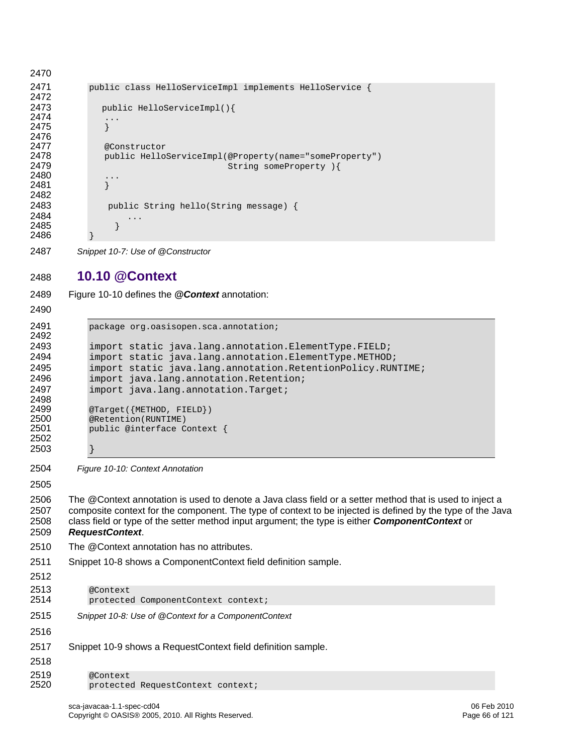```java
public class HelloServiceImpl implements HelloService {

   public HelloServiceImpl(){
    ...
    }

    @Constructor
    public HelloServiceImpl(@Property(name="someProperty")
                              String someProperty ){
    ...
    }

     public String hello(String message) {
         ...
      }
}
```

*Snippet 10-7: Use of @Constructor*

## 10.10 @Context

Figure 10-10 defines the ***@Context*** annotation:

```java
package org.oasisopen.sca.annotation;

import static java.lang.annotation.ElementType.FIELD;
import static java.lang.annotation.ElementType.METHOD;
import static java.lang.annotation.RetentionPolicy.RUNTIME;
import java.lang.annotation.Retention;
import java.lang.annotation.Target;

@Target({METHOD, FIELD})
@Retention(RUNTIME)
public @interface Context {

}
```

*Figure 10-10: Context Annotation*

The @Context annotation is used to denote a Java class field or a setter method that is used to inject a composite context for the component. The type of context to be injected is defined by the type of the Java class field or type of the setter method input argument; the type is either ***ComponentContext*** or ***RequestContext***.

The @Context annotation has no attributes.

Snippet 10-8 shows a ComponentContext field definition sample.

```java
@Context
protected ComponentContext context;
```

*Snippet 10-8: Use of @Context for a ComponentContext*

Snippet 10-9 shows a RequestContext field definition sample.

```java
@Context
protected RequestContext context;
```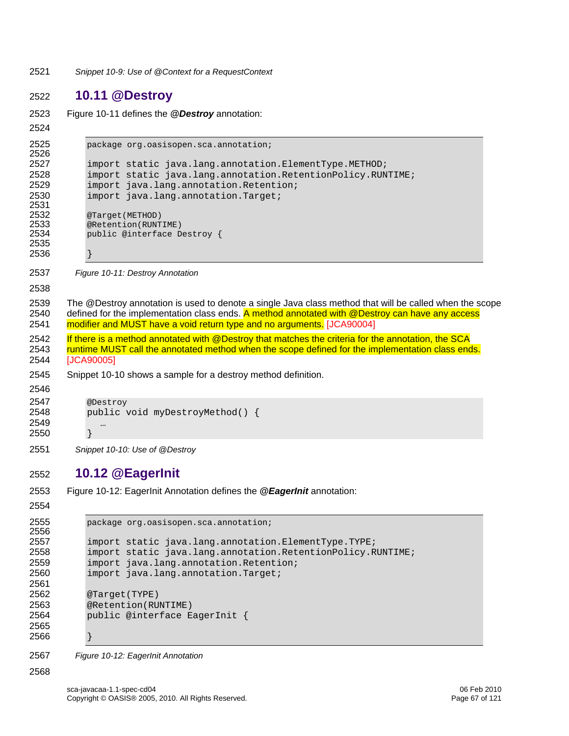*Snippet 10-9: Use of @Context for a RequestContext*

## 10.11 @Destroy

Figure 10-11 defines the ***@Destroy*** annotation:

```
package org.oasisopen.sca.annotation;

import static java.lang.annotation.ElementType.METHOD;
import static java.lang.annotation.RetentionPolicy.RUNTIME;
import java.lang.annotation.Retention;
import java.lang.annotation.Target;

@Target(METHOD)
@Retention(RUNTIME)
public @interface Destroy {

}
```

*Figure 10-11: Destroy Annotation*

The @Destroy annotation is used to denote a single Java class method that will be called when the scope defined for the implementation class ends. A method annotated with @Destroy can have any access modifier and MUST have a void return type and no arguments. [JCA90004]

If there is a method annotated with @Destroy that matches the criteria for the annotation, the SCA runtime MUST call the annotated method when the scope defined for the implementation class ends. [JCA90005]

Snippet 10-10 shows a sample for a destroy method definition.

```
@Destroy
public void myDestroyMethod() {
   …
}
```

*Snippet 10-10: Use of @Destroy*

## 10.12 @EagerInit

Figure 10-12: EagerInit Annotation defines the ***@EagerInit*** annotation:

```
package org.oasisopen.sca.annotation;

import static java.lang.annotation.ElementType.TYPE;
import static java.lang.annotation.RetentionPolicy.RUNTIME;
import java.lang.annotation.Retention;
import java.lang.annotation.Target;

@Target(TYPE)
@Retention(RUNTIME)
public @interface EagerInit {

}
```

*Figure 10-12: EagerInit Annotation*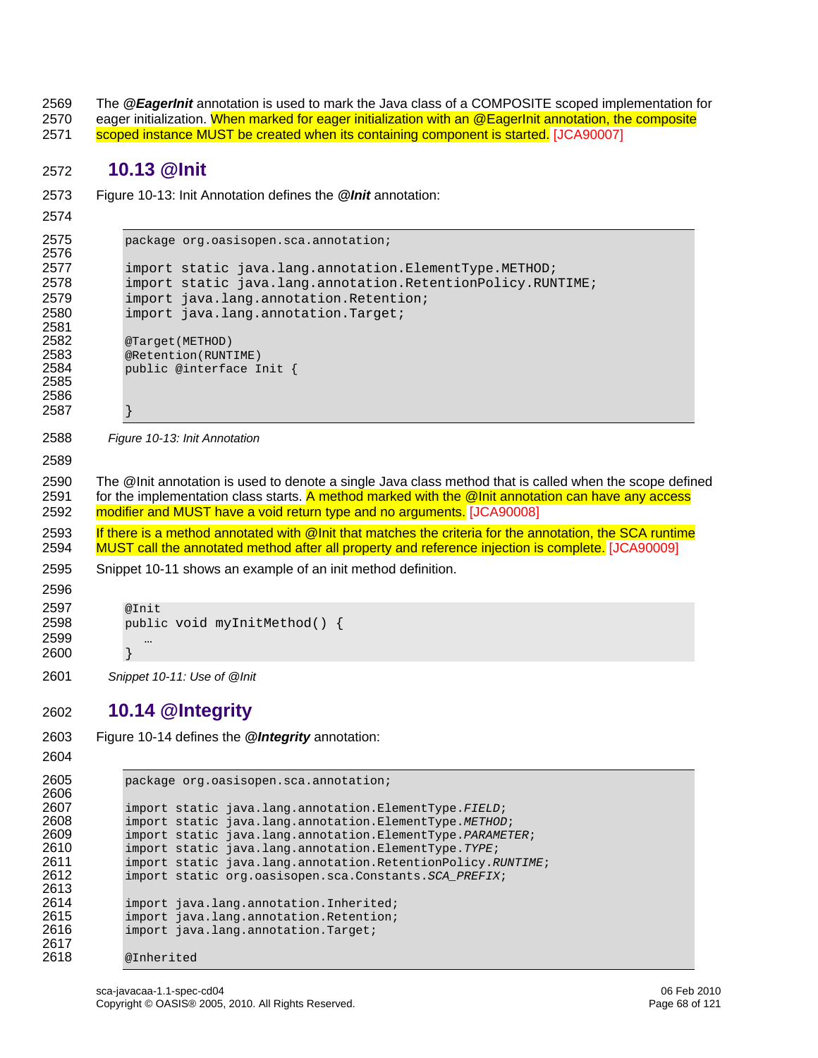The ***@EagerInit*** annotation is used to mark the Java class of a COMPOSITE scoped implementation for eager initialization. When marked for eager initialization with an @EagerInit annotation, the composite scoped instance MUST be created when its containing component is started. [JCA90007]

## 10.13 @Init

Figure 10-13: Init Annotation defines the ***@Init*** annotation:

```
package org.oasisopen.sca.annotation;

import static java.lang.annotation.ElementType.METHOD;
import static java.lang.annotation.RetentionPolicy.RUNTIME;
import java.lang.annotation.Retention;
import java.lang.annotation.Target;

@Target(METHOD)
@Retention(RUNTIME)
public @interface Init {


}
```

*Figure 10-13: Init Annotation*

The @Init annotation is used to denote a single Java class method that is called when the scope defined for the implementation class starts. A method marked with the @Init annotation can have any access modifier and MUST have a void return type and no arguments. [JCA90008]

If there is a method annotated with @Init that matches the criteria for the annotation, the SCA runtime MUST call the annotated method after all property and reference injection is complete. [JCA90009]

Snippet 10-11 shows an example of an init method definition.

```
@Init
public void myInitMethod() {
   …
}
```

*Snippet 10-11: Use of @Init*

## 10.14 @Integrity

Figure 10-14 defines the ***@Integrity*** annotation:

```
package org.oasisopen.sca.annotation;

import static java.lang.annotation.ElementType.FIELD;
import static java.lang.annotation.ElementType.METHOD;
import static java.lang.annotation.ElementType.PARAMETER;
import static java.lang.annotation.ElementType.TYPE;
import static java.lang.annotation.RetentionPolicy.RUNTIME;
import static org.oasisopen.sca.Constants.SCA_PREFIX;

import java.lang.annotation.Inherited;
import java.lang.annotation.Retention;
import java.lang.annotation.Target;

@Inherited
```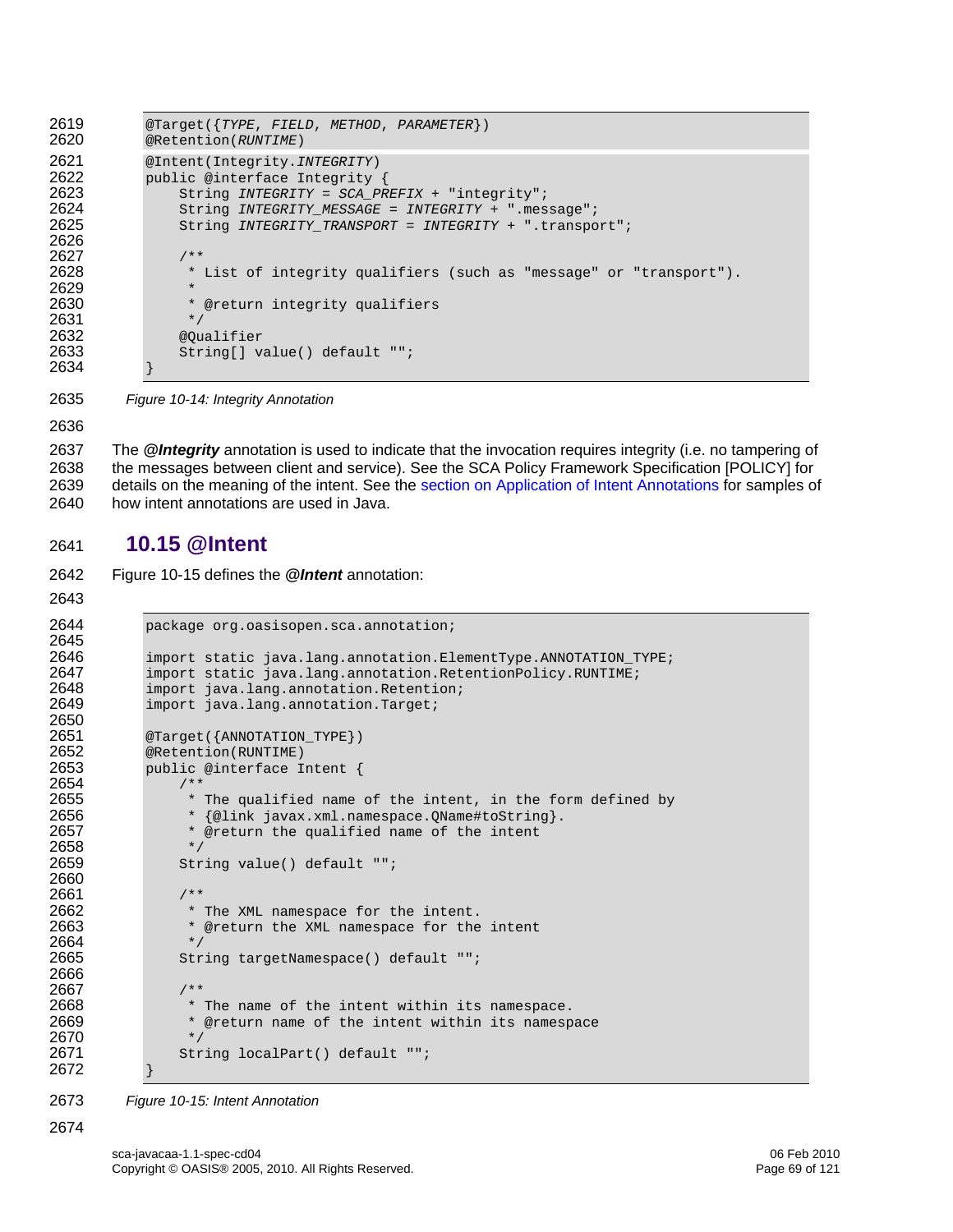```
@Target({TYPE, FIELD, METHOD, PARAMETER})
@Retention(RUNTIME)
@Intent(Integrity.INTEGRITY)
public @interface Integrity {
    String INTEGRITY = SCA_PREFIX + "integrity";
    String INTEGRITY_MESSAGE = INTEGRITY + ".message";
    String INTEGRITY_TRANSPORT = INTEGRITY + ".transport";

    /**
     * List of integrity qualifiers (such as "message" or "transport").
     *
     * @return integrity qualifiers
     */
    @Qualifier
    String[] value() default "";
}
```

*Figure 10-14: Integrity Annotation*

The ***@Integrity*** annotation is used to indicate that the invocation requires integrity (i.e. no tampering of the messages between client and service). See the SCA Policy Framework Specification [POLICY] for details on the meaning of the intent. See the section on Application of Intent Annotations for samples of how intent annotations are used in Java.

## 10.15 @Intent

Figure 10-15 defines the ***@Intent*** annotation:

```
package org.oasisopen.sca.annotation;

import static java.lang.annotation.ElementType.ANNOTATION_TYPE;
import static java.lang.annotation.RetentionPolicy.RUNTIME;
import java.lang.annotation.Retention;
import java.lang.annotation.Target;

@Target({ANNOTATION_TYPE})
@Retention(RUNTIME)
public @interface Intent {
    /**
     * The qualified name of the intent, in the form defined by
     * {@link javax.xml.namespace.QName#toString}.
     * @return the qualified name of the intent
     */
    String value() default "";

    /**
     * The XML namespace for the intent.
     * @return the XML namespace for the intent
     */
    String targetNamespace() default "";

    /**
     * The name of the intent within its namespace.
     * @return name of the intent within its namespace
     */
    String localPart() default "";
}
```

*Figure 10-15: Intent Annotation*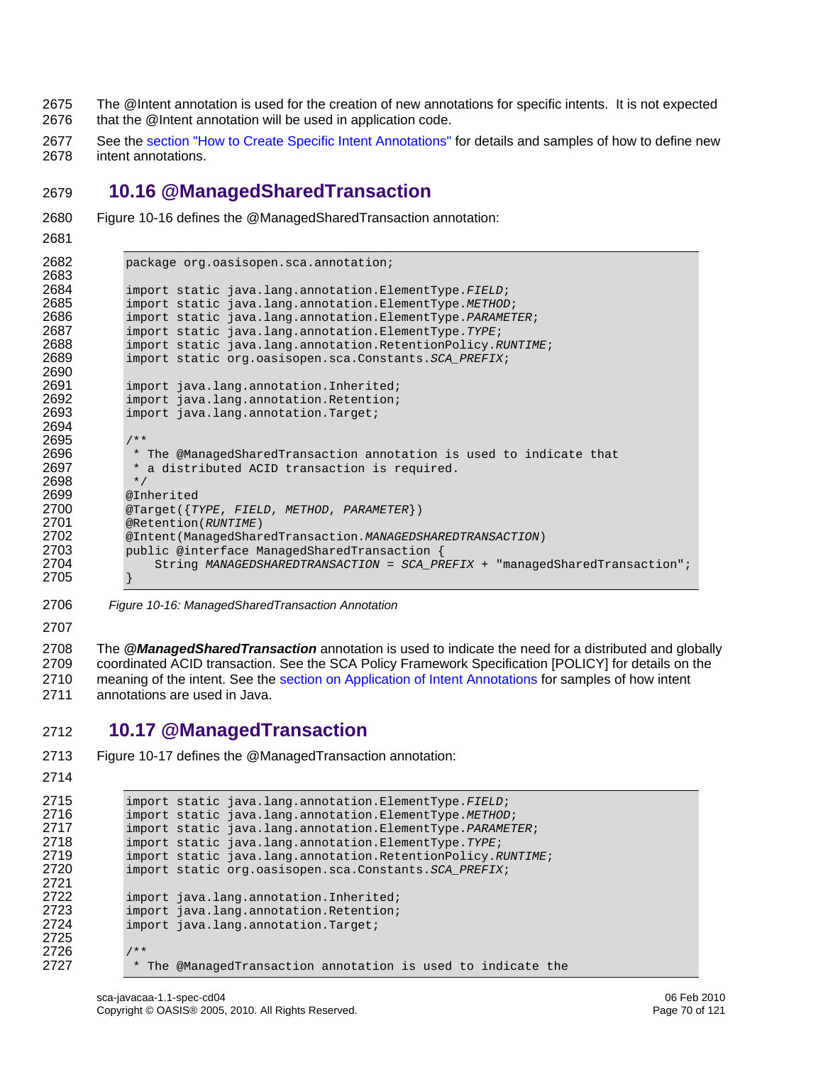The @Intent annotation is used for the creation of new annotations for specific intents. It is not expected that the @Intent annotation will be used in application code.

See the section "How to Create Specific Intent Annotations" for details and samples of how to define new intent annotations.

## 10.16 @ManagedSharedTransaction

Figure 10-16 defines the @ManagedSharedTransaction annotation:

```
package org.oasisopen.sca.annotation;

import static java.lang.annotation.ElementType.FIELD;
import static java.lang.annotation.ElementType.METHOD;
import static java.lang.annotation.ElementType.PARAMETER;
import static java.lang.annotation.ElementType.TYPE;
import static java.lang.annotation.RetentionPolicy.RUNTIME;
import static org.oasisopen.sca.Constants.SCA_PREFIX;

import java.lang.annotation.Inherited;
import java.lang.annotation.Retention;
import java.lang.annotation.Target;

/**
 * The @ManagedSharedTransaction annotation is used to indicate that
 * a distributed ACID transaction is required.
 */
@Inherited
@Target({TYPE, FIELD, METHOD, PARAMETER})
@Retention(RUNTIME)
@Intent(ManagedSharedTransaction.MANAGEDSHAREDTRANSACTION)
public @interface ManagedSharedTransaction {
    String MANAGEDSHAREDTRANSACTION = SCA_PREFIX + "managedSharedTransaction";
}
```

*Figure 10-16: ManagedSharedTransaction Annotation*

The ***@ManagedSharedTransaction*** annotation is used to indicate the need for a distributed and globally coordinated ACID transaction. See the SCA Policy Framework Specification [POLICY] for details on the meaning of the intent. See the section on Application of Intent Annotations for samples of how intent annotations are used in Java.

## 10.17 @ManagedTransaction

Figure 10-17 defines the @ManagedTransaction annotation:

```
import static java.lang.annotation.ElementType.FIELD;
import static java.lang.annotation.ElementType.METHOD;
import static java.lang.annotation.ElementType.PARAMETER;
import static java.lang.annotation.ElementType.TYPE;
import static java.lang.annotation.RetentionPolicy.RUNTIME;
import static org.oasisopen.sca.Constants.SCA_PREFIX;

import java.lang.annotation.Inherited;
import java.lang.annotation.Retention;
import java.lang.annotation.Target;

/**
 * The @ManagedTransaction annotation is used to indicate the
```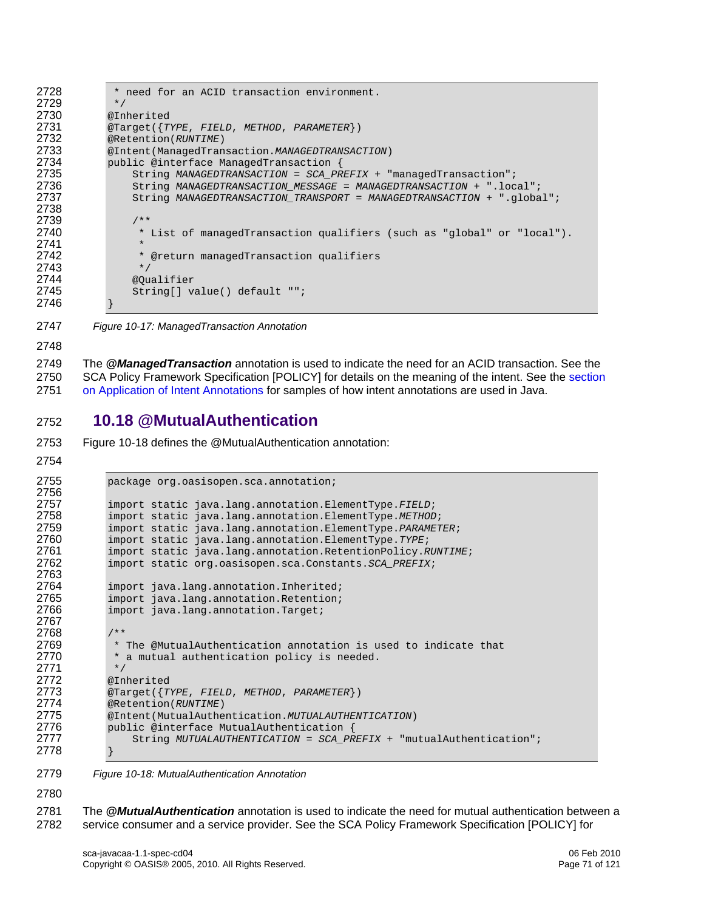```
 * need for an ACID transaction environment.
 */
@Inherited
@Target({TYPE, FIELD, METHOD, PARAMETER})
@Retention(RUNTIME)
@Intent(ManagedTransaction.MANAGEDTRANSACTION)
public @interface ManagedTransaction {
    String MANAGEDTRANSACTION = SCA_PREFIX + "managedTransaction";
    String MANAGEDTRANSACTION_MESSAGE = MANAGEDTRANSACTION + ".local";
    String MANAGEDTRANSACTION_TRANSPORT = MANAGEDTRANSACTION + ".global";

    /**
     * List of managedTransaction qualifiers (such as "global" or "local").
     *
     * @return managedTransaction qualifiers
     */
    @Qualifier
    String[] value() default "";
}
```

*Figure 10-17: ManagedTransaction Annotation*

The ***@ManagedTransaction*** annotation is used to indicate the need for an ACID transaction. See the SCA Policy Framework Specification [POLICY] for details on the meaning of the intent. See the section on Application of Intent Annotations for samples of how intent annotations are used in Java.

## 10.18 @MutualAuthentication

Figure 10-18 defines the @MutualAuthentication annotation:

```
package org.oasisopen.sca.annotation;

import static java.lang.annotation.ElementType.FIELD;
import static java.lang.annotation.ElementType.METHOD;
import static java.lang.annotation.ElementType.PARAMETER;
import static java.lang.annotation.ElementType.TYPE;
import static java.lang.annotation.RetentionPolicy.RUNTIME;
import static org.oasisopen.sca.Constants.SCA_PREFIX;

import java.lang.annotation.Inherited;
import java.lang.annotation.Retention;
import java.lang.annotation.Target;

/**
 * The @MutualAuthentication annotation is used to indicate that
 * a mutual authentication policy is needed.
 */
@Inherited
@Target({TYPE, FIELD, METHOD, PARAMETER})
@Retention(RUNTIME)
@Intent(MutualAuthentication.MUTUALAUTHENTICATION)
public @interface MutualAuthentication {
    String MUTUALAUTHENTICATION = SCA_PREFIX + "mutualAuthentication";
}
```

*Figure 10-18: MutualAuthentication Annotation*

The ***@MutualAuthentication*** annotation is used to indicate the need for mutual authentication between a service consumer and a service provider. See the SCA Policy Framework Specification [POLICY] for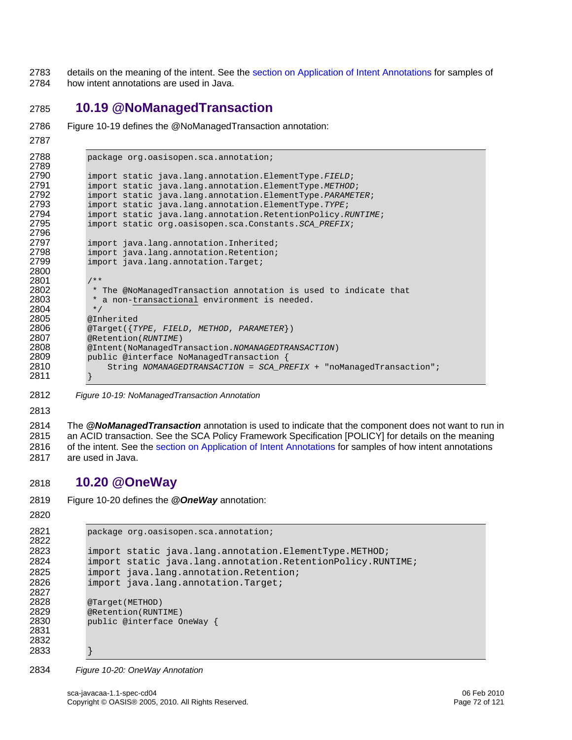details on the meaning of the intent. See the section on Application of Intent Annotations for samples of how intent annotations are used in Java.

## 10.19 @NoManagedTransaction

Figure 10-19 defines the @NoManagedTransaction annotation:

```
package org.oasisopen.sca.annotation;

import static java.lang.annotation.ElementType.FIELD;
import static java.lang.annotation.ElementType.METHOD;
import static java.lang.annotation.ElementType.PARAMETER;
import static java.lang.annotation.ElementType.TYPE;
import static java.lang.annotation.RetentionPolicy.RUNTIME;
import static org.oasisopen.sca.Constants.SCA_PREFIX;

import java.lang.annotation.Inherited;
import java.lang.annotation.Retention;
import java.lang.annotation.Target;

/**
 * The @NoManagedTransaction annotation is used to indicate that
 * a non-transactional environment is needed.
 */
@Inherited
@Target({TYPE, FIELD, METHOD, PARAMETER})
@Retention(RUNTIME)
@Intent(NoManagedTransaction.NOMANAGEDTRANSACTION)
public @interface NoManagedTransaction {
    String NOMANAGEDTRANSACTION = SCA_PREFIX + "noManagedTransaction";
}
```

*Figure 10-19: NoManagedTransaction Annotation*

The ***@NoManagedTransaction*** annotation is used to indicate that the component does not want to run in an ACID transaction. See the SCA Policy Framework Specification [POLICY] for details on the meaning of the intent. See the section on Application of Intent Annotations for samples of how intent annotations are used in Java.

## 10.20 @OneWay

Figure 10-20 defines the ***@OneWay*** annotation:

```
package org.oasisopen.sca.annotation;

import static java.lang.annotation.ElementType.METHOD;
import static java.lang.annotation.RetentionPolicy.RUNTIME;
import java.lang.annotation.Retention;
import java.lang.annotation.Target;

@Target(METHOD)
@Retention(RUNTIME)
public @interface OneWay {


}
```

*Figure 10-20: OneWay Annotation*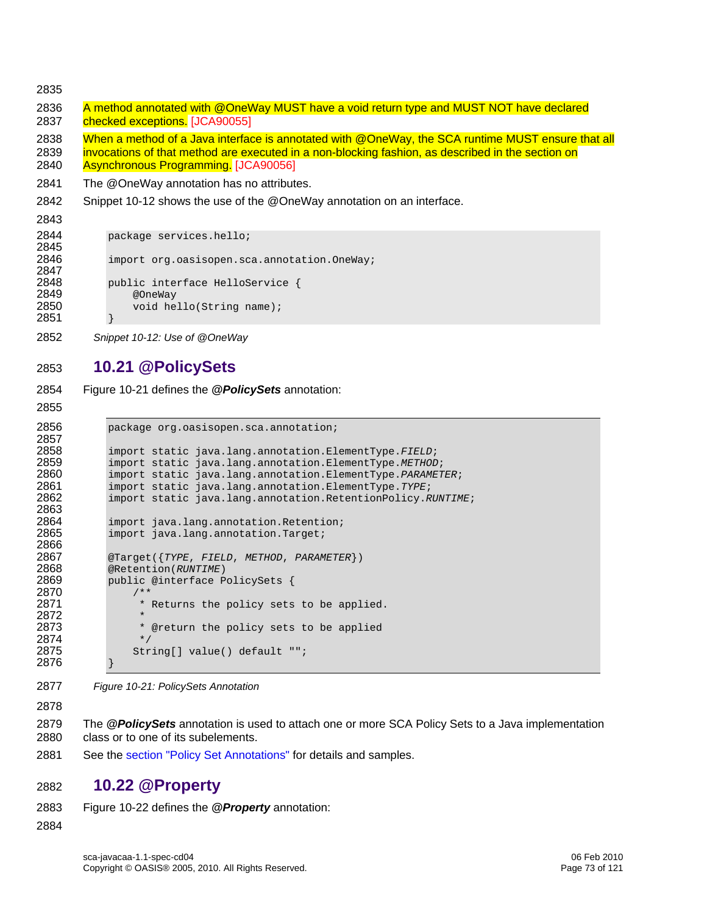A method annotated with @OneWay MUST have a void return type and MUST NOT have declared checked exceptions. [JCA90055]

When a method of a Java interface is annotated with @OneWay, the SCA runtime MUST ensure that all invocations of that method are executed in a non-blocking fashion, as described in the section on Asynchronous Programming. [JCA90056]

The @OneWay annotation has no attributes.

Snippet 10-12 shows the use of the @OneWay annotation on an interface.

```
package services.hello;

import org.oasisopen.sca.annotation.OneWay;

public interface HelloService {
    @OneWay
    void hello(String name);
}
```

*Snippet 10-12: Use of @OneWay*

## 10.21 @PolicySets

Figure 10-21 defines the ***@PolicySets*** annotation:

```
package org.oasisopen.sca.annotation;

import static java.lang.annotation.ElementType.FIELD;
import static java.lang.annotation.ElementType.METHOD;
import static java.lang.annotation.ElementType.PARAMETER;
import static java.lang.annotation.ElementType.TYPE;
import static java.lang.annotation.RetentionPolicy.RUNTIME;

import java.lang.annotation.Retention;
import java.lang.annotation.Target;

@Target({TYPE, FIELD, METHOD, PARAMETER})
@Retention(RUNTIME)
public @interface PolicySets {
    /**
     * Returns the policy sets to be applied.
     *
     * @return the policy sets to be applied
     */
    String[] value() default "";
}
```

*Figure 10-21: PolicySets Annotation*

The ***@PolicySets*** annotation is used to attach one or more SCA Policy Sets to a Java implementation class or to one of its subelements.

See the section "Policy Set Annotations" for details and samples.

## 10.22 @Property

Figure 10-22 defines the ***@Property*** annotation: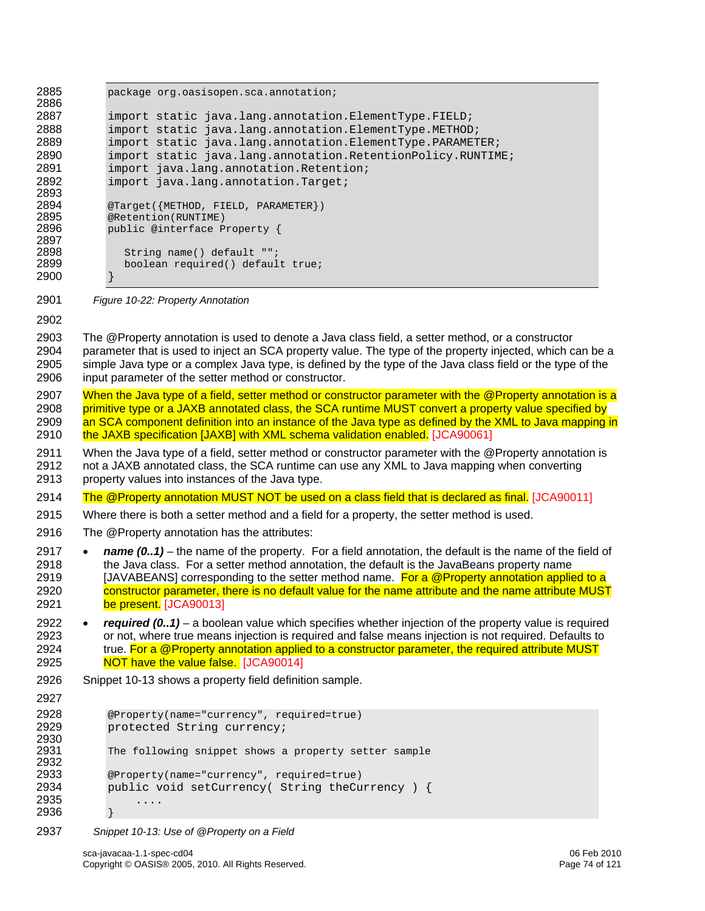```
package org.oasisopen.sca.annotation;

import static java.lang.annotation.ElementType.FIELD;
import static java.lang.annotation.ElementType.METHOD;
import static java.lang.annotation.ElementType.PARAMETER;
import static java.lang.annotation.RetentionPolicy.RUNTIME;
import java.lang.annotation.Retention;
import java.lang.annotation.Target;

@Target({METHOD, FIELD, PARAMETER})
@Retention(RUNTIME)
public @interface Property {

   String name() default "";
   boolean required() default true;
}
```

*Figure 10-22: Property Annotation*

The @Property annotation is used to denote a Java class field, a setter method, or a constructor parameter that is used to inject an SCA property value. The type of the property injected, which can be a simple Java type or a complex Java type, is defined by the type of the Java class field or the type of the input parameter of the setter method or constructor.

When the Java type of a field, setter method or constructor parameter with the @Property annotation is a primitive type or a JAXB annotated class, the SCA runtime MUST convert a property value specified by an SCA component definition into an instance of the Java type as defined by the XML to Java mapping in the JAXB specification [JAXB] with XML schema validation enabled. [JCA90061]

When the Java type of a field, setter method or constructor parameter with the @Property annotation is not a JAXB annotated class, the SCA runtime can use any XML to Java mapping when converting property values into instances of the Java type.

The @Property annotation MUST NOT be used on a class field that is declared as final. [JCA90011]

Where there is both a setter method and a field for a property, the setter method is used.

The @Property annotation has the attributes:

- ***name (0..1)*** – the name of the property. For a field annotation, the default is the name of the field of the Java class. For a setter method annotation, the default is the JavaBeans property name [JAVABEANS] corresponding to the setter method name. For a @Property annotation applied to a constructor parameter, there is no default value for the name attribute and the name attribute MUST be present. [JCA90013]
- ***required (0..1)*** – a boolean value which specifies whether injection of the property value is required or not, where true means injection is required and false means injection is not required. Defaults to true. For a @Property annotation applied to a constructor parameter, the required attribute MUST NOT have the value false. [JCA90014]

Snippet 10-13 shows a property field definition sample.

```
@Property(name="currency", required=true)
protected String currency;

The following snippet shows a property setter sample

@Property(name="currency", required=true)
public void setCurrency( String theCurrency ) {
    ....
}
```

*Snippet 10-13: Use of @Property on a Field*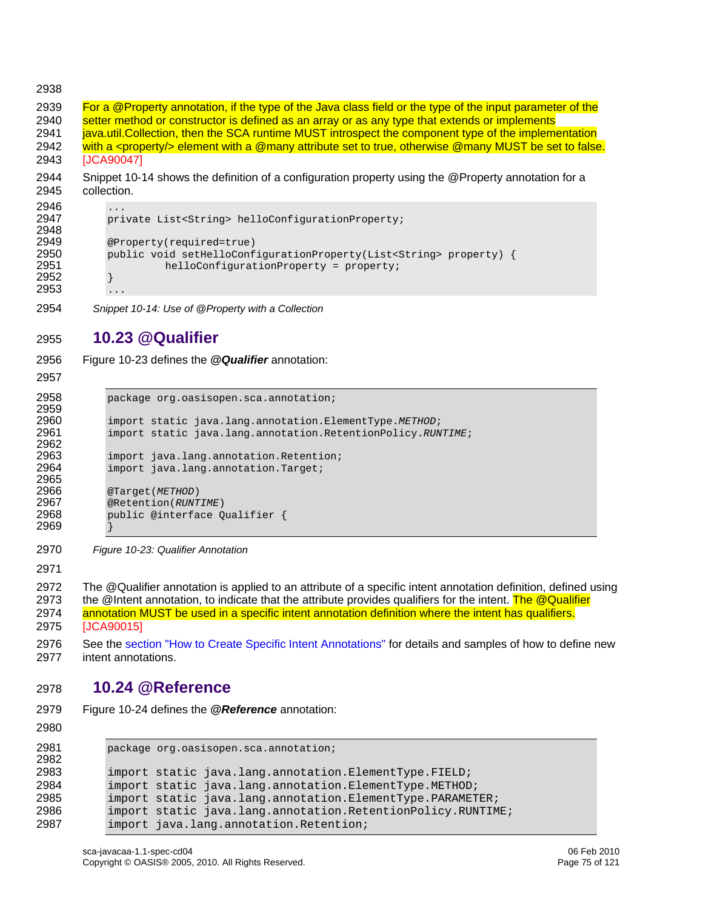For a @Property annotation, if the type of the Java class field or the type of the input parameter of the setter method or constructor is defined as an array or as any type that extends or implements java.util.Collection, then the SCA runtime MUST introspect the component type of the implementation with a <property/> element with a @many attribute set to true, otherwise @many MUST be set to false. [JCA90047]

Snippet 10-14 shows the definition of a configuration property using the @Property annotation for a collection.

```
...
private List<String> helloConfigurationProperty;

@Property(required=true)
public void setHelloConfigurationProperty(List<String> property) {
        helloConfigurationProperty = property;
}
...
```

*Snippet 10-14: Use of @Property with a Collection*

## 10.23 @Qualifier

Figure 10-23 defines the ***@Qualifier*** annotation:

```
package org.oasisopen.sca.annotation;

import static java.lang.annotation.ElementType.METHOD;
import static java.lang.annotation.RetentionPolicy.RUNTIME;

import java.lang.annotation.Retention;
import java.lang.annotation.Target;

@Target(METHOD)
@Retention(RUNTIME)
public @interface Qualifier {
}
```

*Figure 10-23: Qualifier Annotation*

The @Qualifier annotation is applied to an attribute of a specific intent annotation definition, defined using the @Intent annotation, to indicate that the attribute provides qualifiers for the intent. The @Qualifier annotation MUST be used in a specific intent annotation definition where the intent has qualifiers. [JCA90015]

See the section "How to Create Specific Intent Annotations" for details and samples of how to define new intent annotations.

## 10.24 @Reference

Figure 10-24 defines the ***@Reference*** annotation:

```
package org.oasisopen.sca.annotation;

import static java.lang.annotation.ElementType.FIELD;
import static java.lang.annotation.ElementType.METHOD;
import static java.lang.annotation.ElementType.PARAMETER;
import static java.lang.annotation.RetentionPolicy.RUNTIME;
import java.lang.annotation.Retention;
```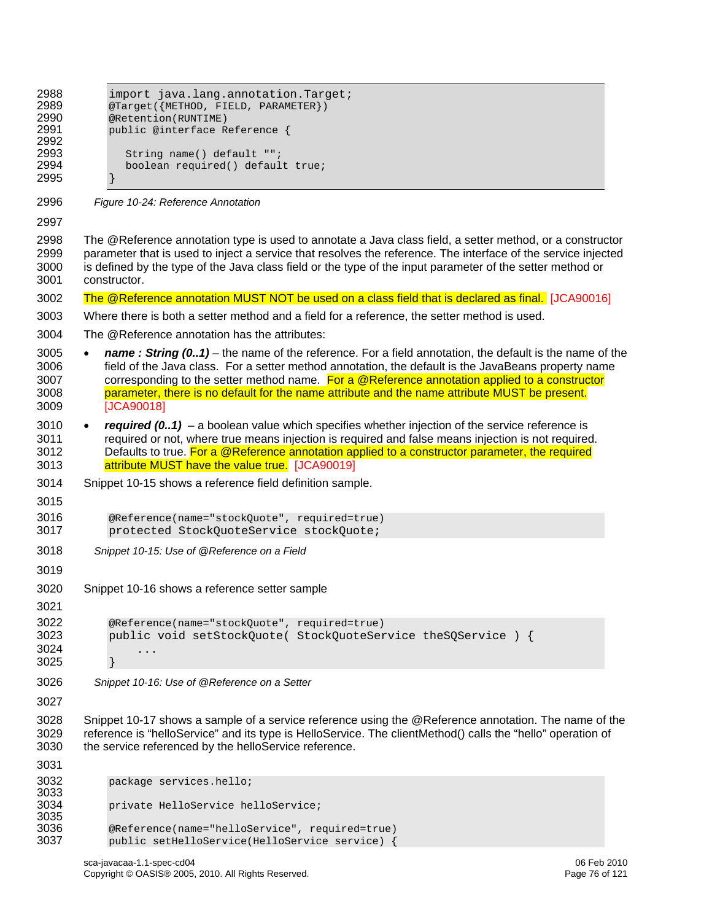```
import java.lang.annotation.Target;
@Target({METHOD, FIELD, PARAMETER})
@Retention(RUNTIME)
public @interface Reference {

   String name() default "";
   boolean required() default true;
}
```

*Figure 10-24: Reference Annotation*

The @Reference annotation type is used to annotate a Java class field, a setter method, or a constructor parameter that is used to inject a service that resolves the reference. The interface of the service injected is defined by the type of the Java class field or the type of the input parameter of the setter method or constructor.

The @Reference annotation MUST NOT be used on a class field that is declared as final. [JCA90016]

Where there is both a setter method and a field for a reference, the setter method is used.

The @Reference annotation has the attributes:

- ***name : String (0..1)*** – the name of the reference. For a field annotation, the default is the name of the field of the Java class. For a setter method annotation, the default is the JavaBeans property name corresponding to the setter method name. For a @Reference annotation applied to a constructor parameter, there is no default for the name attribute and the name attribute MUST be present. [JCA90018]
- ***required (0..1)*** – a boolean value which specifies whether injection of the service reference is required or not, where true means injection is required and false means injection is not required. Defaults to true. For a @Reference annotation applied to a constructor parameter, the required attribute MUST have the value true. [JCA90019]

Snippet 10-15 shows a reference field definition sample.

```
@Reference(name="stockQuote", required=true)
protected StockQuoteService stockQuote;
```

*Snippet 10-15: Use of @Reference on a Field*

Snippet 10-16 shows a reference setter sample

```
@Reference(name="stockQuote", required=true)
public void setStockQuote( StockQuoteService theSQService ) {
    ...
}
```

*Snippet 10-16: Use of @Reference on a Setter*

Snippet 10-17 shows a sample of a service reference using the @Reference annotation. The name of the reference is “helloService” and its type is HelloService. The clientMethod() calls the “hello” operation of the service referenced by the helloService reference.

```
package services.hello;

private HelloService helloService;

@Reference(name="helloService", required=true)
public setHelloService(HelloService service) {
```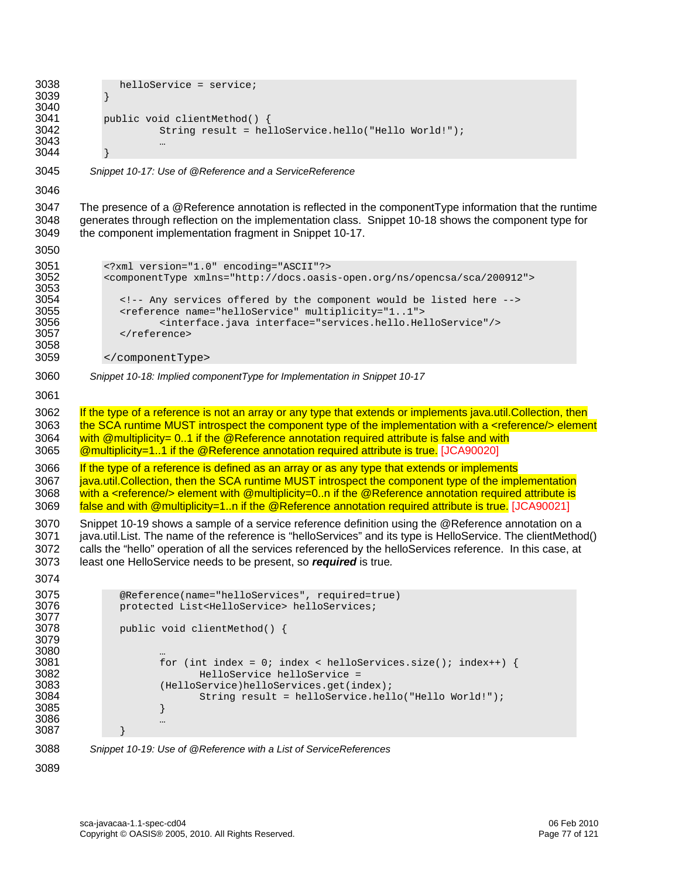```
        helloService = service;
    }

    public void clientMethod() {
            String result = helloService.hello("Hello World!");
            …
    }
```

*Snippet 10-17: Use of @Reference and a ServiceReference*

The presence of a @Reference annotation is reflected in the componentType information that the runtime generates through reflection on the implementation class. Snippet 10-18 shows the component type for the component implementation fragment in Snippet 10-17.

```
<?xml version="1.0" encoding="ASCII"?>
<componentType xmlns="http://docs.oasis-open.org/ns/opencsa/sca/200912">

    <!-- Any services offered by the component would be listed here -->
    <reference name="helloService" multiplicity="1..1">
            <interface.java interface="services.hello.HelloService"/>
    </reference>

</componentType>
```

*Snippet 10-18: Implied componentType for Implementation in Snippet 10-17*

If the type of a reference is not an array or any type that extends or implements java.util.Collection, then the SCA runtime MUST introspect the component type of the implementation with a <reference/> element with @multiplicity= 0..1 if the @Reference annotation required attribute is false and with @multiplicity=1..1 if the @Reference annotation required attribute is true. [JCA90020]

If the type of a reference is defined as an array or as any type that extends or implements java.util.Collection, then the SCA runtime MUST introspect the component type of the implementation with a <reference/> element with @multiplicity=0..n if the @Reference annotation required attribute is false and with @multiplicity=1..n if the @Reference annotation required attribute is true. [JCA90021]

Snippet 10-19 shows a sample of a service reference definition using the @Reference annotation on a java.util.List. The name of the reference is “helloServices” and its type is HelloService. The clientMethod() calls the “hello” operation of all the services referenced by the helloServices reference. In this case, at least one HelloService needs to be present, so ***required*** is true.

```
    @Reference(name="helloServices", required=true)
    protected List<HelloService> helloServices;

    public void clientMethod() {

            …
            for (int index = 0; index < helloServices.size(); index++) {
                    HelloService helloService =
            (HelloService)helloServices.get(index);
                    String result = helloService.hello("Hello World!");
            }
            …
    }
```

*Snippet 10-19: Use of @Reference with a List of ServiceReferences*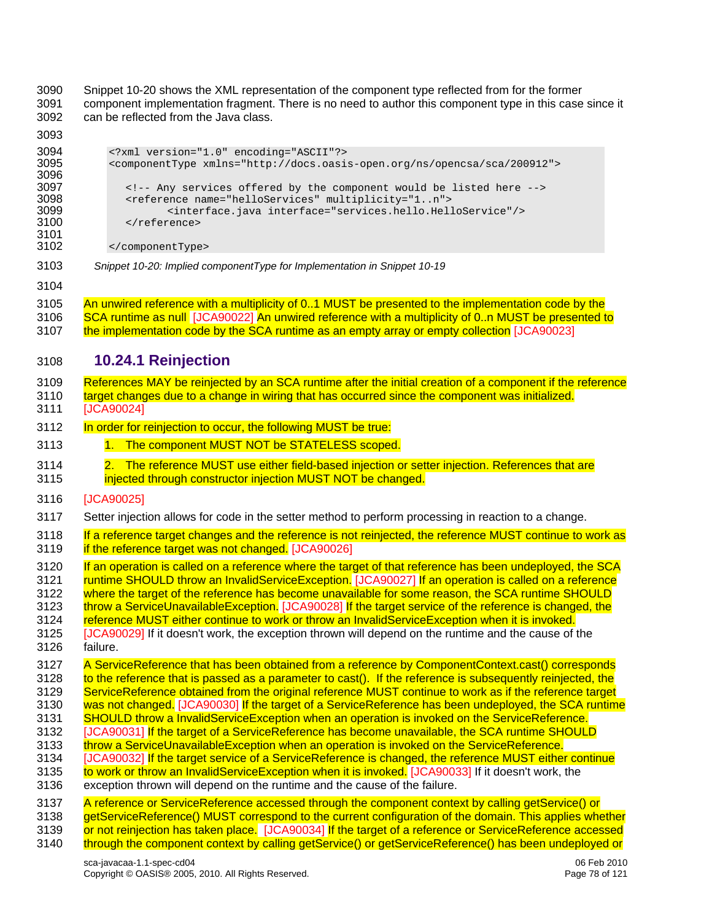Snippet 10-20 shows the XML representation of the component type reflected from for the former component implementation fragment. There is no need to author this component type in this case since it can be reflected from the Java class.

```
<?xml version="1.0" encoding="ASCII"?>
<componentType xmlns="http://docs.oasis-open.org/ns/opencsa/sca/200912">

   <!-- Any services offered by the component would be listed here -->
   <reference name="helloServices" multiplicity="1..n">
         <interface.java interface="services.hello.HelloService"/>
   </reference>

</componentType>
```

*Snippet 10-20: Implied componentType for Implementation in Snippet 10-19*

An unwired reference with a multiplicity of 0..1 MUST be presented to the implementation code by the SCA runtime as null [JCA90022] An unwired reference with a multiplicity of 0..n MUST be presented to the implementation code by the SCA runtime as an empty array or empty collection [JCA90023]

## 10.24.1 Reinjection

References MAY be reinjected by an SCA runtime after the initial creation of a component if the reference target changes due to a change in wiring that has occurred since the component was initialized. [JCA90024]

In order for reinjection to occur, the following MUST be true:

1. The component MUST NOT be STATELESS scoped.
2. The reference MUST use either field-based injection or setter injection. References that are injected through constructor injection MUST NOT be changed.

[JCA90025]

Setter injection allows for code in the setter method to perform processing in reaction to a change.

If a reference target changes and the reference is not reinjected, the reference MUST continue to work as if the reference target was not changed. [JCA90026]

If an operation is called on a reference where the target of that reference has been undeployed, the SCA runtime SHOULD throw an InvalidServiceException. [JCA90027] If an operation is called on a reference where the target of the reference has become unavailable for some reason, the SCA runtime SHOULD throw a ServiceUnavailableException. [JCA90028] If the target service of the reference is changed, the reference MUST either continue to work or throw an InvalidServiceException when it is invoked. [JCA90029] If it doesn't work, the exception thrown will depend on the runtime and the cause of the failure.

A ServiceReference that has been obtained from a reference by ComponentContext.cast() corresponds to the reference that is passed as a parameter to cast(). If the reference is subsequently reinjected, the ServiceReference obtained from the original reference MUST continue to work as if the reference target was not changed. [JCA90030] If the target of a ServiceReference has been undeployed, the SCA runtime SHOULD throw a InvalidServiceException when an operation is invoked on the ServiceReference. [JCA90031] If the target of a ServiceReference has become unavailable, the SCA runtime SHOULD throw a ServiceUnavailableException when an operation is invoked on the ServiceReference. [JCA90032] If the target service of a ServiceReference is changed, the reference MUST either continue to work or throw an InvalidServiceException when it is invoked. [JCA90033] If it doesn't work, the exception thrown will depend on the runtime and the cause of the failure.

A reference or ServiceReference accessed through the component context by calling getService() or getServiceReference() MUST correspond to the current configuration of the domain. This applies whether or not reinjection has taken place. [JCA90034] If the target of a reference or ServiceReference accessed through the component context by calling getService() or getServiceReference() has been undeployed or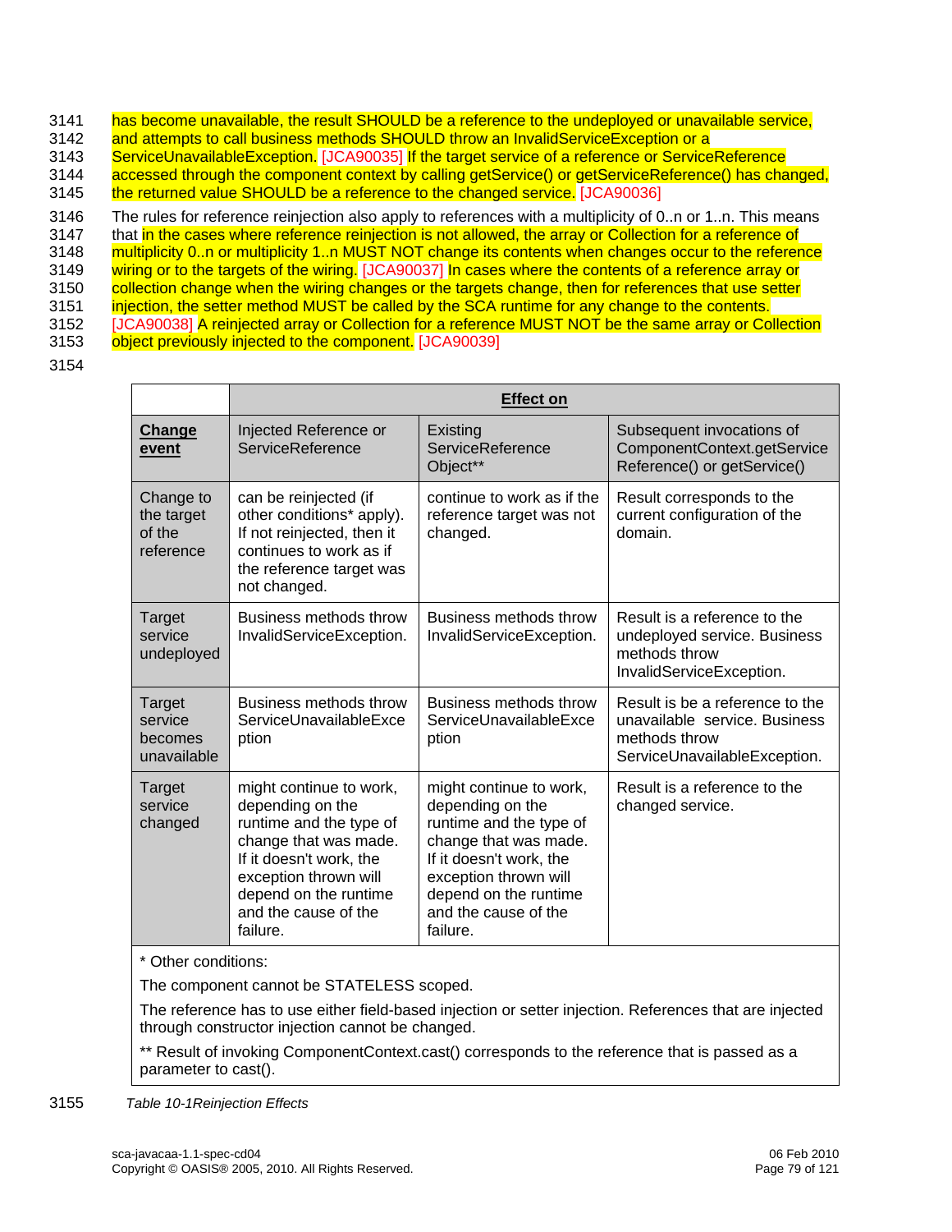has become unavailable, the result SHOULD be a reference to the undeployed or unavailable service, and attempts to call business methods SHOULD throw an InvalidServiceException or a ServiceUnavailableException. [JCA90035] If the target service of a reference or ServiceReference accessed through the component context by calling getService() or getServiceReference() has changed, the returned value SHOULD be a reference to the changed service. [JCA90036]

The rules for reference reinjection also apply to references with a multiplicity of 0..n or 1..n. This means that in the cases where reference reinjection is not allowed, the array or Collection for a reference of multiplicity 0..n or multiplicity 1..n MUST NOT change its contents when changes occur to the reference wiring or to the targets of the wiring. [JCA90037] In cases where the contents of a reference array or collection change when the wiring changes or the targets change, then for references that use setter injection, the setter method MUST be called by the SCA runtime for any change to the contents. [JCA90038] A reinjected array or Collection for a reference MUST NOT be the same array or Collection object previously injected to the component. [JCA90039]

| | **Effect on** | | |
|---|---|---|---|
| **Change event** | Injected Reference or ServiceReference | Existing ServiceReference Object** | Subsequent invocations of ComponentContext.getServiceReference() or getService() |
| Change to the target of the reference | can be reinjected (if other conditions* apply). If not reinjected, then it continues to work as if the reference target was not changed. | continue to work as if the reference target was not changed. | Result corresponds to the current configuration of the domain. |
| Target service undeployed | Business methods throw InvalidServiceException. | Business methods throw InvalidServiceException. | Result is a reference to the undeployed service. Business methods throw InvalidServiceException. |
| Target service becomes unavailable | Business methods throw ServiceUnavailableException | Business methods throw ServiceUnavailableException | Result is be a reference to the unavailable service. Business methods throw ServiceUnavailableException. |
| Target service changed | might continue to work, depending on the runtime and the type of change that was made. If it doesn't work, the exception thrown will depend on the runtime and the cause of the failure. | might continue to work, depending on the runtime and the type of change that was made. If it doesn't work, the exception thrown will depend on the runtime and the cause of the failure. | Result is a reference to the changed service. |

\* Other conditions:

The component cannot be STATELESS scoped.

The reference has to use either field-based injection or setter injection. References that are injected through constructor injection cannot be changed.

** Result of invoking ComponentContext.cast() corresponds to the reference that is passed as a parameter to cast().

*Table 10-1Reinjection Effects*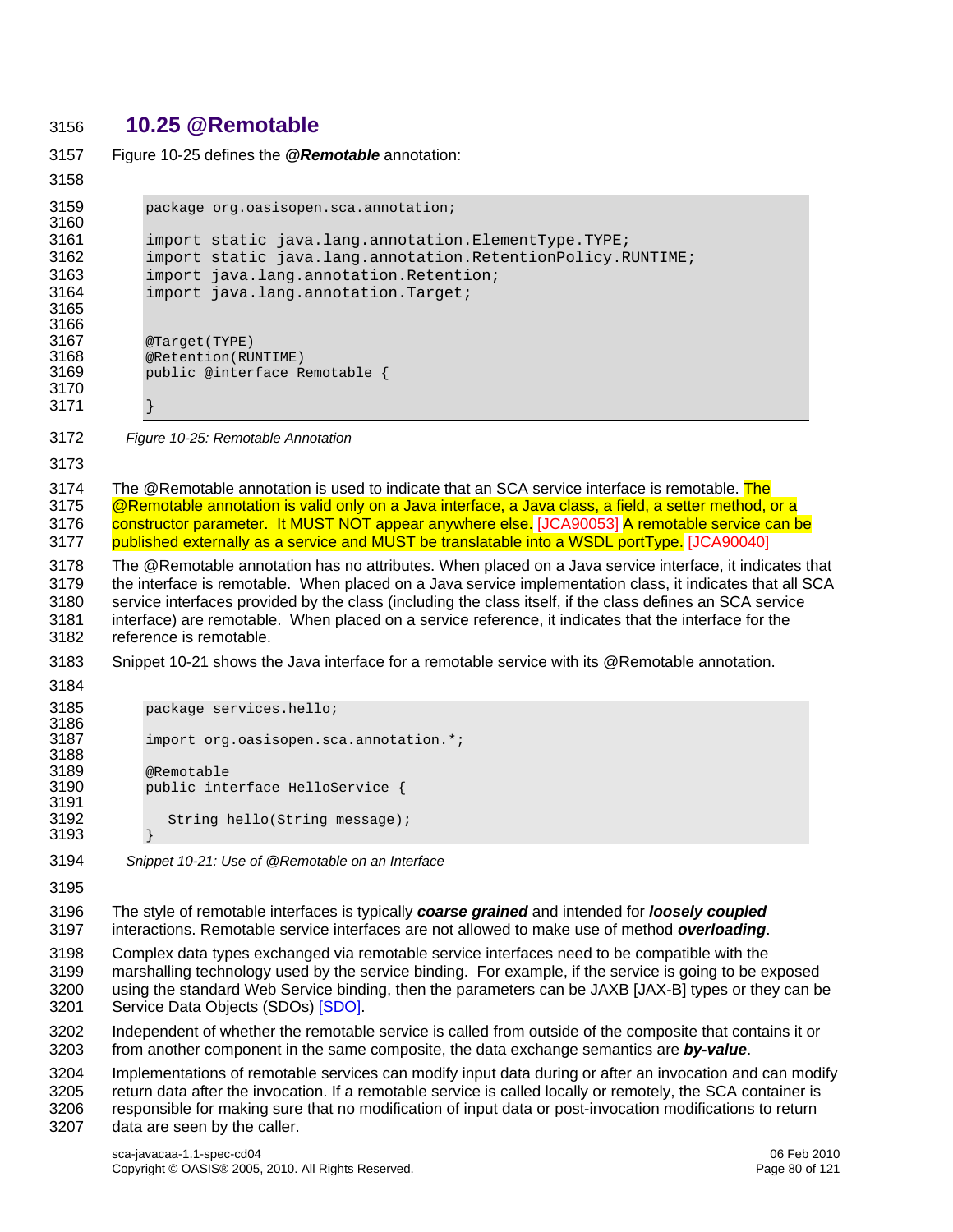## 10.25 @Remotable

Figure 10-25 defines the ***@Remotable*** annotation:

```
package org.oasisopen.sca.annotation;

import static java.lang.annotation.ElementType.TYPE;
import static java.lang.annotation.RetentionPolicy.RUNTIME;
import java.lang.annotation.Retention;
import java.lang.annotation.Target;


@Target(TYPE)
@Retention(RUNTIME)
public @interface Remotable {

}
```

*Figure 10-25: Remotable Annotation*

The @Remotable annotation is used to indicate that an SCA service interface is remotable. The @Remotable annotation is valid only on a Java interface, a Java class, a field, a setter method, or a constructor parameter. It MUST NOT appear anywhere else. [JCA90053] A remotable service can be published externally as a service and MUST be translatable into a WSDL portType. [JCA90040]

The @Remotable annotation has no attributes. When placed on a Java service interface, it indicates that the interface is remotable. When placed on a Java service implementation class, it indicates that all SCA service interfaces provided by the class (including the class itself, if the class defines an SCA service interface) are remotable. When placed on a service reference, it indicates that the interface for the reference is remotable.

Snippet 10-21 shows the Java interface for a remotable service with its @Remotable annotation.

```
package services.hello;

import org.oasisopen.sca.annotation.*;

@Remotable
public interface HelloService {

   String hello(String message);
}
```

*Snippet 10-21: Use of @Remotable on an Interface*

The style of remotable interfaces is typically ***coarse grained*** and intended for ***loosely coupled*** interactions. Remotable service interfaces are not allowed to make use of method ***overloading***.

Complex data types exchanged via remotable service interfaces need to be compatible with the marshalling technology used by the service binding. For example, if the service is going to be exposed using the standard Web Service binding, then the parameters can be JAXB [JAX-B] types or they can be Service Data Objects (SDOs) [SDO].

Independent of whether the remotable service is called from outside of the composite that contains it or from another component in the same composite, the data exchange semantics are ***by-value***.

Implementations of remotable services can modify input data during or after an invocation and can modify return data after the invocation. If a remotable service is called locally or remotely, the SCA container is responsible for making sure that no modification of input data or post-invocation modifications to return data are seen by the caller.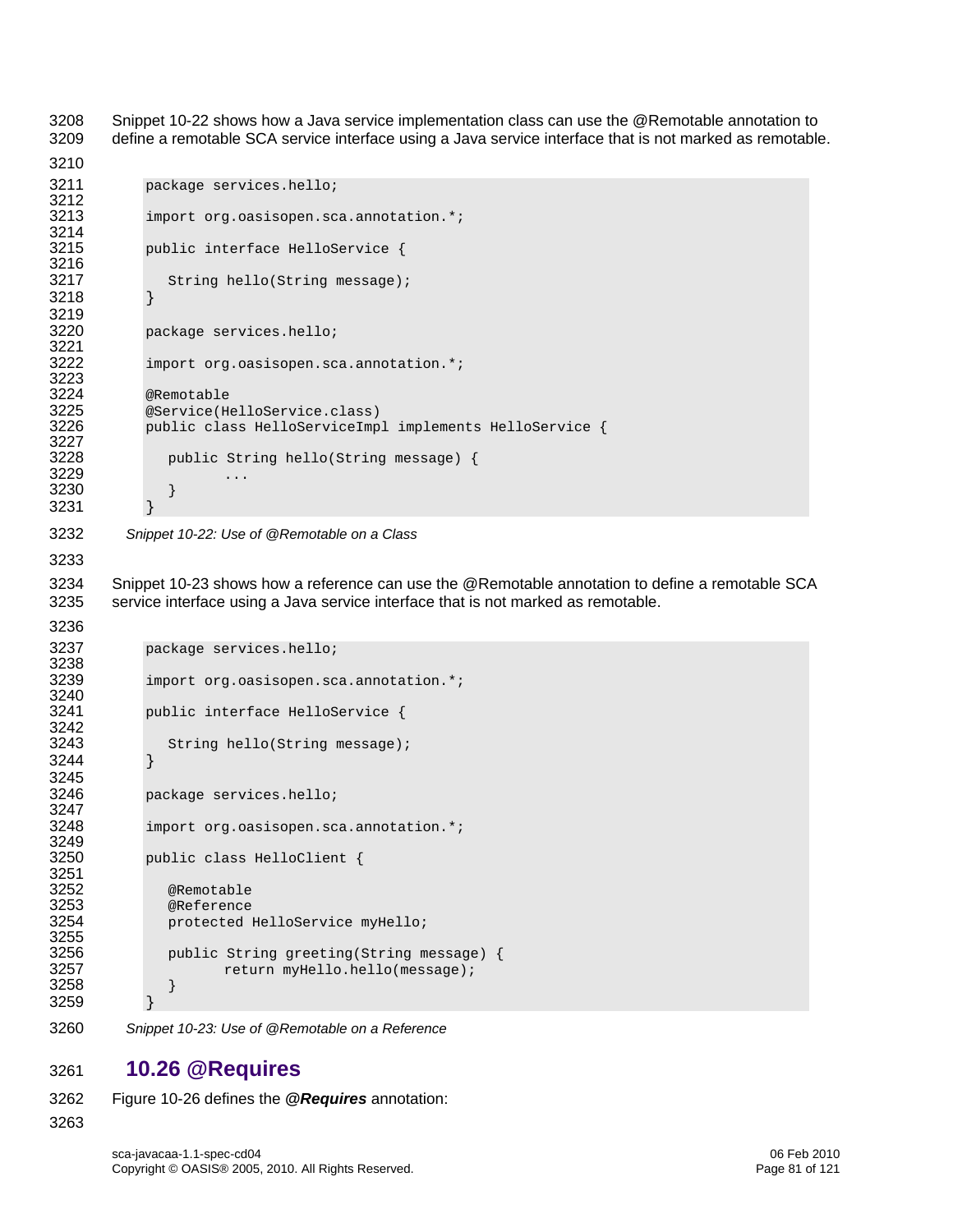Snippet 10-22 shows how a Java service implementation class can use the @Remotable annotation to define a remotable SCA service interface using a Java service interface that is not marked as remotable.

```
package services.hello;

import org.oasisopen.sca.annotation.*;

public interface HelloService {

   String hello(String message);
}

package services.hello;

import org.oasisopen.sca.annotation.*;

@Remotable
@Service(HelloService.class)
public class HelloServiceImpl implements HelloService {

   public String hello(String message) {
         ...
   }
}
```

*Snippet 10-22: Use of @Remotable on a Class*

Snippet 10-23 shows how a reference can use the @Remotable annotation to define a remotable SCA service interface using a Java service interface that is not marked as remotable.

```
package services.hello;

import org.oasisopen.sca.annotation.*;

public interface HelloService {

   String hello(String message);
}

package services.hello;

import org.oasisopen.sca.annotation.*;

public class HelloClient {

   @Remotable
   @Reference
   protected HelloService myHello;

   public String greeting(String message) {
         return myHello.hello(message);
   }
}
```

*Snippet 10-23: Use of @Remotable on a Reference*

## 10.26 @Requires

Figure 10-26 defines the ***@Requires*** annotation: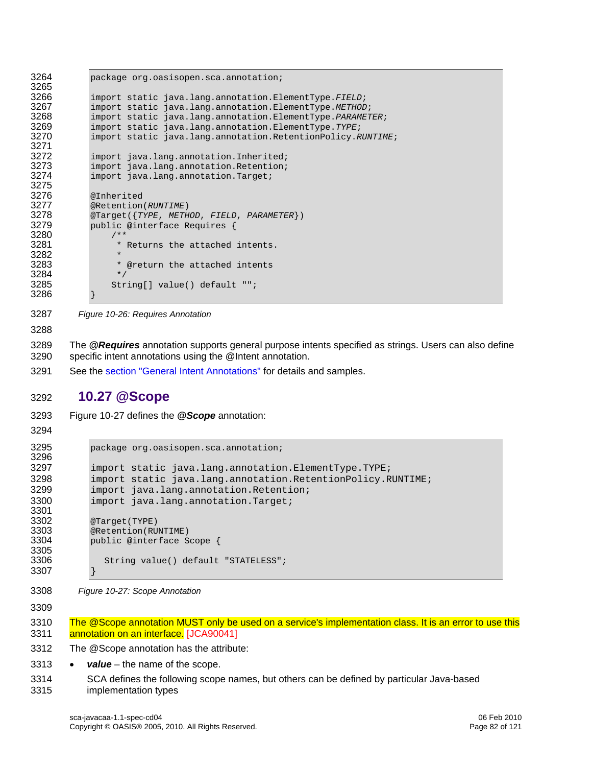```
package org.oasisopen.sca.annotation;

import static java.lang.annotation.ElementType.FIELD;
import static java.lang.annotation.ElementType.METHOD;
import static java.lang.annotation.ElementType.PARAMETER;
import static java.lang.annotation.ElementType.TYPE;
import static java.lang.annotation.RetentionPolicy.RUNTIME;

import java.lang.annotation.Inherited;
import java.lang.annotation.Retention;
import java.lang.annotation.Target;

@Inherited
@Retention(RUNTIME)
@Target({TYPE, METHOD, FIELD, PARAMETER})
public @interface Requires {
    /**
     * Returns the attached intents.
     *
     * @return the attached intents
     */
    String[] value() default "";
}
```

*Figure 10-26: Requires Annotation*

The ***@Requires*** annotation supports general purpose intents specified as strings. Users can also define specific intent annotations using the @Intent annotation.

See the section "General Intent Annotations" for details and samples.

## 10.27 @Scope

Figure 10-27 defines the ***@Scope*** annotation:

```
package org.oasisopen.sca.annotation;

import static java.lang.annotation.ElementType.TYPE;
import static java.lang.annotation.RetentionPolicy.RUNTIME;
import java.lang.annotation.Retention;
import java.lang.annotation.Target;

@Target(TYPE)
@Retention(RUNTIME)
public @interface Scope {

   String value() default "STATELESS";
}
```

*Figure 10-27: Scope Annotation*

The @Scope annotation MUST only be used on a service's implementation class. It is an error to use this annotation on an interface. [JCA90041]

The @Scope annotation has the attribute:

- ***value*** – the name of the scope.

  SCA defines the following scope names, but others can be defined by particular Java-based implementation types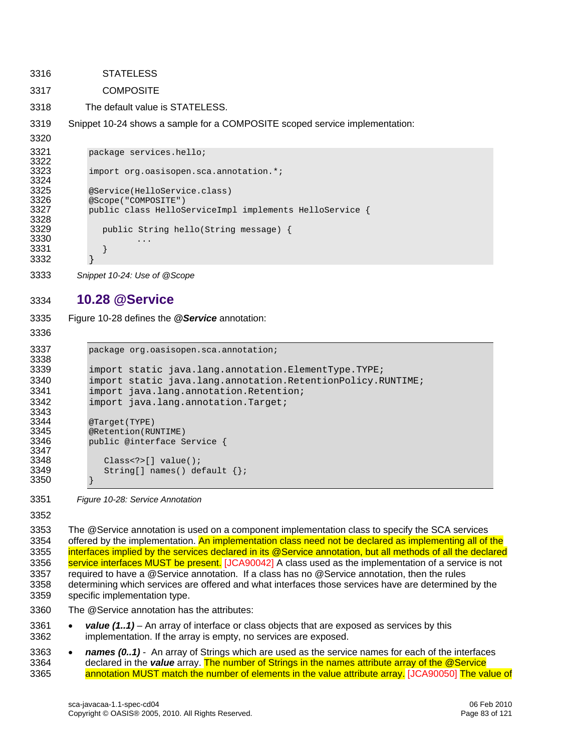STATELESS

COMPOSITE

The default value is STATELESS.

Snippet 10-24 shows a sample for a COMPOSITE scoped service implementation:

```
package services.hello;

import org.oasisopen.sca.annotation.*;

@Service(HelloService.class)
@Scope("COMPOSITE")
public class HelloServiceImpl implements HelloService {

   public String hello(String message) {
         ...
   }
}
```

*Snippet 10-24: Use of @Scope*

## 10.28 @Service

Figure 10-28 defines the ***@Service*** annotation:

```
package org.oasisopen.sca.annotation;

import static java.lang.annotation.ElementType.TYPE;
import static java.lang.annotation.RetentionPolicy.RUNTIME;
import java.lang.annotation.Retention;
import java.lang.annotation.Target;

@Target(TYPE)
@Retention(RUNTIME)
public @interface Service {

   Class<?>[] value();
   String[] names() default {};
}
```

*Figure 10-28: Service Annotation*

The @Service annotation is used on a component implementation class to specify the SCA services offered by the implementation. An implementation class need not be declared as implementing all of the interfaces implied by the services declared in its @Service annotation, but all methods of all the declared service interfaces MUST be present. [JCA90042] A class used as the implementation of a service is not required to have a @Service annotation. If a class has no @Service annotation, then the rules determining which services are offered and what interfaces those services have are determined by the specific implementation type.

The @Service annotation has the attributes:

- ***value (1..1)*** – An array of interface or class objects that are exposed as services by this implementation. If the array is empty, no services are exposed.
- ***names (0..1)*** - An array of Strings which are used as the service names for each of the interfaces declared in the ***value*** array. The number of Strings in the names attribute array of the @Service annotation MUST match the number of elements in the value attribute array. [JCA90050] The value of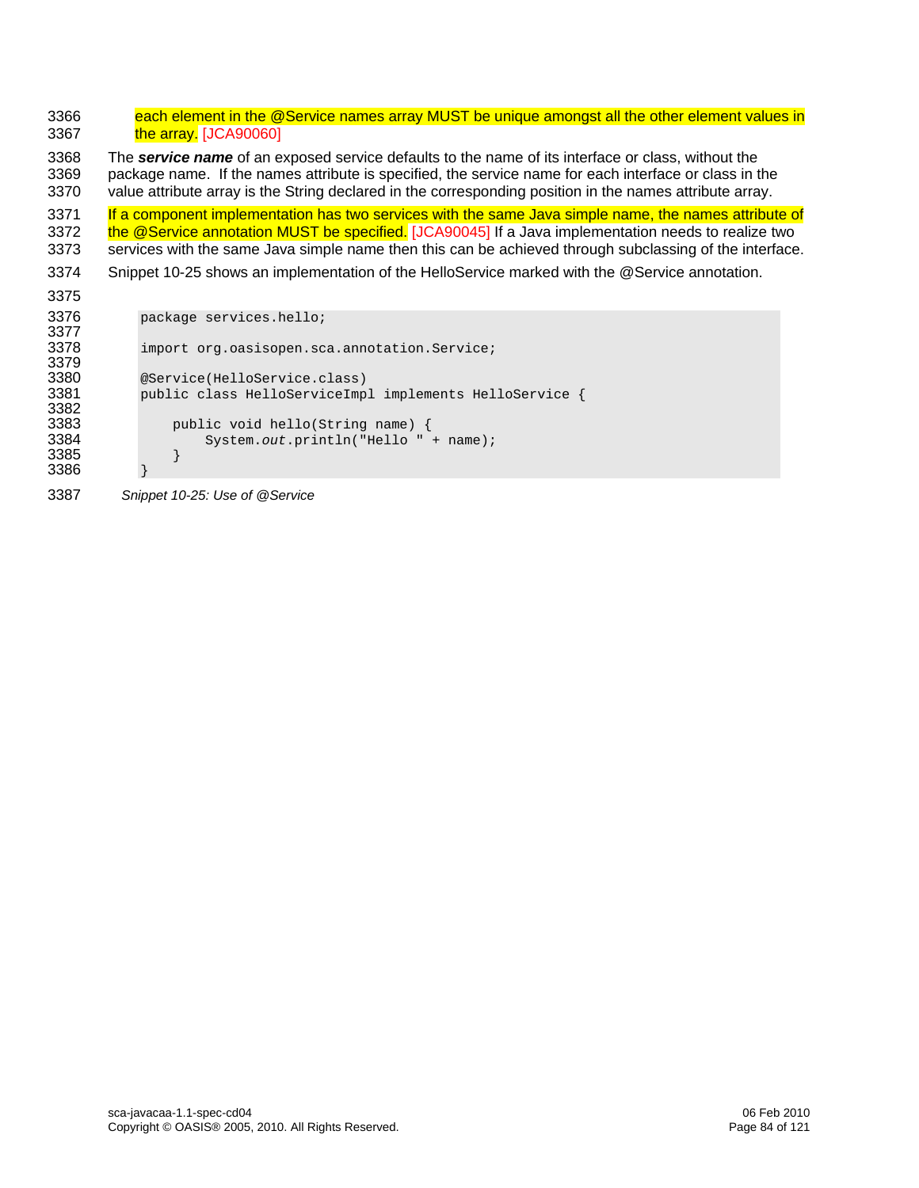each element in the @Service names array MUST be unique amongst all the other element values in the array. [JCA90060]

The ***service name*** of an exposed service defaults to the name of its interface or class, without the package name. If the names attribute is specified, the service name for each interface or class in the value attribute array is the String declared in the corresponding position in the names attribute array.

If a component implementation has two services with the same Java simple name, the names attribute of the @Service annotation MUST be specified. [JCA90045] If a Java implementation needs to realize two services with the same Java simple name then this can be achieved through subclassing of the interface.

Snippet 10-25 shows an implementation of the HelloService marked with the @Service annotation.

```
package services.hello;

import org.oasisopen.sca.annotation.Service;

@Service(HelloService.class)
public class HelloServiceImpl implements HelloService {

    public void hello(String name) {
        System.out.println("Hello " + name);
    }
}
```

*Snippet 10-25: Use of @Service*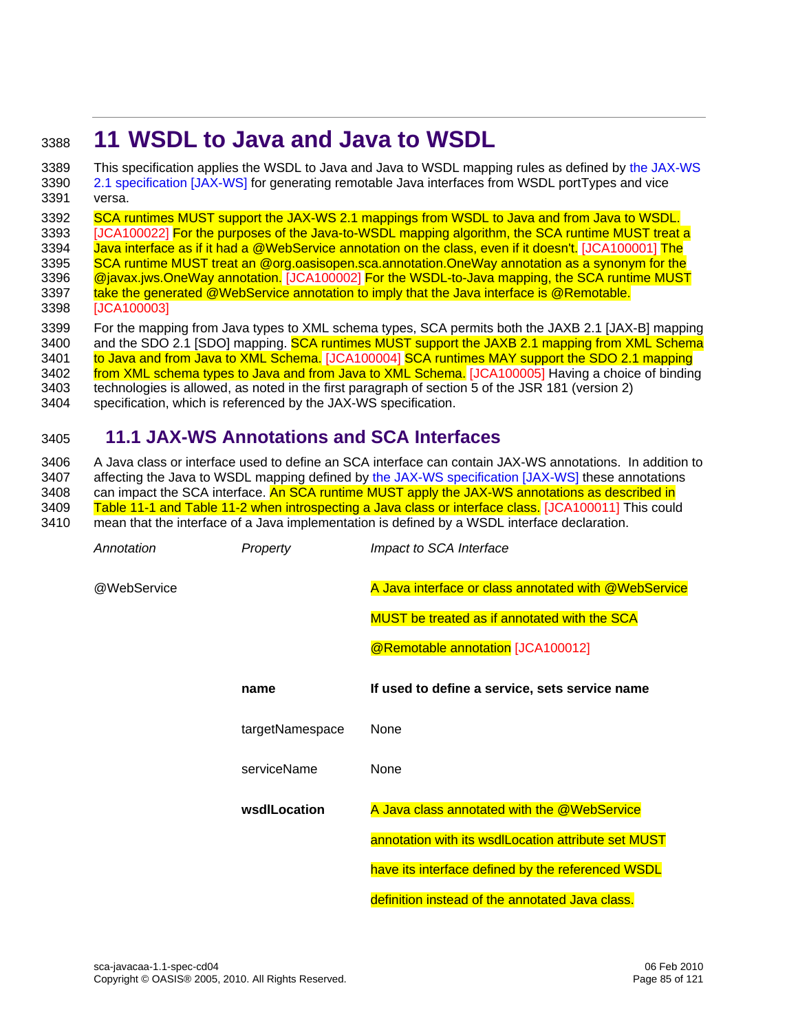# 11 WSDL to Java and Java to WSDL

This specification applies the WSDL to Java and Java to WSDL mapping rules as defined by the JAX-WS 2.1 specification [JAX-WS] for generating remotable Java interfaces from WSDL portTypes and vice versa.

SCA runtimes MUST support the JAX-WS 2.1 mappings from WSDL to Java and from Java to WSDL. [JCA100022] For the purposes of the Java-to-WSDL mapping algorithm, the SCA runtime MUST treat a Java interface as if it had a @WebService annotation on the class, even if it doesn't. [JCA100001] The SCA runtime MUST treat an @org.oasisopen.sca.annotation.OneWay annotation as a synonym for the @javax.jws.OneWay annotation. [JCA100002] For the WSDL-to-Java mapping, the SCA runtime MUST take the generated @WebService annotation to imply that the Java interface is @Remotable. [JCA100003]

For the mapping from Java types to XML schema types, SCA permits both the JAXB 2.1 [JAX-B] mapping and the SDO 2.1 [SDO] mapping. SCA runtimes MUST support the JAXB 2.1 mapping from XML Schema to Java and from Java to XML Schema. [JCA100004] SCA runtimes MAY support the SDO 2.1 mapping from XML schema types to Java and from Java to XML Schema. [JCA100005] Having a choice of binding technologies is allowed, as noted in the first paragraph of section 5 of the JSR 181 (version 2) specification, which is referenced by the JAX-WS specification.

## 11.1 JAX-WS Annotations and SCA Interfaces

A Java class or interface used to define an SCA interface can contain JAX-WS annotations. In addition to affecting the Java to WSDL mapping defined by the JAX-WS specification [JAX-WS] these annotations can impact the SCA interface. An SCA runtime MUST apply the JAX-WS annotations as described in Table 11-1 and Table 11-2 when introspecting a Java class or interface class. [JCA100011] This could mean that the interface of a Java implementation is defined by a WSDL interface declaration.

| *Annotation* | *Property* | *Impact to SCA Interface* |
|---|---|---|
| @WebService | | A Java interface or class annotated with @WebService MUST be treated as if annotated with the SCA @Remotable annotation [JCA100012] |
| | **name** | **If used to define a service, sets service name** |
| | targetNamespace | None |
| | serviceName | None |
| | **wsdlLocation** | A Java class annotated with the @WebService annotation with its wsdlLocation attribute set MUST have its interface defined by the referenced WSDL definition instead of the annotated Java class. |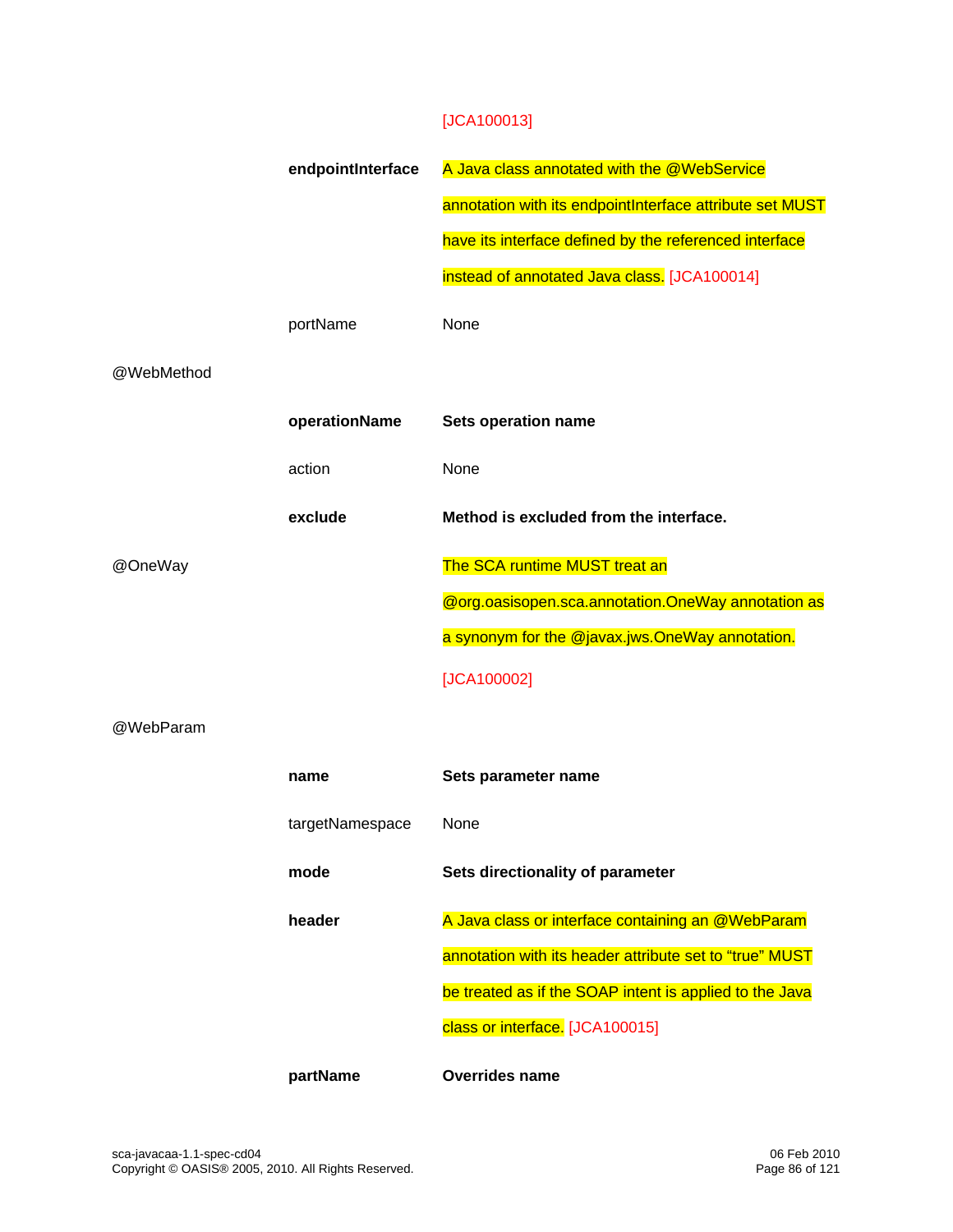|  |  | [JCA100013] |
| --- | --- | --- |
|  | **endpointInterface** | A Java class annotated with the @WebService annotation with its endpointInterface attribute set MUST have its interface defined by the referenced interface instead of annotated Java class. [JCA100014] |
|  | portName | None |
| @WebMethod |  |  |
|  | **operationName** | **Sets operation name** |
|  | action | None |
|  | **exclude** | **Method is excluded from the interface.** |
| @OneWay |  | The SCA runtime MUST treat an @org.oasisopen.sca.annotation.OneWay annotation as a synonym for the @javax.jws.OneWay annotation. [JCA100002] |
| @WebParam |  |  |
|  | **name** | **Sets parameter name** |
|  | targetNamespace | None |
|  | **mode** | **Sets directionality of parameter** |
|  | **header** | A Java class or interface containing an @WebParam annotation with its header attribute set to “true” MUST be treated as if the SOAP intent is applied to the Java class or interface. [JCA100015] |
|  | **partName** | **Overrides name** |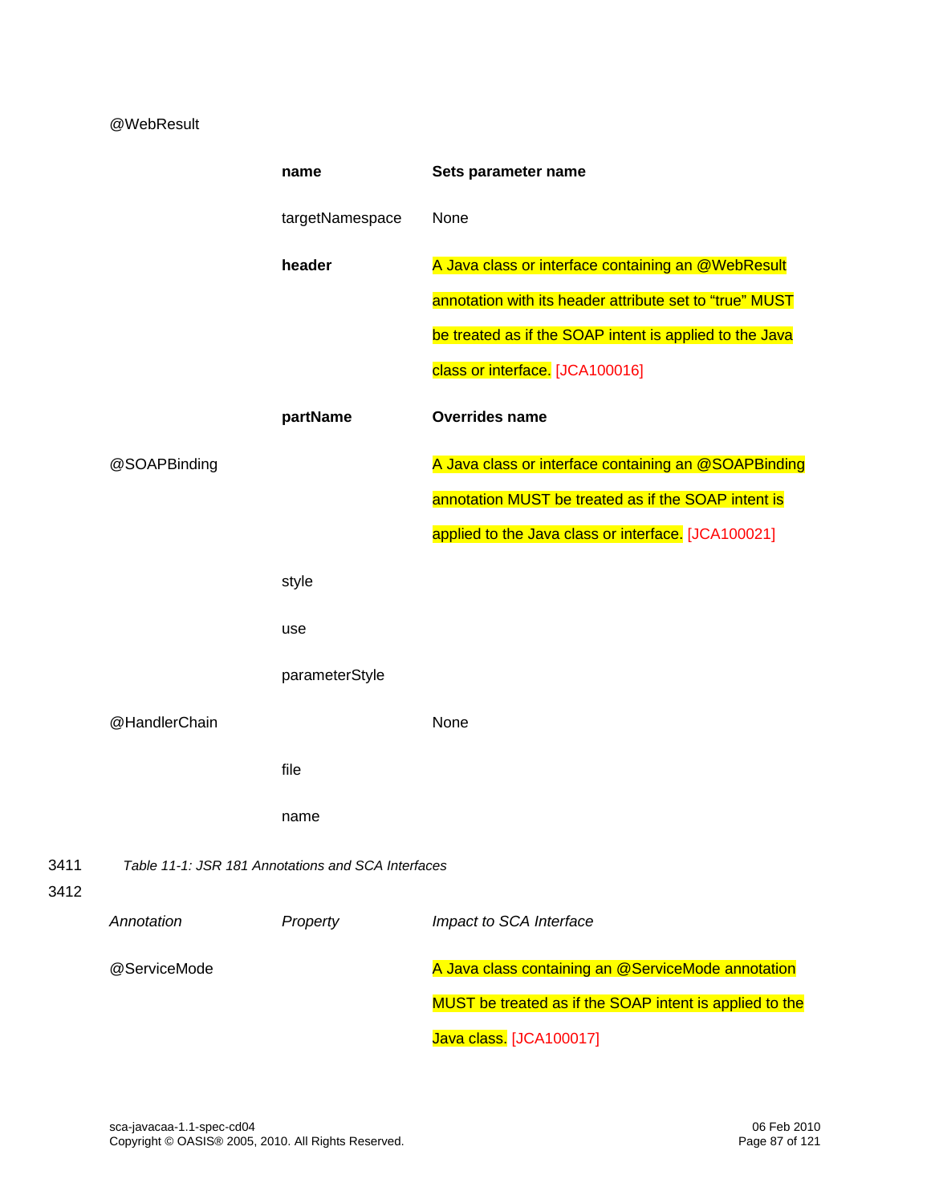| | | |
|---|---|---|
| @WebResult | | |
| | **name** | **Sets parameter name** |
| | targetNamespace | None |
| | **header** | A Java class or interface containing an @WebResult annotation with its header attribute set to "true" MUST be treated as if the SOAP intent is applied to the Java class or interface. [JCA100016] |
| | **partName** | **Overrides name** |
| @SOAPBinding | | A Java class or interface containing an @SOAPBinding annotation MUST be treated as if the SOAP intent is applied to the Java class or interface. [JCA100021] |
| | style | |
| | use | |
| | parameterStyle | |
| @HandlerChain | | None |
| | file | |
| | name | |

*Table 11-1: JSR 181 Annotations and SCA Interfaces*

| *Annotation* | *Property* | *Impact to SCA Interface* |
|---|---|---|
| @ServiceMode | | A Java class containing an @ServiceMode annotation MUST be treated as if the SOAP intent is applied to the Java class. [JCA100017] |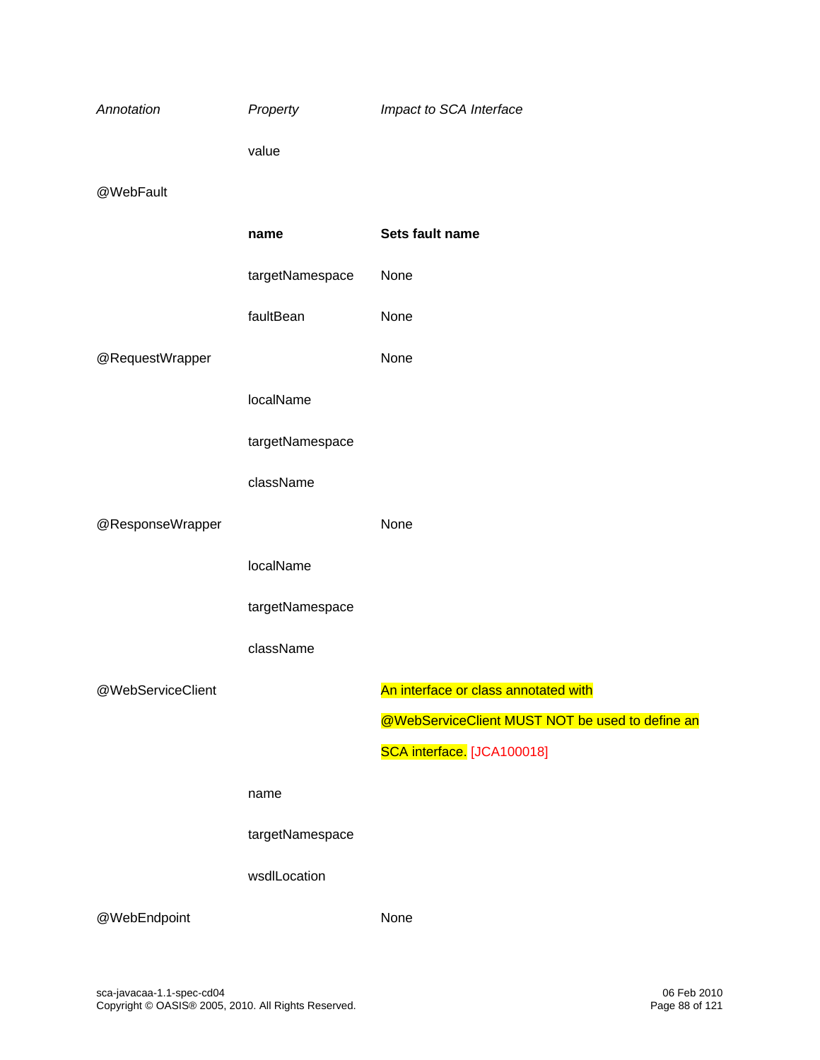| *Annotation* | *Property* | *Impact to SCA Interface* |
|---|---|---|
| | value | |
| @WebFault | | |
| | **name** | **Sets fault name** |
| | targetNamespace | None |
| | faultBean | None |
| @RequestWrapper | | None |
| | localName | |
| | targetNamespace | |
| | className | |
| @ResponseWrapper | | None |
| | localName | |
| | targetNamespace | |
| | className | |
| @WebServiceClient | | An interface or class annotated with @WebServiceClient MUST NOT be used to define an SCA interface. [JCA100018] |
| | name | |
| | targetNamespace | |
| | wsdlLocation | |
| @WebEndpoint | | None |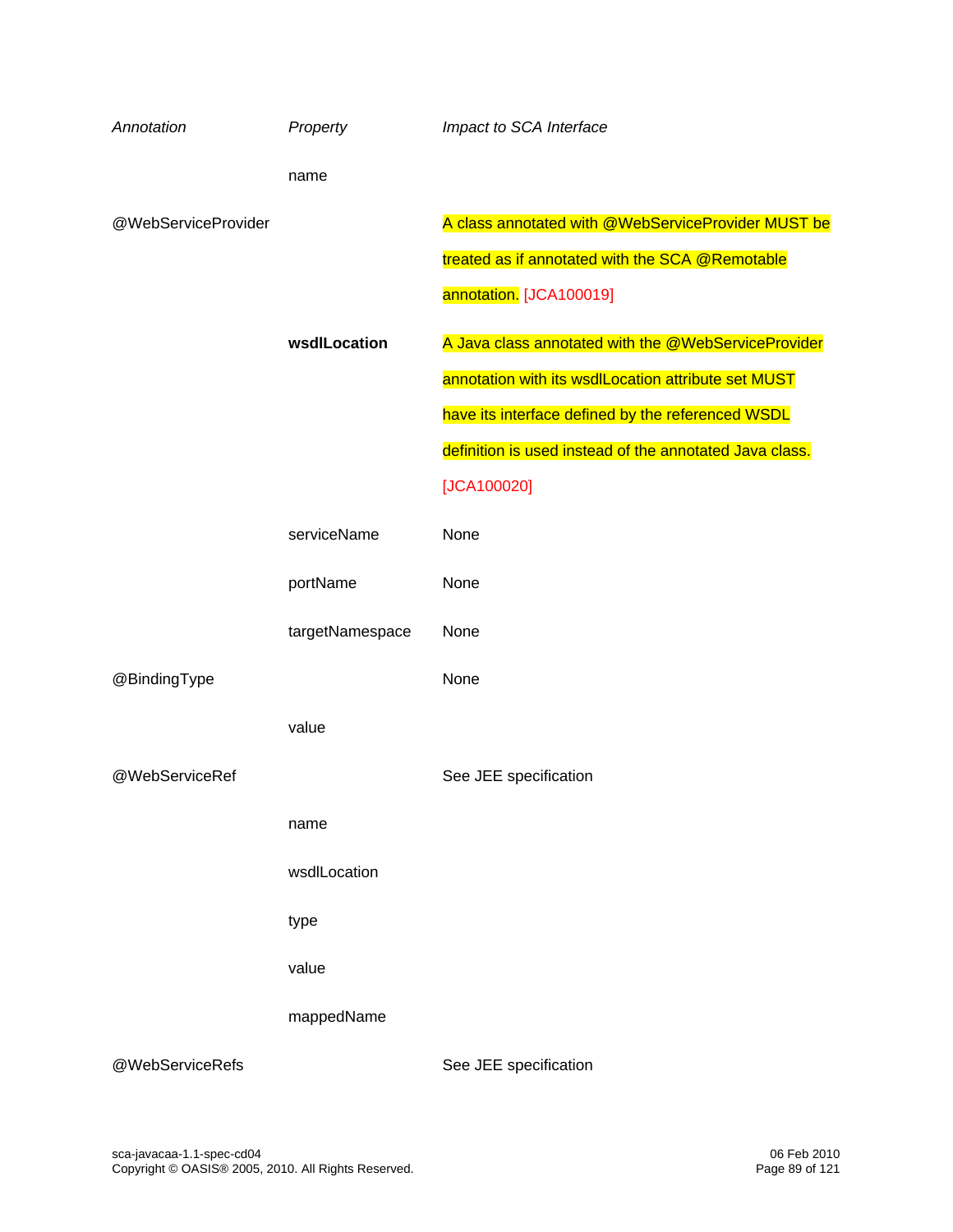| *Annotation* | *Property* | *Impact to SCA Interface* |
|---|---|---|
| | name | |
| @WebServiceProvider | | A class annotated with @WebServiceProvider MUST be treated as if annotated with the SCA @Remotable annotation. [JCA100019] |
| | **wsdlLocation** | A Java class annotated with the @WebServiceProvider annotation with its wsdlLocation attribute set MUST have its interface defined by the referenced WSDL definition is used instead of the annotated Java class. [JCA100020] |
| | serviceName | None |
| | portName | None |
| | targetNamespace | None |
| @BindingType | | None |
| | value | |
| @WebServiceRef | | See JEE specification |
| | name | |
| | wsdlLocation | |
| | type | |
| | value | |
| | mappedName | |
| @WebServiceRefs | | See JEE specification |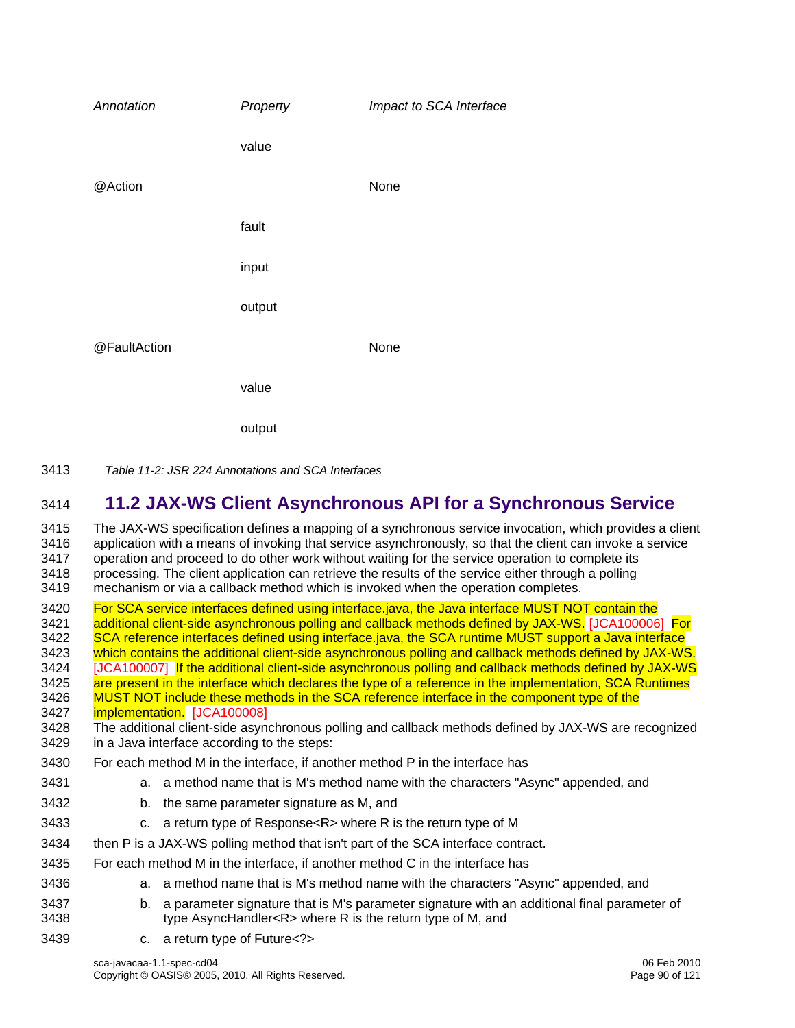| Annotation | Property | Impact to SCA Interface |
| --- | --- | --- |
| | value | |
| @Action | | None |
| | fault | |
| | input | |
| | output | |
| @FaultAction | | None |
| | value | |
| | output | |

*Table 11-2: JSR 224 Annotations and SCA Interfaces*

## 11.2 JAX-WS Client Asynchronous API for a Synchronous Service

The JAX-WS specification defines a mapping of a synchronous service invocation, which provides a client application with a means of invoking that service asynchronously, so that the client can invoke a service operation and proceed to do other work without waiting for the service operation to complete its processing. The client application can retrieve the results of the service either through a polling mechanism or via a callback method which is invoked when the operation completes.

For SCA service interfaces defined using interface.java, the Java interface MUST NOT contain the additional client-side asynchronous polling and callback methods defined by JAX-WS. [JCA100006] For SCA reference interfaces defined using interface.java, the SCA runtime MUST support a Java interface which contains the additional client-side asynchronous polling and callback methods defined by JAX-WS. [JCA100007] If the additional client-side asynchronous polling and callback methods defined by JAX-WS are present in the interface which declares the type of a reference in the implementation, SCA Runtimes MUST NOT include these methods in the SCA reference interface in the component type of the implementation. [JCA100008]

The additional client-side asynchronous polling and callback methods defined by JAX-WS are recognized in a Java interface according to the steps:

For each method M in the interface, if another method P in the interface has

a. a method name that is M's method name with the characters "Async" appended, and
b. the same parameter signature as M, and
c. a return type of Response<R> where R is the return type of M

then P is a JAX-WS polling method that isn't part of the SCA interface contract.

For each method M in the interface, if another method C in the interface has

a. a method name that is M's method name with the characters "Async" appended, and
b. a parameter signature that is M's parameter signature with an additional final parameter of type AsyncHandler<R> where R is the return type of M, and
c. a return type of Future<?>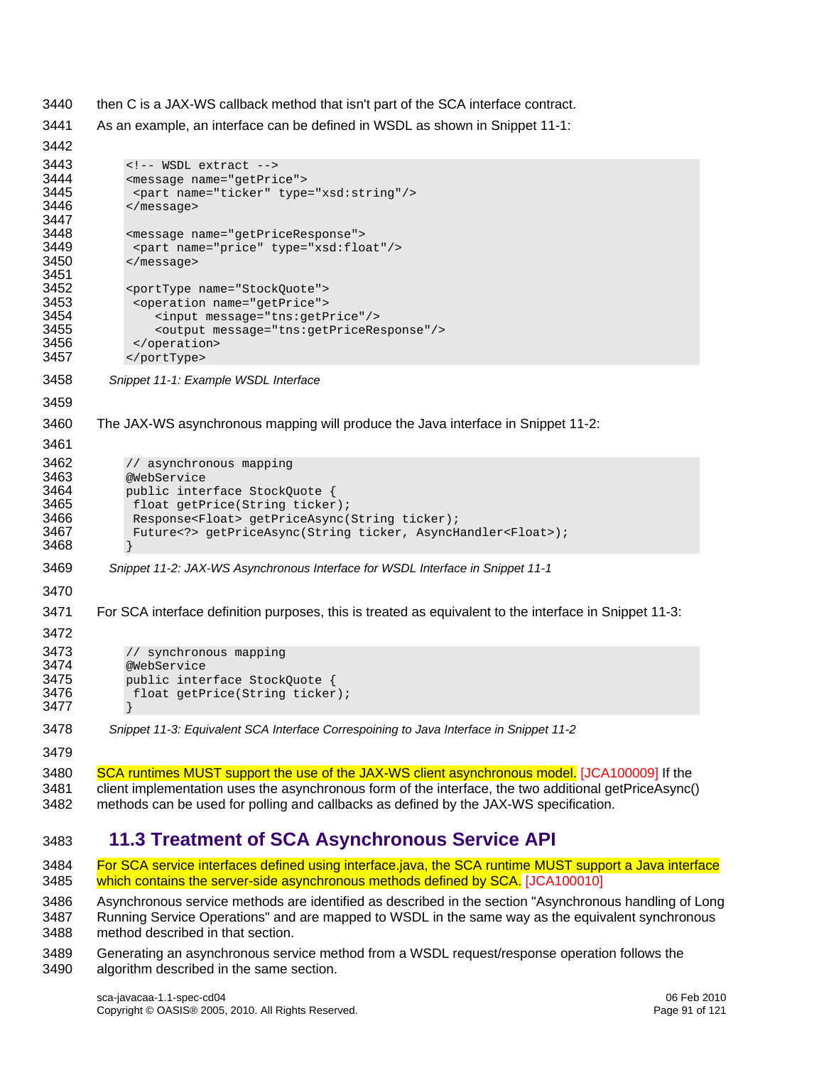then C is a JAX-WS callback method that isn't part of the SCA interface contract.

As an example, an interface can be defined in WSDL as shown in Snippet 11-1:

```
<!-- WSDL extract -->
<message name="getPrice">
 <part name="ticker" type="xsd:string"/>
</message>

<message name="getPriceResponse">
 <part name="price" type="xsd:float"/>
</message>

<portType name="StockQuote">
 <operation name="getPrice">
    <input message="tns:getPrice"/>
    <output message="tns:getPriceResponse"/>
 </operation>
</portType>
```

*Snippet 11-1: Example WSDL Interface*

The JAX-WS asynchronous mapping will produce the Java interface in Snippet 11-2:

```
// asynchronous mapping
@WebService
public interface StockQuote {
 float getPrice(String ticker);
 Response<Float> getPriceAsync(String ticker);
 Future<?> getPriceAsync(String ticker, AsyncHandler<Float>);
}
```

*Snippet 11-2: JAX-WS Asynchronous Interface for WSDL Interface in Snippet 11-1*

For SCA interface definition purposes, this is treated as equivalent to the interface in Snippet 11-3:

```
// synchronous mapping
@WebService
public interface StockQuote {
 float getPrice(String ticker);
}
```

*Snippet 11-3: Equivalent SCA Interface Correspoining to Java Interface in Snippet 11-2*

SCA runtimes MUST support the use of the JAX-WS client asynchronous model. [JCA100009] If the client implementation uses the asynchronous form of the interface, the two additional getPriceAsync() methods can be used for polling and callbacks as defined by the JAX-WS specification.

## 11.3 Treatment of SCA Asynchronous Service API

For SCA service interfaces defined using interface.java, the SCA runtime MUST support a Java interface which contains the server-side asynchronous methods defined by SCA. [JCA100010]

Asynchronous service methods are identified as described in the section "Asynchronous handling of Long Running Service Operations" and are mapped to WSDL in the same way as the equivalent synchronous method described in that section.

Generating an asynchronous service method from a WSDL request/response operation follows the algorithm described in the same section.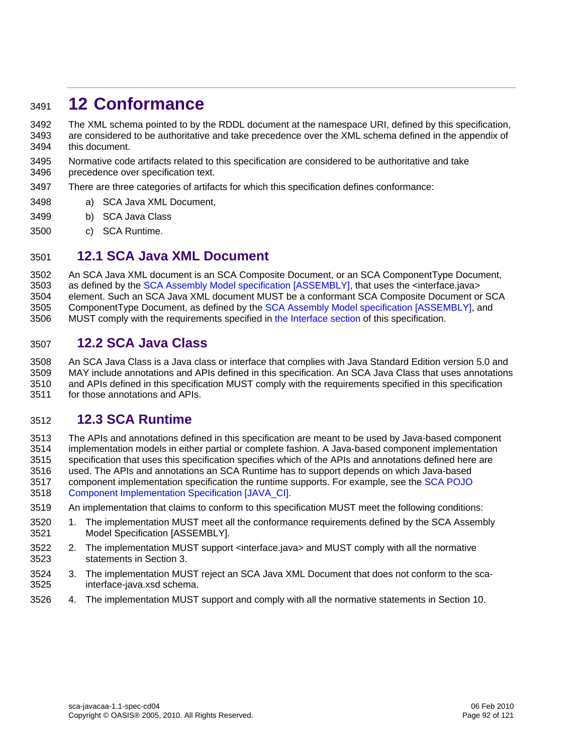# 12 Conformance

The XML schema pointed to by the RDDL document at the namespace URI, defined by this specification, are considered to be authoritative and take precedence over the XML schema defined in the appendix of this document.

Normative code artifacts related to this specification are considered to be authoritative and take precedence over specification text.

There are three categories of artifacts for which this specification defines conformance:

a) SCA Java XML Document,

b) SCA Java Class

c) SCA Runtime.

## 12.1 SCA Java XML Document

An SCA Java XML document is an SCA Composite Document, or an SCA ComponentType Document, as defined by the SCA Assembly Model specification [ASSEMBLY], that uses the <interface.java> element. Such an SCA Java XML document MUST be a conformant SCA Composite Document or SCA ComponentType Document, as defined by the SCA Assembly Model specification [ASSEMBLY], and MUST comply with the requirements specified in the Interface section of this specification.

## 12.2 SCA Java Class

An SCA Java Class is a Java class or interface that complies with Java Standard Edition version 5.0 and MAY include annotations and APIs defined in this specification. An SCA Java Class that uses annotations and APIs defined in this specification MUST comply with the requirements specified in this specification for those annotations and APIs.

## 12.3 SCA Runtime

The APIs and annotations defined in this specification are meant to be used by Java-based component implementation models in either partial or complete fashion. A Java-based component implementation specification that uses this specification specifies which of the APIs and annotations defined here are used. The APIs and annotations an SCA Runtime has to support depends on which Java-based component implementation specification the runtime supports. For example, see the SCA POJO Component Implementation Specification [JAVA_CI].

An implementation that claims to conform to this specification MUST meet the following conditions:

1. The implementation MUST meet all the conformance requirements defined by the SCA Assembly Model Specification [ASSEMBLY].
2. The implementation MUST support <interface.java> and MUST comply with all the normative statements in Section 3.
3. The implementation MUST reject an SCA Java XML Document that does not conform to the sca-interface-java.xsd schema.
4. The implementation MUST support and comply with all the normative statements in Section 10.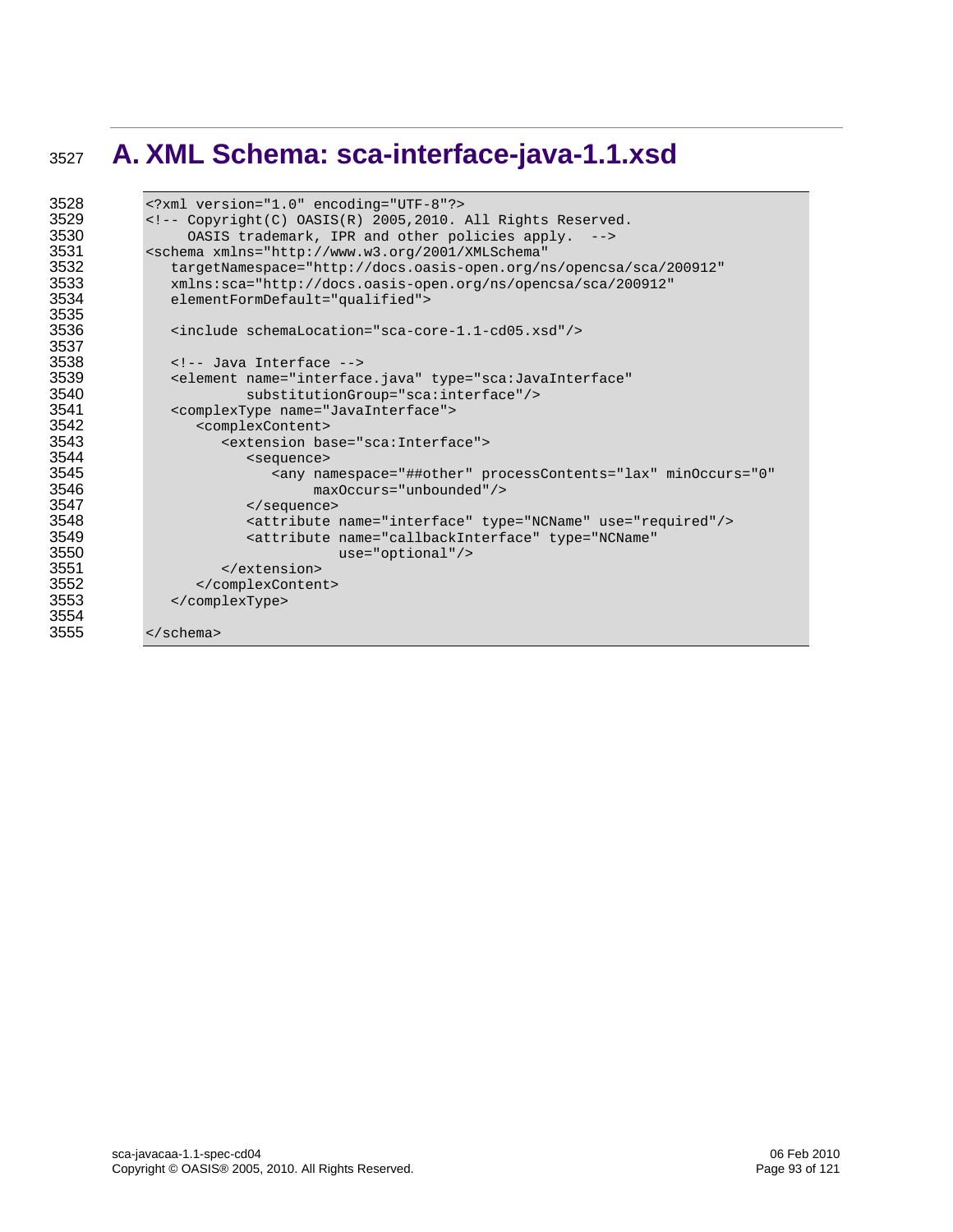# A. XML Schema: sca-interface-java-1.1.xsd

```
<?xml version="1.0" encoding="UTF-8"?>
<!-- Copyright(C) OASIS(R) 2005,2010. All Rights Reserved.
     OASIS trademark, IPR and other policies apply.  -->
<schema xmlns="http://www.w3.org/2001/XMLSchema"
   targetNamespace="http://docs.oasis-open.org/ns/opencsa/sca/200912"
   xmlns:sca="http://docs.oasis-open.org/ns/opencsa/sca/200912"
   elementFormDefault="qualified">

   <include schemaLocation="sca-core-1.1-cd05.xsd"/>

   <!-- Java Interface -->
   <element name="interface.java" type="sca:JavaInterface"
            substitutionGroup="sca:interface"/>
   <complexType name="JavaInterface">
      <complexContent>
         <extension base="sca:Interface">
            <sequence>
               <any namespace="##other" processContents="lax" minOccurs="0"
                    maxOccurs="unbounded"/>
            </sequence>
            <attribute name="interface" type="NCName" use="required"/>
            <attribute name="callbackInterface" type="NCName"
                       use="optional"/>
         </extension>
      </complexContent>
   </complexType>

</schema>
```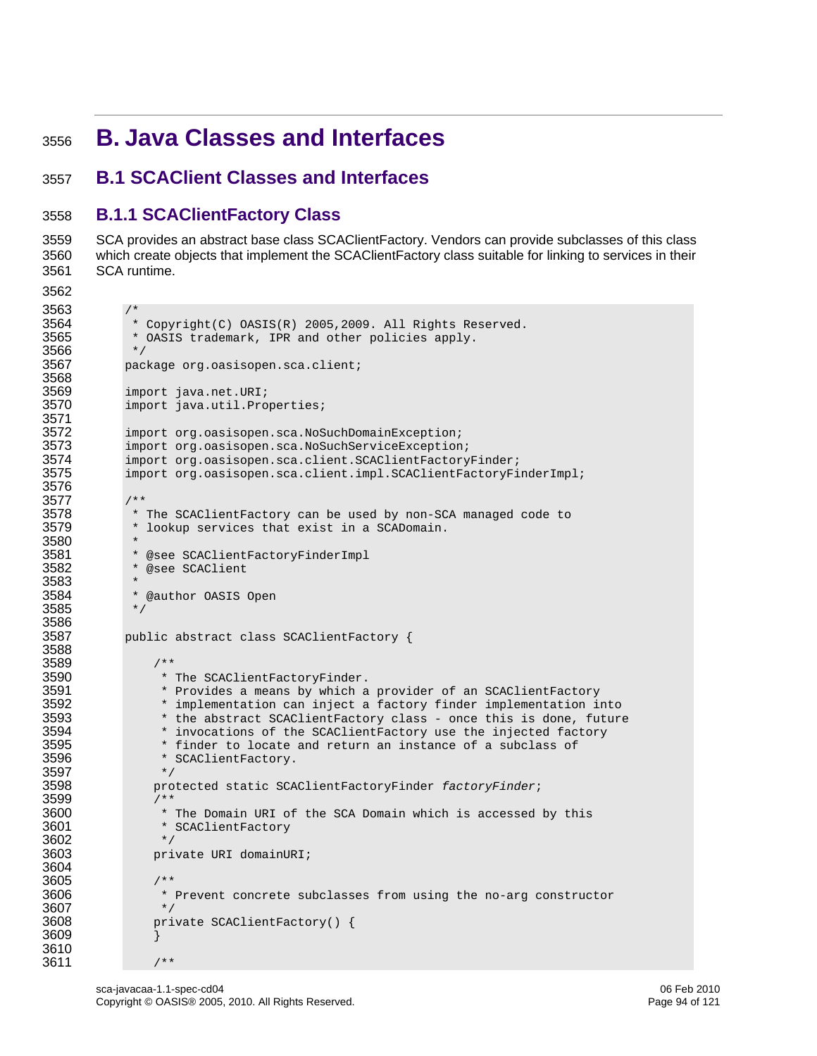# B. Java Classes and Interfaces

## B.1 SCAClient Classes and Interfaces

### B.1.1 SCAClientFactory Class

SCA provides an abstract base class SCAClientFactory. Vendors can provide subclasses of this class which create objects that implement the SCAClientFactory class suitable for linking to services in their SCA runtime.

```
/*
 * Copyright(C) OASIS(R) 2005,2009. All Rights Reserved.
 * OASIS trademark, IPR and other policies apply.
 */
package org.oasisopen.sca.client;

import java.net.URI;
import java.util.Properties;

import org.oasisopen.sca.NoSuchDomainException;
import org.oasisopen.sca.NoSuchServiceException;
import org.oasisopen.sca.client.SCAClientFactoryFinder;
import org.oasisopen.sca.client.impl.SCAClientFactoryFinderImpl;

/**
 * The SCAClientFactory can be used by non-SCA managed code to
 * lookup services that exist in a SCADomain.
 *
 * @see SCAClientFactoryFinderImpl
 * @see SCAClient
 *
 * @author OASIS Open
 */

public abstract class SCAClientFactory {

    /**
     * The SCAClientFactoryFinder.
     * Provides a means by which a provider of an SCAClientFactory
     * implementation can inject a factory finder implementation into
     * the abstract SCAClientFactory class - once this is done, future
     * invocations of the SCAClientFactory use the injected factory
     * finder to locate and return an instance of a subclass of
     * SCAClientFactory.
     */
    protected static SCAClientFactoryFinder factoryFinder;
    /**
     * The Domain URI of the SCA Domain which is accessed by this
     * SCAClientFactory
     */
    private URI domainURI;

    /**
     * Prevent concrete subclasses from using the no-arg constructor
     */
    private SCAClientFactory() {
    }

    /**
```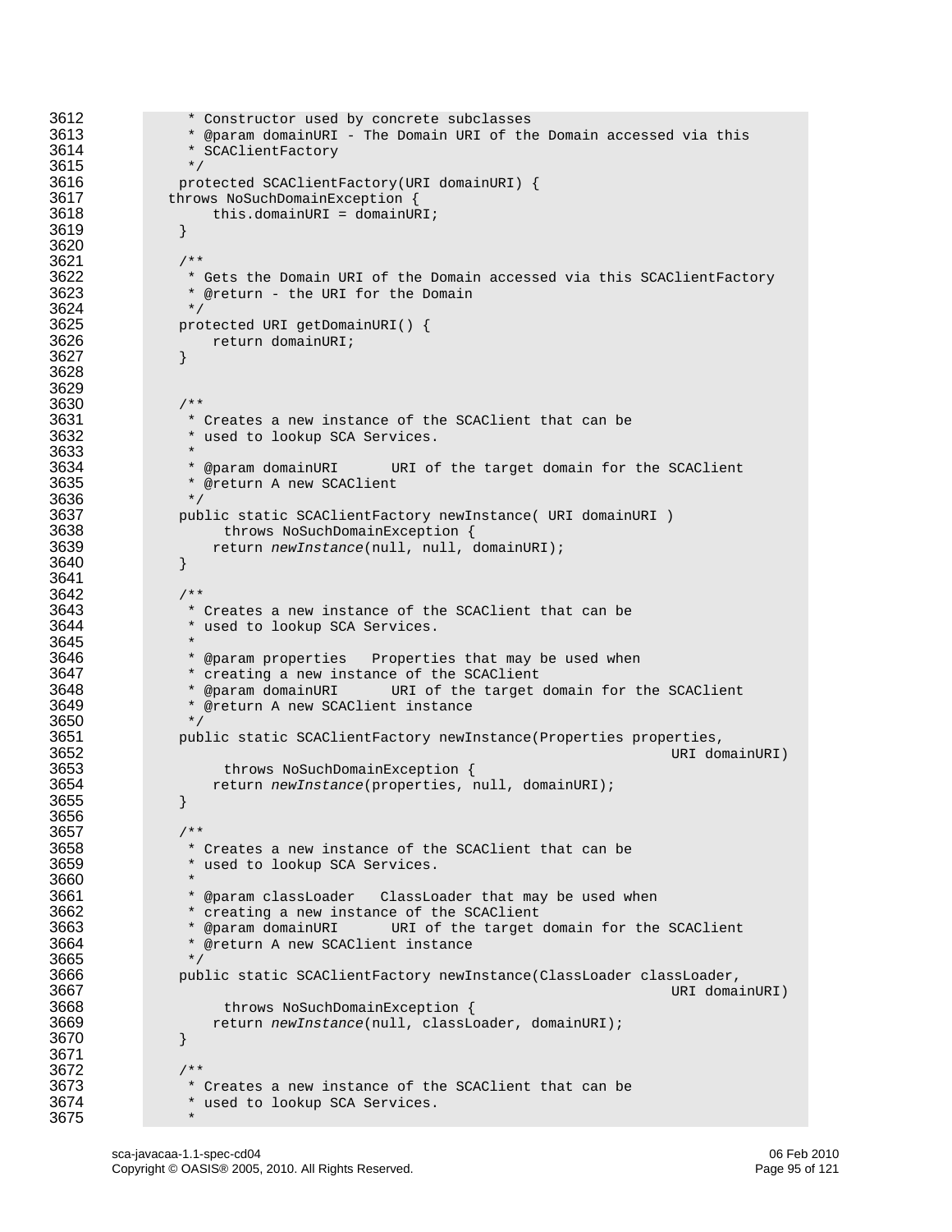```
3612         * Constructor used by concrete subclasses
3613         * @param domainURI - The Domain URI of the Domain accessed via this
3614         * SCAClientFactory
3615         */
3616        protected SCAClientFactory(URI domainURI) {
3617       throws NoSuchDomainException {
3618            this.domainURI = domainURI;
3619        }
3620
3621        /**
3622         * Gets the Domain URI of the Domain accessed via this SCAClientFactory
3623         * @return - the URI for the Domain
3624         */
3625        protected URI getDomainURI() {
3626            return domainURI;
3627        }
3628
3629
3630        /**
3631         * Creates a new instance of the SCAClient that can be
3632         * used to lookup SCA Services.
3633         *
3634         * @param domainURI      URI of the target domain for the SCAClient
3635         * @return A new SCAClient
3636         */
3637        public static SCAClientFactory newInstance( URI domainURI )
3638              throws NoSuchDomainException {
3639            return newInstance(null, null, domainURI);
3640        }
3641
3642        /**
3643         * Creates a new instance of the SCAClient that can be
3644         * used to lookup SCA Services.
3645         *
3646         * @param properties   Properties that may be used when
3647         * creating a new instance of the SCAClient
3648         * @param domainURI      URI of the target domain for the SCAClient
3649         * @return A new SCAClient instance
3650         */
3651        public static SCAClientFactory newInstance(Properties properties,
3652                                                            URI domainURI)
3653             throws NoSuchDomainException {
3654            return newInstance(properties, null, domainURI);
3655        }
3656
3657        /**
3658         * Creates a new instance of the SCAClient that can be
3659         * used to lookup SCA Services.
3660         *
3661         * @param classLoader   ClassLoader that may be used when
3662         * creating a new instance of the SCAClient
3663         * @param domainURI      URI of the target domain for the SCAClient
3664         * @return A new SCAClient instance
3665         */
3666        public static SCAClientFactory newInstance(ClassLoader classLoader,
3667                                                            URI domainURI)
3668             throws NoSuchDomainException {
3669            return newInstance(null, classLoader, domainURI);
3670        }
3671
3672        /**
3673         * Creates a new instance of the SCAClient that can be
3674         * used to lookup SCA Services.
3675         *
```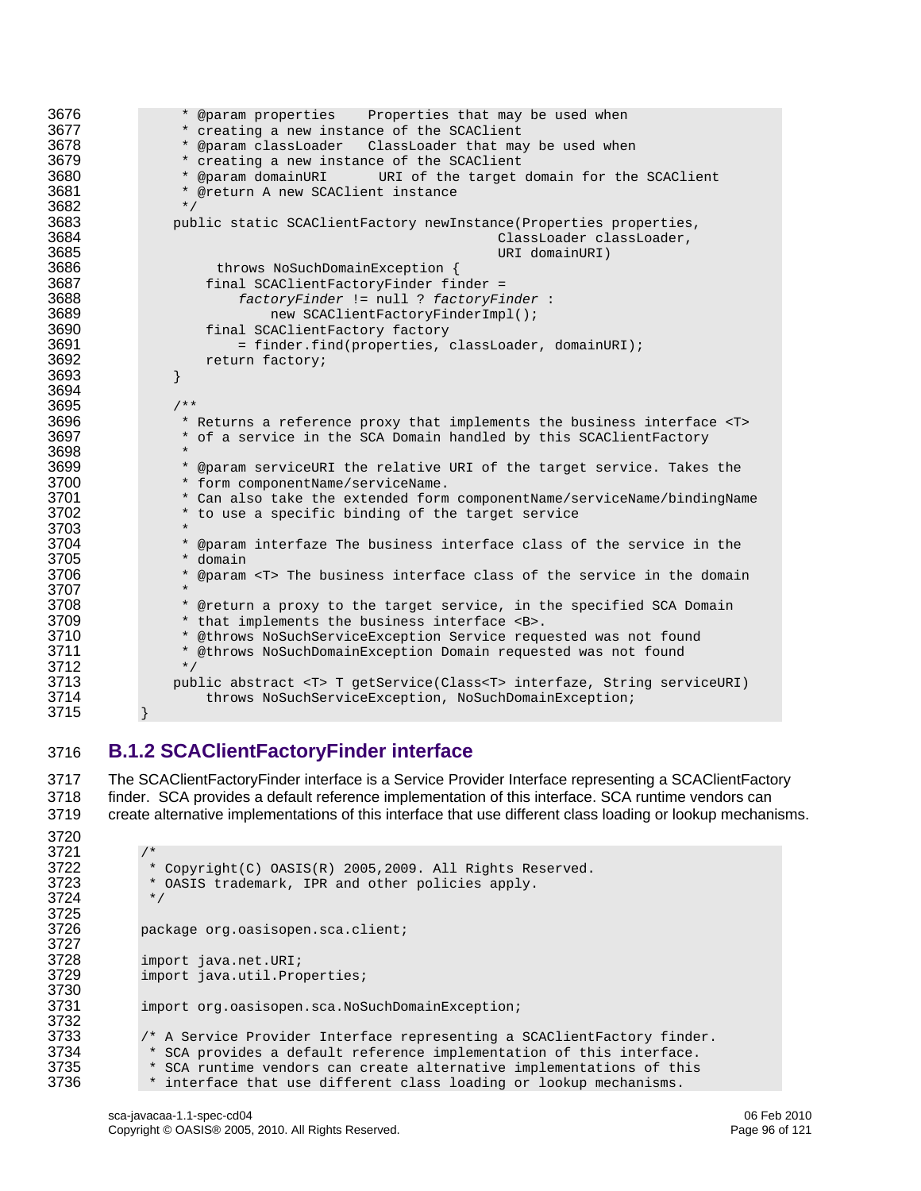```
         * @param properties    Properties that may be used when
         * creating a new instance of the SCAClient
         * @param classLoader   ClassLoader that may be used when
         * creating a new instance of the SCAClient
         * @param domainURI      URI of the target domain for the SCAClient
         * @return A new SCAClient instance
         */
        public static SCAClientFactory newInstance(Properties properties,
                                                   ClassLoader classLoader,
                                                   URI domainURI)
             throws NoSuchDomainException {
            final SCAClientFactoryFinder finder =
                factoryFinder != null ? factoryFinder :
                    new SCAClientFactoryFinderImpl();
            final SCAClientFactory factory
                = finder.find(properties, classLoader, domainURI);
            return factory;
        }

        /**
         * Returns a reference proxy that implements the business interface <T>
         * of a service in the SCA Domain handled by this SCAClientFactory
         *
         * @param serviceURI the relative URI of the target service. Takes the
         * form componentName/serviceName.
         * Can also take the extended form componentName/serviceName/bindingName
         * to use a specific binding of the target service
         *
         * @param interfaze The business interface class of the service in the
         * domain
         * @param <T> The business interface class of the service in the domain
         *
         * @return a proxy to the target service, in the specified SCA Domain
         * that implements the business interface <B>.
         * @throws NoSuchServiceException Service requested was not found
         * @throws NoSuchDomainException Domain requested was not found
         */
        public abstract <T> T getService(Class<T> interfaze, String serviceURI)
            throws NoSuchServiceException, NoSuchDomainException;
    }
```

### B.1.2 SCAClientFactoryFinder interface

The SCAClientFactoryFinder interface is a Service Provider Interface representing a SCAClientFactory finder. SCA provides a default reference implementation of this interface. SCA runtime vendors can create alternative implementations of this interface that use different class loading or lookup mechanisms.

```
    /*
     * Copyright(C) OASIS(R) 2005,2009. All Rights Reserved.
     * OASIS trademark, IPR and other policies apply.
     */

    package org.oasisopen.sca.client;

    import java.net.URI;
    import java.util.Properties;

    import org.oasisopen.sca.NoSuchDomainException;

    /* A Service Provider Interface representing a SCAClientFactory finder.
     * SCA provides a default reference implementation of this interface.
     * SCA runtime vendors can create alternative implementations of this
     * interface that use different class loading or lookup mechanisms.
```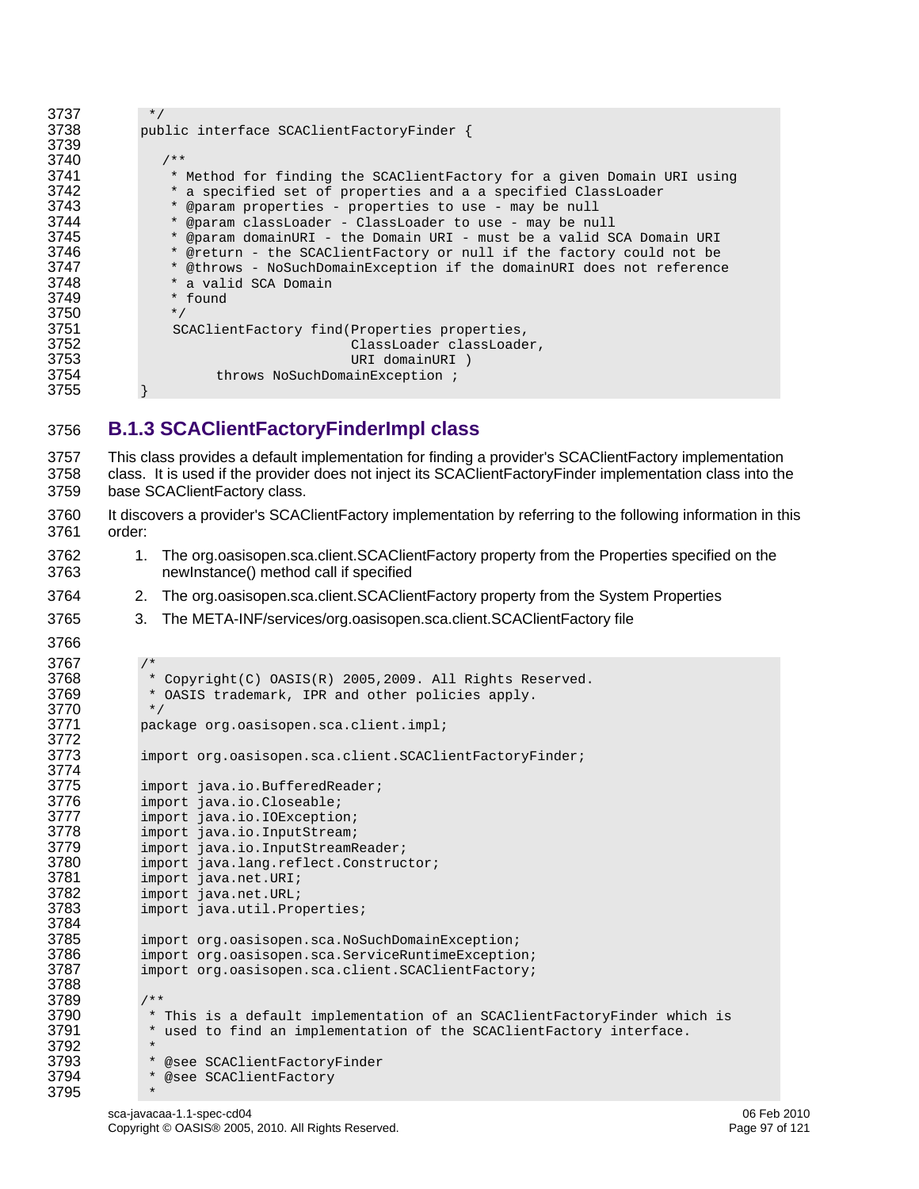```
 */
public interface SCAClientFactoryFinder {

   /**
    * Method for finding the SCAClientFactory for a given Domain URI using
    * a specified set of properties and a a specified ClassLoader
    * @param properties - properties to use - may be null
    * @param classLoader - ClassLoader to use - may be null
    * @param domainURI - the Domain URI - must be a valid SCA Domain URI
    * @return - the SCAClientFactory or null if the factory could not be
    * @throws - NoSuchDomainException if the domainURI does not reference
    * a valid SCA Domain
    * found
    */
    SCAClientFactory find(Properties properties,
                          ClassLoader classLoader,
                          URI domainURI )
         throws NoSuchDomainException ;
}
```

### B.1.3 SCAClientFactoryFinderImpl class

This class provides a default implementation for finding a provider's SCAClientFactory implementation class. It is used if the provider does not inject its SCAClientFactoryFinder implementation class into the base SCAClientFactory class.

It discovers a provider's SCAClientFactory implementation by referring to the following information in this order:

1. The org.oasisopen.sca.client.SCAClientFactory property from the Properties specified on the newInstance() method call if specified
2. The org.oasisopen.sca.client.SCAClientFactory property from the System Properties
3. The META-INF/services/org.oasisopen.sca.client.SCAClientFactory file

```
/*
 * Copyright(C) OASIS(R) 2005,2009. All Rights Reserved.
 * OASIS trademark, IPR and other policies apply.
 */
package org.oasisopen.sca.client.impl;

import org.oasisopen.sca.client.SCAClientFactoryFinder;

import java.io.BufferedReader;
import java.io.Closeable;
import java.io.IOException;
import java.io.InputStream;
import java.io.InputStreamReader;
import java.lang.reflect.Constructor;
import java.net.URI;
import java.net.URL;
import java.util.Properties;

import org.oasisopen.sca.NoSuchDomainException;
import org.oasisopen.sca.ServiceRuntimeException;
import org.oasisopen.sca.client.SCAClientFactory;

/**
 * This is a default implementation of an SCAClientFactoryFinder which is
 * used to find an implementation of the SCAClientFactory interface.
 *
 * @see SCAClientFactoryFinder
 * @see SCAClientFactory
 *
```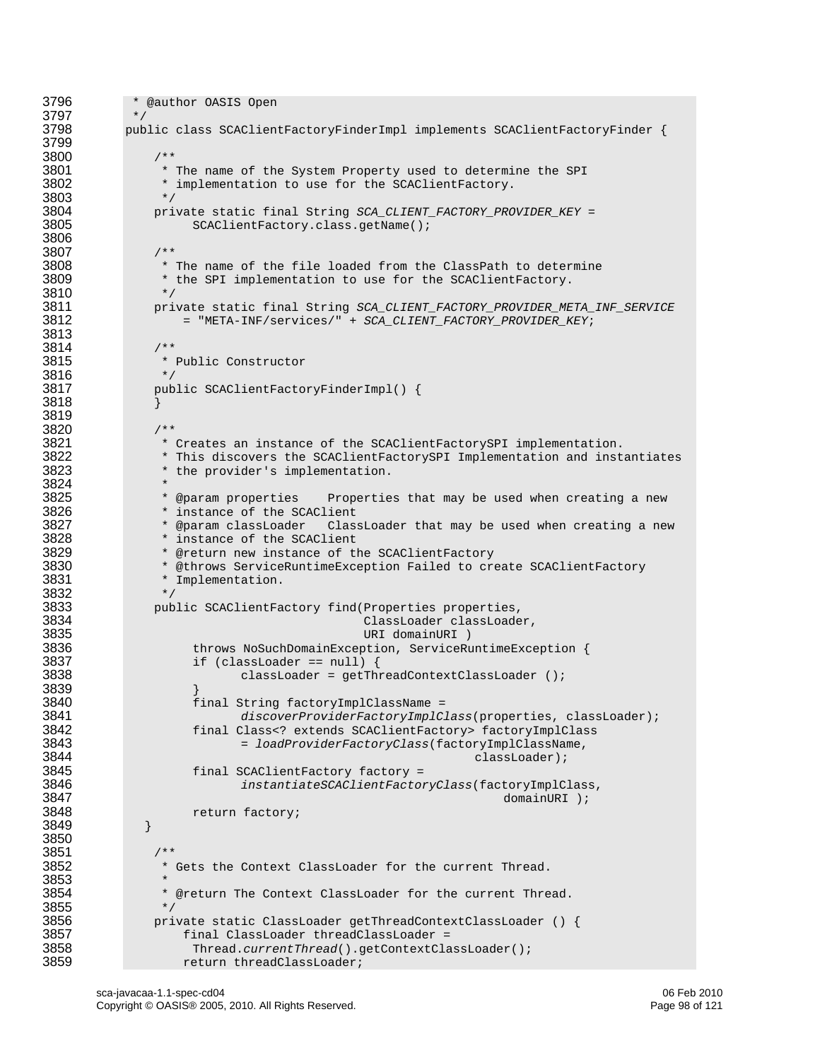```
3796     * @author OASIS Open
3797     */
3798    public class SCAClientFactoryFinderImpl implements SCAClientFactoryFinder {
3799
3800        /**
3801         * The name of the System Property used to determine the SPI
3802         * implementation to use for the SCAClientFactory.
3803         */
3804        private static final String SCA_CLIENT_FACTORY_PROVIDER_KEY =
3805             SCAClientFactory.class.getName();
3806
3807        /**
3808         * The name of the file loaded from the ClassPath to determine
3809         * the SPI implementation to use for the SCAClientFactory.
3810         */
3811        private static final String SCA_CLIENT_FACTORY_PROVIDER_META_INF_SERVICE
3812            = "META-INF/services/" + SCA_CLIENT_FACTORY_PROVIDER_KEY;
3813
3814        /**
3815         * Public Constructor
3816         */
3817        public SCAClientFactoryFinderImpl() {
3818        }
3819
3820        /**
3821         * Creates an instance of the SCAClientFactorySPI implementation.
3822         * This discovers the SCAClientFactorySPI Implementation and instantiates
3823         * the provider's implementation.
3824         *
3825         * @param properties    Properties that may be used when creating a new
3826         * instance of the SCAClient
3827         * @param classLoader   ClassLoader that may be used when creating a new
3828         * instance of the SCAClient
3829         * @return new instance of the SCAClientFactory
3830         * @throws ServiceRuntimeException Failed to create SCAClientFactory
3831         * Implementation.
3832         */
3833        public SCAClientFactory find(Properties properties,
3834                                     ClassLoader classLoader,
3835                                     URI domainURI )
3836            throws NoSuchDomainException, ServiceRuntimeException {
3837            if (classLoader == null) {
3838                  classLoader = getThreadContextClassLoader ();
3839            }
3840            final String factoryImplClassName =
3841                  discoverProviderFactoryImplClass(properties, classLoader);
3842            final Class<? extends SCAClientFactory> factoryImplClass
3843                  = loadProviderFactoryClass(factoryImplClassName,
3844                                                  classLoader);
3845            final SCAClientFactory factory =
3846                  instantiateSCAClientFactoryClass(factoryImplClass,
3847                                                       domainURI );
3848            return factory;
3849      }
3850
3851        /**
3852         * Gets the Context ClassLoader for the current Thread.
3853         *
3854         * @return The Context ClassLoader for the current Thread.
3855         */
3856        private static ClassLoader getThreadContextClassLoader () {
3857            final ClassLoader threadClassLoader =
3858             Thread.currentThread().getContextClassLoader();
3859            return threadClassLoader;
```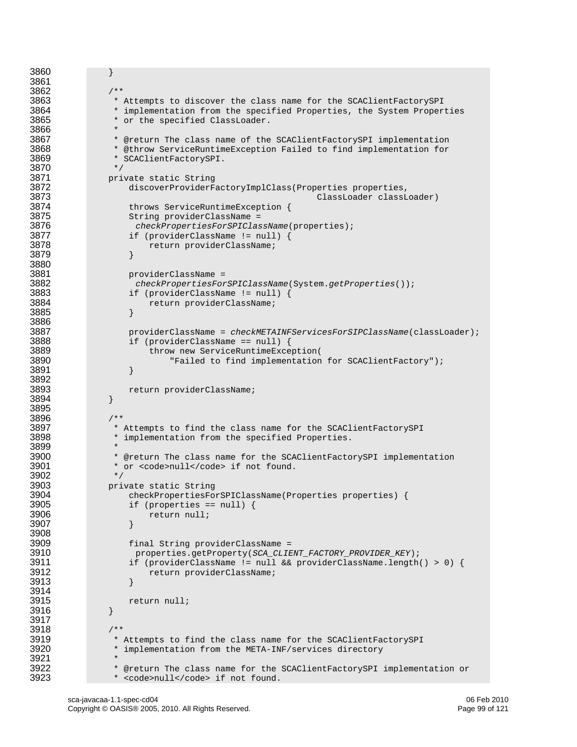```
3860        }
3861
3862        /**
3863         * Attempts to discover the class name for the SCAClientFactorySPI
3864         * implementation from the specified Properties, the System Properties
3865         * or the specified ClassLoader.
3866         *
3867         * @return The class name of the SCAClientFactorySPI implementation
3868         * @throw ServiceRuntimeException Failed to find implementation for
3869         * SCAClientFactorySPI.
3870         */
3871        private static String
3872            discoverProviderFactoryImplClass(Properties properties,
3873                                             ClassLoader classLoader)
3874            throws ServiceRuntimeException {
3875            String providerClassName =
3876             checkPropertiesForSPIClassName(properties);
3877            if (providerClassName != null) {
3878                return providerClassName;
3879            }
3880
3881            providerClassName =
3882             checkPropertiesForSPIClassName(System.getProperties());
3883            if (providerClassName != null) {
3884                return providerClassName;
3885            }
3886
3887            providerClassName = checkMETAINFServicesForSIPClassName(classLoader);
3888            if (providerClassName == null) {
3889                throw new ServiceRuntimeException(
3890                    "Failed to find implementation for SCAClientFactory");
3891            }
3892
3893            return providerClassName;
3894        }
3895
3896        /**
3897         * Attempts to find the class name for the SCAClientFactorySPI
3898         * implementation from the specified Properties.
3899         *
3900         * @return The class name for the SCAClientFactorySPI implementation
3901         * or <code>null</code> if not found.
3902         */
3903        private static String
3904            checkPropertiesForSPIClassName(Properties properties) {
3905            if (properties == null) {
3906                return null;
3907            }
3908
3909            final String providerClassName =
3910             properties.getProperty(SCA_CLIENT_FACTORY_PROVIDER_KEY);
3911            if (providerClassName != null && providerClassName.length() > 0) {
3912                return providerClassName;
3913            }
3914
3915            return null;
3916        }
3917
3918        /**
3919         * Attempts to find the class name for the SCAClientFactorySPI
3920         * implementation from the META-INF/services directory
3921         *
3922         * @return The class name for the SCAClientFactorySPI implementation or
3923         * <code>null</code> if not found.
```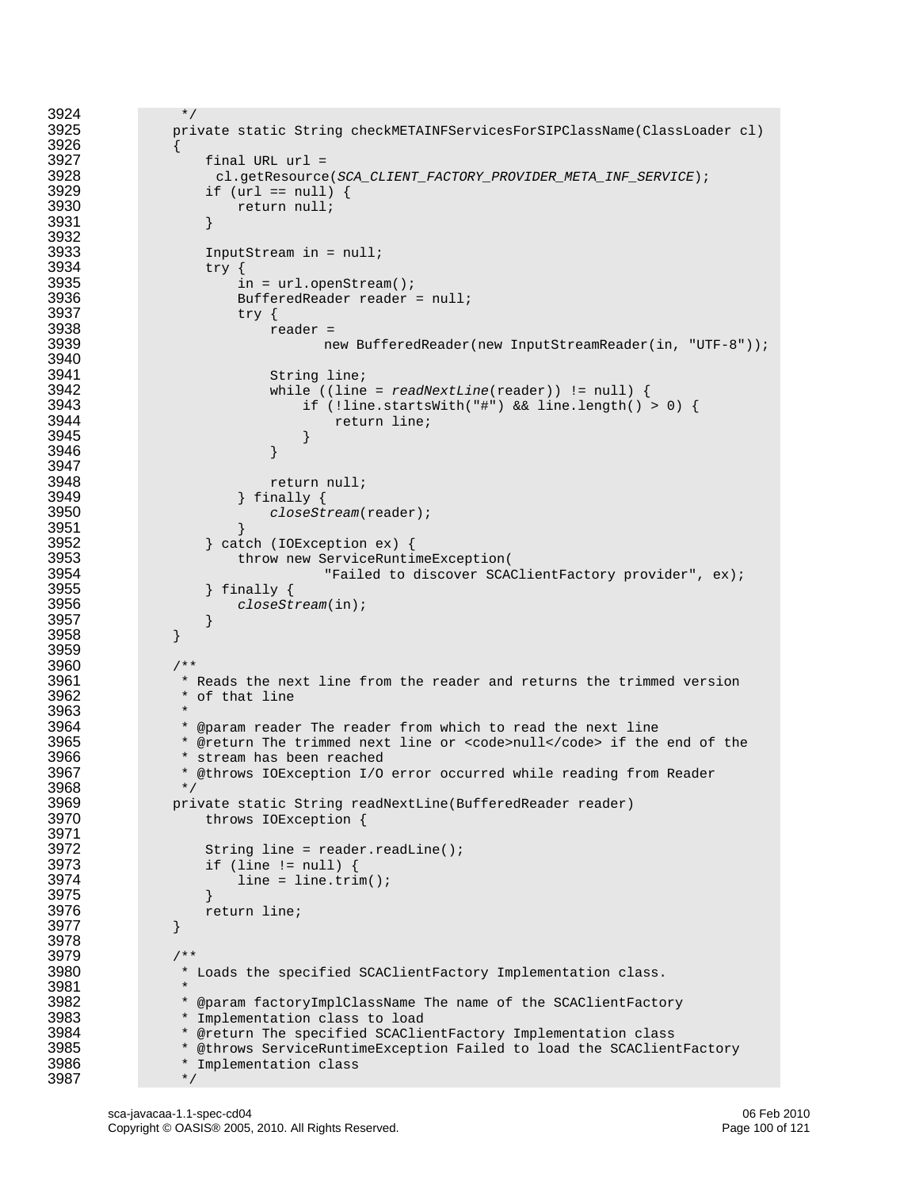```
     */
    private static String checkMETAINFServicesForSIPClassName(ClassLoader cl)
    {
        final URL url =
          cl.getResource(SCA_CLIENT_FACTORY_PROVIDER_META_INF_SERVICE);
        if (url == null) {
            return null;
        }

        InputStream in = null;
        try {
            in = url.openStream();
            BufferedReader reader = null;
            try {
                reader =
                        new BufferedReader(new InputStreamReader(in, "UTF-8"));

                String line;
                while ((line = readNextLine(reader)) != null) {
                    if (!line.startsWith("#") && line.length() > 0) {
                        return line;
                    }
                }

                return null;
            } finally {
                closeStream(reader);
            }
        } catch (IOException ex) {
            throw new ServiceRuntimeException(
                    "Failed to discover SCAClientFactory provider", ex);
        } finally {
            closeStream(in);
        }
    }

    /**
     * Reads the next line from the reader and returns the trimmed version
     * of that line
     *
     * @param reader The reader from which to read the next line
     * @return The trimmed next line or <code>null</code> if the end of the
     * stream has been reached
     * @throws IOException I/O error occurred while reading from Reader
     */
    private static String readNextLine(BufferedReader reader)
        throws IOException {

        String line = reader.readLine();
        if (line != null) {
            line = line.trim();
        }
        return line;
    }

    /**
     * Loads the specified SCAClientFactory Implementation class.
     *
     * @param factoryImplClassName The name of the SCAClientFactory
     * Implementation class to load
     * @return The specified SCAClientFactory Implementation class
     * @throws ServiceRuntimeException Failed to load the SCAClientFactory
     * Implementation class
     */
```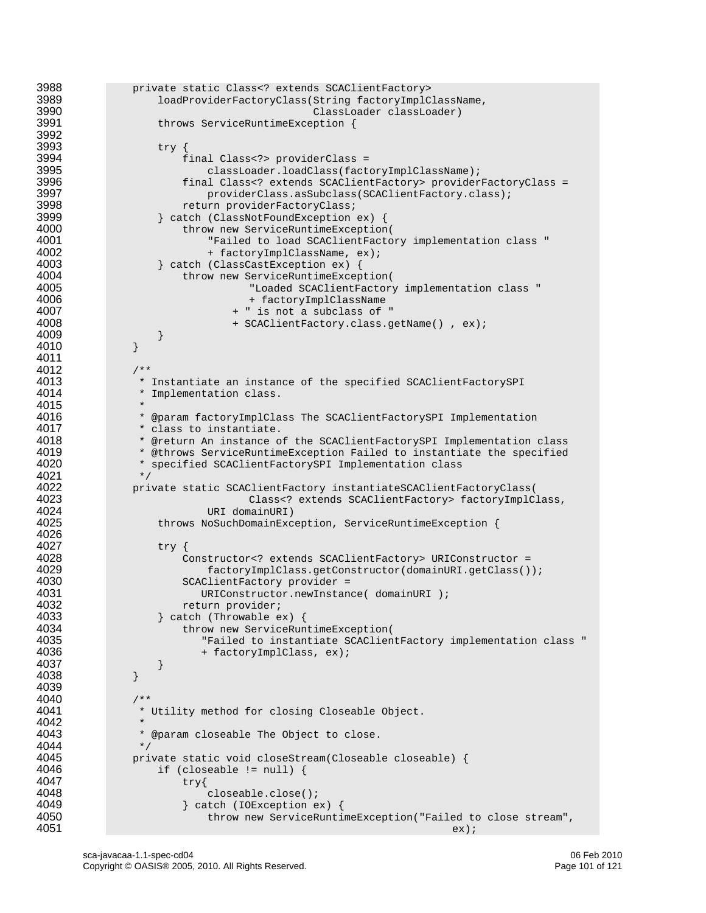```
    private static Class<? extends SCAClientFactory>
        loadProviderFactoryClass(String factoryImplClassName,
                                 ClassLoader classLoader)
        throws ServiceRuntimeException {

        try {
            final Class<?> providerClass =
                classLoader.loadClass(factoryImplClassName);
            final Class<? extends SCAClientFactory> providerFactoryClass =
                providerClass.asSubclass(SCAClientFactory.class);
            return providerFactoryClass;
        } catch (ClassNotFoundException ex) {
            throw new ServiceRuntimeException(
                "Failed to load SCAClientFactory implementation class "
                + factoryImplClassName, ex);
        } catch (ClassCastException ex) {
            throw new ServiceRuntimeException(
                      "Loaded SCAClientFactory implementation class "
                      + factoryImplClassName
                    + " is not a subclass of "
                    + SCAClientFactory.class.getName() , ex);
        }
    }

    /**
     * Instantiate an instance of the specified SCAClientFactorySPI
     * Implementation class.
     *
     * @param factoryImplClass The SCAClientFactorySPI Implementation
     * class to instantiate.
     * @return An instance of the SCAClientFactorySPI Implementation class
     * @throws ServiceRuntimeException Failed to instantiate the specified
     * specified SCAClientFactorySPI Implementation class
     */
    private static SCAClientFactory instantiateSCAClientFactoryClass(
                    Class<? extends SCAClientFactory> factoryImplClass,
                URI domainURI)
        throws NoSuchDomainException, ServiceRuntimeException {

        try {
            Constructor<? extends SCAClientFactory> URIConstructor =
                factoryImplClass.getConstructor(domainURI.getClass());
            SCAClientFactory provider =
               URIConstructor.newInstance( domainURI );
            return provider;
        } catch (Throwable ex) {
            throw new ServiceRuntimeException(
               "Failed to instantiate SCAClientFactory implementation class "
               + factoryImplClass, ex);
        }
    }

    /**
     * Utility method for closing Closeable Object.
     *
     * @param closeable The Object to close.
     */
    private static void closeStream(Closeable closeable) {
        if (closeable != null) {
            try{
                closeable.close();
            } catch (IOException ex) {
                throw new ServiceRuntimeException("Failed to close stream",
                                                   ex);
```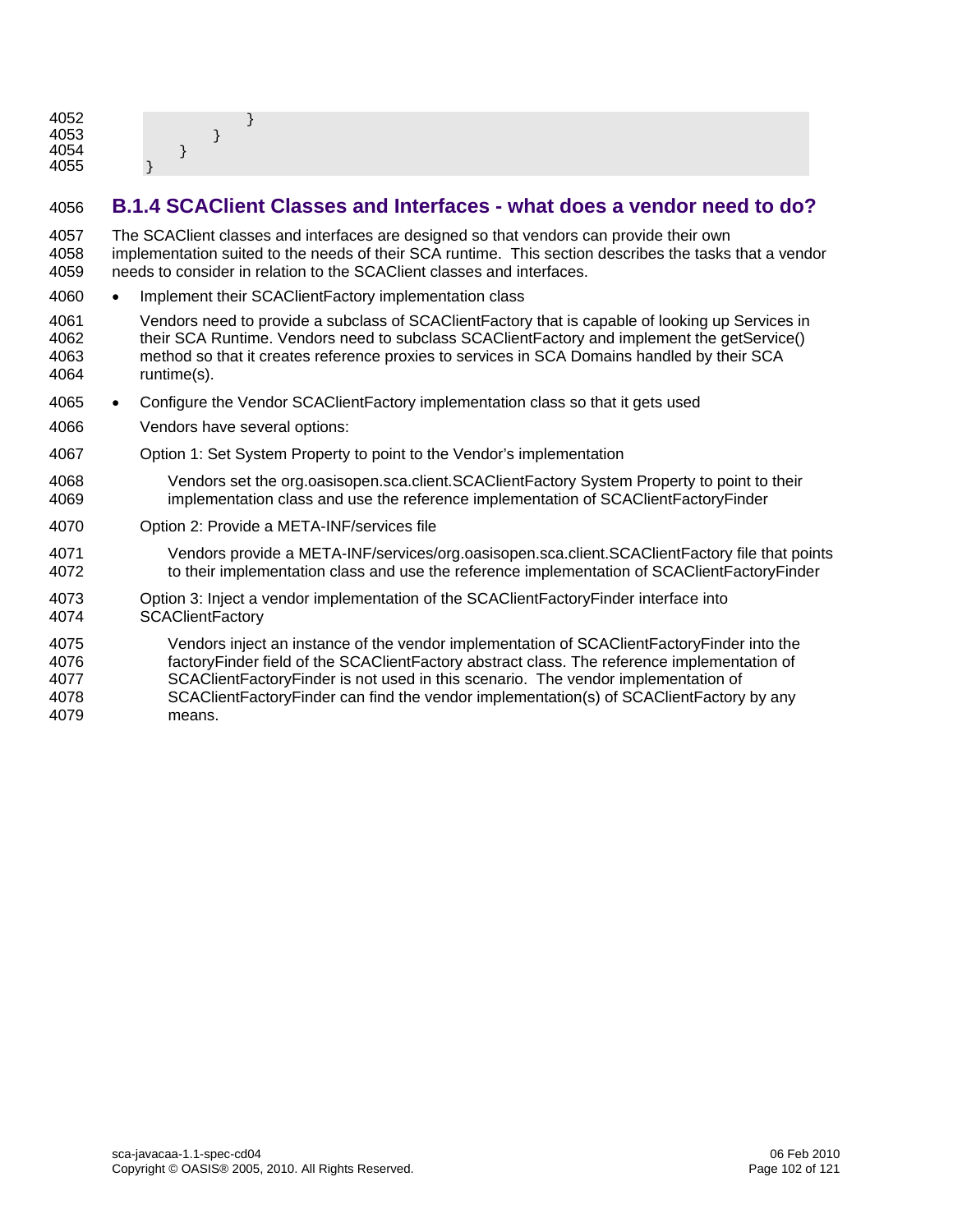```
                }
            }
        }
    }
```

### B.1.4 SCAClient Classes and Interfaces - what does a vendor need to do?

The SCAClient classes and interfaces are designed so that vendors can provide their own implementation suited to the needs of their SCA runtime. This section describes the tasks that a vendor needs to consider in relation to the SCAClient classes and interfaces.

- Implement their SCAClientFactory implementation class

  Vendors need to provide a subclass of SCAClientFactory that is capable of looking up Services in their SCA Runtime. Vendors need to subclass SCAClientFactory and implement the getService() method so that it creates reference proxies to services in SCA Domains handled by their SCA runtime(s).

- Configure the Vendor SCAClientFactory implementation class so that it gets used

  Vendors have several options:

  Option 1: Set System Property to point to the Vendor's implementation

  > Vendors set the org.oasisopen.sca.client.SCAClientFactory System Property to point to their implementation class and use the reference implementation of SCAClientFactoryFinder

  Option 2: Provide a META-INF/services file

  > Vendors provide a META-INF/services/org.oasisopen.sca.client.SCAClientFactory file that points to their implementation class and use the reference implementation of SCAClientFactoryFinder

  Option 3: Inject a vendor implementation of the SCAClientFactoryFinder interface into SCAClientFactory

  > Vendors inject an instance of the vendor implementation of SCAClientFactoryFinder into the factoryFinder field of the SCAClientFactory abstract class. The reference implementation of SCAClientFactoryFinder is not used in this scenario. The vendor implementation of SCAClientFactoryFinder can find the vendor implementation(s) of SCAClientFactory by any means.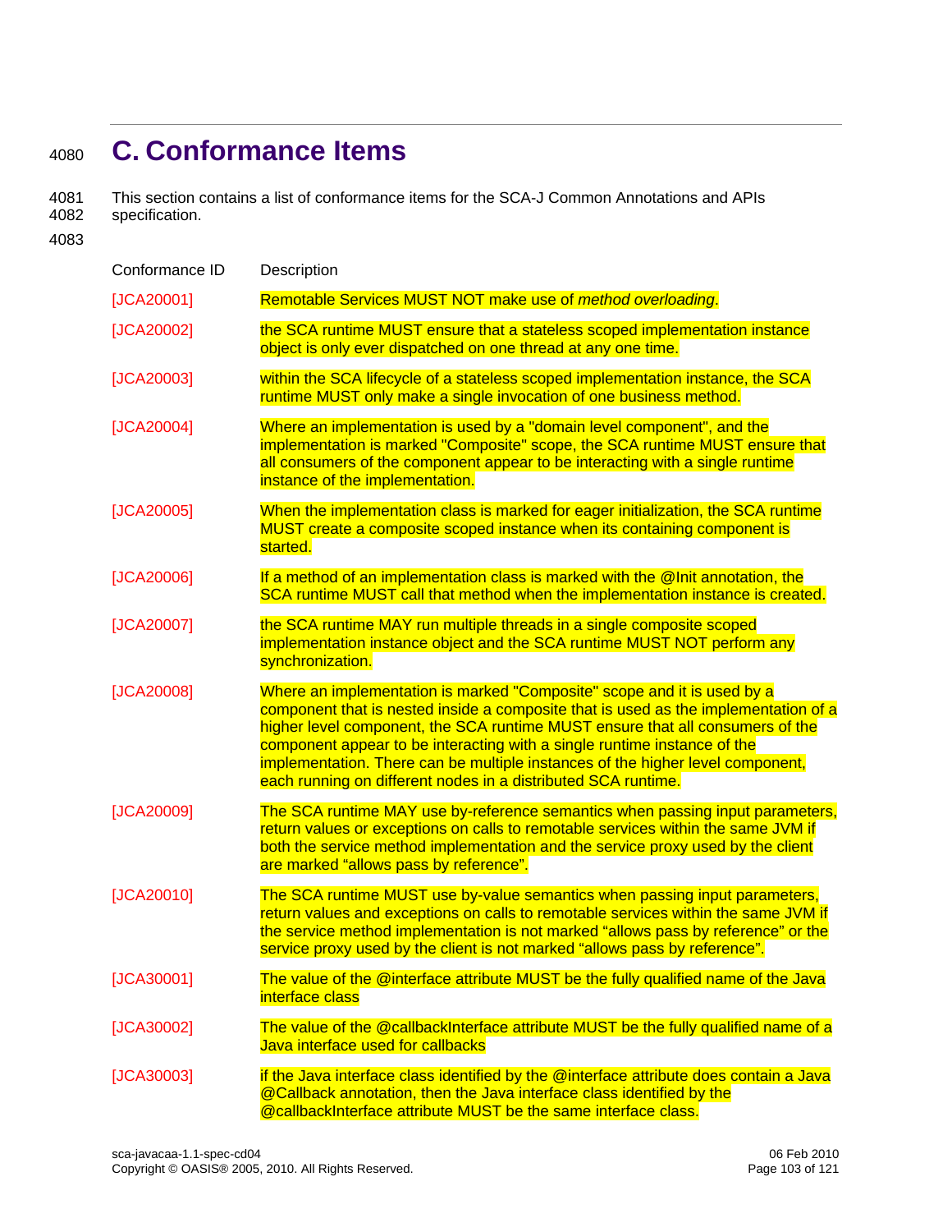# C. Conformance Items

This section contains a list of conformance items for the SCA-J Common Annotations and APIs specification.

| Conformance ID | Description |
|---|---|
| [JCA20001] | Remotable Services MUST NOT make use of *method overloading*. |
| [JCA20002] | the SCA runtime MUST ensure that a stateless scoped implementation instance object is only ever dispatched on one thread at any one time. |
| [JCA20003] | within the SCA lifecycle of a stateless scoped implementation instance, the SCA runtime MUST only make a single invocation of one business method. |
| [JCA20004] | Where an implementation is used by a "domain level component", and the implementation is marked "Composite" scope, the SCA runtime MUST ensure that all consumers of the component appear to be interacting with a single runtime instance of the implementation. |
| [JCA20005] | When the implementation class is marked for eager initialization, the SCA runtime MUST create a composite scoped instance when its containing component is started. |
| [JCA20006] | If a method of an implementation class is marked with the @Init annotation, the SCA runtime MUST call that method when the implementation instance is created. |
| [JCA20007] | the SCA runtime MAY run multiple threads in a single composite scoped implementation instance object and the SCA runtime MUST NOT perform any synchronization. |
| [JCA20008] | Where an implementation is marked "Composite" scope and it is used by a component that is nested inside a composite that is used as the implementation of a higher level component, the SCA runtime MUST ensure that all consumers of the component appear to be interacting with a single runtime instance of the implementation. There can be multiple instances of the higher level component, each running on different nodes in a distributed SCA runtime. |
| [JCA20009] | The SCA runtime MAY use by-reference semantics when passing input parameters, return values or exceptions on calls to remotable services within the same JVM if both the service method implementation and the service proxy used by the client are marked “allows pass by reference”. |
| [JCA20010] | The SCA runtime MUST use by-value semantics when passing input parameters, return values and exceptions on calls to remotable services within the same JVM if the service method implementation is not marked “allows pass by reference” or the service proxy used by the client is not marked “allows pass by reference”. |
| [JCA30001] | The value of the @interface attribute MUST be the fully qualified name of the Java interface class |
| [JCA30002] | The value of the @callbackInterface attribute MUST be the fully qualified name of a Java interface used for callbacks |
| [JCA30003] | if the Java interface class identified by the @interface attribute does contain a Java @Callback annotation, then the Java interface class identified by the @callbackInterface attribute MUST be the same interface class. |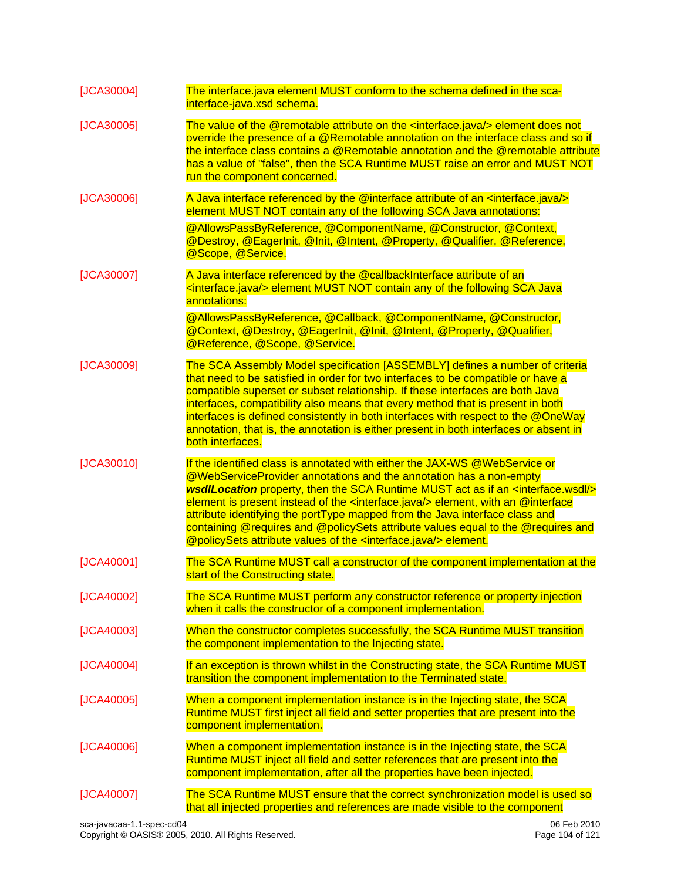| | |
|---|---|
| [JCA30004] | The interface.java element MUST conform to the schema defined in the sca-interface-java.xsd schema. |
| [JCA30005] | The value of the @remotable attribute on the <interface.java/> element does not override the presence of a @Remotable annotation on the interface class and so if the interface class contains a @Remotable annotation and the @remotable attribute has a value of "false", then the SCA Runtime MUST raise an error and MUST NOT run the component concerned. |
| [JCA30006] | A Java interface referenced by the @interface attribute of an <interface.java/> element MUST NOT contain any of the following SCA Java annotations: <br> @AllowsPassByReference, @ComponentName, @Constructor, @Context, @Destroy, @EagerInit, @Init, @Intent, @Property, @Qualifier, @Reference, @Scope, @Service. |
| [JCA30007] | A Java interface referenced by the @callbackInterface attribute of an <interface.java/> element MUST NOT contain any of the following SCA Java annotations: <br> @AllowsPassByReference, @Callback, @ComponentName, @Constructor, @Context, @Destroy, @EagerInit, @Init, @Intent, @Property, @Qualifier, @Reference, @Scope, @Service. |
| [JCA30009] | The SCA Assembly Model specification [ASSEMBLY] defines a number of criteria that need to be satisfied in order for two interfaces to be compatible or have a compatible superset or subset relationship. If these interfaces are both Java interfaces, compatibility also means that every method that is present in both interfaces is defined consistently in both interfaces with respect to the @OneWay annotation, that is, the annotation is either present in both interfaces or absent in both interfaces. |
| [JCA30010] | If the identified class is annotated with either the JAX-WS @WebService or @WebServiceProvider annotations and the annotation has a non-empty ***wsdlLocation*** property, then the SCA Runtime MUST act as if an <interface.wsdl/> element is present instead of the <interface.java/> element, with an @interface attribute identifying the portType mapped from the Java interface class and containing @requires and @policySets attribute values equal to the @requires and @policySets attribute values of the <interface.java/> element. |
| [JCA40001] | The SCA Runtime MUST call a constructor of the component implementation at the start of the Constructing state. |
| [JCA40002] | The SCA Runtime MUST perform any constructor reference or property injection when it calls the constructor of a component implementation. |
| [JCA40003] | When the constructor completes successfully, the SCA Runtime MUST transition the component implementation to the Injecting state. |
| [JCA40004] | If an exception is thrown whilst in the Constructing state, the SCA Runtime MUST transition the component implementation to the Terminated state. |
| [JCA40005] | When a component implementation instance is in the Injecting state, the SCA Runtime MUST first inject all field and setter properties that are present into the component implementation. |
| [JCA40006] | When a component implementation instance is in the Injecting state, the SCA Runtime MUST inject all field and setter references that are present into the component implementation, after all the properties have been injected. |
| [JCA40007] | The SCA Runtime MUST ensure that the correct synchronization model is used so that all injected properties and references are made visible to the component |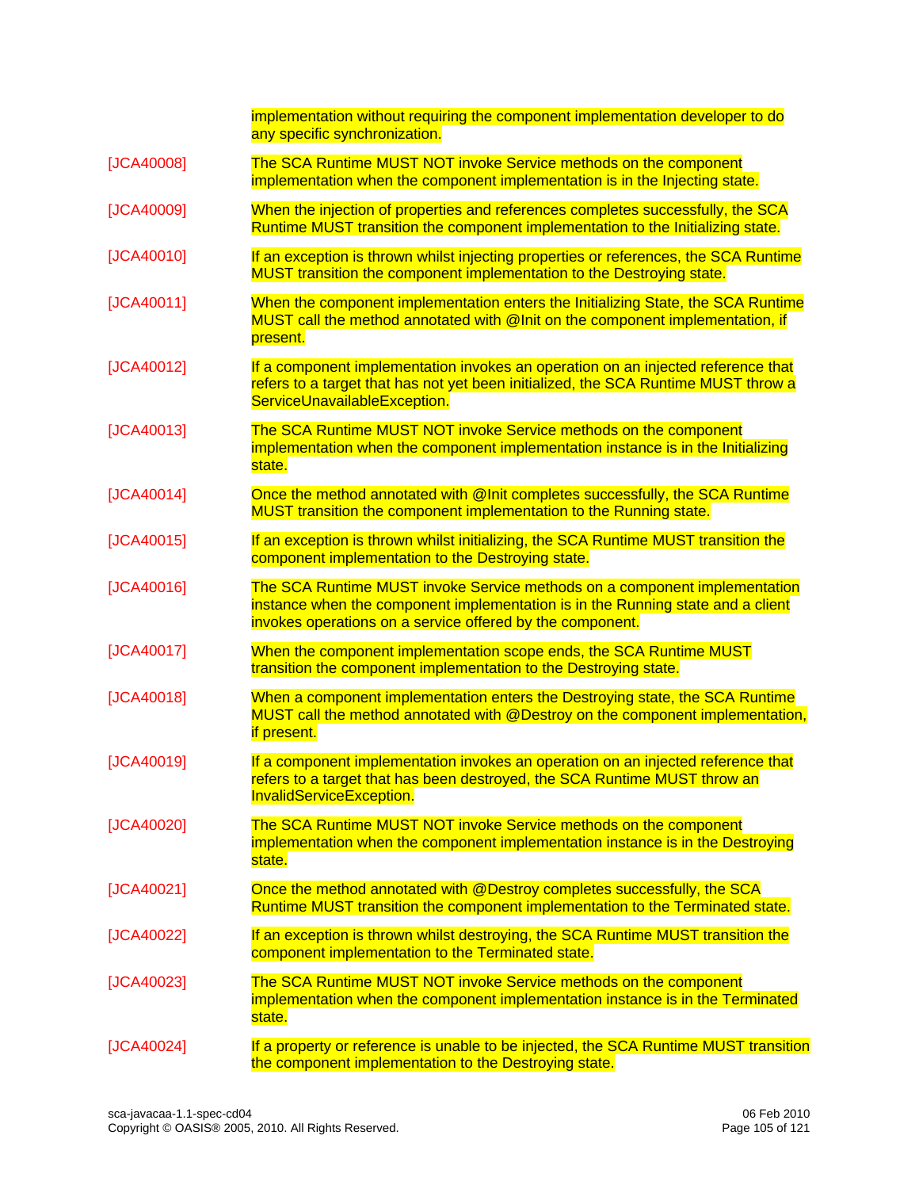| | |
|---|---|
| | implementation without requiring the component implementation developer to do any specific synchronization. |
| [JCA40008] | The SCA Runtime MUST NOT invoke Service methods on the component implementation when the component implementation is in the Injecting state. |
| [JCA40009] | When the injection of properties and references completes successfully, the SCA Runtime MUST transition the component implementation to the Initializing state. |
| [JCA40010] | If an exception is thrown whilst injecting properties or references, the SCA Runtime MUST transition the component implementation to the Destroying state. |
| [JCA40011] | When the component implementation enters the Initializing State, the SCA Runtime MUST call the method annotated with @Init on the component implementation, if present. |
| [JCA40012] | If a component implementation invokes an operation on an injected reference that refers to a target that has not yet been initialized, the SCA Runtime MUST throw a ServiceUnavailableException. |
| [JCA40013] | The SCA Runtime MUST NOT invoke Service methods on the component implementation when the component implementation instance is in the Initializing state. |
| [JCA40014] | Once the method annotated with @Init completes successfully, the SCA Runtime MUST transition the component implementation to the Running state. |
| [JCA40015] | If an exception is thrown whilst initializing, the SCA Runtime MUST transition the component implementation to the Destroying state. |
| [JCA40016] | The SCA Runtime MUST invoke Service methods on a component implementation instance when the component implementation is in the Running state and a client invokes operations on a service offered by the component. |
| [JCA40017] | When the component implementation scope ends, the SCA Runtime MUST transition the component implementation to the Destroying state. |
| [JCA40018] | When a component implementation enters the Destroying state, the SCA Runtime MUST call the method annotated with @Destroy on the component implementation, if present. |
| [JCA40019] | If a component implementation invokes an operation on an injected reference that refers to a target that has been destroyed, the SCA Runtime MUST throw an InvalidServiceException. |
| [JCA40020] | The SCA Runtime MUST NOT invoke Service methods on the component implementation when the component implementation instance is in the Destroying state. |
| [JCA40021] | Once the method annotated with @Destroy completes successfully, the SCA Runtime MUST transition the component implementation to the Terminated state. |
| [JCA40022] | If an exception is thrown whilst destroying, the SCA Runtime MUST transition the component implementation to the Terminated state. |
| [JCA40023] | The SCA Runtime MUST NOT invoke Service methods on the component implementation when the component implementation instance is in the Terminated state. |
| [JCA40024] | If a property or reference is unable to be injected, the SCA Runtime MUST transition the component implementation to the Destroying state. |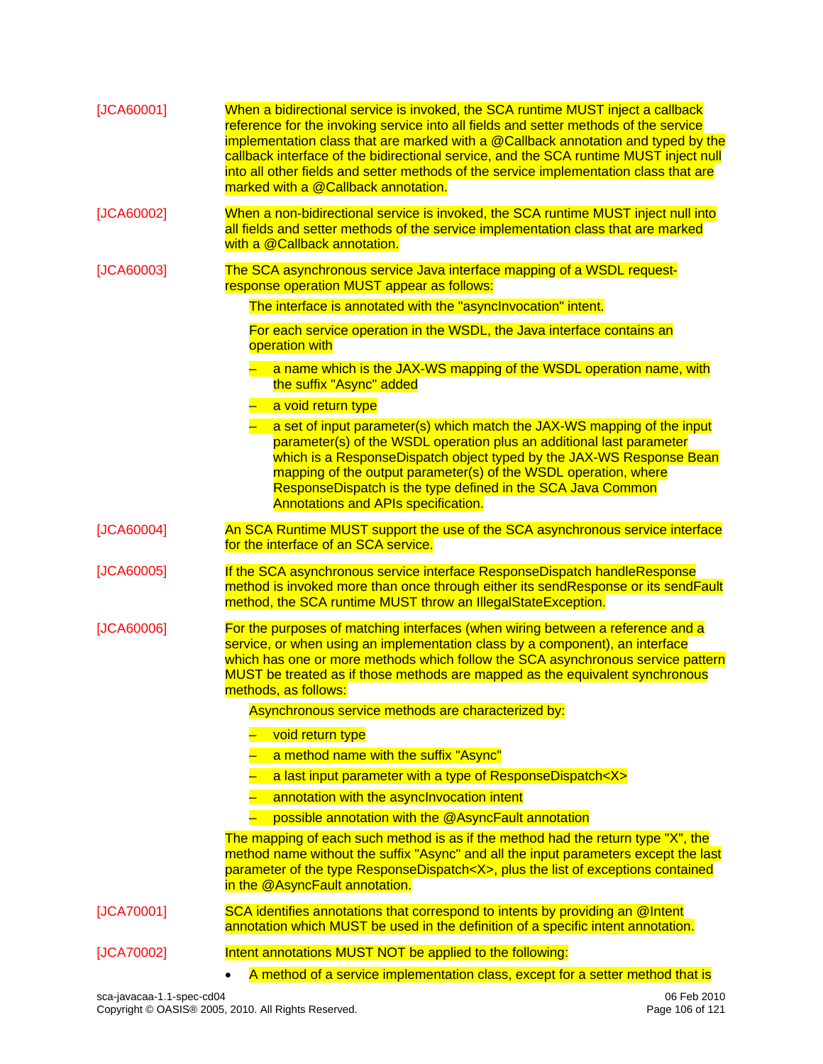[JCA60001] When a bidirectional service is invoked, the SCA runtime MUST inject a callback reference for the invoking service into all fields and setter methods of the service implementation class that are marked with a @Callback annotation and typed by the callback interface of the bidirectional service, and the SCA runtime MUST inject null into all other fields and setter methods of the service implementation class that are marked with a @Callback annotation.

[JCA60002] When a non-bidirectional service is invoked, the SCA runtime MUST inject null into all fields and setter methods of the service implementation class that are marked with a @Callback annotation.

[JCA60003] The SCA asynchronous service Java interface mapping of a WSDL request-response operation MUST appear as follows:

The interface is annotated with the "asyncInvocation" intent.

For each service operation in the WSDL, the Java interface contains an operation with

- a name which is the JAX-WS mapping of the WSDL operation name, with the suffix "Async" added
- a void return type
- a set of input parameter(s) which match the JAX-WS mapping of the input parameter(s) of the WSDL operation plus an additional last parameter which is a ResponseDispatch object typed by the JAX-WS Response Bean mapping of the output parameter(s) of the WSDL operation, where ResponseDispatch is the type defined in the SCA Java Common Annotations and APIs specification.

[JCA60004] An SCA Runtime MUST support the use of the SCA asynchronous service interface for the interface of an SCA service.

[JCA60005] If the SCA asynchronous service interface ResponseDispatch handleResponse method is invoked more than once through either its sendResponse or its sendFault method, the SCA runtime MUST throw an IllegalStateException.

[JCA60006] For the purposes of matching interfaces (when wiring between a reference and a service, or when using an implementation class by a component), an interface which has one or more methods which follow the SCA asynchronous service pattern MUST be treated as if those methods are mapped as the equivalent synchronous methods, as follows:

Asynchronous service methods are characterized by:

- void return type
- a method name with the suffix "Async"
- a last input parameter with a type of ResponseDispatch<X>
- annotation with the asyncInvocation intent
- possible annotation with the @AsyncFault annotation

The mapping of each such method is as if the method had the return type "X", the method name without the suffix "Async" and all the input parameters except the last parameter of the type ResponseDispatch<X>, plus the list of exceptions contained in the @AsyncFault annotation.

[JCA70001] SCA identifies annotations that correspond to intents by providing an @Intent annotation which MUST be used in the definition of a specific intent annotation.

[JCA70002] Intent annotations MUST NOT be applied to the following:

- A method of a service implementation class, except for a setter method that is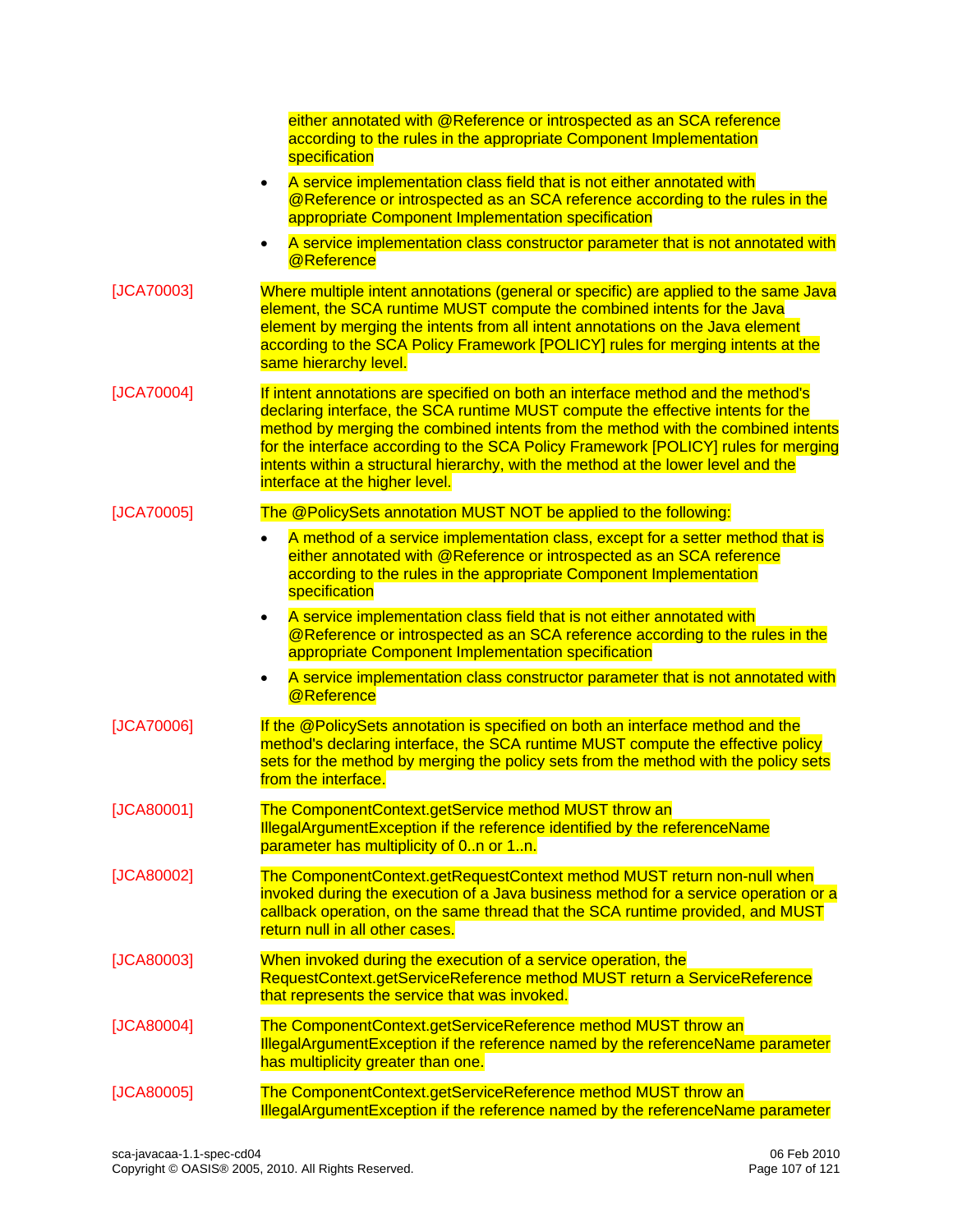either annotated with @Reference or introspected as an SCA reference according to the rules in the appropriate Component Implementation specification

- A service implementation class field that is not either annotated with @Reference or introspected as an SCA reference according to the rules in the appropriate Component Implementation specification
- A service implementation class constructor parameter that is not annotated with @Reference

[JCA70003] Where multiple intent annotations (general or specific) are applied to the same Java element, the SCA runtime MUST compute the combined intents for the Java element by merging the intents from all intent annotations on the Java element according to the SCA Policy Framework [POLICY] rules for merging intents at the same hierarchy level.

[JCA70004] If intent annotations are specified on both an interface method and the method's declaring interface, the SCA runtime MUST compute the effective intents for the method by merging the combined intents from the method with the combined intents for the interface according to the SCA Policy Framework [POLICY] rules for merging intents within a structural hierarchy, with the method at the lower level and the interface at the higher level.

[JCA70005] The @PolicySets annotation MUST NOT be applied to the following:

- A method of a service implementation class, except for a setter method that is either annotated with @Reference or introspected as an SCA reference according to the rules in the appropriate Component Implementation specification
- A service implementation class field that is not either annotated with @Reference or introspected as an SCA reference according to the rules in the appropriate Component Implementation specification
- A service implementation class constructor parameter that is not annotated with @Reference

[JCA70006] If the @PolicySets annotation is specified on both an interface method and the method's declaring interface, the SCA runtime MUST compute the effective policy sets for the method by merging the policy sets from the method with the policy sets from the interface.

[JCA80001] The ComponentContext.getService method MUST throw an IllegalArgumentException if the reference identified by the referenceName parameter has multiplicity of 0..n or 1..n.

[JCA80002] The ComponentContext.getRequestContext method MUST return non-null when invoked during the execution of a Java business method for a service operation or a callback operation, on the same thread that the SCA runtime provided, and MUST return null in all other cases.

[JCA80003] When invoked during the execution of a service operation, the RequestContext.getServiceReference method MUST return a ServiceReference that represents the service that was invoked.

[JCA80004] The ComponentContext.getServiceReference method MUST throw an IllegalArgumentException if the reference named by the referenceName parameter has multiplicity greater than one.

[JCA80005] The ComponentContext.getServiceReference method MUST throw an IllegalArgumentException if the reference named by the referenceName parameter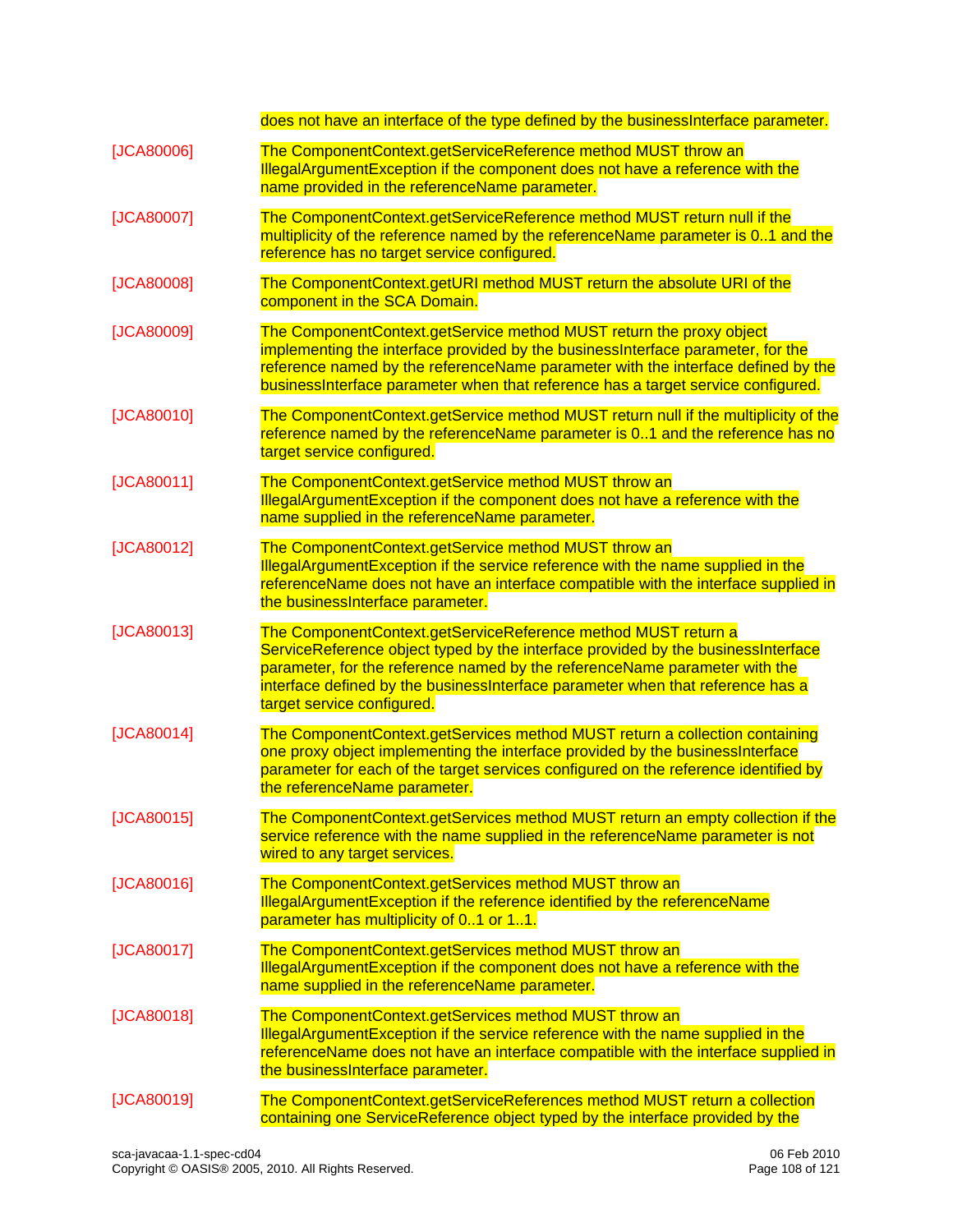| | |
|---|---|
| | does not have an interface of the type defined by the businessInterface parameter. |
| [JCA80006] | The ComponentContext.getServiceReference method MUST throw an IllegalArgumentException if the component does not have a reference with the name provided in the referenceName parameter. |
| [JCA80007] | The ComponentContext.getServiceReference method MUST return null if the multiplicity of the reference named by the referenceName parameter is 0..1 and the reference has no target service configured. |
| [JCA80008] | The ComponentContext.getURI method MUST return the absolute URI of the component in the SCA Domain. |
| [JCA80009] | The ComponentContext.getService method MUST return the proxy object implementing the interface provided by the businessInterface parameter, for the reference named by the referenceName parameter with the interface defined by the businessInterface parameter when that reference has a target service configured. |
| [JCA80010] | The ComponentContext.getService method MUST return null if the multiplicity of the reference named by the referenceName parameter is 0..1 and the reference has no target service configured. |
| [JCA80011] | The ComponentContext.getService method MUST throw an IllegalArgumentException if the component does not have a reference with the name supplied in the referenceName parameter. |
| [JCA80012] | The ComponentContext.getService method MUST throw an IllegalArgumentException if the service reference with the name supplied in the referenceName does not have an interface compatible with the interface supplied in the businessInterface parameter. |
| [JCA80013] | The ComponentContext.getServiceReference method MUST return a ServiceReference object typed by the interface provided by the businessInterface parameter, for the reference named by the referenceName parameter with the interface defined by the businessInterface parameter when that reference has a target service configured. |
| [JCA80014] | The ComponentContext.getServices method MUST return a collection containing one proxy object implementing the interface provided by the businessInterface parameter for each of the target services configured on the reference identified by the referenceName parameter. |
| [JCA80015] | The ComponentContext.getServices method MUST return an empty collection if the service reference with the name supplied in the referenceName parameter is not wired to any target services. |
| [JCA80016] | The ComponentContext.getServices method MUST throw an IllegalArgumentException if the reference identified by the referenceName parameter has multiplicity of 0..1 or 1..1. |
| [JCA80017] | The ComponentContext.getServices method MUST throw an IllegalArgumentException if the component does not have a reference with the name supplied in the referenceName parameter. |
| [JCA80018] | The ComponentContext.getServices method MUST throw an IllegalArgumentException if the service reference with the name supplied in the referenceName does not have an interface compatible with the interface supplied in the businessInterface parameter. |
| [JCA80019] | The ComponentContext.getServiceReferences method MUST return a collection containing one ServiceReference object typed by the interface provided by the |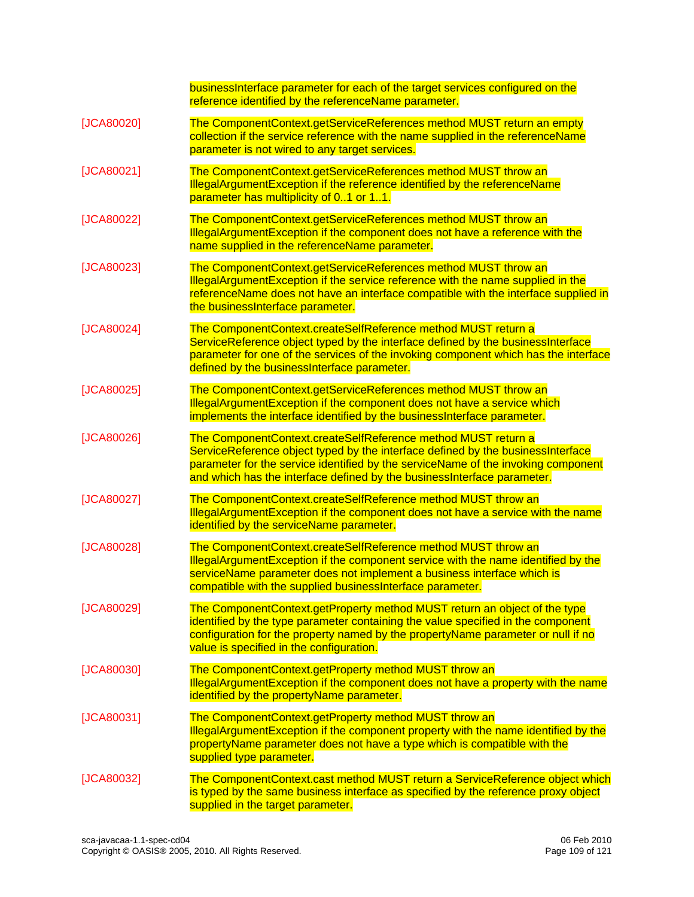| | businessInterface parameter for each of the target services configured on the reference identified by the referenceName parameter. |
|---|---|
| [JCA80020] | The ComponentContext.getServiceReferences method MUST return an empty collection if the service reference with the name supplied in the referenceName parameter is not wired to any target services. |
| [JCA80021] | The ComponentContext.getServiceReferences method MUST throw an IllegalArgumentException if the reference identified by the referenceName parameter has multiplicity of 0..1 or 1..1. |
| [JCA80022] | The ComponentContext.getServiceReferences method MUST throw an IllegalArgumentException if the component does not have a reference with the name supplied in the referenceName parameter. |
| [JCA80023] | The ComponentContext.getServiceReferences method MUST throw an IllegalArgumentException if the service reference with the name supplied in the referenceName does not have an interface compatible with the interface supplied in the businessInterface parameter. |
| [JCA80024] | The ComponentContext.createSelfReference method MUST return a ServiceReference object typed by the interface defined by the businessInterface parameter for one of the services of the invoking component which has the interface defined by the businessInterface parameter. |
| [JCA80025] | The ComponentContext.getServiceReferences method MUST throw an IllegalArgumentException if the component does not have a service which implements the interface identified by the businessInterface parameter. |
| [JCA80026] | The ComponentContext.createSelfReference method MUST return a ServiceReference object typed by the interface defined by the businessInterface parameter for the service identified by the serviceName of the invoking component and which has the interface defined by the businessInterface parameter. |
| [JCA80027] | The ComponentContext.createSelfReference method MUST throw an IllegalArgumentException if the component does not have a service with the name identified by the serviceName parameter. |
| [JCA80028] | The ComponentContext.createSelfReference method MUST throw an IllegalArgumentException if the component service with the name identified by the serviceName parameter does not implement a business interface which is compatible with the supplied businessInterface parameter. |
| [JCA80029] | The ComponentContext.getProperty method MUST return an object of the type identified by the type parameter containing the value specified in the component configuration for the property named by the propertyName parameter or null if no value is specified in the configuration. |
| [JCA80030] | The ComponentContext.getProperty method MUST throw an IllegalArgumentException if the component does not have a property with the name identified by the propertyName parameter. |
| [JCA80031] | The ComponentContext.getProperty method MUST throw an IllegalArgumentException if the component property with the name identified by the propertyName parameter does not have a type which is compatible with the supplied type parameter. |
| [JCA80032] | The ComponentContext.cast method MUST return a ServiceReference object which is typed by the same business interface as specified by the reference proxy object supplied in the target parameter. |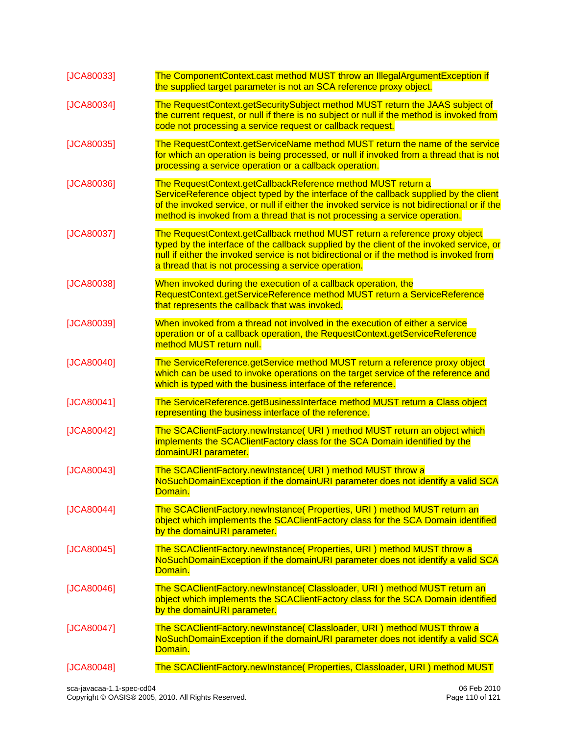| | |
|---|---|
| [JCA80033] | The ComponentContext.cast method MUST throw an IllegalArgumentException if the supplied target parameter is not an SCA reference proxy object. |
| [JCA80034] | The RequestContext.getSecuritySubject method MUST return the JAAS subject of the current request, or null if there is no subject or null if the method is invoked from code not processing a service request or callback request. |
| [JCA80035] | The RequestContext.getServiceName method MUST return the name of the service for which an operation is being processed, or null if invoked from a thread that is not processing a service operation or a callback operation. |
| [JCA80036] | The RequestContext.getCallbackReference method MUST return a ServiceReference object typed by the interface of the callback supplied by the client of the invoked service, or null if either the invoked service is not bidirectional or if the method is invoked from a thread that is not processing a service operation. |
| [JCA80037] | The RequestContext.getCallback method MUST return a reference proxy object typed by the interface of the callback supplied by the client of the invoked service, or null if either the invoked service is not bidirectional or if the method is invoked from a thread that is not processing a service operation. |
| [JCA80038] | When invoked during the execution of a callback operation, the RequestContext.getServiceReference method MUST return a ServiceReference that represents the callback that was invoked. |
| [JCA80039] | When invoked from a thread not involved in the execution of either a service operation or of a callback operation, the RequestContext.getServiceReference method MUST return null. |
| [JCA80040] | The ServiceReference.getService method MUST return a reference proxy object which can be used to invoke operations on the target service of the reference and which is typed with the business interface of the reference. |
| [JCA80041] | The ServiceReference.getBusinessInterface method MUST return a Class object representing the business interface of the reference. |
| [JCA80042] | The SCAClientFactory.newInstance( URI ) method MUST return an object which implements the SCAClientFactory class for the SCA Domain identified by the domainURI parameter. |
| [JCA80043] | The SCAClientFactory.newInstance( URI ) method MUST throw a NoSuchDomainException if the domainURI parameter does not identify a valid SCA Domain. |
| [JCA80044] | The SCAClientFactory.newInstance( Properties, URI ) method MUST return an object which implements the SCAClientFactory class for the SCA Domain identified by the domainURI parameter. |
| [JCA80045] | The SCAClientFactory.newInstance( Properties, URI ) method MUST throw a NoSuchDomainException if the domainURI parameter does not identify a valid SCA Domain. |
| [JCA80046] | The SCAClientFactory.newInstance( Classloader, URI ) method MUST return an object which implements the SCAClientFactory class for the SCA Domain identified by the domainURI parameter. |
| [JCA80047] | The SCAClientFactory.newInstance( Classloader, URI ) method MUST throw a NoSuchDomainException if the domainURI parameter does not identify a valid SCA Domain. |
| [JCA80048] | The SCAClientFactory.newInstance( Properties, Classloader, URI ) method MUST |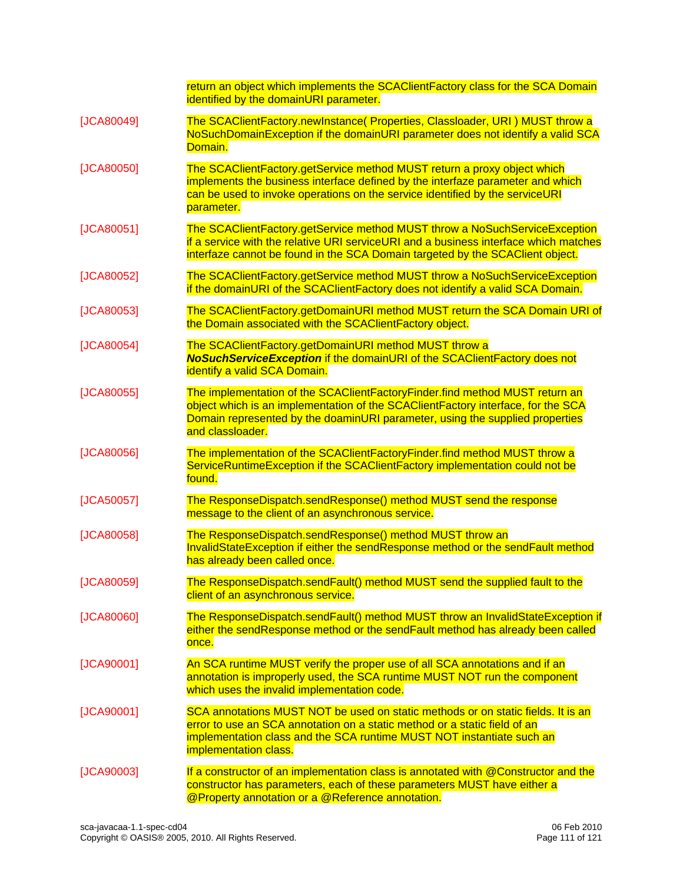| | |
|---|---|
| | return an object which implements the SCAClientFactory class for the SCA Domain identified by the domainURI parameter. |
| [JCA80049] | The SCAClientFactory.newInstance( Properties, Classloader, URI ) MUST throw a NoSuchDomainException if the domainURI parameter does not identify a valid SCA Domain. |
| [JCA80050] | The SCAClientFactory.getService method MUST return a proxy object which implements the business interface defined by the interfaze parameter and which can be used to invoke operations on the service identified by the serviceURI parameter. |
| [JCA80051] | The SCAClientFactory.getService method MUST throw a NoSuchServiceException if a service with the relative URI serviceURI and a business interface which matches interfaze cannot be found in the SCA Domain targeted by the SCAClient object. |
| [JCA80052] | The SCAClientFactory.getService method MUST throw a NoSuchServiceException if the domainURI of the SCAClientFactory does not identify a valid SCA Domain. |
| [JCA80053] | The SCAClientFactory.getDomainURI method MUST return the SCA Domain URI of the Domain associated with the SCAClientFactory object. |
| [JCA80054] | The SCAClientFactory.getDomainURI method MUST throw a ***NoSuchServiceException*** if the domainURI of the SCAClientFactory does not identify a valid SCA Domain. |
| [JCA80055] | The implementation of the SCAClientFactoryFinder.find method MUST return an object which is an implementation of the SCAClientFactory interface, for the SCA Domain represented by the doaminURI parameter, using the supplied properties and classloader. |
| [JCA80056] | The implementation of the SCAClientFactoryFinder.find method MUST throw a ServiceRuntimeException if the SCAClientFactory implementation could not be found. |
| [JCA50057] | The ResponseDispatch.sendResponse() method MUST send the response message to the client of an asynchronous service. |
| [JCA80058] | The ResponseDispatch.sendResponse() method MUST throw an InvalidStateException if either the sendResponse method or the sendFault method has already been called once. |
| [JCA80059] | The ResponseDispatch.sendFault() method MUST send the supplied fault to the client of an asynchronous service. |
| [JCA80060] | The ResponseDispatch.sendFault() method MUST throw an InvalidStateException if either the sendResponse method or the sendFault method has already been called once. |
| [JCA90001] | An SCA runtime MUST verify the proper use of all SCA annotations and if an annotation is improperly used, the SCA runtime MUST NOT run the component which uses the invalid implementation code. |
| [JCA90001] | SCA annotations MUST NOT be used on static methods or on static fields. It is an error to use an SCA annotation on a static method or a static field of an implementation class and the SCA runtime MUST NOT instantiate such an implementation class. |
| [JCA90003] | If a constructor of an implementation class is annotated with @Constructor and the constructor has parameters, each of these parameters MUST have either a @Property annotation or a @Reference annotation. |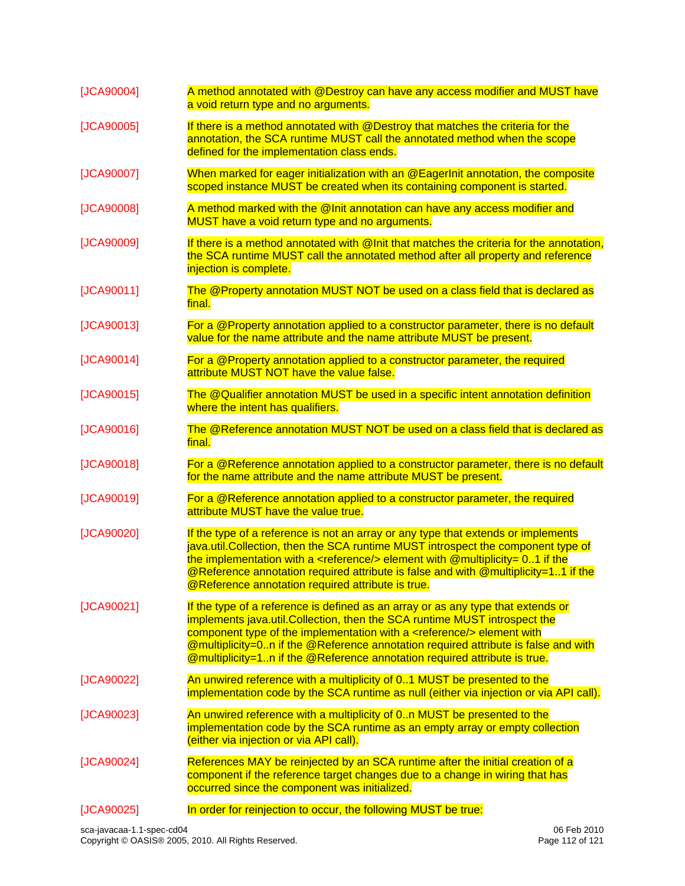| | |
|---|---|
| [JCA90004] | A method annotated with @Destroy can have any access modifier and MUST have a void return type and no arguments. |
| [JCA90005] | If there is a method annotated with @Destroy that matches the criteria for the annotation, the SCA runtime MUST call the annotated method when the scope defined for the implementation class ends. |
| [JCA90007] | When marked for eager initialization with an @EagerInit annotation, the composite scoped instance MUST be created when its containing component is started. |
| [JCA90008] | A method marked with the @Init annotation can have any access modifier and MUST have a void return type and no arguments. |
| [JCA90009] | If there is a method annotated with @Init that matches the criteria for the annotation, the SCA runtime MUST call the annotated method after all property and reference injection is complete. |
| [JCA90011] | The @Property annotation MUST NOT be used on a class field that is declared as final. |
| [JCA90013] | For a @Property annotation applied to a constructor parameter, there is no default value for the name attribute and the name attribute MUST be present. |
| [JCA90014] | For a @Property annotation applied to a constructor parameter, the required attribute MUST NOT have the value false. |
| [JCA90015] | The @Qualifier annotation MUST be used in a specific intent annotation definition where the intent has qualifiers. |
| [JCA90016] | The @Reference annotation MUST NOT be used on a class field that is declared as final. |
| [JCA90018] | For a @Reference annotation applied to a constructor parameter, there is no default for the name attribute and the name attribute MUST be present. |
| [JCA90019] | For a @Reference annotation applied to a constructor parameter, the required attribute MUST have the value true. |
| [JCA90020] | If the type of a reference is not an array or any type that extends or implements java.util.Collection, then the SCA runtime MUST introspect the component type of the implementation with a <reference/> element with @multiplicity= 0..1 if the @Reference annotation required attribute is false and with @multiplicity=1..1 if the @Reference annotation required attribute is true. |
| [JCA90021] | If the type of a reference is defined as an array or as any type that extends or implements java.util.Collection, then the SCA runtime MUST introspect the component type of the implementation with a <reference/> element with @multiplicity=0..n if the @Reference annotation required attribute is false and with @multiplicity=1..n if the @Reference annotation required attribute is true. |
| [JCA90022] | An unwired reference with a multiplicity of 0..1 MUST be presented to the implementation code by the SCA runtime as null (either via injection or via API call). |
| [JCA90023] | An unwired reference with a multiplicity of 0..n MUST be presented to the implementation code by the SCA runtime as an empty array or empty collection (either via injection or via API call). |
| [JCA90024] | References MAY be reinjected by an SCA runtime after the initial creation of a component if the reference target changes due to a change in wiring that has occurred since the component was initialized. |
| [JCA90025] | In order for reinjection to occur, the following MUST be true: |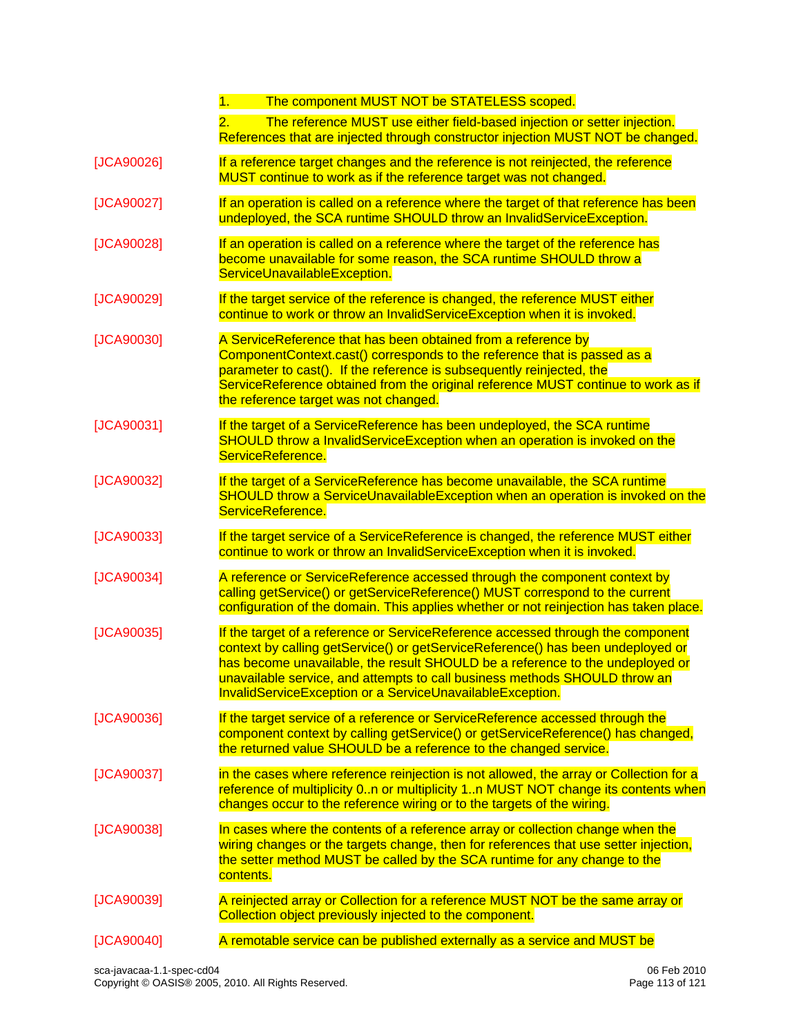| | |
|---|---|
| | 1. The component MUST NOT be STATELESS scoped. |
| | 2. The reference MUST use either field-based injection or setter injection. References that are injected through constructor injection MUST NOT be changed. |
| [JCA90026] | If a reference target changes and the reference is not reinjected, the reference MUST continue to work as if the reference target was not changed. |
| [JCA90027] | If an operation is called on a reference where the target of that reference has been undeployed, the SCA runtime SHOULD throw an InvalidServiceException. |
| [JCA90028] | If an operation is called on a reference where the target of the reference has become unavailable for some reason, the SCA runtime SHOULD throw a ServiceUnavailableException. |
| [JCA90029] | If the target service of the reference is changed, the reference MUST either continue to work or throw an InvalidServiceException when it is invoked. |
| [JCA90030] | A ServiceReference that has been obtained from a reference by ComponentContext.cast() corresponds to the reference that is passed as a parameter to cast(). If the reference is subsequently reinjected, the ServiceReference obtained from the original reference MUST continue to work as if the reference target was not changed. |
| [JCA90031] | If the target of a ServiceReference has been undeployed, the SCA runtime SHOULD throw a InvalidServiceException when an operation is invoked on the ServiceReference. |
| [JCA90032] | If the target of a ServiceReference has become unavailable, the SCA runtime SHOULD throw a ServiceUnavailableException when an operation is invoked on the ServiceReference. |
| [JCA90033] | If the target service of a ServiceReference is changed, the reference MUST either continue to work or throw an InvalidServiceException when it is invoked. |
| [JCA90034] | A reference or ServiceReference accessed through the component context by calling getService() or getServiceReference() MUST correspond to the current configuration of the domain. This applies whether or not reinjection has taken place. |
| [JCA90035] | If the target of a reference or ServiceReference accessed through the component context by calling getService() or getServiceReference() has been undeployed or has become unavailable, the result SHOULD be a reference to the undeployed or unavailable service, and attempts to call business methods SHOULD throw an InvalidServiceException or a ServiceUnavailableException. |
| [JCA90036] | If the target service of a reference or ServiceReference accessed through the component context by calling getService() or getServiceReference() has changed, the returned value SHOULD be a reference to the changed service. |
| [JCA90037] | in the cases where reference reinjection is not allowed, the array or Collection for a reference of multiplicity 0..n or multiplicity 1..n MUST NOT change its contents when changes occur to the reference wiring or to the targets of the wiring. |
| [JCA90038] | In cases where the contents of a reference array or collection change when the wiring changes or the targets change, then for references that use setter injection, the setter method MUST be called by the SCA runtime for any change to the contents. |
| [JCA90039] | A reinjected array or Collection for a reference MUST NOT be the same array or Collection object previously injected to the component. |
| [JCA90040] | A remotable service can be published externally as a service and MUST be |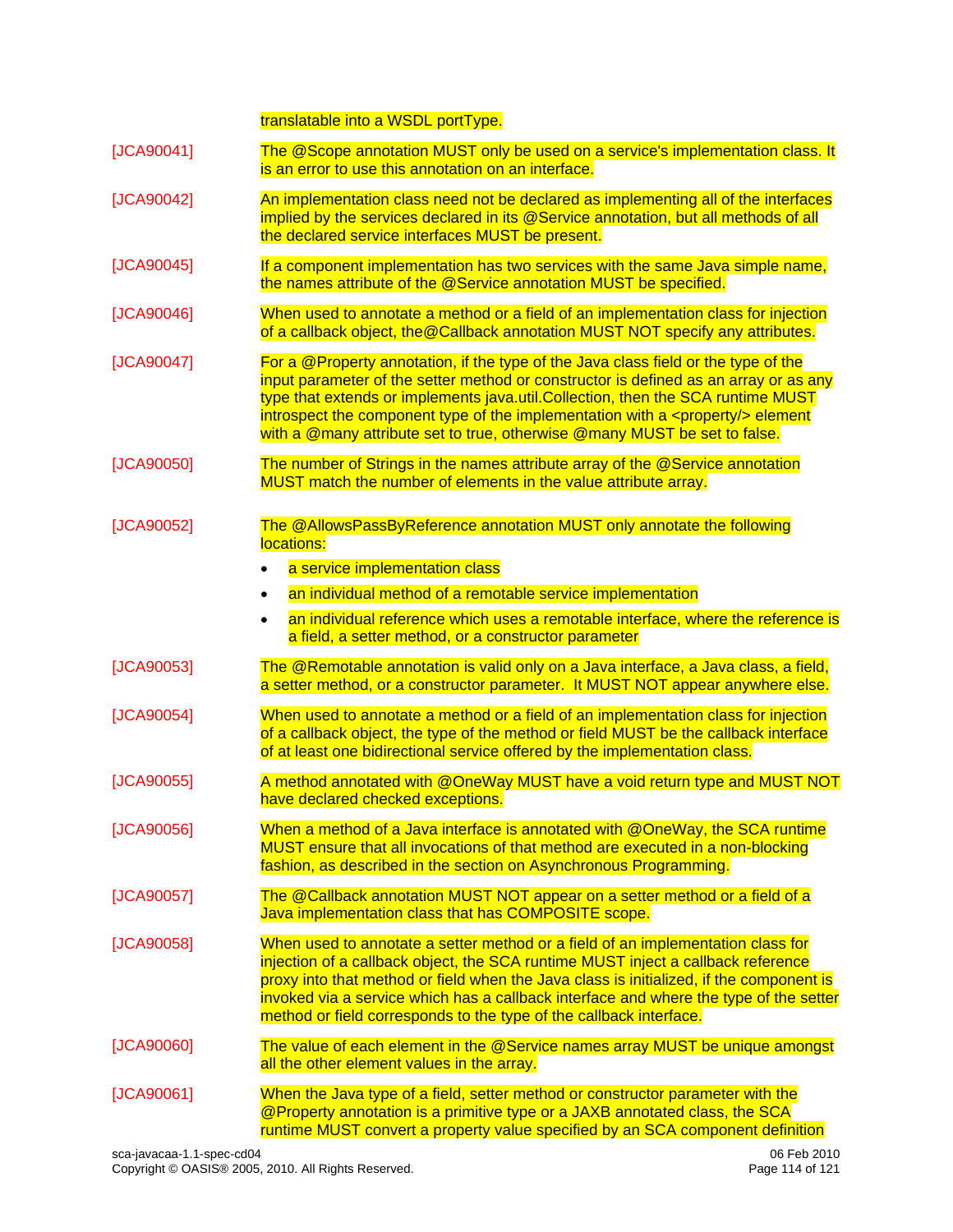translatable into a WSDL portType.

| | |
|---|---|
| [JCA90041] | The @Scope annotation MUST only be used on a service's implementation class. It is an error to use this annotation on an interface. |
| [JCA90042] | An implementation class need not be declared as implementing all of the interfaces implied by the services declared in its @Service annotation, but all methods of all the declared service interfaces MUST be present. |
| [JCA90045] | If a component implementation has two services with the same Java simple name, the names attribute of the @Service annotation MUST be specified. |
| [JCA90046] | When used to annotate a method or a field of an implementation class for injection of a callback object, the@Callback annotation MUST NOT specify any attributes. |
| [JCA90047] | For a @Property annotation, if the type of the Java class field or the type of the input parameter of the setter method or constructor is defined as an array or as any type that extends or implements java.util.Collection, then the SCA runtime MUST introspect the component type of the implementation with a <property/> element with a @many attribute set to true, otherwise @many MUST be set to false. |
| [JCA90050] | The number of Strings in the names attribute array of the @Service annotation MUST match the number of elements in the value attribute array. |
| [JCA90052] | The @AllowsPassByReference annotation MUST only annotate the following locations:<br>• a service implementation class<br>• an individual method of a remotable service implementation<br>• an individual reference which uses a remotable interface, where the reference is a field, a setter method, or a constructor parameter |
| [JCA90053] | The @Remotable annotation is valid only on a Java interface, a Java class, a field, a setter method, or a constructor parameter. It MUST NOT appear anywhere else. |
| [JCA90054] | When used to annotate a method or a field of an implementation class for injection of a callback object, the type of the method or field MUST be the callback interface of at least one bidirectional service offered by the implementation class. |
| [JCA90055] | A method annotated with @OneWay MUST have a void return type and MUST NOT have declared checked exceptions. |
| [JCA90056] | When a method of a Java interface is annotated with @OneWay, the SCA runtime MUST ensure that all invocations of that method are executed in a non-blocking fashion, as described in the section on Asynchronous Programming. |
| [JCA90057] | The @Callback annotation MUST NOT appear on a setter method or a field of a Java implementation class that has COMPOSITE scope. |
| [JCA90058] | When used to annotate a setter method or a field of an implementation class for injection of a callback object, the SCA runtime MUST inject a callback reference proxy into that method or field when the Java class is initialized, if the component is invoked via a service which has a callback interface and where the type of the setter method or field corresponds to the type of the callback interface. |
| [JCA90060] | The value of each element in the @Service names array MUST be unique amongst all the other element values in the array. |
| [JCA90061] | When the Java type of a field, setter method or constructor parameter with the @Property annotation is a primitive type or a JAXB annotated class, the SCA runtime MUST convert a property value specified by an SCA component definition |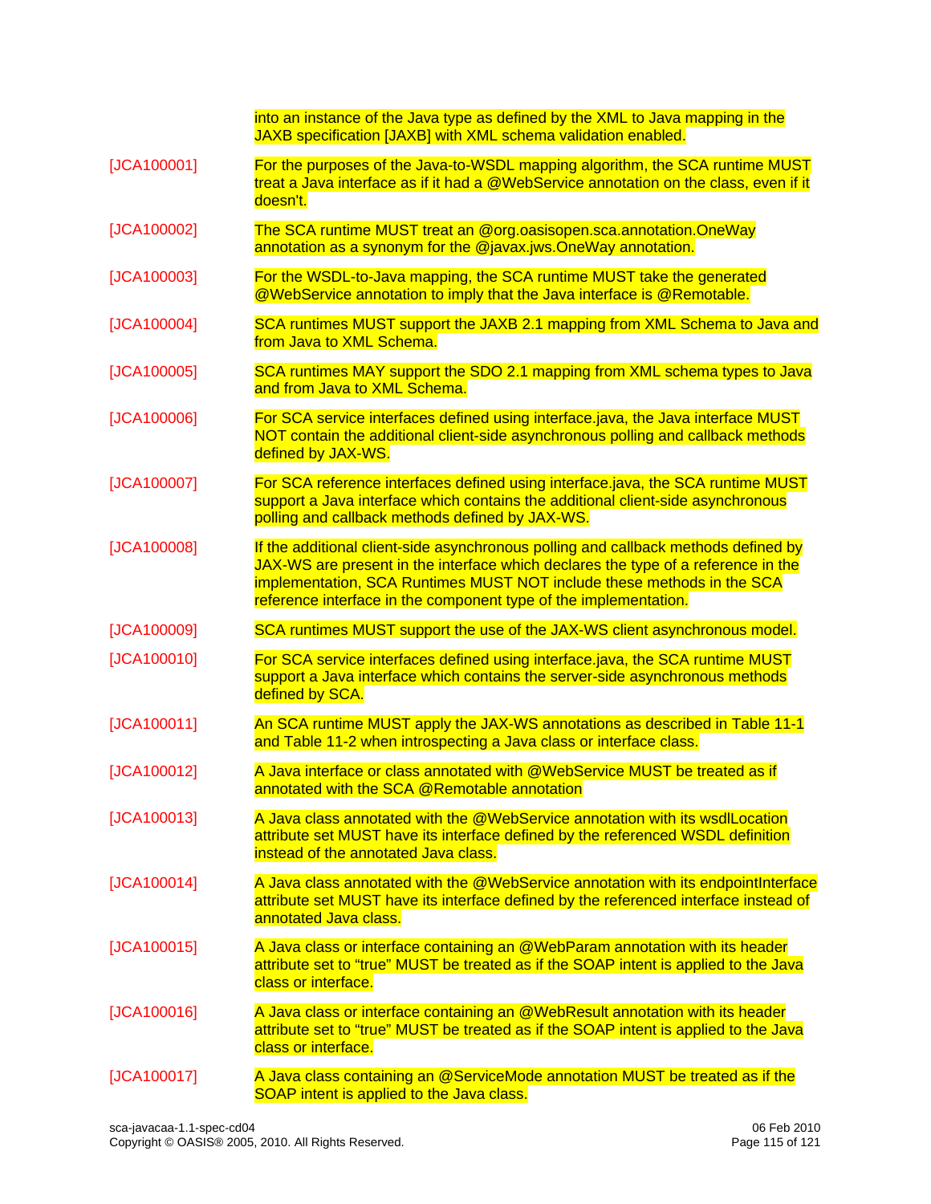into an instance of the Java type as defined by the XML to Java mapping in the JAXB specification [JAXB] with XML schema validation enabled.

| | |
|---|---|
| [JCA100001] | For the purposes of the Java-to-WSDL mapping algorithm, the SCA runtime MUST treat a Java interface as if it had a @WebService annotation on the class, even if it doesn't. |
| [JCA100002] | The SCA runtime MUST treat an @org.oasisopen.sca.annotation.OneWay annotation as a synonym for the @javax.jws.OneWay annotation. |
| [JCA100003] | For the WSDL-to-Java mapping, the SCA runtime MUST take the generated @WebService annotation to imply that the Java interface is @Remotable. |
| [JCA100004] | SCA runtimes MUST support the JAXB 2.1 mapping from XML Schema to Java and from Java to XML Schema. |
| [JCA100005] | SCA runtimes MAY support the SDO 2.1 mapping from XML schema types to Java and from Java to XML Schema. |
| [JCA100006] | For SCA service interfaces defined using interface.java, the Java interface MUST NOT contain the additional client-side asynchronous polling and callback methods defined by JAX-WS. |
| [JCA100007] | For SCA reference interfaces defined using interface.java, the SCA runtime MUST support a Java interface which contains the additional client-side asynchronous polling and callback methods defined by JAX-WS. |
| [JCA100008] | If the additional client-side asynchronous polling and callback methods defined by JAX-WS are present in the interface which declares the type of a reference in the implementation, SCA Runtimes MUST NOT include these methods in the SCA reference interface in the component type of the implementation. |
| [JCA100009] | SCA runtimes MUST support the use of the JAX-WS client asynchronous model. |
| [JCA100010] | For SCA service interfaces defined using interface.java, the SCA runtime MUST support a Java interface which contains the server-side asynchronous methods defined by SCA. |
| [JCA100011] | An SCA runtime MUST apply the JAX-WS annotations as described in Table 11-1 and Table 11-2 when introspecting a Java class or interface class. |
| [JCA100012] | A Java interface or class annotated with @WebService MUST be treated as if annotated with the SCA @Remotable annotation |
| [JCA100013] | A Java class annotated with the @WebService annotation with its wsdlLocation attribute set MUST have its interface defined by the referenced WSDL definition instead of the annotated Java class. |
| [JCA100014] | A Java class annotated with the @WebService annotation with its endpointInterface attribute set MUST have its interface defined by the referenced interface instead of annotated Java class. |
| [JCA100015] | A Java class or interface containing an @WebParam annotation with its header attribute set to "true" MUST be treated as if the SOAP intent is applied to the Java class or interface. |
| [JCA100016] | A Java class or interface containing an @WebResult annotation with its header attribute set to "true" MUST be treated as if the SOAP intent is applied to the Java class or interface. |
| [JCA100017] | A Java class containing an @ServiceMode annotation MUST be treated as if the SOAP intent is applied to the Java class. |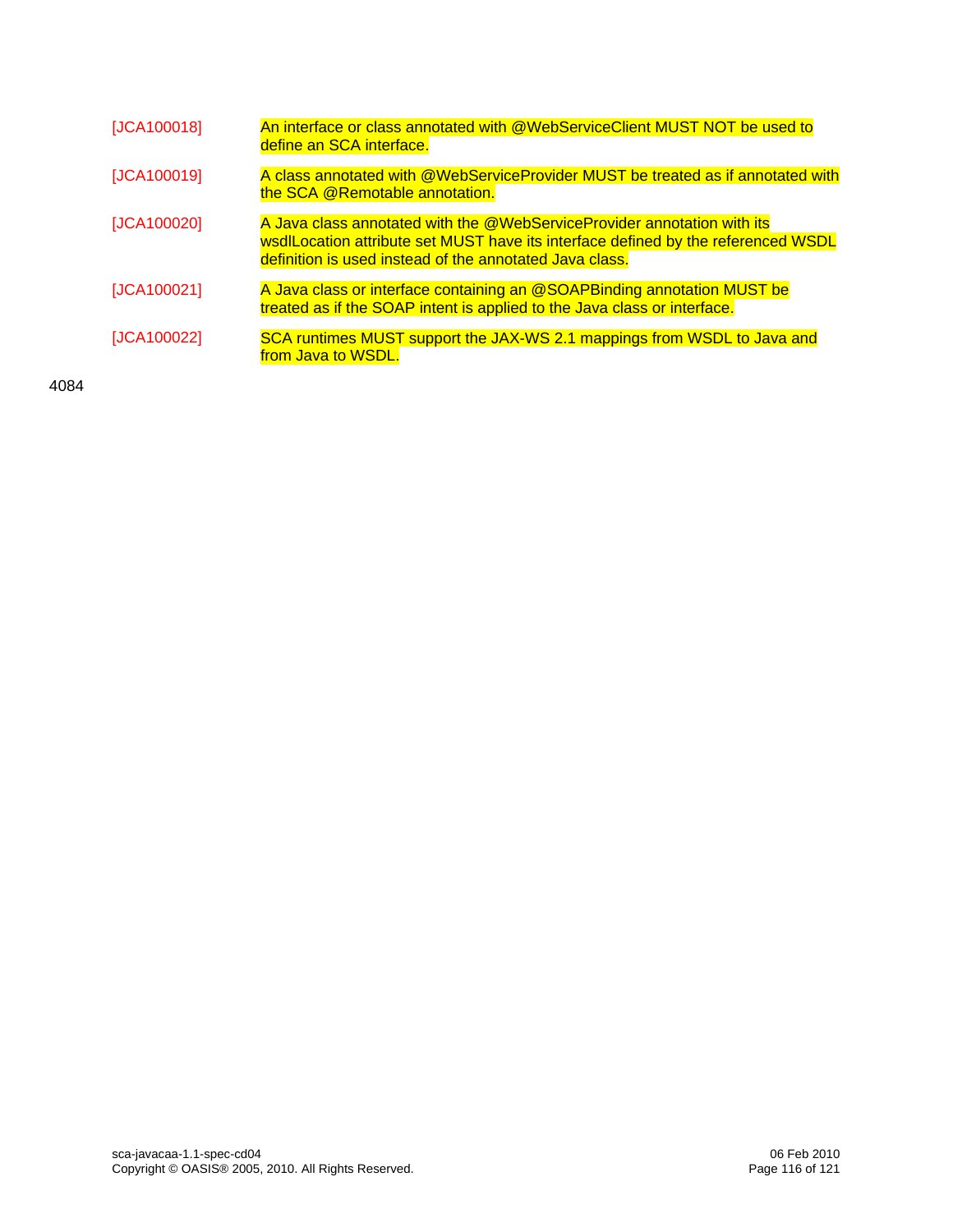| | |
|---|---|
| [JCA100018] | An interface or class annotated with @WebServiceClient MUST NOT be used to define an SCA interface. |
| [JCA100019] | A class annotated with @WebServiceProvider MUST be treated as if annotated with the SCA @Remotable annotation. |
| [JCA100020] | A Java class annotated with the @WebServiceProvider annotation with its wsdlLocation attribute set MUST have its interface defined by the referenced WSDL definition is used instead of the annotated Java class. |
| [JCA100021] | A Java class or interface containing an @SOAPBinding annotation MUST be treated as if the SOAP intent is applied to the Java class or interface. |
| [JCA100022] | SCA runtimes MUST support the JAX-WS 2.1 mappings from WSDL to Java and from Java to WSDL. |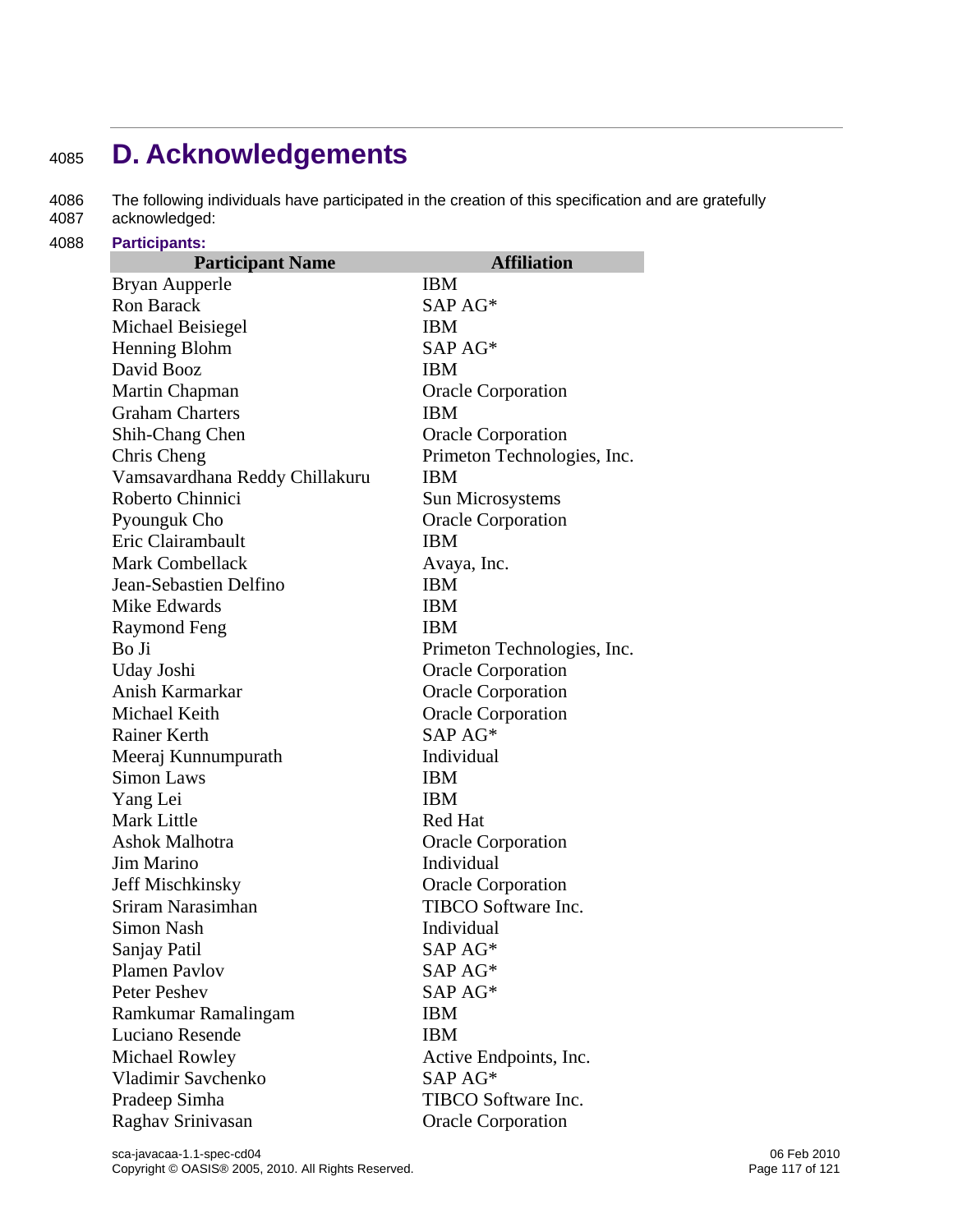# D. Acknowledgements

The following individuals have participated in the creation of this specification and are gratefully acknowledged:

**Participants:**

| Participant Name | Affiliation |
|---|---|
| Bryan Aupperle | IBM |
| Ron Barack | SAP AG* |
| Michael Beisiegel | IBM |
| Henning Blohm | SAP AG* |
| David Booz | IBM |
| Martin Chapman | Oracle Corporation |
| Graham Charters | IBM |
| Shih-Chang Chen | Oracle Corporation |
| Chris Cheng | Primeton Technologies, Inc. |
| Vamsavardhana Reddy Chillakuru | IBM |
| Roberto Chinnici | Sun Microsystems |
| Pyounguk Cho | Oracle Corporation |
| Eric Clairambault | IBM |
| Mark Combellack | Avaya, Inc. |
| Jean-Sebastien Delfino | IBM |
| Mike Edwards | IBM |
| Raymond Feng | IBM |
| Bo Ji | Primeton Technologies, Inc. |
| Uday Joshi | Oracle Corporation |
| Anish Karmarkar | Oracle Corporation |
| Michael Keith | Oracle Corporation |
| Rainer Kerth | SAP AG* |
| Meeraj Kunnumpurath | Individual |
| Simon Laws | IBM |
| Yang Lei | IBM |
| Mark Little | Red Hat |
| Ashok Malhotra | Oracle Corporation |
| Jim Marino | Individual |
| Jeff Mischkinsky | Oracle Corporation |
| Sriram Narasimhan | TIBCO Software Inc. |
| Simon Nash | Individual |
| Sanjay Patil | SAP AG* |
| Plamen Pavlov | SAP AG* |
| Peter Peshev | SAP AG* |
| Ramkumar Ramalingam | IBM |
| Luciano Resende | IBM |
| Michael Rowley | Active Endpoints, Inc. |
| Vladimir Savchenko | SAP AG* |
| Pradeep Simha | TIBCO Software Inc. |
| Raghav Srinivasan | Oracle Corporation |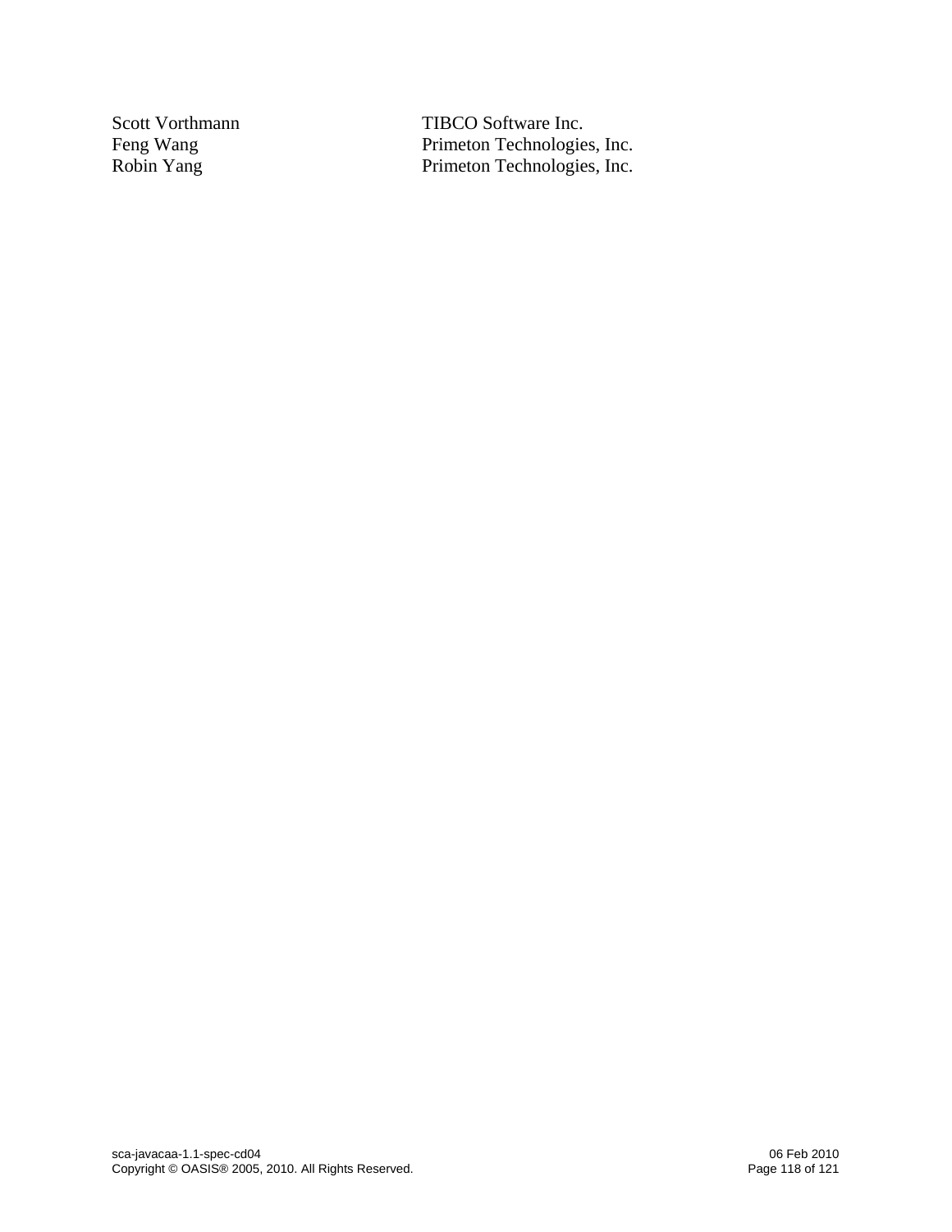| | |
|---|---|
| Scott Vorthmann | TIBCO Software Inc. |
| Feng Wang | Primeton Technologies, Inc. |
| Robin Yang | Primeton Technologies, Inc. |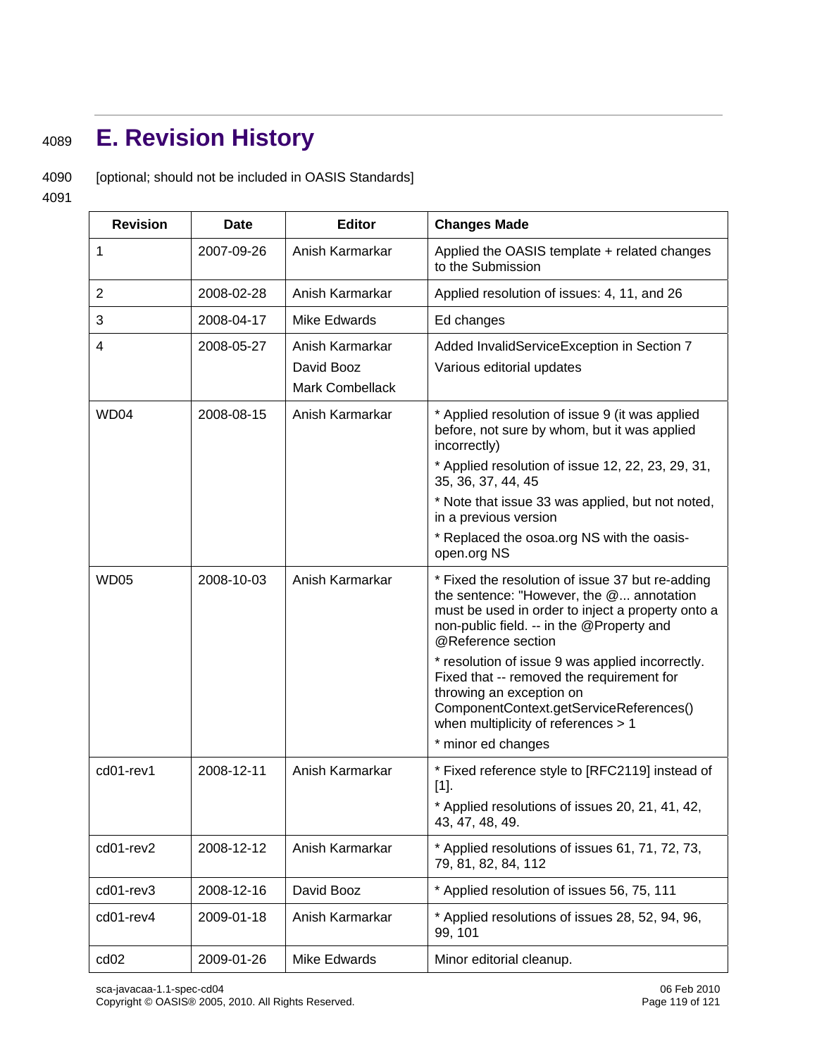# E. Revision History

[optional; should not be included in OASIS Standards]

| Revision | Date | Editor | Changes Made |
|---|---|---|---|
| 1 | 2007-09-26 | Anish Karmarkar | Applied the OASIS template + related changes to the Submission |
| 2 | 2008-02-28 | Anish Karmarkar | Applied resolution of issues: 4, 11, and 26 |
| 3 | 2008-04-17 | Mike Edwards | Ed changes |
| 4 | 2008-05-27 | Anish Karmarkar<br>David Booz<br>Mark Combellack | Added InvalidServiceException in Section 7<br>Various editorial updates |
| WD04 | 2008-08-15 | Anish Karmarkar | * Applied resolution of issue 9 (it was applied before, not sure by whom, but it was applied incorrectly)<br>* Applied resolution of issue 12, 22, 23, 29, 31, 35, 36, 37, 44, 45<br>* Note that issue 33 was applied, but not noted, in a previous version<br>* Replaced the osoa.org NS with the oasis-open.org NS |
| WD05 | 2008-10-03 | Anish Karmarkar | * Fixed the resolution of issue 37 but re-adding the sentence: "However, the @... annotation must be used in order to inject a property onto a non-public field. -- in the @Property and @Reference section<br>* resolution of issue 9 was applied incorrectly. Fixed that -- removed the requirement for throwing an exception on ComponentContext.getServiceReferences() when multiplicity of references > 1<br>* minor ed changes |
| cd01-rev1 | 2008-12-11 | Anish Karmarkar | * Fixed reference style to [RFC2119] instead of [1].<br>* Applied resolutions of issues 20, 21, 41, 42, 43, 47, 48, 49. |
| cd01-rev2 | 2008-12-12 | Anish Karmarkar | * Applied resolutions of issues 61, 71, 72, 73, 79, 81, 82, 84, 112 |
| cd01-rev3 | 2008-12-16 | David Booz | * Applied resolution of issues 56, 75, 111 |
| cd01-rev4 | 2009-01-18 | Anish Karmarkar | * Applied resolutions of issues 28, 52, 94, 96, 99, 101 |
| cd02 | 2009-01-26 | Mike Edwards | Minor editorial cleanup. |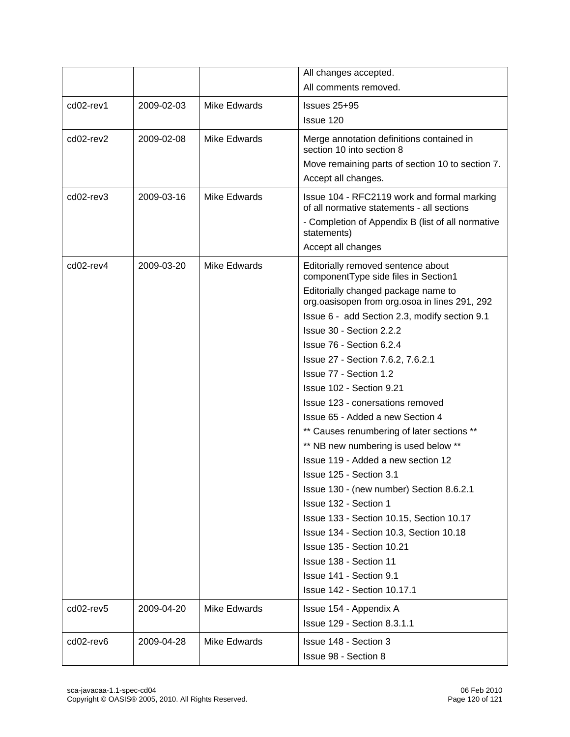|  |  |  | All changes accepted.<br>All comments removed. |
| --- | --- | --- | --- |
| cd02-rev1 | 2009-02-03 | Mike Edwards | Issues 25+95<br>Issue 120 |
| cd02-rev2 | 2009-02-08 | Mike Edwards | Merge annotation definitions contained in section 10 into section 8<br>Move remaining parts of section 10 to section 7.<br>Accept all changes. |
| cd02-rev3 | 2009-03-16 | Mike Edwards | Issue 104 - RFC2119 work and formal marking of all normative statements - all sections<br>- Completion of Appendix B (list of all normative statements)<br>Accept all changes |
| cd02-rev4 | 2009-03-20 | Mike Edwards | Editorially removed sentence about componentType side files in Section1<br>Editorially changed package name to org.oasisopen from org.osoa in lines 291, 292<br>Issue 6 - add Section 2.3, modify section 9.1<br>Issue 30 - Section 2.2.2<br>Issue 76 - Section 6.2.4<br>Issue 27 - Section 7.6.2, 7.6.2.1<br>Issue 77 - Section 1.2<br>Issue 102 - Section 9.21<br>Issue 123 - conersations removed<br>Issue 65 - Added a new Section 4<br>** Causes renumbering of later sections **<br>** NB new numbering is used below **<br>Issue 119 - Added a new section 12<br>Issue 125 - Section 3.1<br>Issue 130 - (new number) Section 8.6.2.1<br>Issue 132 - Section 1<br>Issue 133 - Section 10.15, Section 10.17<br>Issue 134 - Section 10.3, Section 10.18<br>Issue 135 - Section 10.21<br>Issue 138 - Section 11<br>Issue 141 - Section 9.1<br>Issue 142 - Section 10.17.1 |
| cd02-rev5 | 2009-04-20 | Mike Edwards | Issue 154 - Appendix A<br>Issue 129 - Section 8.3.1.1 |
| cd02-rev6 | 2009-04-28 | Mike Edwards | Issue 148 - Section 3<br>Issue 98 - Section 8 |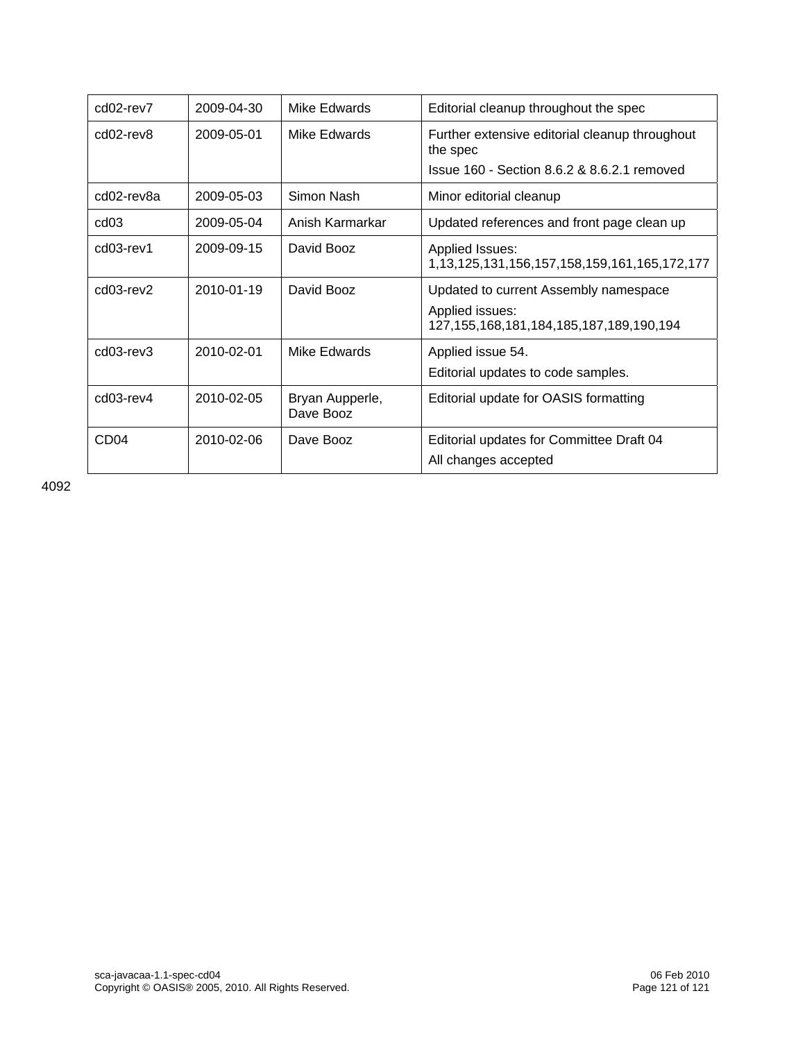| | | | |
|---|---|---|---|
| cd02-rev7 | 2009-04-30 | Mike Edwards | Editorial cleanup throughout the spec |
| cd02-rev8 | 2009-05-01 | Mike Edwards | Further extensive editorial cleanup throughout the spec<br>Issue 160 - Section 8.6.2 & 8.6.2.1 removed |
| cd02-rev8a | 2009-05-03 | Simon Nash | Minor editorial cleanup |
| cd03 | 2009-05-04 | Anish Karmarkar | Updated references and front page clean up |
| cd03-rev1 | 2009-09-15 | David Booz | Applied Issues: 1,13,125,131,156,157,158,159,161,165,172,177 |
| cd03-rev2 | 2010-01-19 | David Booz | Updated to current Assembly namespace<br>Applied issues: 127,155,168,181,184,185,187,189,190,194 |
| cd03-rev3 | 2010-02-01 | Mike Edwards | Applied issue 54.<br>Editorial updates to code samples. |
| cd03-rev4 | 2010-02-05 | Bryan Aupperle, Dave Booz | Editorial update for OASIS formatting |
| CD04 | 2010-02-06 | Dave Booz | Editorial updates for Committee Draft 04<br>All changes accepted |

4092